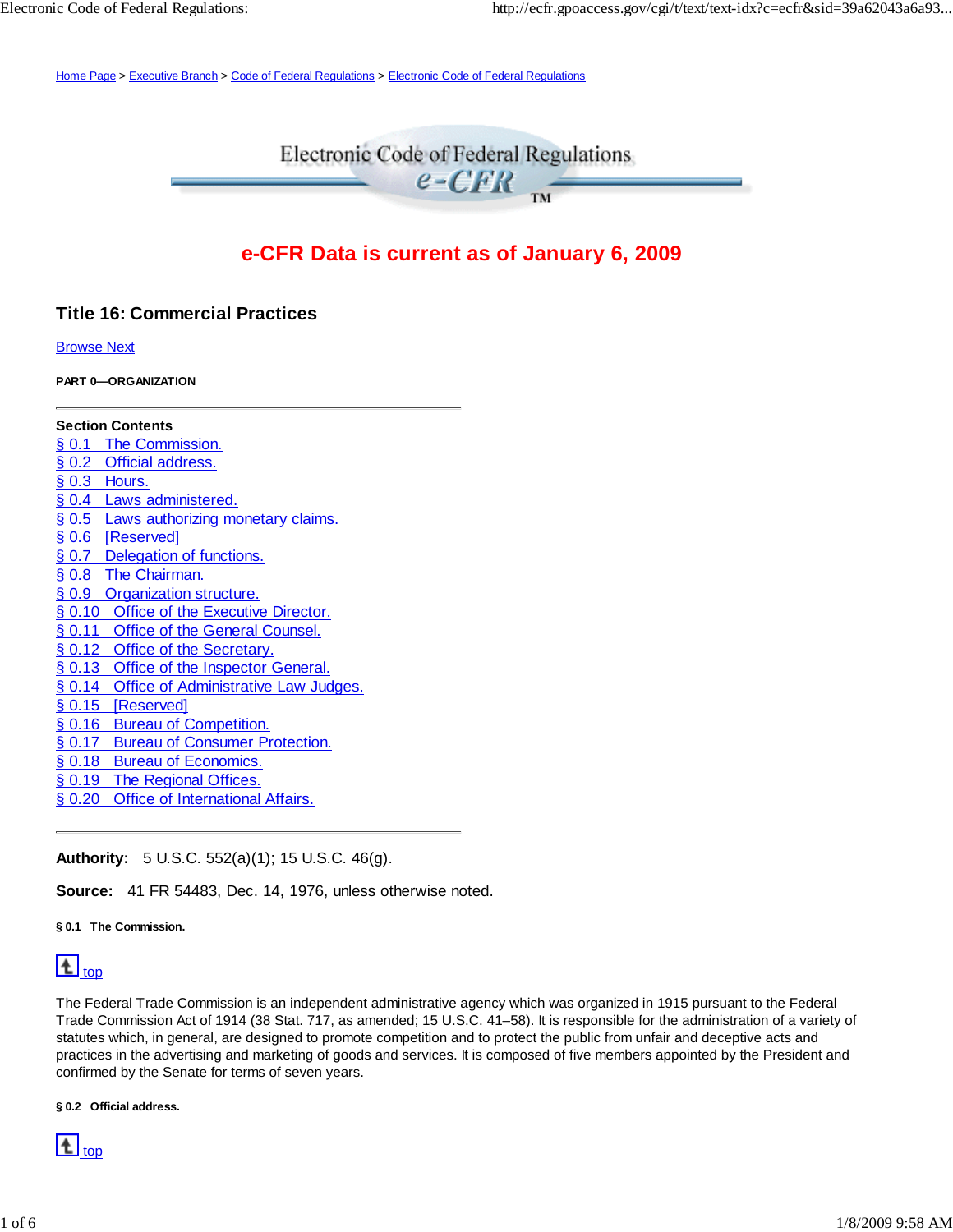Home Page > Executive Branch > Code of Federal Regulations > Electronic Code of Federal Regulations

# Electronic Code of Federal Regulations

**e-CFR Data is current as of January 6, 2009**

## Title 16: Commercial Practices

Browse Next

**PART 0—ORGANIZATION**

---

**Section Contents**

§ 0.1 The Commission.
§ 0.2 Official address.
§ 0.3 Hours.
§ 0.4 Laws administered.
§ 0.5 Laws authorizing monetary claims.
§ 0.6 [Reserved]
§ 0.7 Delegation of functions.
§ 0.8 The Chairman.
§ 0.9 Organization structure.
§ 0.10 Office of the Executive Director.
§ 0.11 Office of the General Counsel.
§ 0.12 Office of the Secretary.
§ 0.13 Office of the Inspector General.
§ 0.14 Office of Administrative Law Judges.
§ 0.15 [Reserved]
§ 0.16 Bureau of Competition.
§ 0.17 Bureau of Consumer Protection.
§ 0.18 Bureau of Economics.
§ 0.19 The Regional Offices.
§ 0.20 Office of International Affairs.

---

**Authority:** 5 U.S.C. 552(a)(1); 15 U.S.C. 46(g).

**Source:** 41 FR 54483, Dec. 14, 1976, unless otherwise noted.

**§ 0.1 The Commission.**

top

The Federal Trade Commission is an independent administrative agency which was organized in 1915 pursuant to the Federal Trade Commission Act of 1914 (38 Stat. 717, as amended; 15 U.S.C. 41–58). It is responsible for the administration of a variety of statutes which, in general, are designed to promote competition and to protect the public from unfair and deceptive acts and practices in the advertising and marketing of goods and services. It is composed of five members appointed by the President and confirmed by the Senate for terms of seven years.

**§ 0.2 Official address.**

top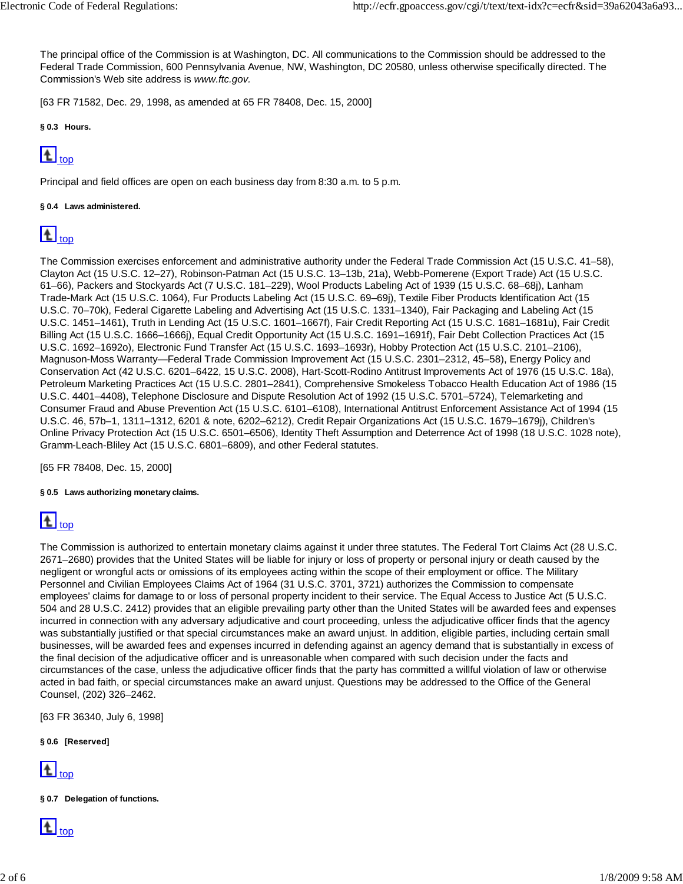The principal office of the Commission is at Washington, DC. All communications to the Commission should be addressed to the Federal Trade Commission, 600 Pennsylvania Avenue, NW, Washington, DC 20580, unless otherwise specifically directed. The Commission's Web site address is *www.ftc.gov.*

[63 FR 71582, Dec. 29, 1998, as amended at 65 FR 78408, Dec. 15, 2000]

#### § 0.3 Hours.

top

Principal and field offices are open on each business day from 8:30 a.m. to 5 p.m.

#### § 0.4 Laws administered.

top

The Commission exercises enforcement and administrative authority under the Federal Trade Commission Act (15 U.S.C. 41–58), Clayton Act (15 U.S.C. 12–27), Robinson-Patman Act (15 U.S.C. 13–13b, 21a), Webb-Pomerene (Export Trade) Act (15 U.S.C. 61–66), Packers and Stockyards Act (7 U.S.C. 181–229), Wool Products Labeling Act of 1939 (15 U.S.C. 68–68j), Lanham Trade-Mark Act (15 U.S.C. 1064), Fur Products Labeling Act (15 U.S.C. 69–69j), Textile Fiber Products Identification Act (15 U.S.C. 70–70k), Federal Cigarette Labeling and Advertising Act (15 U.S.C. 1331–1340), Fair Packaging and Labeling Act (15 U.S.C. 1451–1461), Truth in Lending Act (15 U.S.C. 1601–1667f), Fair Credit Reporting Act (15 U.S.C. 1681–1681u), Fair Credit Billing Act (15 U.S.C. 1666–1666j), Equal Credit Opportunity Act (15 U.S.C. 1691–1691f), Fair Debt Collection Practices Act (15 U.S.C. 1692–1692o), Electronic Fund Transfer Act (15 U.S.C. 1693–1693r), Hobby Protection Act (15 U.S.C. 2101–2106), Magnuson-Moss Warranty—Federal Trade Commission Improvement Act (15 U.S.C. 2301–2312, 45–58), Energy Policy and Conservation Act (42 U.S.C. 6201–6422, 15 U.S.C. 2008), Hart-Scott-Rodino Antitrust Improvements Act of 1976 (15 U.S.C. 18a), Petroleum Marketing Practices Act (15 U.S.C. 2801–2841), Comprehensive Smokeless Tobacco Health Education Act of 1986 (15 U.S.C. 4401–4408), Telephone Disclosure and Dispute Resolution Act of 1992 (15 U.S.C. 5701–5724), Telemarketing and Consumer Fraud and Abuse Prevention Act (15 U.S.C. 6101–6108), International Antitrust Enforcement Assistance Act of 1994 (15 U.S.C. 46, 57b–1, 1311–1312, 6201 & note, 6202–6212), Credit Repair Organizations Act (15 U.S.C. 1679–1679j), Children's Online Privacy Protection Act (15 U.S.C. 6501–6506), Identity Theft Assumption and Deterrence Act of 1998 (18 U.S.C. 1028 note), Gramm-Leach-Bliley Act (15 U.S.C. 6801–6809), and other Federal statutes.

[65 FR 78408, Dec. 15, 2000]

#### § 0.5 Laws authorizing monetary claims.

top

The Commission is authorized to entertain monetary claims against it under three statutes. The Federal Tort Claims Act (28 U.S.C. 2671–2680) provides that the United States will be liable for injury or loss of property or personal injury or death caused by the negligent or wrongful acts or omissions of its employees acting within the scope of their employment or office. The Military Personnel and Civilian Employees Claims Act of 1964 (31 U.S.C. 3701, 3721) authorizes the Commission to compensate employees' claims for damage to or loss of personal property incident to their service. The Equal Access to Justice Act (5 U.S.C. 504 and 28 U.S.C. 2412) provides that an eligible prevailing party other than the United States will be awarded fees and expenses incurred in connection with any adversary adjudicative and court proceeding, unless the adjudicative officer finds that the agency was substantially justified or that special circumstances make an award unjust. In addition, eligible parties, including certain small businesses, will be awarded fees and expenses incurred in defending against an agency demand that is substantially in excess of the final decision of the adjudicative officer and is unreasonable when compared with such decision under the facts and circumstances of the case, unless the adjudicative officer finds that the party has committed a willful violation of law or otherwise acted in bad faith, or special circumstances make an award unjust. Questions may be addressed to the Office of the General Counsel, (202) 326–2462.

[63 FR 36340, July 6, 1998]

#### § 0.6 [Reserved]

top

#### § 0.7 Delegation of functions.

top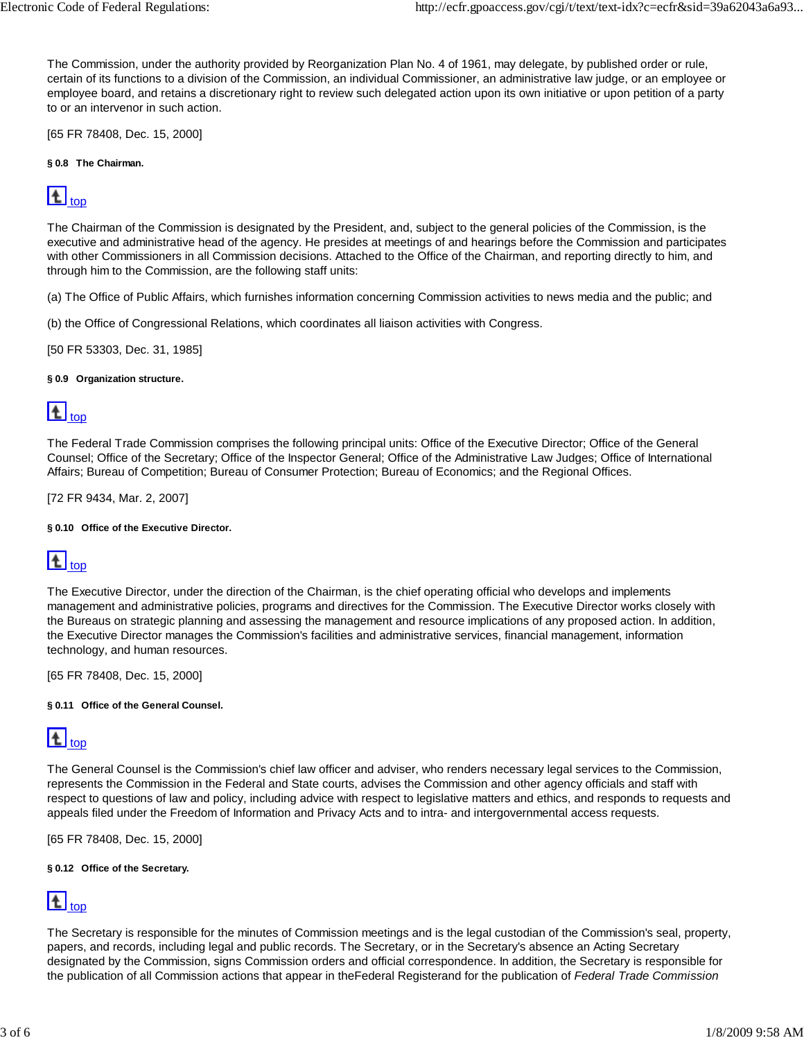The Commission, under the authority provided by Reorganization Plan No. 4 of 1961, may delegate, by published order or rule, certain of its functions to a division of the Commission, an individual Commissioner, an administrative law judge, or an employee or employee board, and retains a discretionary right to review such delegated action upon its own initiative or upon petition of a party to or an intervenor in such action.

[65 FR 78408, Dec. 15, 2000]

**§ 0.8 The Chairman.**

top

The Chairman of the Commission is designated by the President, and, subject to the general policies of the Commission, is the executive and administrative head of the agency. He presides at meetings of and hearings before the Commission and participates with other Commissioners in all Commission decisions. Attached to the Office of the Chairman, and reporting directly to him, and through him to the Commission, are the following staff units:

(a) The Office of Public Affairs, which furnishes information concerning Commission activities to news media and the public; and

(b) the Office of Congressional Relations, which coordinates all liaison activities with Congress.

[50 FR 53303, Dec. 31, 1985]

**§ 0.9 Organization structure.**

top

The Federal Trade Commission comprises the following principal units: Office of the Executive Director; Office of the General Counsel; Office of the Secretary; Office of the Inspector General; Office of the Administrative Law Judges; Office of International Affairs; Bureau of Competition; Bureau of Consumer Protection; Bureau of Economics; and the Regional Offices.

[72 FR 9434, Mar. 2, 2007]

**§ 0.10 Office of the Executive Director.**

top

The Executive Director, under the direction of the Chairman, is the chief operating official who develops and implements management and administrative policies, programs and directives for the Commission. The Executive Director works closely with the Bureaus on strategic planning and assessing the management and resource implications of any proposed action. In addition, the Executive Director manages the Commission's facilities and administrative services, financial management, information technology, and human resources.

[65 FR 78408, Dec. 15, 2000]

**§ 0.11 Office of the General Counsel.**

top

The General Counsel is the Commission's chief law officer and adviser, who renders necessary legal services to the Commission, represents the Commission in the Federal and State courts, advises the Commission and other agency officials and staff with respect to questions of law and policy, including advice with respect to legislative matters and ethics, and responds to requests and appeals filed under the Freedom of Information and Privacy Acts and to intra- and intergovernmental access requests.

[65 FR 78408, Dec. 15, 2000]

**§ 0.12 Office of the Secretary.**

top

The Secretary is responsible for the minutes of Commission meetings and is the legal custodian of the Commission's seal, property, papers, and records, including legal and public records. The Secretary, or in the Secretary's absence an Acting Secretary designated by the Commission, signs Commission orders and official correspondence. In addition, the Secretary is responsible for the publication of all Commission actions that appear in theFederal Registerand for the publication of *Federal Trade Commission*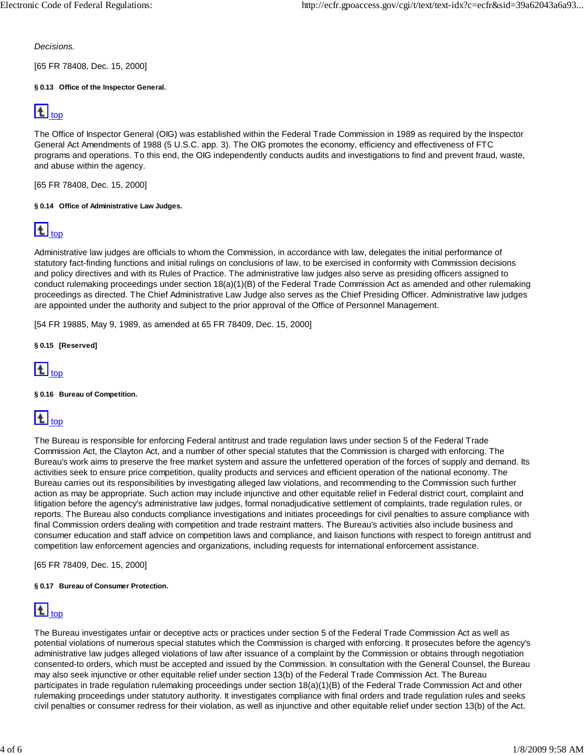*Decisions.*

[65 FR 78408, Dec. 15, 2000]

#### § 0.13 Office of the Inspector General.

top

The Office of Inspector General (OIG) was established within the Federal Trade Commission in 1989 as required by the Inspector General Act Amendments of 1988 (5 U.S.C. app. 3). The OIG promotes the economy, efficiency and effectiveness of FTC programs and operations. To this end, the OIG independently conducts audits and investigations to find and prevent fraud, waste, and abuse within the agency.

[65 FR 78408, Dec. 15, 2000]

#### § 0.14 Office of Administrative Law Judges.

top

Administrative law judges are officials to whom the Commission, in accordance with law, delegates the initial performance of statutory fact-finding functions and initial rulings on conclusions of law, to be exercised in conformity with Commission decisions and policy directives and with its Rules of Practice. The administrative law judges also serve as presiding officers assigned to conduct rulemaking proceedings under section 18(a)(1)(B) of the Federal Trade Commission Act as amended and other rulemaking proceedings as directed. The Chief Administrative Law Judge also serves as the Chief Presiding Officer. Administrative law judges are appointed under the authority and subject to the prior approval of the Office of Personnel Management.

[54 FR 19885, May 9, 1989, as amended at 65 FR 78409, Dec. 15, 2000]

#### § 0.15 [Reserved]

top

#### § 0.16 Bureau of Competition.

top

The Bureau is responsible for enforcing Federal antitrust and trade regulation laws under section 5 of the Federal Trade Commission Act, the Clayton Act, and a number of other special statutes that the Commission is charged with enforcing. The Bureau's work aims to preserve the free market system and assure the unfettered operation of the forces of supply and demand. Its activities seek to ensure price competition, quality products and services and efficient operation of the national economy. The Bureau carries out its responsibilities by investigating alleged law violations, and recommending to the Commission such further action as may be appropriate. Such action may include injunctive and other equitable relief in Federal district court, complaint and litigation before the agency's administrative law judges, formal nonadjudicative settlement of complaints, trade regulation rules, or reports. The Bureau also conducts compliance investigations and initiates proceedings for civil penalties to assure compliance with final Commission orders dealing with competition and trade restraint matters. The Bureau's activities also include business and consumer education and staff advice on competition laws and compliance, and liaison functions with respect to foreign antitrust and competition law enforcement agencies and organizations, including requests for international enforcement assistance.

[65 FR 78409, Dec. 15, 2000]

#### § 0.17 Bureau of Consumer Protection.

top

The Bureau investigates unfair or deceptive acts or practices under section 5 of the Federal Trade Commission Act as well as potential violations of numerous special statutes which the Commission is charged with enforcing. It prosecutes before the agency's administrative law judges alleged violations of law after issuance of a complaint by the Commission or obtains through negotiation consented-to orders, which must be accepted and issued by the Commission. In consultation with the General Counsel, the Bureau may also seek injunctive or other equitable relief under section 13(b) of the Federal Trade Commission Act. The Bureau participates in trade regulation rulemaking proceedings under section 18(a)(1)(B) of the Federal Trade Commission Act and other rulemaking proceedings under statutory authority. It investigates compliance with final orders and trade regulation rules and seeks civil penalties or consumer redress for their violation, as well as injunctive and other equitable relief under section 13(b) of the Act.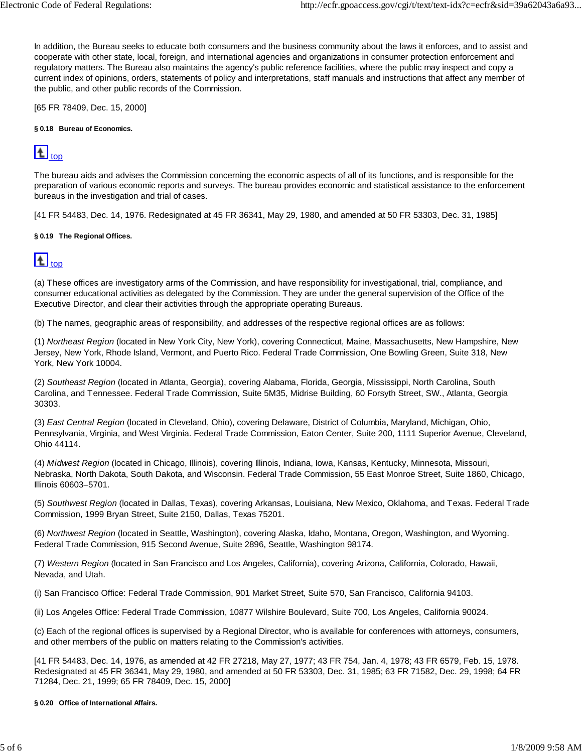In addition, the Bureau seeks to educate both consumers and the business community about the laws it enforces, and to assist and cooperate with other state, local, foreign, and international agencies and organizations in consumer protection enforcement and regulatory matters. The Bureau also maintains the agency's public reference facilities, where the public may inspect and copy a current index of opinions, orders, statements of policy and interpretations, staff manuals and instructions that affect any member of the public, and other public records of the Commission.

[65 FR 78409, Dec. 15, 2000]

#### § 0.18 Bureau of Economics.

top

The bureau aids and advises the Commission concerning the economic aspects of all of its functions, and is responsible for the preparation of various economic reports and surveys. The bureau provides economic and statistical assistance to the enforcement bureaus in the investigation and trial of cases.

[41 FR 54483, Dec. 14, 1976. Redesignated at 45 FR 36341, May 29, 1980, and amended at 50 FR 53303, Dec. 31, 1985]

#### § 0.19 The Regional Offices.

top

(a) These offices are investigatory arms of the Commission, and have responsibility for investigational, trial, compliance, and consumer educational activities as delegated by the Commission. They are under the general supervision of the Office of the Executive Director, and clear their activities through the appropriate operating Bureaus.

(b) The names, geographic areas of responsibility, and addresses of the respective regional offices are as follows:

(1) *Northeast Region* (located in New York City, New York), covering Connecticut, Maine, Massachusetts, New Hampshire, New Jersey, New York, Rhode Island, Vermont, and Puerto Rico. Federal Trade Commission, One Bowling Green, Suite 318, New York, New York 10004.

(2) *Southeast Region* (located in Atlanta, Georgia), covering Alabama, Florida, Georgia, Mississippi, North Carolina, South Carolina, and Tennessee. Federal Trade Commission, Suite 5M35, Midrise Building, 60 Forsyth Street, SW., Atlanta, Georgia 30303.

(3) *East Central Region* (located in Cleveland, Ohio), covering Delaware, District of Columbia, Maryland, Michigan, Ohio, Pennsylvania, Virginia, and West Virginia. Federal Trade Commission, Eaton Center, Suite 200, 1111 Superior Avenue, Cleveland, Ohio 44114.

(4) *Midwest Region* (located in Chicago, Illinois), covering Illinois, Indiana, Iowa, Kansas, Kentucky, Minnesota, Missouri, Nebraska, North Dakota, South Dakota, and Wisconsin. Federal Trade Commission, 55 East Monroe Street, Suite 1860, Chicago, Illinois 60603–5701.

(5) *Southwest Region* (located in Dallas, Texas), covering Arkansas, Louisiana, New Mexico, Oklahoma, and Texas. Federal Trade Commission, 1999 Bryan Street, Suite 2150, Dallas, Texas 75201.

(6) *Northwest Region* (located in Seattle, Washington), covering Alaska, Idaho, Montana, Oregon, Washington, and Wyoming. Federal Trade Commission, 915 Second Avenue, Suite 2896, Seattle, Washington 98174.

(7) *Western Region* (located in San Francisco and Los Angeles, California), covering Arizona, California, Colorado, Hawaii, Nevada, and Utah.

(i) San Francisco Office: Federal Trade Commission, 901 Market Street, Suite 570, San Francisco, California 94103.

(ii) Los Angeles Office: Federal Trade Commission, 10877 Wilshire Boulevard, Suite 700, Los Angeles, California 90024.

(c) Each of the regional offices is supervised by a Regional Director, who is available for conferences with attorneys, consumers, and other members of the public on matters relating to the Commission's activities.

[41 FR 54483, Dec. 14, 1976, as amended at 42 FR 27218, May 27, 1977; 43 FR 754, Jan. 4, 1978; 43 FR 6579, Feb. 15, 1978. Redesignated at 45 FR 36341, May 29, 1980, and amended at 50 FR 53303, Dec. 31, 1985; 63 FR 71582, Dec. 29, 1998; 64 FR 71284, Dec. 21, 1999; 65 FR 78409, Dec. 15, 2000]

#### § 0.20 Office of International Affairs.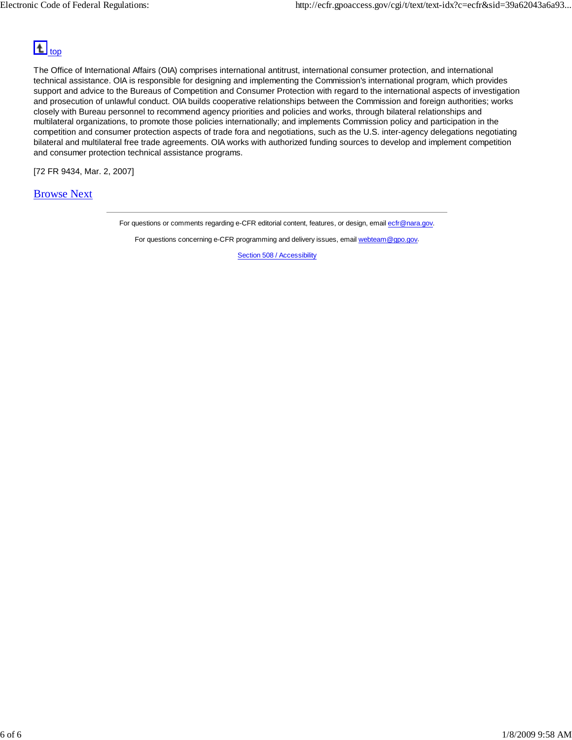top

The Office of International Affairs (OIA) comprises international antitrust, international consumer protection, and international technical assistance. OIA is responsible for designing and implementing the Commission's international program, which provides support and advice to the Bureaus of Competition and Consumer Protection with regard to the international aspects of investigation and prosecution of unlawful conduct. OIA builds cooperative relationships between the Commission and foreign authorities; works closely with Bureau personnel to recommend agency priorities and policies and works, through bilateral relationships and multilateral organizations, to promote those policies internationally; and implements Commission policy and participation in the competition and consumer protection aspects of trade fora and negotiations, such as the U.S. inter-agency delegations negotiating bilateral and multilateral free trade agreements. OIA works with authorized funding sources to develop and implement competition and consumer protection technical assistance programs.

[72 FR 9434, Mar. 2, 2007]

Browse Next

---

For questions or comments regarding e-CFR editorial content, features, or design, email ecfr@nara.gov.

For questions concerning e-CFR programming and delivery issues, email webteam@gpo.gov.

Section 508 / Accessibility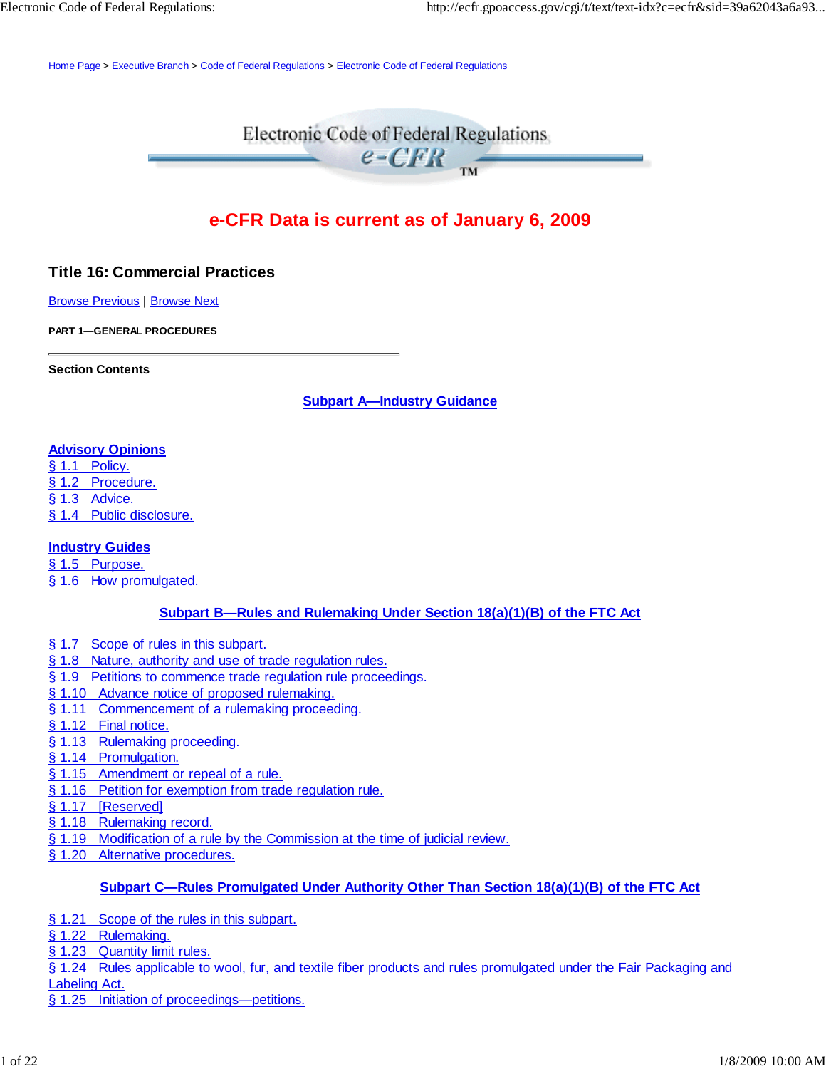Home Page > Executive Branch > Code of Federal Regulations > Electronic Code of Federal Regulations

# Electronic Code of Federal Regulations e-CFR

**e-CFR Data is current as of January 6, 2009**

## Title 16: Commercial Practices

Browse Previous | Browse Next

**PART 1—GENERAL PROCEDURES**

---

**Section Contents**

### Subpart A—Industry Guidance

**Advisory Opinions**

§ 1.1 Policy.
§ 1.2 Procedure.
§ 1.3 Advice.
§ 1.4 Public disclosure.

**Industry Guides**

§ 1.5 Purpose.
§ 1.6 How promulgated.

### Subpart B—Rules and Rulemaking Under Section 18(a)(1)(B) of the FTC Act

§ 1.7 Scope of rules in this subpart.
§ 1.8 Nature, authority and use of trade regulation rules.
§ 1.9 Petitions to commence trade regulation rule proceedings.
§ 1.10 Advance notice of proposed rulemaking.
§ 1.11 Commencement of a rulemaking proceeding.
§ 1.12 Final notice.
§ 1.13 Rulemaking proceeding.
§ 1.14 Promulgation.
§ 1.15 Amendment or repeal of a rule.
§ 1.16 Petition for exemption from trade regulation rule.
§ 1.17 [Reserved]
§ 1.18 Rulemaking record.
§ 1.19 Modification of a rule by the Commission at the time of judicial review.
§ 1.20 Alternative procedures.

### Subpart C—Rules Promulgated Under Authority Other Than Section 18(a)(1)(B) of the FTC Act

§ 1.21 Scope of the rules in this subpart.
§ 1.22 Rulemaking.
§ 1.23 Quantity limit rules.
§ 1.24 Rules applicable to wool, fur, and textile fiber products and rules promulgated under the Fair Packaging and Labeling Act.
§ 1.25 Initiation of proceedings—petitions.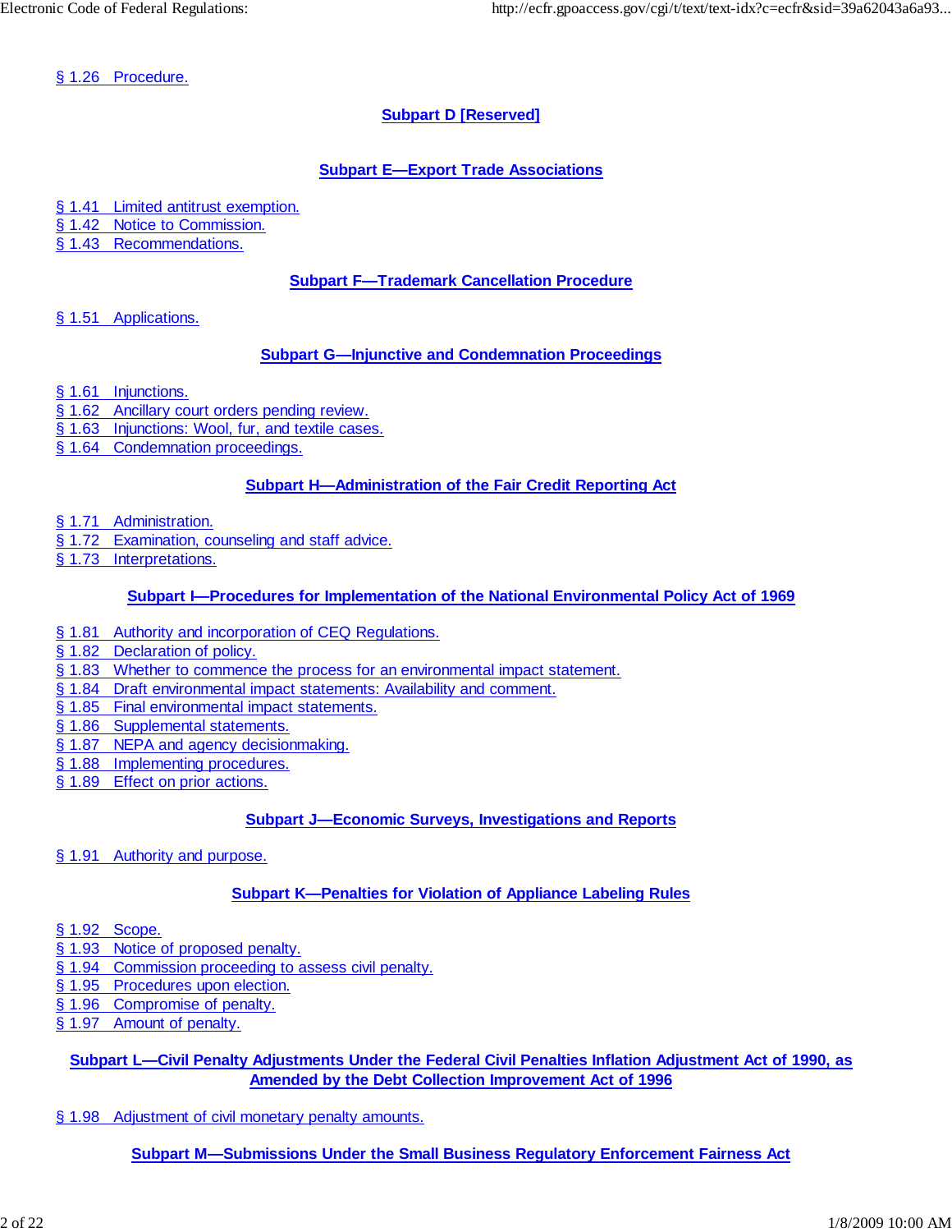§ 1.26 Procedure.

## Subpart D [Reserved]

## Subpart E—Export Trade Associations

§ 1.41 Limited antitrust exemption.
§ 1.42 Notice to Commission.
§ 1.43 Recommendations.

## Subpart F—Trademark Cancellation Procedure

§ 1.51 Applications.

## Subpart G—Injunctive and Condemnation Proceedings

§ 1.61 Injunctions.
§ 1.62 Ancillary court orders pending review.
§ 1.63 Injunctions: Wool, fur, and textile cases.
§ 1.64 Condemnation proceedings.

## Subpart H—Administration of the Fair Credit Reporting Act

§ 1.71 Administration.
§ 1.72 Examination, counseling and staff advice.
§ 1.73 Interpretations.

## Subpart I—Procedures for Implementation of the National Environmental Policy Act of 1969

§ 1.81 Authority and incorporation of CEQ Regulations.
§ 1.82 Declaration of policy.
§ 1.83 Whether to commence the process for an environmental impact statement.
§ 1.84 Draft environmental impact statements: Availability and comment.
§ 1.85 Final environmental impact statements.
§ 1.86 Supplemental statements.
§ 1.87 NEPA and agency decisionmaking.
§ 1.88 Implementing procedures.
§ 1.89 Effect on prior actions.

## Subpart J—Economic Surveys, Investigations and Reports

§ 1.91 Authority and purpose.

## Subpart K—Penalties for Violation of Appliance Labeling Rules

§ 1.92 Scope.
§ 1.93 Notice of proposed penalty.
§ 1.94 Commission proceeding to assess civil penalty.
§ 1.95 Procedures upon election.
§ 1.96 Compromise of penalty.
§ 1.97 Amount of penalty.

## Subpart L—Civil Penalty Adjustments Under the Federal Civil Penalties Inflation Adjustment Act of 1990, as Amended by the Debt Collection Improvement Act of 1996

§ 1.98 Adjustment of civil monetary penalty amounts.

## Subpart M—Submissions Under the Small Business Regulatory Enforcement Fairness Act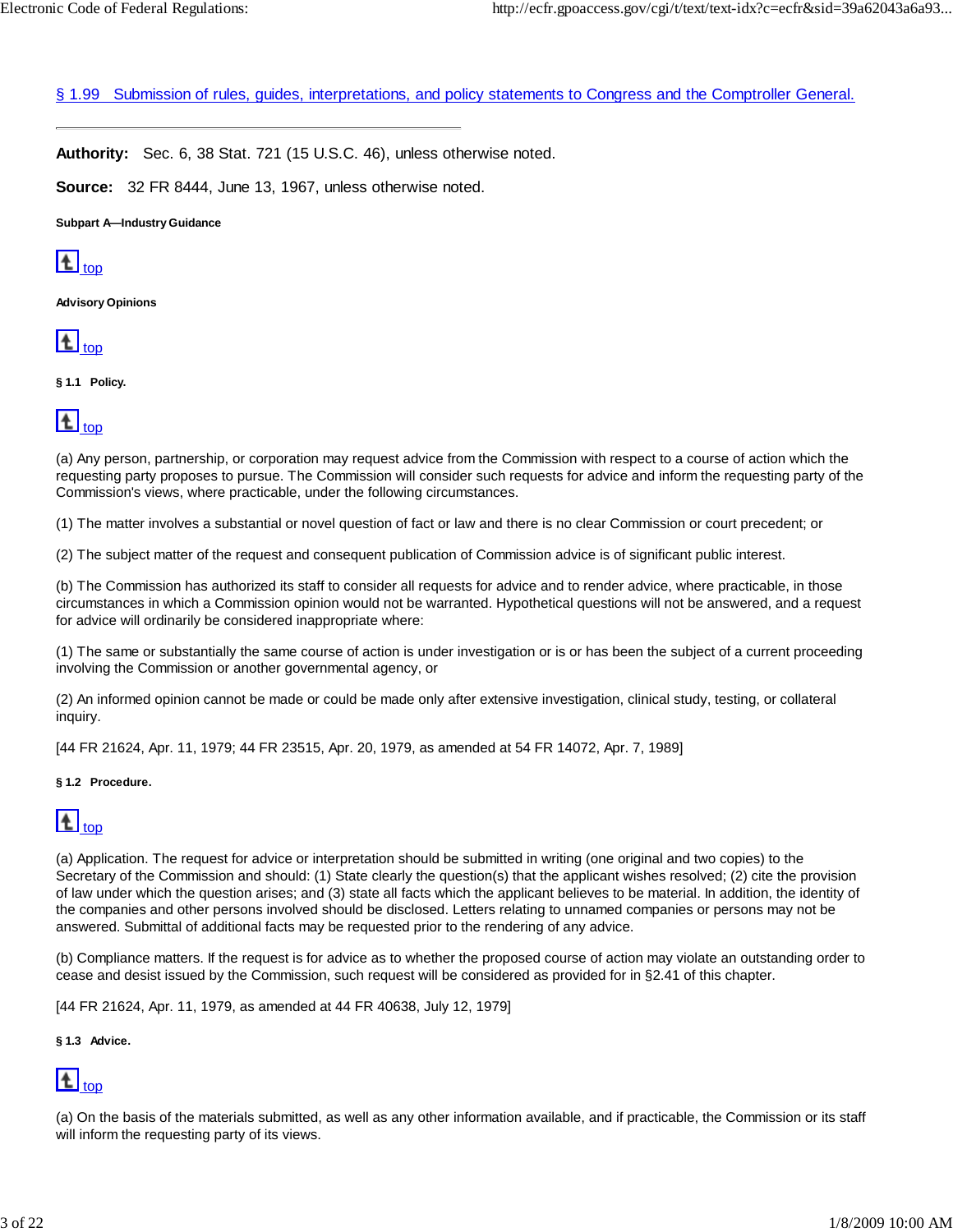[§ 1.99 Submission of rules, guides, interpretations, and policy statements to Congress and the Comptroller General.]

---

**Authority:** Sec. 6, 38 Stat. 721 (15 U.S.C. 46), unless otherwise noted.

**Source:** 32 FR 8444, June 13, 1967, unless otherwise noted.

##### Subpart A—Industry Guidance

top

##### Advisory Opinions

top

##### § 1.1 Policy.

top

(a) Any person, partnership, or corporation may request advice from the Commission with respect to a course of action which the requesting party proposes to pursue. The Commission will consider such requests for advice and inform the requesting party of the Commission's views, where practicable, under the following circumstances.

(1) The matter involves a substantial or novel question of fact or law and there is no clear Commission or court precedent; or

(2) The subject matter of the request and consequent publication of Commission advice is of significant public interest.

(b) The Commission has authorized its staff to consider all requests for advice and to render advice, where practicable, in those circumstances in which a Commission opinion would not be warranted. Hypothetical questions will not be answered, and a request for advice will ordinarily be considered inappropriate where:

(1) The same or substantially the same course of action is under investigation or is or has been the subject of a current proceeding involving the Commission or another governmental agency, or

(2) An informed opinion cannot be made or could be made only after extensive investigation, clinical study, testing, or collateral inquiry.

[44 FR 21624, Apr. 11, 1979; 44 FR 23515, Apr. 20, 1979, as amended at 54 FR 14072, Apr. 7, 1989]

##### § 1.2 Procedure.

top

(a) Application. The request for advice or interpretation should be submitted in writing (one original and two copies) to the Secretary of the Commission and should: (1) State clearly the question(s) that the applicant wishes resolved; (2) cite the provision of law under which the question arises; and (3) state all facts which the applicant believes to be material. In addition, the identity of the companies and other persons involved should be disclosed. Letters relating to unnamed companies or persons may not be answered. Submittal of additional facts may be requested prior to the rendering of any advice.

(b) Compliance matters. If the request is for advice as to whether the proposed course of action may violate an outstanding order to cease and desist issued by the Commission, such request will be considered as provided for in §2.41 of this chapter.

[44 FR 21624, Apr. 11, 1979, as amended at 44 FR 40638, July 12, 1979]

##### § 1.3 Advice.

top

(a) On the basis of the materials submitted, as well as any other information available, and if practicable, the Commission or its staff will inform the requesting party of its views.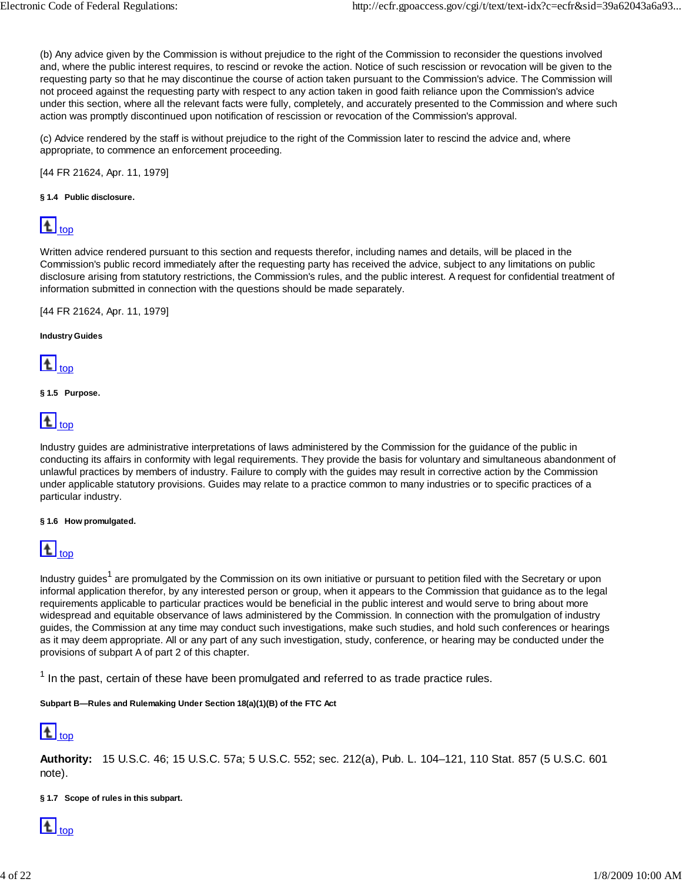(b) Any advice given by the Commission is without prejudice to the right of the Commission to reconsider the questions involved and, where the public interest requires, to rescind or revoke the action. Notice of such rescission or revocation will be given to the requesting party so that he may discontinue the course of action taken pursuant to the Commission's advice. The Commission will not proceed against the requesting party with respect to any action taken in good faith reliance upon the Commission's advice under this section, where all the relevant facts were fully, completely, and accurately presented to the Commission and where such action was promptly discontinued upon notification of rescission or revocation of the Commission's approval.

(c) Advice rendered by the staff is without prejudice to the right of the Commission later to rescind the advice and, where appropriate, to commence an enforcement proceeding.

[44 FR 21624, Apr. 11, 1979]

#### § 1.4 Public disclosure.

top

Written advice rendered pursuant to this section and requests therefor, including names and details, will be placed in the Commission's public record immediately after the requesting party has received the advice, subject to any limitations on public disclosure arising from statutory restrictions, the Commission's rules, and the public interest. A request for confidential treatment of information submitted in connection with the questions should be made separately.

[44 FR 21624, Apr. 11, 1979]

#### Industry Guides

top

#### § 1.5 Purpose.

top

Industry guides are administrative interpretations of laws administered by the Commission for the guidance of the public in conducting its affairs in conformity with legal requirements. They provide the basis for voluntary and simultaneous abandonment of unlawful practices by members of industry. Failure to comply with the guides may result in corrective action by the Commission under applicable statutory provisions. Guides may relate to a practice common to many industries or to specific practices of a particular industry.

#### § 1.6 How promulgated.

top

Industry guides[1] are promulgated by the Commission on its own initiative or pursuant to petition filed with the Secretary or upon informal application therefor, by any interested person or group, when it appears to the Commission that guidance as to the legal requirements applicable to particular practices would be beneficial in the public interest and would serve to bring about more widespread and equitable observance of laws administered by the Commission. In connection with the promulgation of industry guides, the Commission at any time may conduct such investigations, make such studies, and hold such conferences or hearings as it may deem appropriate. All or any part of any such investigation, study, conference, or hearing may be conducted under the provisions of subpart A of part 2 of this chapter.

[1] In the past, certain of these have been promulgated and referred to as trade practice rules.

#### Subpart B—Rules and Rulemaking Under Section 18(a)(1)(B) of the FTC Act

top

**Authority:** 15 U.S.C. 46; 15 U.S.C. 57a; 5 U.S.C. 552; sec. 212(a), Pub. L. 104–121, 110 Stat. 857 (5 U.S.C. 601 note).

#### § 1.7 Scope of rules in this subpart.

top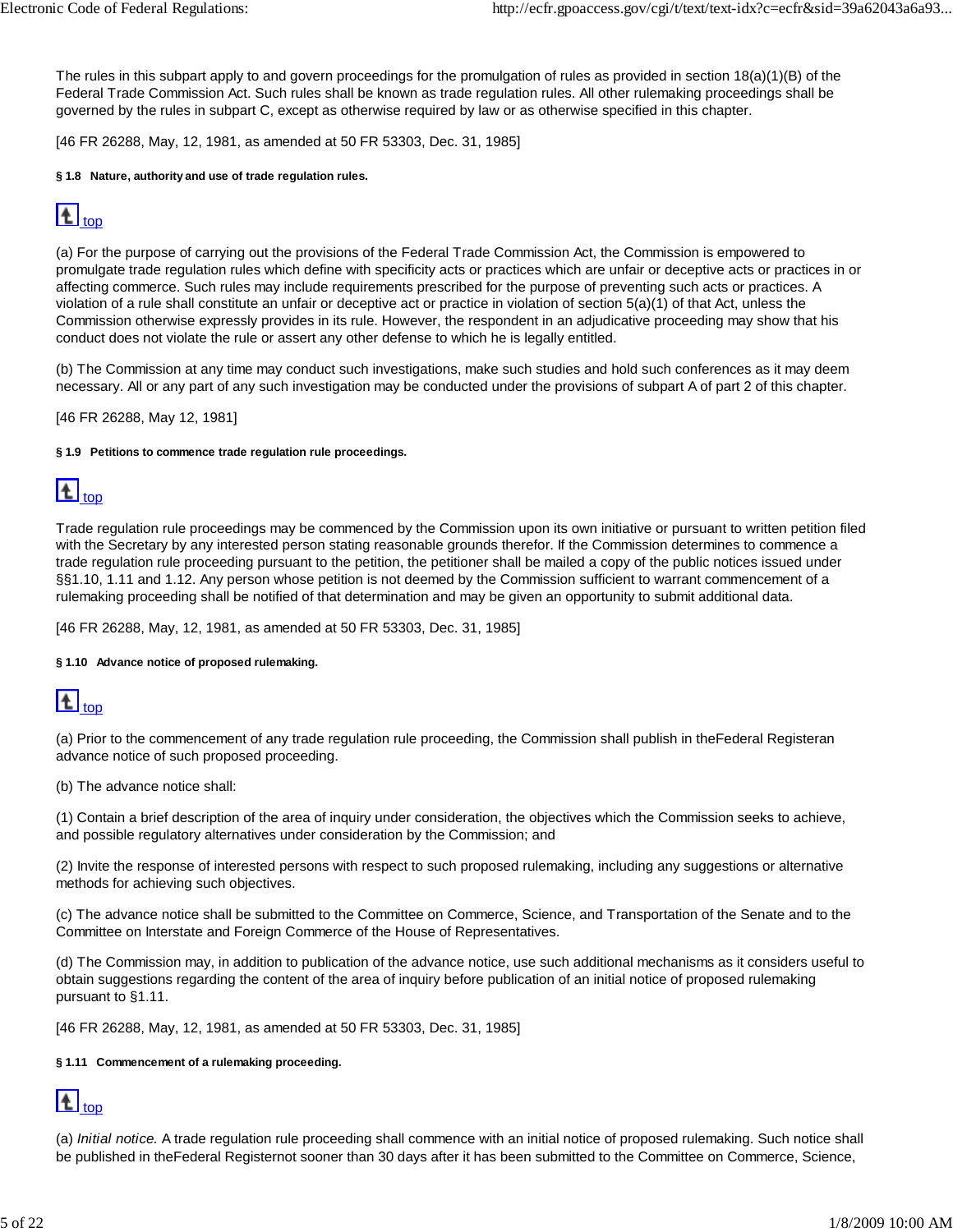The rules in this subpart apply to and govern proceedings for the promulgation of rules as provided in section 18(a)(1)(B) of the Federal Trade Commission Act. Such rules shall be known as trade regulation rules. All other rulemaking proceedings shall be governed by the rules in subpart C, except as otherwise required by law or as otherwise specified in this chapter.

[46 FR 26288, May, 12, 1981, as amended at 50 FR 53303, Dec. 31, 1985]

#### § 1.8 Nature, authority and use of trade regulation rules.

top

(a) For the purpose of carrying out the provisions of the Federal Trade Commission Act, the Commission is empowered to promulgate trade regulation rules which define with specificity acts or practices which are unfair or deceptive acts or practices in or affecting commerce. Such rules may include requirements prescribed for the purpose of preventing such acts or practices. A violation of a rule shall constitute an unfair or deceptive act or practice in violation of section 5(a)(1) of that Act, unless the Commission otherwise expressly provides in its rule. However, the respondent in an adjudicative proceeding may show that his conduct does not violate the rule or assert any other defense to which he is legally entitled.

(b) The Commission at any time may conduct such investigations, make such studies and hold such conferences as it may deem necessary. All or any part of any such investigation may be conducted under the provisions of subpart A of part 2 of this chapter.

[46 FR 26288, May 12, 1981]

#### § 1.9 Petitions to commence trade regulation rule proceedings.

top

Trade regulation rule proceedings may be commenced by the Commission upon its own initiative or pursuant to written petition filed with the Secretary by any interested person stating reasonable grounds therefor. If the Commission determines to commence a trade regulation rule proceeding pursuant to the petition, the petitioner shall be mailed a copy of the public notices issued under §§1.10, 1.11 and 1.12. Any person whose petition is not deemed by the Commission sufficient to warrant commencement of a rulemaking proceeding shall be notified of that determination and may be given an opportunity to submit additional data.

[46 FR 26288, May, 12, 1981, as amended at 50 FR 53303, Dec. 31, 1985]

#### § 1.10 Advance notice of proposed rulemaking.

top

(a) Prior to the commencement of any trade regulation rule proceeding, the Commission shall publish in theFederal Registeran advance notice of such proposed proceeding.

(b) The advance notice shall:

(1) Contain a brief description of the area of inquiry under consideration, the objectives which the Commission seeks to achieve, and possible regulatory alternatives under consideration by the Commission; and

(2) Invite the response of interested persons with respect to such proposed rulemaking, including any suggestions or alternative methods for achieving such objectives.

(c) The advance notice shall be submitted to the Committee on Commerce, Science, and Transportation of the Senate and to the Committee on Interstate and Foreign Commerce of the House of Representatives.

(d) The Commission may, in addition to publication of the advance notice, use such additional mechanisms as it considers useful to obtain suggestions regarding the content of the area of inquiry before publication of an initial notice of proposed rulemaking pursuant to §1.11.

[46 FR 26288, May, 12, 1981, as amended at 50 FR 53303, Dec. 31, 1985]

#### § 1.11 Commencement of a rulemaking proceeding.

top

(a) *Initial notice.* A trade regulation rule proceeding shall commence with an initial notice of proposed rulemaking. Such notice shall be published in theFederal Registernot sooner than 30 days after it has been submitted to the Committee on Commerce, Science,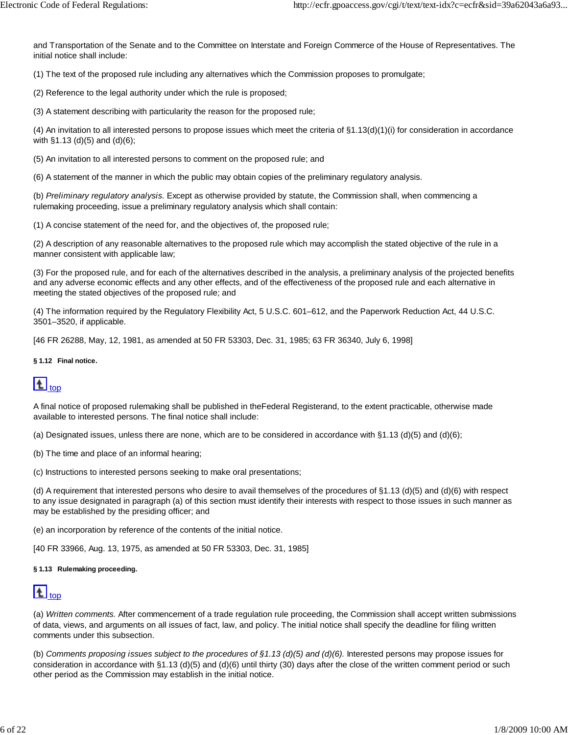and Transportation of the Senate and to the Committee on Interstate and Foreign Commerce of the House of Representatives. The initial notice shall include:

(1) The text of the proposed rule including any alternatives which the Commission proposes to promulgate;

(2) Reference to the legal authority under which the rule is proposed;

(3) A statement describing with particularity the reason for the proposed rule;

(4) An invitation to all interested persons to propose issues which meet the criteria of §1.13(d)(1)(i) for consideration in accordance with §1.13 (d)(5) and (d)(6);

(5) An invitation to all interested persons to comment on the proposed rule; and

(6) A statement of the manner in which the public may obtain copies of the preliminary regulatory analysis.

(b) *Preliminary regulatory analysis.* Except as otherwise provided by statute, the Commission shall, when commencing a rulemaking proceeding, issue a preliminary regulatory analysis which shall contain:

(1) A concise statement of the need for, and the objectives of, the proposed rule;

(2) A description of any reasonable alternatives to the proposed rule which may accomplish the stated objective of the rule in a manner consistent with applicable law;

(3) For the proposed rule, and for each of the alternatives described in the analysis, a preliminary analysis of the projected benefits and any adverse economic effects and any other effects, and of the effectiveness of the proposed rule and each alternative in meeting the stated objectives of the proposed rule; and

(4) The information required by the Regulatory Flexibility Act, 5 U.S.C. 601–612, and the Paperwork Reduction Act, 44 U.S.C. 3501–3520, if applicable.

[46 FR 26288, May, 12, 1981, as amended at 50 FR 53303, Dec. 31, 1985; 63 FR 36340, July 6, 1998]

**§ 1.12 Final notice.**

top

A final notice of proposed rulemaking shall be published in theFederal Registerand, to the extent practicable, otherwise made available to interested persons. The final notice shall include:

(a) Designated issues, unless there are none, which are to be considered in accordance with §1.13 (d)(5) and (d)(6);

(b) The time and place of an informal hearing;

(c) Instructions to interested persons seeking to make oral presentations;

(d) A requirement that interested persons who desire to avail themselves of the procedures of §1.13 (d)(5) and (d)(6) with respect to any issue designated in paragraph (a) of this section must identify their interests with respect to those issues in such manner as may be established by the presiding officer; and

(e) an incorporation by reference of the contents of the initial notice.

[40 FR 33966, Aug. 13, 1975, as amended at 50 FR 53303, Dec. 31, 1985]

**§ 1.13 Rulemaking proceeding.**

top

(a) *Written comments.* After commencement of a trade regulation rule proceeding, the Commission shall accept written submissions of data, views, and arguments on all issues of fact, law, and policy. The initial notice shall specify the deadline for filing written comments under this subsection.

(b) *Comments proposing issues subject to the procedures of §1.13 (d)(5) and (d)(6).* Interested persons may propose issues for consideration in accordance with §1.13 (d)(5) and (d)(6) until thirty (30) days after the close of the written comment period or such other period as the Commission may establish in the initial notice.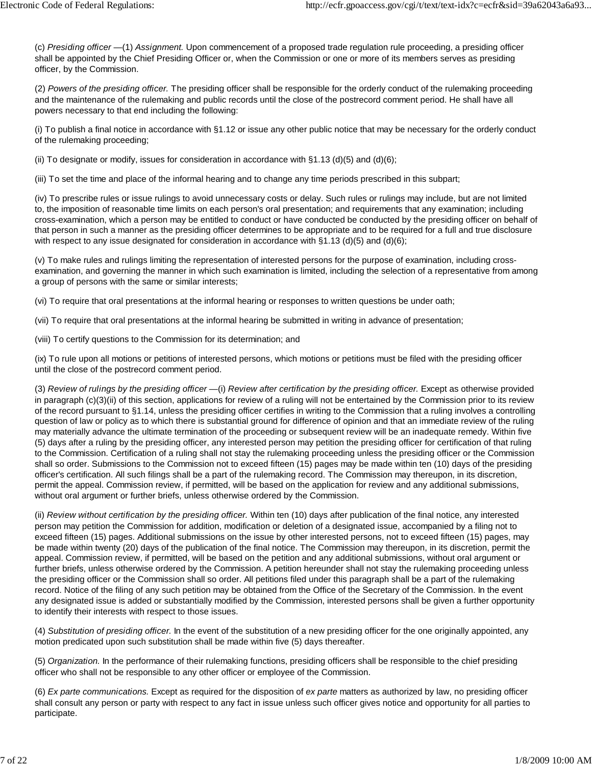(c) *Presiding officer* —(1) *Assignment.* Upon commencement of a proposed trade regulation rule proceeding, a presiding officer shall be appointed by the Chief Presiding Officer or, when the Commission or one or more of its members serves as presiding officer, by the Commission.

(2) *Powers of the presiding officer.* The presiding officer shall be responsible for the orderly conduct of the rulemaking proceeding and the maintenance of the rulemaking and public records until the close of the postrecord comment period. He shall have all powers necessary to that end including the following:

(i) To publish a final notice in accordance with §1.12 or issue any other public notice that may be necessary for the orderly conduct of the rulemaking proceeding;

(ii) To designate or modify, issues for consideration in accordance with §1.13 (d)(5) and (d)(6);

(iii) To set the time and place of the informal hearing and to change any time periods prescribed in this subpart;

(iv) To prescribe rules or issue rulings to avoid unnecessary costs or delay. Such rules or rulings may include, but are not limited to, the imposition of reasonable time limits on each person's oral presentation; and requirements that any examination; including cross-examination, which a person may be entitled to conduct or have conducted be conducted by the presiding officer on behalf of that person in such a manner as the presiding officer determines to be appropriate and to be required for a full and true disclosure with respect to any issue designated for consideration in accordance with §1.13 (d)(5) and (d)(6);

(v) To make rules and rulings limiting the representation of interested persons for the purpose of examination, including cross-examination, and governing the manner in which such examination is limited, including the selection of a representative from among a group of persons with the same or similar interests;

(vi) To require that oral presentations at the informal hearing or responses to written questions be under oath;

(vii) To require that oral presentations at the informal hearing be submitted in writing in advance of presentation;

(viii) To certify questions to the Commission for its determination; and

(ix) To rule upon all motions or petitions of interested persons, which motions or petitions must be filed with the presiding officer until the close of the postrecord comment period.

(3) *Review of rulings by the presiding officer* —(i) *Review after certification by the presiding officer.* Except as otherwise provided in paragraph (c)(3)(ii) of this section, applications for review of a ruling will not be entertained by the Commission prior to its review of the record pursuant to §1.14, unless the presiding officer certifies in writing to the Commission that a ruling involves a controlling question of law or policy as to which there is substantial ground for difference of opinion and that an immediate review of the ruling may materially advance the ultimate termination of the proceeding or subsequent review will be an inadequate remedy. Within five (5) days after a ruling by the presiding officer, any interested person may petition the presiding officer for certification of that ruling to the Commission. Certification of a ruling shall not stay the rulemaking proceeding unless the presiding officer or the Commission shall so order. Submissions to the Commission not to exceed fifteen (15) pages may be made within ten (10) days of the presiding officer's certification. All such filings shall be a part of the rulemaking record. The Commission may thereupon, in its discretion, permit the appeal. Commission review, if permitted, will be based on the application for review and any additional submissions, without oral argument or further briefs, unless otherwise ordered by the Commission.

(ii) *Review without certification by the presiding officer.* Within ten (10) days after publication of the final notice, any interested person may petition the Commission for addition, modification or deletion of a designated issue, accompanied by a filing not to exceed fifteen (15) pages. Additional submissions on the issue by other interested persons, not to exceed fifteen (15) pages, may be made within twenty (20) days of the publication of the final notice. The Commission may thereupon, in its discretion, permit the appeal. Commission review, if permitted, will be based on the petition and any additional submissions, without oral argument or further briefs, unless otherwise ordered by the Commission. A petition hereunder shall not stay the rulemaking proceeding unless the presiding officer or the Commission shall so order. All petitions filed under this paragraph shall be a part of the rulemaking record. Notice of the filing of any such petition may be obtained from the Office of the Secretary of the Commission. In the event any designated issue is added or substantially modified by the Commission, interested persons shall be given a further opportunity to identify their interests with respect to those issues.

(4) *Substitution of presiding officer.* In the event of the substitution of a new presiding officer for the one originally appointed, any motion predicated upon such substitution shall be made within five (5) days thereafter.

(5) *Organization.* In the performance of their rulemaking functions, presiding officers shall be responsible to the chief presiding officer who shall not be responsible to any other officer or employee of the Commission.

(6) *Ex parte communications.* Except as required for the disposition of *ex parte* matters as authorized by law, no presiding officer shall consult any person or party with respect to any fact in issue unless such officer gives notice and opportunity for all parties to participate.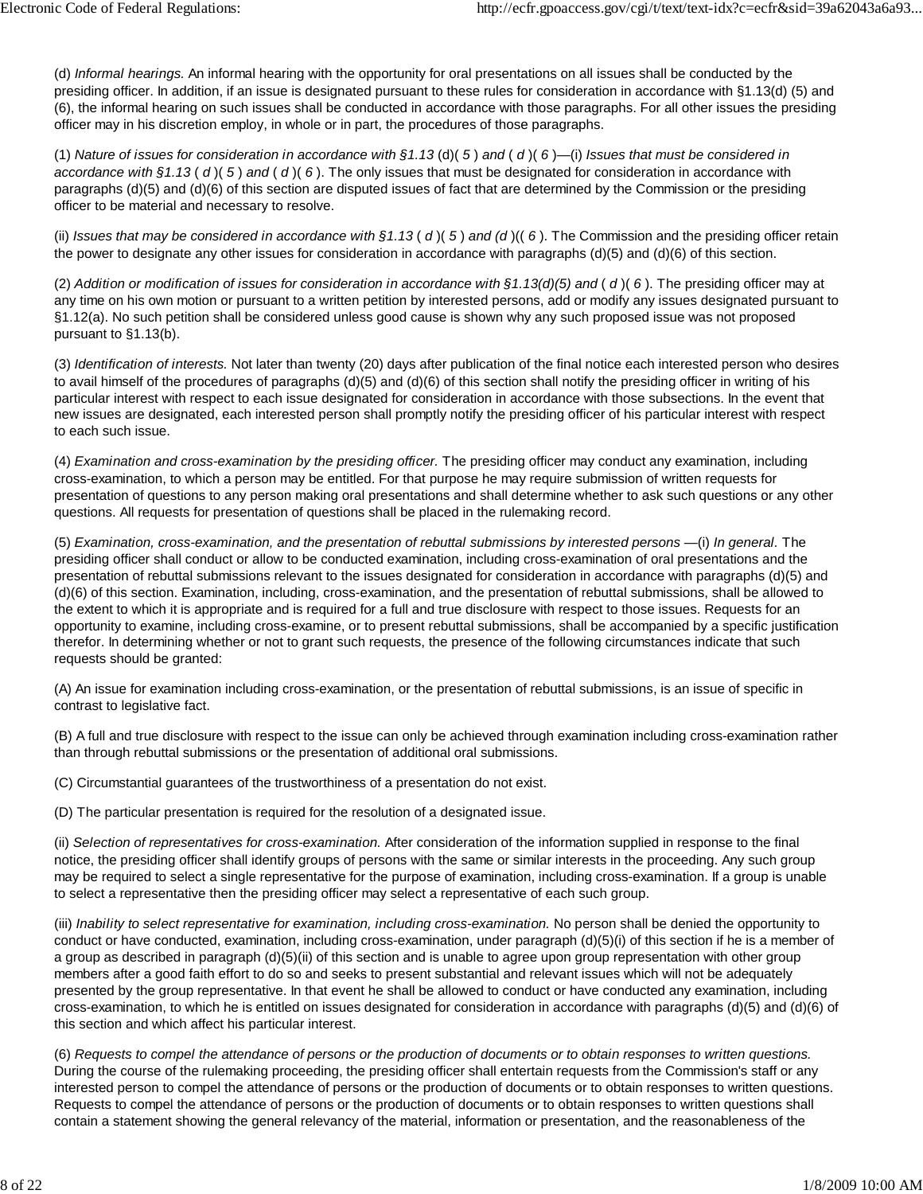(d) *Informal hearings.* An informal hearing with the opportunity for oral presentations on all issues shall be conducted by the presiding officer. In addition, if an issue is designated pursuant to these rules for consideration in accordance with §1.13(d) (5) and (6), the informal hearing on such issues shall be conducted in accordance with those paragraphs. For all other issues the presiding officer may in his discretion employ, in whole or in part, the procedures of those paragraphs.

(1) *Nature of issues for consideration in accordance with §1.13* (d)( *5* ) *and* ( *d* )( *6* )—(i) *Issues that must be considered in accordance with §1.13* ( *d* )( *5* ) *and* ( *d* )( *6* ). The only issues that must be designated for consideration in accordance with paragraphs (d)(5) and (d)(6) of this section are disputed issues of fact that are determined by the Commission or the presiding officer to be material and necessary to resolve.

(ii) *Issues that may be considered in accordance with §1.13* ( *d* )( *5* ) *and (d* )(( *6* ). The Commission and the presiding officer retain the power to designate any other issues for consideration in accordance with paragraphs (d)(5) and (d)(6) of this section.

(2) *Addition or modification of issues for consideration in accordance with §1.13(d)(5) and* ( *d* )( *6* ). The presiding officer may at any time on his own motion or pursuant to a written petition by interested persons, add or modify any issues designated pursuant to §1.12(a). No such petition shall be considered unless good cause is shown why any such proposed issue was not proposed pursuant to §1.13(b).

(3) *Identification of interests.* Not later than twenty (20) days after publication of the final notice each interested person who desires to avail himself of the procedures of paragraphs (d)(5) and (d)(6) of this section shall notify the presiding officer in writing of his particular interest with respect to each issue designated for consideration in accordance with those subsections. In the event that new issues are designated, each interested person shall promptly notify the presiding officer of his particular interest with respect to each such issue.

(4) *Examination and cross-examination by the presiding officer.* The presiding officer may conduct any examination, including cross-examination, to which a person may be entitled. For that purpose he may require submission of written requests for presentation of questions to any person making oral presentations and shall determine whether to ask such questions or any other questions. All requests for presentation of questions shall be placed in the rulemaking record.

(5) *Examination, cross-examination, and the presentation of rebuttal submissions by interested persons* —(i) *In general.* The presiding officer shall conduct or allow to be conducted examination, including cross-examination of oral presentations and the presentation of rebuttal submissions relevant to the issues designated for consideration in accordance with paragraphs (d)(5) and (d)(6) of this section. Examination, including, cross-examination, and the presentation of rebuttal submissions, shall be allowed to the extent to which it is appropriate and is required for a full and true disclosure with respect to those issues. Requests for an opportunity to examine, including cross-examine, or to present rebuttal submissions, shall be accompanied by a specific justification therefor. In determining whether or not to grant such requests, the presence of the following circumstances indicate that such requests should be granted:

(A) An issue for examination including cross-examination, or the presentation of rebuttal submissions, is an issue of specific in contrast to legislative fact.

(B) A full and true disclosure with respect to the issue can only be achieved through examination including cross-examination rather than through rebuttal submissions or the presentation of additional oral submissions.

(C) Circumstantial guarantees of the trustworthiness of a presentation do not exist.

(D) The particular presentation is required for the resolution of a designated issue.

(ii) *Selection of representatives for cross-examination.* After consideration of the information supplied in response to the final notice, the presiding officer shall identify groups of persons with the same or similar interests in the proceeding. Any such group may be required to select a single representative for the purpose of examination, including cross-examination. If a group is unable to select a representative then the presiding officer may select a representative of each such group.

(iii) *Inability to select representative for examination, including cross-examination.* No person shall be denied the opportunity to conduct or have conducted, examination, including cross-examination, under paragraph (d)(5)(i) of this section if he is a member of a group as described in paragraph (d)(5)(ii) of this section and is unable to agree upon group representation with other group members after a good faith effort to do so and seeks to present substantial and relevant issues which will not be adequately presented by the group representative. In that event he shall be allowed to conduct or have conducted any examination, including cross-examination, to which he is entitled on issues designated for consideration in accordance with paragraphs (d)(5) and (d)(6) of this section and which affect his particular interest.

(6) *Requests to compel the attendance of persons or the production of documents or to obtain responses to written questions.* During the course of the rulemaking proceeding, the presiding officer shall entertain requests from the Commission's staff or any interested person to compel the attendance of persons or the production of documents or to obtain responses to written questions. Requests to compel the attendance of persons or the production of documents or to obtain responses to written questions shall contain a statement showing the general relevancy of the material, information or presentation, and the reasonableness of the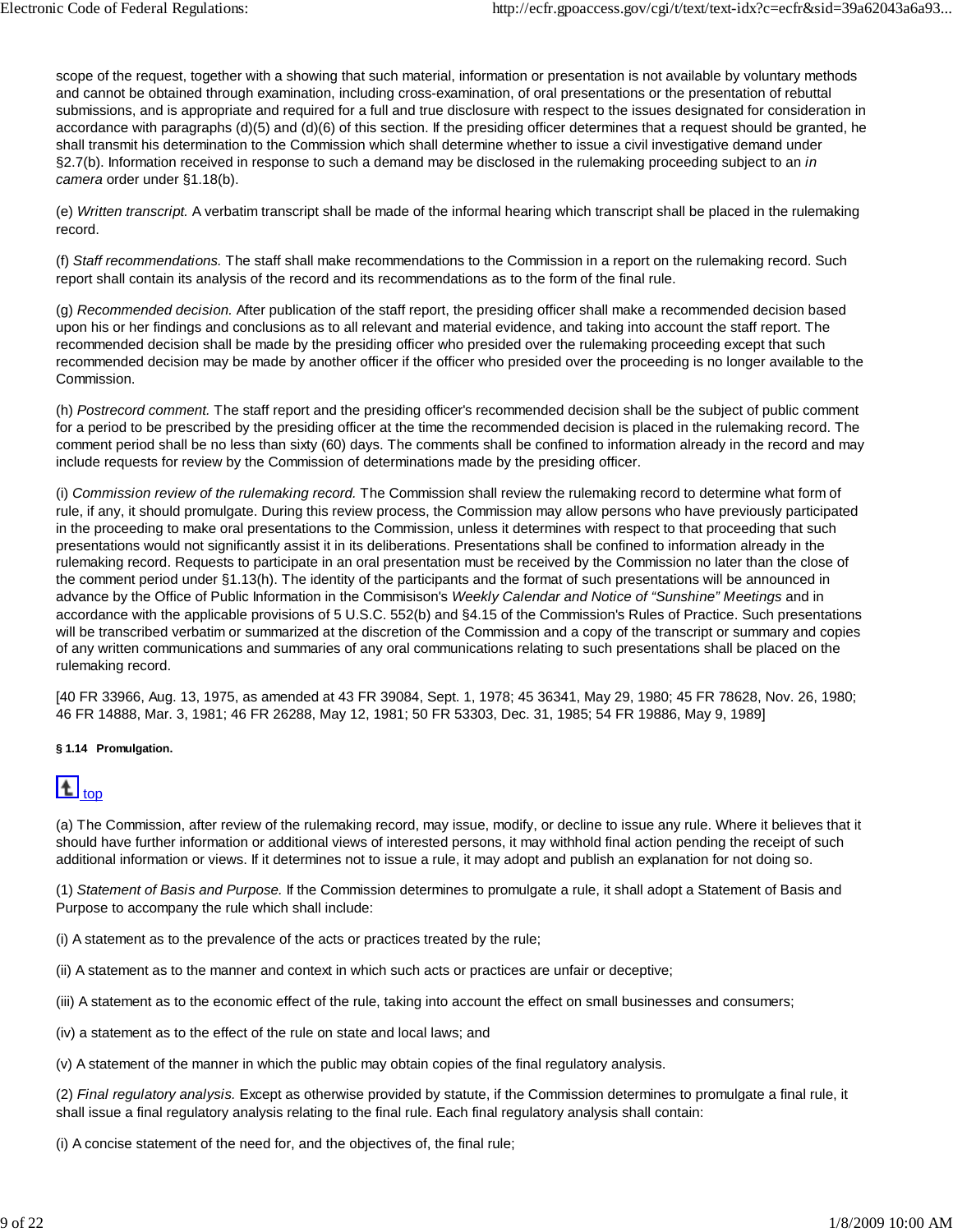scope of the request, together with a showing that such material, information or presentation is not available by voluntary methods and cannot be obtained through examination, including cross-examination, of oral presentations or the presentation of rebuttal submissions, and is appropriate and required for a full and true disclosure with respect to the issues designated for consideration in accordance with paragraphs (d)(5) and (d)(6) of this section. If the presiding officer determines that a request should be granted, he shall transmit his determination to the Commission which shall determine whether to issue a civil investigative demand under §2.7(b). Information received in response to such a demand may be disclosed in the rulemaking proceeding subject to an *in camera* order under §1.18(b).

(e) *Written transcript.* A verbatim transcript shall be made of the informal hearing which transcript shall be placed in the rulemaking record.

(f) *Staff recommendations.* The staff shall make recommendations to the Commission in a report on the rulemaking record. Such report shall contain its analysis of the record and its recommendations as to the form of the final rule.

(g) *Recommended decision.* After publication of the staff report, the presiding officer shall make a recommended decision based upon his or her findings and conclusions as to all relevant and material evidence, and taking into account the staff report. The recommended decision shall be made by the presiding officer who presided over the rulemaking proceeding except that such recommended decision may be made by another officer if the officer who presided over the proceeding is no longer available to the Commission.

(h) *Postrecord comment.* The staff report and the presiding officer's recommended decision shall be the subject of public comment for a period to be prescribed by the presiding officer at the time the recommended decision is placed in the rulemaking record. The comment period shall be no less than sixty (60) days. The comments shall be confined to information already in the record and may include requests for review by the Commission of determinations made by the presiding officer.

(i) *Commission review of the rulemaking record.* The Commission shall review the rulemaking record to determine what form of rule, if any, it should promulgate. During this review process, the Commission may allow persons who have previously participated in the proceeding to make oral presentations to the Commission, unless it determines with respect to that proceeding that such presentations would not significantly assist it in its deliberations. Presentations shall be confined to information already in the rulemaking record. Requests to participate in an oral presentation must be received by the Commission no later than the close of the comment period under §1.13(h). The identity of the participants and the format of such presentations will be announced in advance by the Office of Public Information in the Commisison's *Weekly Calendar and Notice of "Sunshine" Meetings* and in accordance with the applicable provisions of 5 U.S.C. 552(b) and §4.15 of the Commission's Rules of Practice. Such presentations will be transcribed verbatim or summarized at the discretion of the Commission and a copy of the transcript or summary and copies of any written communications and summaries of any oral communications relating to such presentations shall be placed on the rulemaking record.

[40 FR 33966, Aug. 13, 1975, as amended at 43 FR 39084, Sept. 1, 1978; 45 36341, May 29, 1980; 45 FR 78628, Nov. 26, 1980; 46 FR 14888, Mar. 3, 1981; 46 FR 26288, May 12, 1981; 50 FR 53303, Dec. 31, 1985; 54 FR 19886, May 9, 1989]

**§ 1.14 Promulgation.**

top

(a) The Commission, after review of the rulemaking record, may issue, modify, or decline to issue any rule. Where it believes that it should have further information or additional views of interested persons, it may withhold final action pending the receipt of such additional information or views. If it determines not to issue a rule, it may adopt and publish an explanation for not doing so.

(1) *Statement of Basis and Purpose.* If the Commission determines to promulgate a rule, it shall adopt a Statement of Basis and Purpose to accompany the rule which shall include:

(i) A statement as to the prevalence of the acts or practices treated by the rule;

(ii) A statement as to the manner and context in which such acts or practices are unfair or deceptive;

(iii) A statement as to the economic effect of the rule, taking into account the effect on small businesses and consumers;

(iv) a statement as to the effect of the rule on state and local laws; and

(v) A statement of the manner in which the public may obtain copies of the final regulatory analysis.

(2) *Final regulatory analysis.* Except as otherwise provided by statute, if the Commission determines to promulgate a final rule, it shall issue a final regulatory analysis relating to the final rule. Each final regulatory analysis shall contain:

(i) A concise statement of the need for, and the objectives of, the final rule;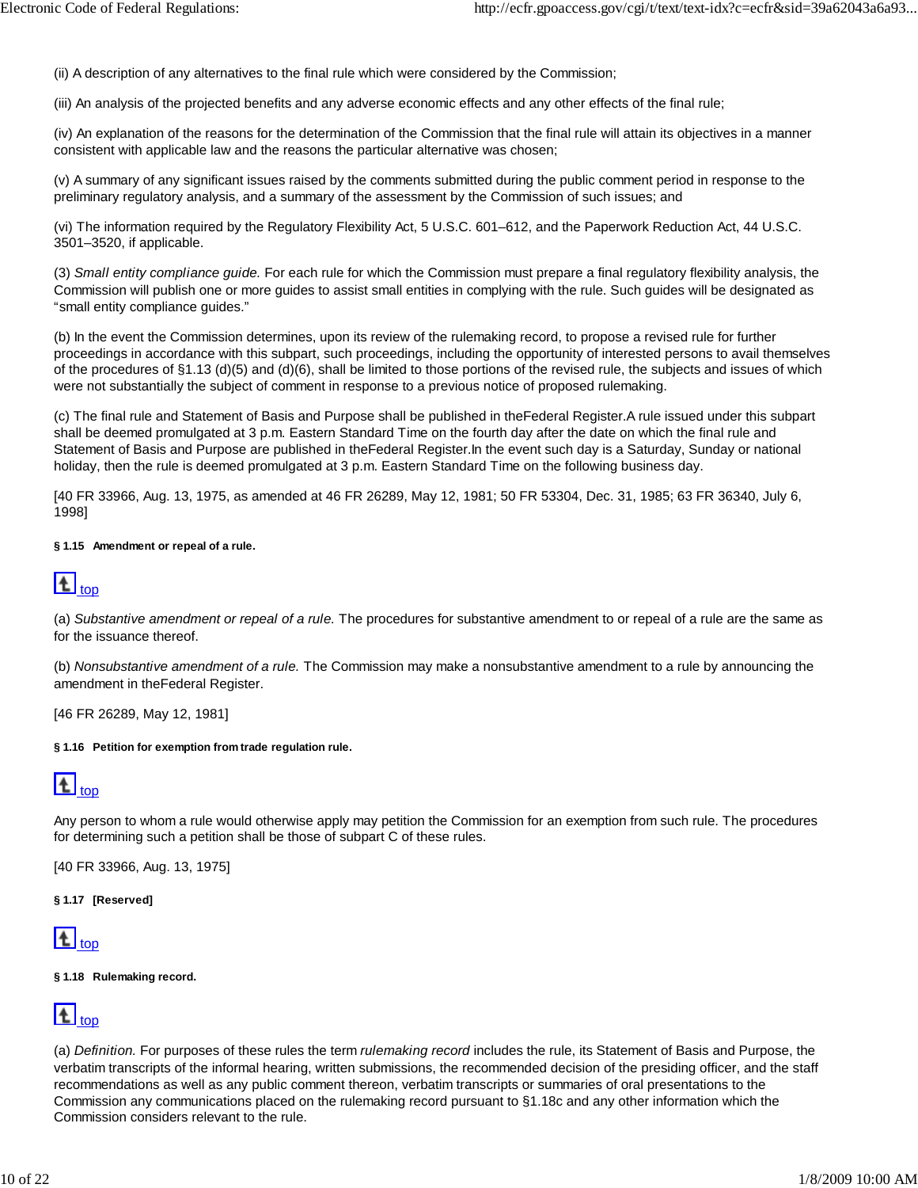(ii) A description of any alternatives to the final rule which were considered by the Commission;

(iii) An analysis of the projected benefits and any adverse economic effects and any other effects of the final rule;

(iv) An explanation of the reasons for the determination of the Commission that the final rule will attain its objectives in a manner consistent with applicable law and the reasons the particular alternative was chosen;

(v) A summary of any significant issues raised by the comments submitted during the public comment period in response to the preliminary regulatory analysis, and a summary of the assessment by the Commission of such issues; and

(vi) The information required by the Regulatory Flexibility Act, 5 U.S.C. 601–612, and the Paperwork Reduction Act, 44 U.S.C. 3501–3520, if applicable.

(3) *Small entity compliance guide.* For each rule for which the Commission must prepare a final regulatory flexibility analysis, the Commission will publish one or more guides to assist small entities in complying with the rule. Such guides will be designated as "small entity compliance guides."

(b) In the event the Commission determines, upon its review of the rulemaking record, to propose a revised rule for further proceedings in accordance with this subpart, such proceedings, including the opportunity of interested persons to avail themselves of the procedures of §1.13 (d)(5) and (d)(6), shall be limited to those portions of the revised rule, the subjects and issues of which were not substantially the subject of comment in response to a previous notice of proposed rulemaking.

(c) The final rule and Statement of Basis and Purpose shall be published in theFederal Register.A rule issued under this subpart shall be deemed promulgated at 3 p.m. Eastern Standard Time on the fourth day after the date on which the final rule and Statement of Basis and Purpose are published in theFederal Register.In the event such day is a Saturday, Sunday or national holiday, then the rule is deemed promulgated at 3 p.m. Eastern Standard Time on the following business day.

[40 FR 33966, Aug. 13, 1975, as amended at 46 FR 26289, May 12, 1981; 50 FR 53304, Dec. 31, 1985; 63 FR 36340, July 6, 1998]

#### § 1.15 Amendment or repeal of a rule.

top

(a) *Substantive amendment or repeal of a rule.* The procedures for substantive amendment to or repeal of a rule are the same as for the issuance thereof.

(b) *Nonsubstantive amendment of a rule.* The Commission may make a nonsubstantive amendment to a rule by announcing the amendment in theFederal Register.

[46 FR 26289, May 12, 1981]

#### § 1.16 Petition for exemption from trade regulation rule.

top

Any person to whom a rule would otherwise apply may petition the Commission for an exemption from such rule. The procedures for determining such a petition shall be those of subpart C of these rules.

[40 FR 33966, Aug. 13, 1975]

#### § 1.17 [Reserved]

top

#### § 1.18 Rulemaking record.

top

(a) *Definition.* For purposes of these rules the term *rulemaking record* includes the rule, its Statement of Basis and Purpose, the verbatim transcripts of the informal hearing, written submissions, the recommended decision of the presiding officer, and the staff recommendations as well as any public comment thereon, verbatim transcripts or summaries of oral presentations to the Commission any communications placed on the rulemaking record pursuant to §1.18c and any other information which the Commission considers relevant to the rule.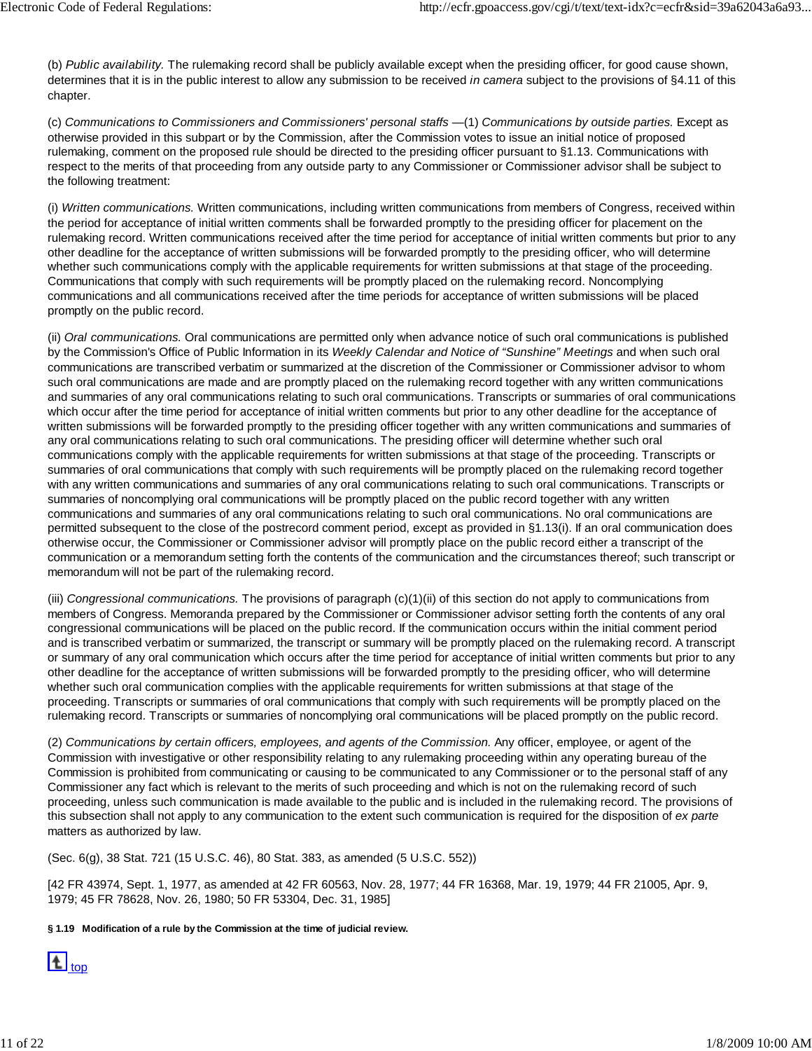(b) *Public availability.* The rulemaking record shall be publicly available except when the presiding officer, for good cause shown, determines that it is in the public interest to allow any submission to be received *in camera* subject to the provisions of §4.11 of this chapter.

(c) *Communications to Commissioners and Commissioners' personal staffs* —(1) *Communications by outside parties.* Except as otherwise provided in this subpart or by the Commission, after the Commission votes to issue an initial notice of proposed rulemaking, comment on the proposed rule should be directed to the presiding officer pursuant to §1.13. Communications with respect to the merits of that proceeding from any outside party to any Commissioner or Commissioner advisor shall be subject to the following treatment:

(i) *Written communications.* Written communications, including written communications from members of Congress, received within the period for acceptance of initial written comments shall be forwarded promptly to the presiding officer for placement on the rulemaking record. Written communications received after the time period for acceptance of initial written comments but prior to any other deadline for the acceptance of written submissions will be forwarded promptly to the presiding officer, who will determine whether such communications comply with the applicable requirements for written submissions at that stage of the proceeding. Communications that comply with such requirements will be promptly placed on the rulemaking record. Noncomplying communications and all communications received after the time periods for acceptance of written submissions will be placed promptly on the public record.

(ii) *Oral communications.* Oral communications are permitted only when advance notice of such oral communications is published by the Commission's Office of Public Information in its *Weekly Calendar and Notice of "Sunshine" Meetings* and when such oral communications are transcribed verbatim or summarized at the discretion of the Commissioner or Commissioner advisor to whom such oral communications are made and are promptly placed on the rulemaking record together with any written communications and summaries of any oral communications relating to such oral communications. Transcripts or summaries of oral communications which occur after the time period for acceptance of initial written comments but prior to any other deadline for the acceptance of written submissions will be forwarded promptly to the presiding officer together with any written communications and summaries of any oral communications relating to such oral communications. The presiding officer will determine whether such oral communications comply with the applicable requirements for written submissions at that stage of the proceeding. Transcripts or summaries of oral communications that comply with such requirements will be promptly placed on the rulemaking record together with any written communications and summaries of any oral communications relating to such oral communications. Transcripts or summaries of noncomplying oral communications will be promptly placed on the public record together with any written communications and summaries of any oral communications relating to such oral communications. No oral communications are permitted subsequent to the close of the postrecord comment period, except as provided in §1.13(i). If an oral communication does otherwise occur, the Commissioner or Commissioner advisor will promptly place on the public record either a transcript of the communication or a memorandum setting forth the contents of the communication and the circumstances thereof; such transcript or memorandum will not be part of the rulemaking record.

(iii) *Congressional communications.* The provisions of paragraph (c)(1)(ii) of this section do not apply to communications from members of Congress. Memoranda prepared by the Commissioner or Commissioner advisor setting forth the contents of any oral congressional communications will be placed on the public record. If the communication occurs within the initial comment period and is transcribed verbatim or summarized, the transcript or summary will be promptly placed on the rulemaking record. A transcript or summary of any oral communication which occurs after the time period for acceptance of initial written comments but prior to any other deadline for the acceptance of written submissions will be forwarded promptly to the presiding officer, who will determine whether such oral communication complies with the applicable requirements for written submissions at that stage of the proceeding. Transcripts or summaries of oral communications that comply with such requirements will be promptly placed on the rulemaking record. Transcripts or summaries of noncomplying oral communications will be placed promptly on the public record.

(2) *Communications by certain officers, employees, and agents of the Commission.* Any officer, employee, or agent of the Commission with investigative or other responsibility relating to any rulemaking proceeding within any operating bureau of the Commission is prohibited from communicating or causing to be communicated to any Commissioner or to the personal staff of any Commissioner any fact which is relevant to the merits of such proceeding and which is not on the rulemaking record of such proceeding, unless such communication is made available to the public and is included in the rulemaking record. The provisions of this subsection shall not apply to any communication to the extent such communication is required for the disposition of *ex parte* matters as authorized by law.

(Sec. 6(g), 38 Stat. 721 (15 U.S.C. 46), 80 Stat. 383, as amended (5 U.S.C. 552))

[42 FR 43974, Sept. 1, 1977, as amended at 42 FR 60563, Nov. 28, 1977; 44 FR 16368, Mar. 19, 1979; 44 FR 21005, Apr. 9, 1979; 45 FR 78628, Nov. 26, 1980; 50 FR 53304, Dec. 31, 1985]

**§ 1.19 Modification of a rule by the Commission at the time of judicial review.**

top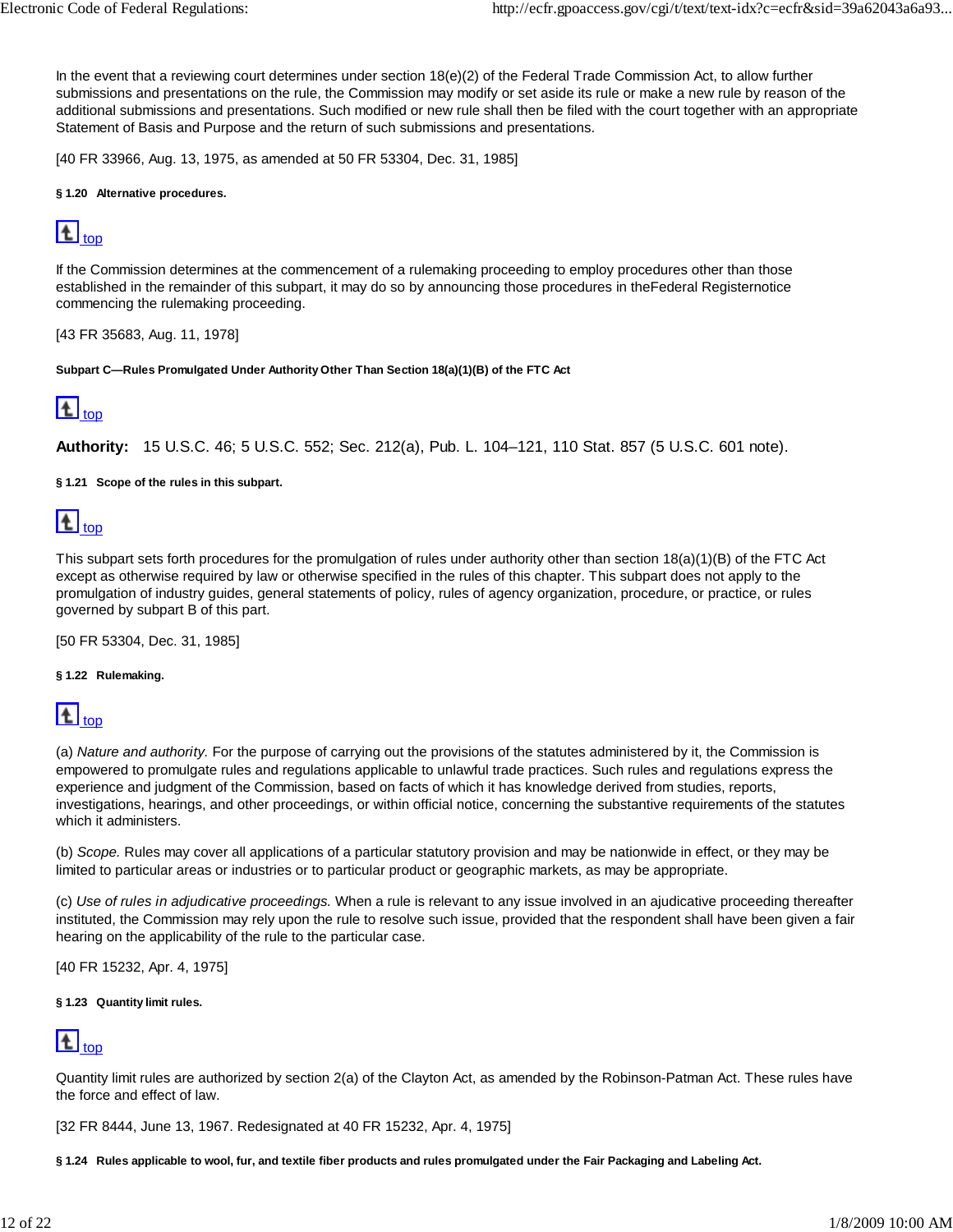In the event that a reviewing court determines under section 18(e)(2) of the Federal Trade Commission Act, to allow further submissions and presentations on the rule, the Commission may modify or set aside its rule or make a new rule by reason of the additional submissions and presentations. Such modified or new rule shall then be filed with the court together with an appropriate Statement of Basis and Purpose and the return of such submissions and presentations.

[40 FR 33966, Aug. 13, 1975, as amended at 50 FR 53304, Dec. 31, 1985]

#### § 1.20 Alternative procedures.

top

If the Commission determines at the commencement of a rulemaking proceeding to employ procedures other than those established in the remainder of this subpart, it may do so by announcing those procedures in theFederal Registernotice commencing the rulemaking proceeding.

[43 FR 35683, Aug. 11, 1978]

#### Subpart C—Rules Promulgated Under Authority Other Than Section 18(a)(1)(B) of the FTC Act

top

**Authority:** 15 U.S.C. 46; 5 U.S.C. 552; Sec. 212(a), Pub. L. 104–121, 110 Stat. 857 (5 U.S.C. 601 note).

#### § 1.21 Scope of the rules in this subpart.

top

This subpart sets forth procedures for the promulgation of rules under authority other than section 18(a)(1)(B) of the FTC Act except as otherwise required by law or otherwise specified in the rules of this chapter. This subpart does not apply to the promulgation of industry guides, general statements of policy, rules of agency organization, procedure, or practice, or rules governed by subpart B of this part.

[50 FR 53304, Dec. 31, 1985]

#### § 1.22 Rulemaking.

top

(a) *Nature and authority.* For the purpose of carrying out the provisions of the statutes administered by it, the Commission is empowered to promulgate rules and regulations applicable to unlawful trade practices. Such rules and regulations express the experience and judgment of the Commission, based on facts of which it has knowledge derived from studies, reports, investigations, hearings, and other proceedings, or within official notice, concerning the substantive requirements of the statutes which it administers.

(b) *Scope.* Rules may cover all applications of a particular statutory provision and may be nationwide in effect, or they may be limited to particular areas or industries or to particular product or geographic markets, as may be appropriate.

(c) *Use of rules in adjudicative proceedings.* When a rule is relevant to any issue involved in an ajudicative proceeding thereafter instituted, the Commission may rely upon the rule to resolve such issue, provided that the respondent shall have been given a fair hearing on the applicability of the rule to the particular case.

[40 FR 15232, Apr. 4, 1975]

#### § 1.23 Quantity limit rules.

top

Quantity limit rules are authorized by section 2(a) of the Clayton Act, as amended by the Robinson-Patman Act. These rules have the force and effect of law.

[32 FR 8444, June 13, 1967. Redesignated at 40 FR 15232, Apr. 4, 1975]

#### § 1.24 Rules applicable to wool, fur, and textile fiber products and rules promulgated under the Fair Packaging and Labeling Act.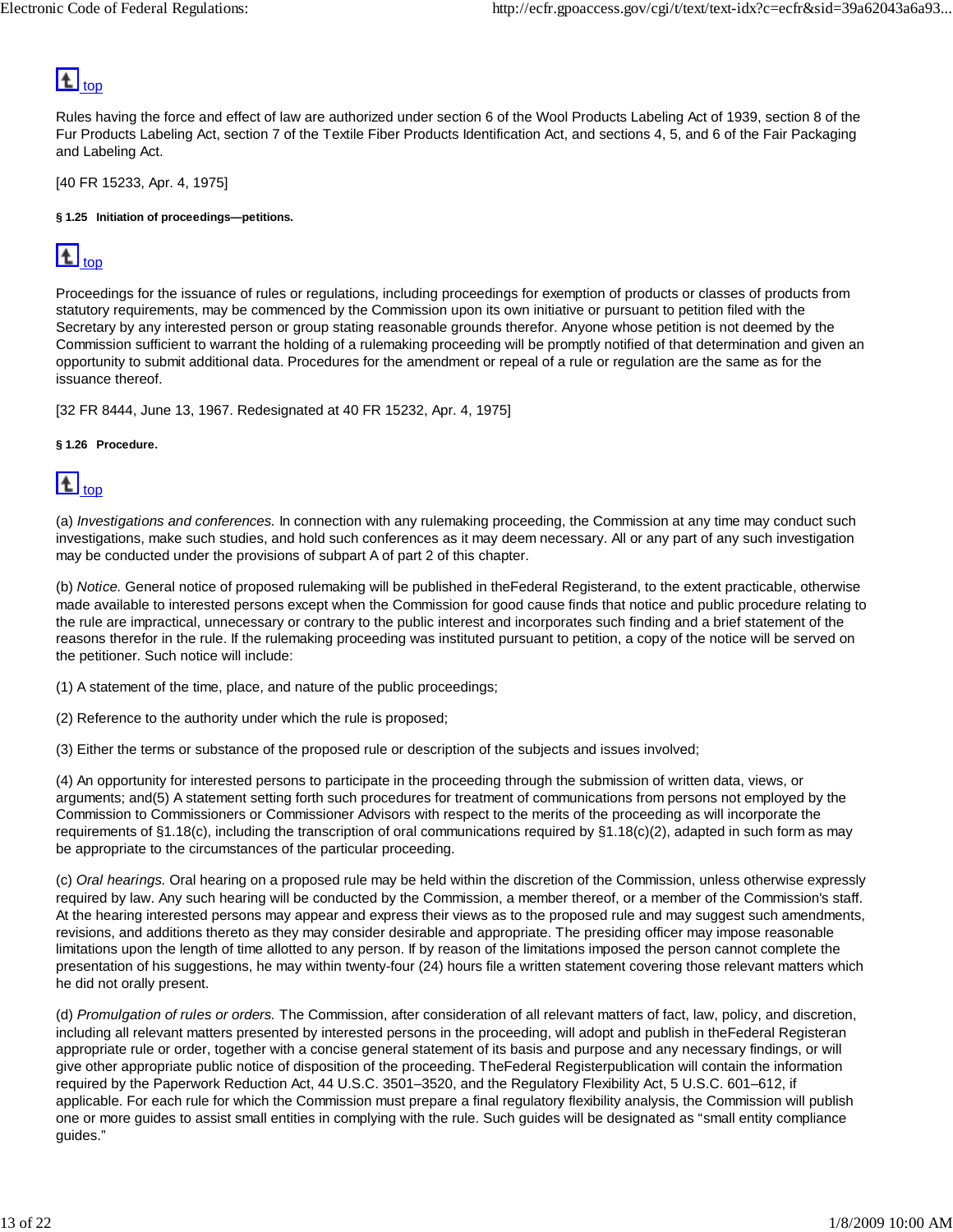top

Rules having the force and effect of law are authorized under section 6 of the Wool Products Labeling Act of 1939, section 8 of the Fur Products Labeling Act, section 7 of the Textile Fiber Products Identification Act, and sections 4, 5, and 6 of the Fair Packaging and Labeling Act.

[40 FR 15233, Apr. 4, 1975]

#### § 1.25 Initiation of proceedings—petitions.

top

Proceedings for the issuance of rules or regulations, including proceedings for exemption of products or classes of products from statutory requirements, may be commenced by the Commission upon its own initiative or pursuant to petition filed with the Secretary by any interested person or group stating reasonable grounds therefor. Anyone whose petition is not deemed by the Commission sufficient to warrant the holding of a rulemaking proceeding will be promptly notified of that determination and given an opportunity to submit additional data. Procedures for the amendment or repeal of a rule or regulation are the same as for the issuance thereof.

[32 FR 8444, June 13, 1967. Redesignated at 40 FR 15232, Apr. 4, 1975]

#### § 1.26 Procedure.

top

(a) *Investigations and conferences.* In connection with any rulemaking proceeding, the Commission at any time may conduct such investigations, make such studies, and hold such conferences as it may deem necessary. All or any part of any such investigation may be conducted under the provisions of subpart A of part 2 of this chapter.

(b) *Notice.* General notice of proposed rulemaking will be published in theFederal Registerand, to the extent practicable, otherwise made available to interested persons except when the Commission for good cause finds that notice and public procedure relating to the rule are impractical, unnecessary or contrary to the public interest and incorporates such finding and a brief statement of the reasons therefor in the rule. If the rulemaking proceeding was instituted pursuant to petition, a copy of the notice will be served on the petitioner. Such notice will include:

(1) A statement of the time, place, and nature of the public proceedings;

(2) Reference to the authority under which the rule is proposed;

(3) Either the terms or substance of the proposed rule or description of the subjects and issues involved;

(4) An opportunity for interested persons to participate in the proceeding through the submission of written data, views, or arguments; and(5) A statement setting forth such procedures for treatment of communications from persons not employed by the Commission to Commissioners or Commissioner Advisors with respect to the merits of the proceeding as will incorporate the requirements of §1.18(c), including the transcription of oral communications required by §1.18(c)(2), adapted in such form as may be appropriate to the circumstances of the particular proceeding.

(c) *Oral hearings.* Oral hearing on a proposed rule may be held within the discretion of the Commission, unless otherwise expressly required by law. Any such hearing will be conducted by the Commission, a member thereof, or a member of the Commission's staff. At the hearing interested persons may appear and express their views as to the proposed rule and may suggest such amendments, revisions, and additions thereto as they may consider desirable and appropriate. The presiding officer may impose reasonable limitations upon the length of time allotted to any person. If by reason of the limitations imposed the person cannot complete the presentation of his suggestions, he may within twenty-four (24) hours file a written statement covering those relevant matters which he did not orally present.

(d) *Promulgation of rules or orders.* The Commission, after consideration of all relevant matters of fact, law, policy, and discretion, including all relevant matters presented by interested persons in the proceeding, will adopt and publish in theFederal Registeran appropriate rule or order, together with a concise general statement of its basis and purpose and any necessary findings, or will give other appropriate public notice of disposition of the proceeding. TheFederal Registerpublication will contain the information required by the Paperwork Reduction Act, 44 U.S.C. 3501–3520, and the Regulatory Flexibility Act, 5 U.S.C. 601–612, if applicable. For each rule for which the Commission must prepare a final regulatory flexibility analysis, the Commission will publish one or more guides to assist small entities in complying with the rule. Such guides will be designated as “small entity compliance guides.”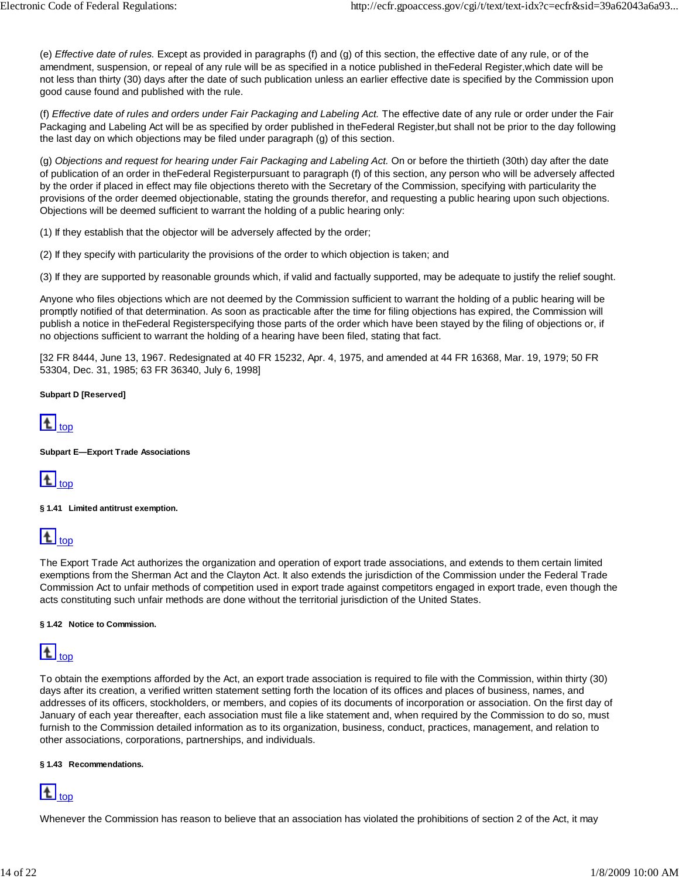(e) *Effective date of rules.* Except as provided in paragraphs (f) and (g) of this section, the effective date of any rule, or of the amendment, suspension, or repeal of any rule will be as specified in a notice published in theFederal Register,which date will be not less than thirty (30) days after the date of such publication unless an earlier effective date is specified by the Commission upon good cause found and published with the rule.

(f) *Effective date of rules and orders under Fair Packaging and Labeling Act.* The effective date of any rule or order under the Fair Packaging and Labeling Act will be as specified by order published in theFederal Register,but shall not be prior to the day following the last day on which objections may be filed under paragraph (g) of this section.

(g) *Objections and request for hearing under Fair Packaging and Labeling Act.* On or before the thirtieth (30th) day after the date of publication of an order in theFederal Registerpursuant to paragraph (f) of this section, any person who will be adversely affected by the order if placed in effect may file objections thereto with the Secretary of the Commission, specifying with particularity the provisions of the order deemed objectionable, stating the grounds therefor, and requesting a public hearing upon such objections. Objections will be deemed sufficient to warrant the holding of a public hearing only:

(1) If they establish that the objector will be adversely affected by the order;

(2) If they specify with particularity the provisions of the order to which objection is taken; and

(3) If they are supported by reasonable grounds which, if valid and factually supported, may be adequate to justify the relief sought.

Anyone who files objections which are not deemed by the Commission sufficient to warrant the holding of a public hearing will be promptly notified of that determination. As soon as practicable after the time for filing objections has expired, the Commission will publish a notice in theFederal Registerspecifying those parts of the order which have been stayed by the filing of objections or, if no objections sufficient to warrant the holding of a hearing have been filed, stating that fact.

[32 FR 8444, June 13, 1967. Redesignated at 40 FR 15232, Apr. 4, 1975, and amended at 44 FR 16368, Mar. 19, 1979; 50 FR 53304, Dec. 31, 1985; 63 FR 36340, July 6, 1998]

**Subpart D [Reserved]**

top

**Subpart E—Export Trade Associations**

top

**§ 1.41 Limited antitrust exemption.**

top

The Export Trade Act authorizes the organization and operation of export trade associations, and extends to them certain limited exemptions from the Sherman Act and the Clayton Act. It also extends the jurisdiction of the Commission under the Federal Trade Commission Act to unfair methods of competition used in export trade against competitors engaged in export trade, even though the acts constituting such unfair methods are done without the territorial jurisdiction of the United States.

**§ 1.42 Notice to Commission.**

top

To obtain the exemptions afforded by the Act, an export trade association is required to file with the Commission, within thirty (30) days after its creation, a verified written statement setting forth the location of its offices and places of business, names, and addresses of its officers, stockholders, or members, and copies of its documents of incorporation or association. On the first day of January of each year thereafter, each association must file a like statement and, when required by the Commission to do so, must furnish to the Commission detailed information as to its organization, business, conduct, practices, management, and relation to other associations, corporations, partnerships, and individuals.

**§ 1.43 Recommendations.**

top

Whenever the Commission has reason to believe that an association has violated the prohibitions of section 2 of the Act, it may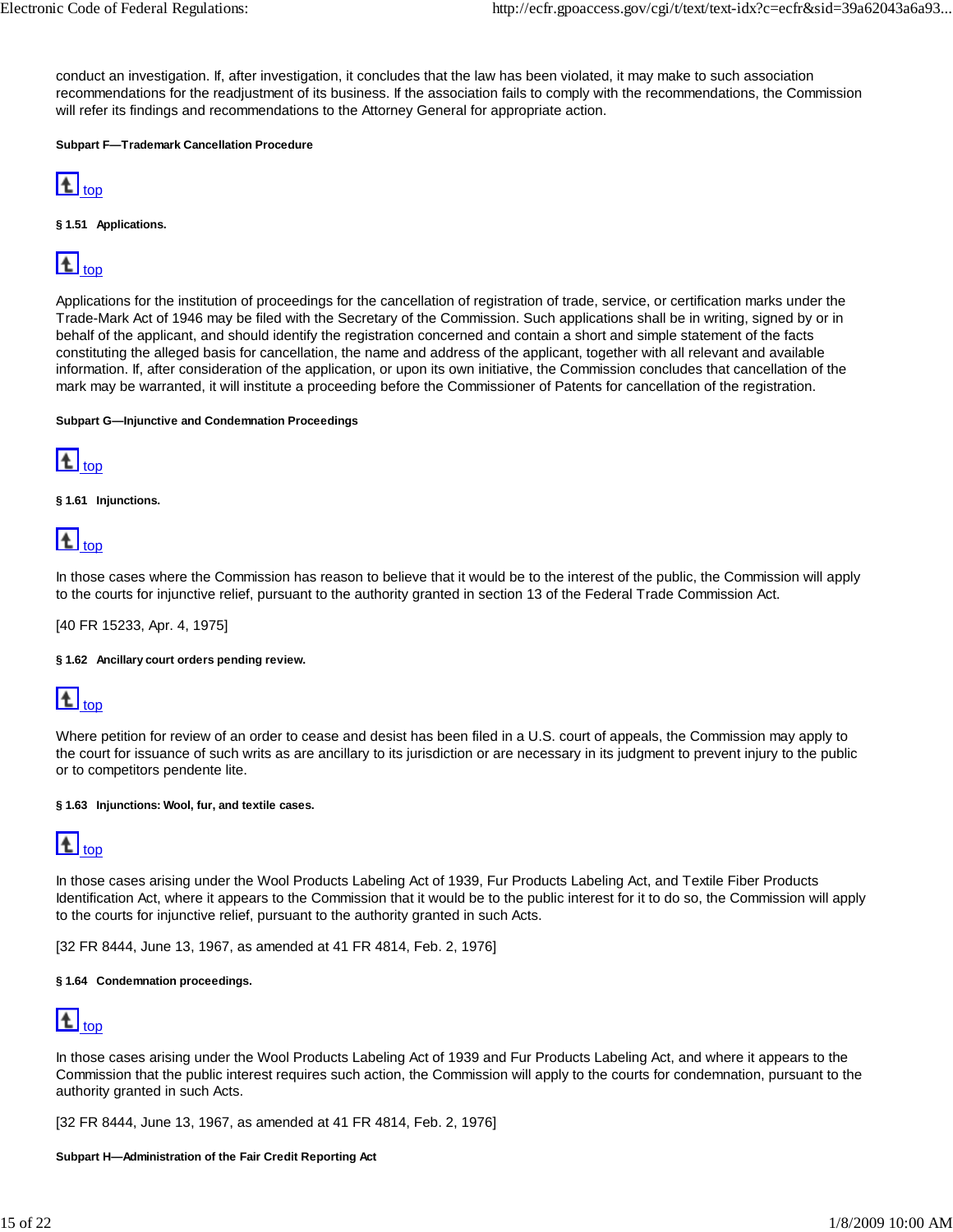conduct an investigation. If, after investigation, it concludes that the law has been violated, it may make to such association recommendations for the readjustment of its business. If the association fails to comply with the recommendations, the Commission will refer its findings and recommendations to the Attorney General for appropriate action.

#### Subpart F—Trademark Cancellation Procedure

top

##### § 1.51 Applications.

top

Applications for the institution of proceedings for the cancellation of registration of trade, service, or certification marks under the Trade-Mark Act of 1946 may be filed with the Secretary of the Commission. Such applications shall be in writing, signed by or in behalf of the applicant, and should identify the registration concerned and contain a short and simple statement of the facts constituting the alleged basis for cancellation, the name and address of the applicant, together with all relevant and available information. If, after consideration of the application, or upon its own initiative, the Commission concludes that cancellation of the mark may be warranted, it will institute a proceeding before the Commissioner of Patents for cancellation of the registration.

#### Subpart G—Injunctive and Condemnation Proceedings

top

##### § 1.61 Injunctions.

top

In those cases where the Commission has reason to believe that it would be to the interest of the public, the Commission will apply to the courts for injunctive relief, pursuant to the authority granted in section 13 of the Federal Trade Commission Act.

[40 FR 15233, Apr. 4, 1975]

##### § 1.62 Ancillary court orders pending review.

top

Where petition for review of an order to cease and desist has been filed in a U.S. court of appeals, the Commission may apply to the court for issuance of such writs as are ancillary to its jurisdiction or are necessary in its judgment to prevent injury to the public or to competitors pendente lite.

##### § 1.63 Injunctions: Wool, fur, and textile cases.

top

In those cases arising under the Wool Products Labeling Act of 1939, Fur Products Labeling Act, and Textile Fiber Products Identification Act, where it appears to the Commission that it would be to the public interest for it to do so, the Commission will apply to the courts for injunctive relief, pursuant to the authority granted in such Acts.

[32 FR 8444, June 13, 1967, as amended at 41 FR 4814, Feb. 2, 1976]

##### § 1.64 Condemnation proceedings.

top

In those cases arising under the Wool Products Labeling Act of 1939 and Fur Products Labeling Act, and where it appears to the Commission that the public interest requires such action, the Commission will apply to the courts for condemnation, pursuant to the authority granted in such Acts.

[32 FR 8444, June 13, 1967, as amended at 41 FR 4814, Feb. 2, 1976]

#### Subpart H—Administration of the Fair Credit Reporting Act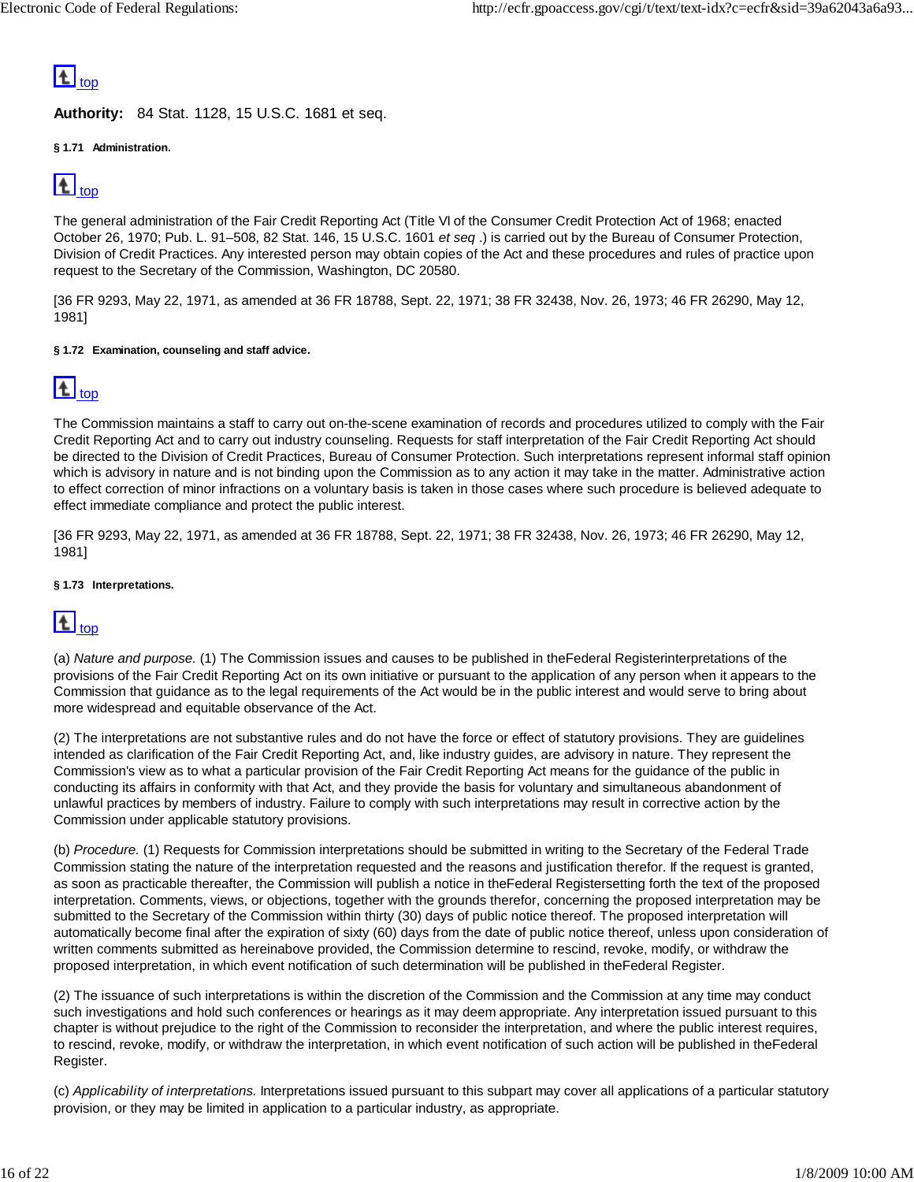top

**Authority:** 84 Stat. 1128, 15 U.S.C. 1681 et seq.

**§ 1.71 Administration.**

top

The general administration of the Fair Credit Reporting Act (Title VI of the Consumer Credit Protection Act of 1968; enacted October 26, 1970; Pub. L. 91–508, 82 Stat. 146, 15 U.S.C. 1601 *et seq* .) is carried out by the Bureau of Consumer Protection, Division of Credit Practices. Any interested person may obtain copies of the Act and these procedures and rules of practice upon request to the Secretary of the Commission, Washington, DC 20580.

[36 FR 9293, May 22, 1971, as amended at 36 FR 18788, Sept. 22, 1971; 38 FR 32438, Nov. 26, 1973; 46 FR 26290, May 12, 1981]

**§ 1.72 Examination, counseling and staff advice.**

top

The Commission maintains a staff to carry out on-the-scene examination of records and procedures utilized to comply with the Fair Credit Reporting Act and to carry out industry counseling. Requests for staff interpretation of the Fair Credit Reporting Act should be directed to the Division of Credit Practices, Bureau of Consumer Protection. Such interpretations represent informal staff opinion which is advisory in nature and is not binding upon the Commission as to any action it may take in the matter. Administrative action to effect correction of minor infractions on a voluntary basis is taken in those cases where such procedure is believed adequate to effect immediate compliance and protect the public interest.

[36 FR 9293, May 22, 1971, as amended at 36 FR 18788, Sept. 22, 1971; 38 FR 32438, Nov. 26, 1973; 46 FR 26290, May 12, 1981]

**§ 1.73 Interpretations.**

top

(a) *Nature and purpose.* (1) The Commission issues and causes to be published in theFederal Registerinterpretations of the provisions of the Fair Credit Reporting Act on its own initiative or pursuant to the application of any person when it appears to the Commission that guidance as to the legal requirements of the Act would be in the public interest and would serve to bring about more widespread and equitable observance of the Act.

(2) The interpretations are not substantive rules and do not have the force or effect of statutory provisions. They are guidelines intended as clarification of the Fair Credit Reporting Act, and, like industry guides, are advisory in nature. They represent the Commission's view as to what a particular provision of the Fair Credit Reporting Act means for the guidance of the public in conducting its affairs in conformity with that Act, and they provide the basis for voluntary and simultaneous abandonment of unlawful practices by members of industry. Failure to comply with such interpretations may result in corrective action by the Commission under applicable statutory provisions.

(b) *Procedure.* (1) Requests for Commission interpretations should be submitted in writing to the Secretary of the Federal Trade Commission stating the nature of the interpretation requested and the reasons and justification therefor. If the request is granted, as soon as practicable thereafter, the Commission will publish a notice in theFederal Registersetting forth the text of the proposed interpretation. Comments, views, or objections, together with the grounds therefor, concerning the proposed interpretation may be submitted to the Secretary of the Commission within thirty (30) days of public notice thereof. The proposed interpretation will automatically become final after the expiration of sixty (60) days from the date of public notice thereof, unless upon consideration of written comments submitted as hereinabove provided, the Commission determine to rescind, revoke, modify, or withdraw the proposed interpretation, in which event notification of such determination will be published in theFederal Register.

(2) The issuance of such interpretations is within the discretion of the Commission and the Commission at any time may conduct such investigations and hold such conferences or hearings as it may deem appropriate. Any interpretation issued pursuant to this chapter is without prejudice to the right of the Commission to reconsider the interpretation, and where the public interest requires, to rescind, revoke, modify, or withdraw the interpretation, in which event notification of such action will be published in theFederal Register.

(c) *Applicability of interpretations.* Interpretations issued pursuant to this subpart may cover all applications of a particular statutory provision, or they may be limited in application to a particular industry, as appropriate.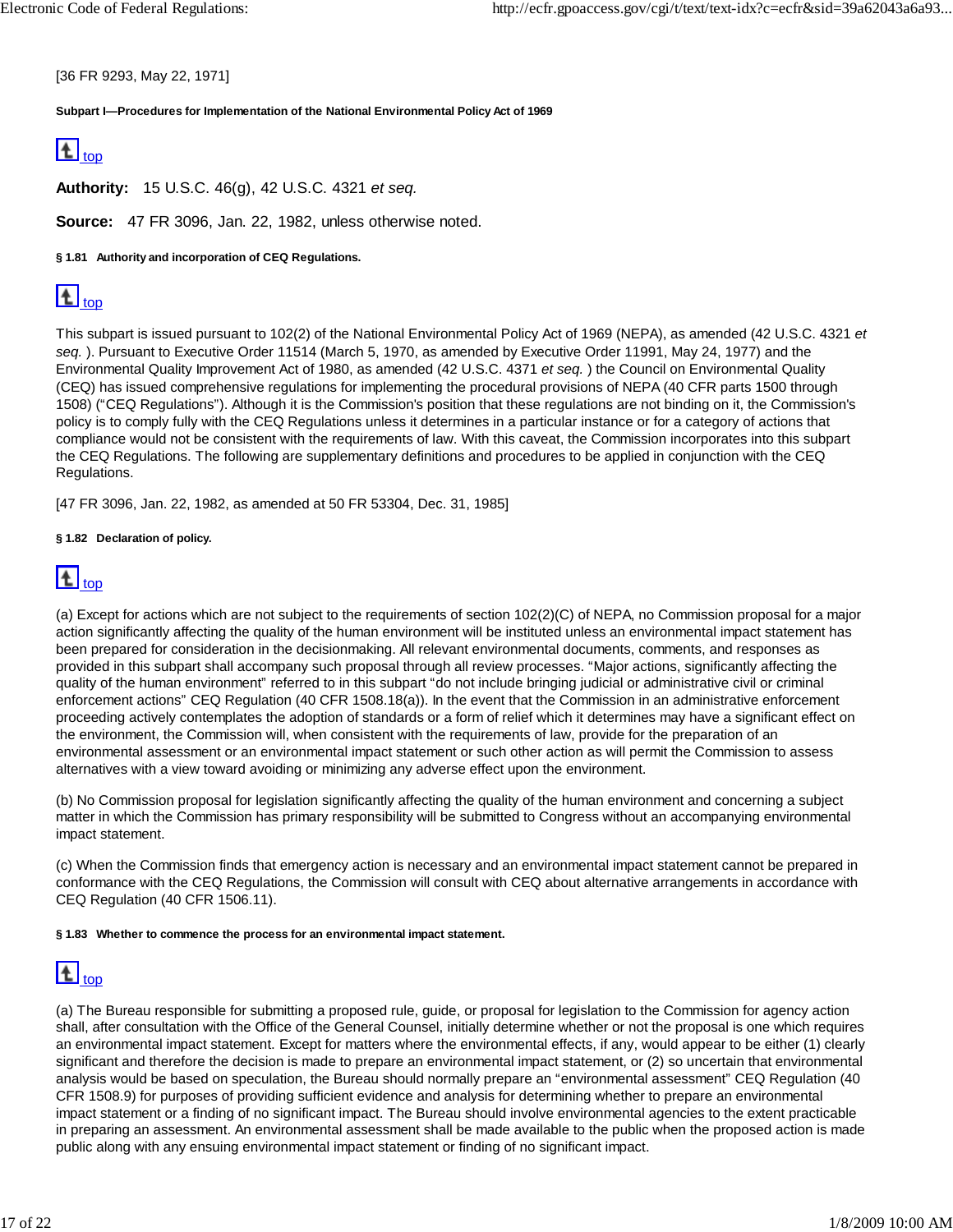[36 FR 9293, May 22, 1971]

**Subpart I—Procedures for Implementation of the National Environmental Policy Act of 1969**

top

**Authority:** 15 U.S.C. 46(g), 42 U.S.C. 4321 *et seq.*

**Source:** 47 FR 3096, Jan. 22, 1982, unless otherwise noted.

#### § 1.81 Authority and incorporation of CEQ Regulations.

top

This subpart is issued pursuant to 102(2) of the National Environmental Policy Act of 1969 (NEPA), as amended (42 U.S.C. 4321 *et seq.* ). Pursuant to Executive Order 11514 (March 5, 1970, as amended by Executive Order 11991, May 24, 1977) and the Environmental Quality Improvement Act of 1980, as amended (42 U.S.C. 4371 *et seq.* ) the Council on Environmental Quality (CEQ) has issued comprehensive regulations for implementing the procedural provisions of NEPA (40 CFR parts 1500 through 1508) ("CEQ Regulations"). Although it is the Commission's position that these regulations are not binding on it, the Commission's policy is to comply fully with the CEQ Regulations unless it determines in a particular instance or for a category of actions that compliance would not be consistent with the requirements of law. With this caveat, the Commission incorporates into this subpart the CEQ Regulations. The following are supplementary definitions and procedures to be applied in conjunction with the CEQ Regulations.

[47 FR 3096, Jan. 22, 1982, as amended at 50 FR 53304, Dec. 31, 1985]

#### § 1.82 Declaration of policy.

top

(a) Except for actions which are not subject to the requirements of section 102(2)(C) of NEPA, no Commission proposal for a major action significantly affecting the quality of the human environment will be instituted unless an environmental impact statement has been prepared for consideration in the decisionmaking. All relevant environmental documents, comments, and responses as provided in this subpart shall accompany such proposal through all review processes. "Major actions, significantly affecting the quality of the human environment" referred to in this subpart "do not include bringing judicial or administrative civil or criminal enforcement actions" CEQ Regulation (40 CFR 1508.18(a)). In the event that the Commission in an administrative enforcement proceeding actively contemplates the adoption of standards or a form of relief which it determines may have a significant effect on the environment, the Commission will, when consistent with the requirements of law, provide for the preparation of an environmental assessment or an environmental impact statement or such other action as will permit the Commission to assess alternatives with a view toward avoiding or minimizing any adverse effect upon the environment.

(b) No Commission proposal for legislation significantly affecting the quality of the human environment and concerning a subject matter in which the Commission has primary responsibility will be submitted to Congress without an accompanying environmental impact statement.

(c) When the Commission finds that emergency action is necessary and an environmental impact statement cannot be prepared in conformance with the CEQ Regulations, the Commission will consult with CEQ about alternative arrangements in accordance with CEQ Regulation (40 CFR 1506.11).

#### § 1.83 Whether to commence the process for an environmental impact statement.

top

(a) The Bureau responsible for submitting a proposed rule, guide, or proposal for legislation to the Commission for agency action shall, after consultation with the Office of the General Counsel, initially determine whether or not the proposal is one which requires an environmental impact statement. Except for matters where the environmental effects, if any, would appear to be either (1) clearly significant and therefore the decision is made to prepare an environmental impact statement, or (2) so uncertain that environmental analysis would be based on speculation, the Bureau should normally prepare an "environmental assessment" CEQ Regulation (40 CFR 1508.9) for purposes of providing sufficient evidence and analysis for determining whether to prepare an environmental impact statement or a finding of no significant impact. The Bureau should involve environmental agencies to the extent practicable in preparing an assessment. An environmental assessment shall be made available to the public when the proposed action is made public along with any ensuing environmental impact statement or finding of no significant impact.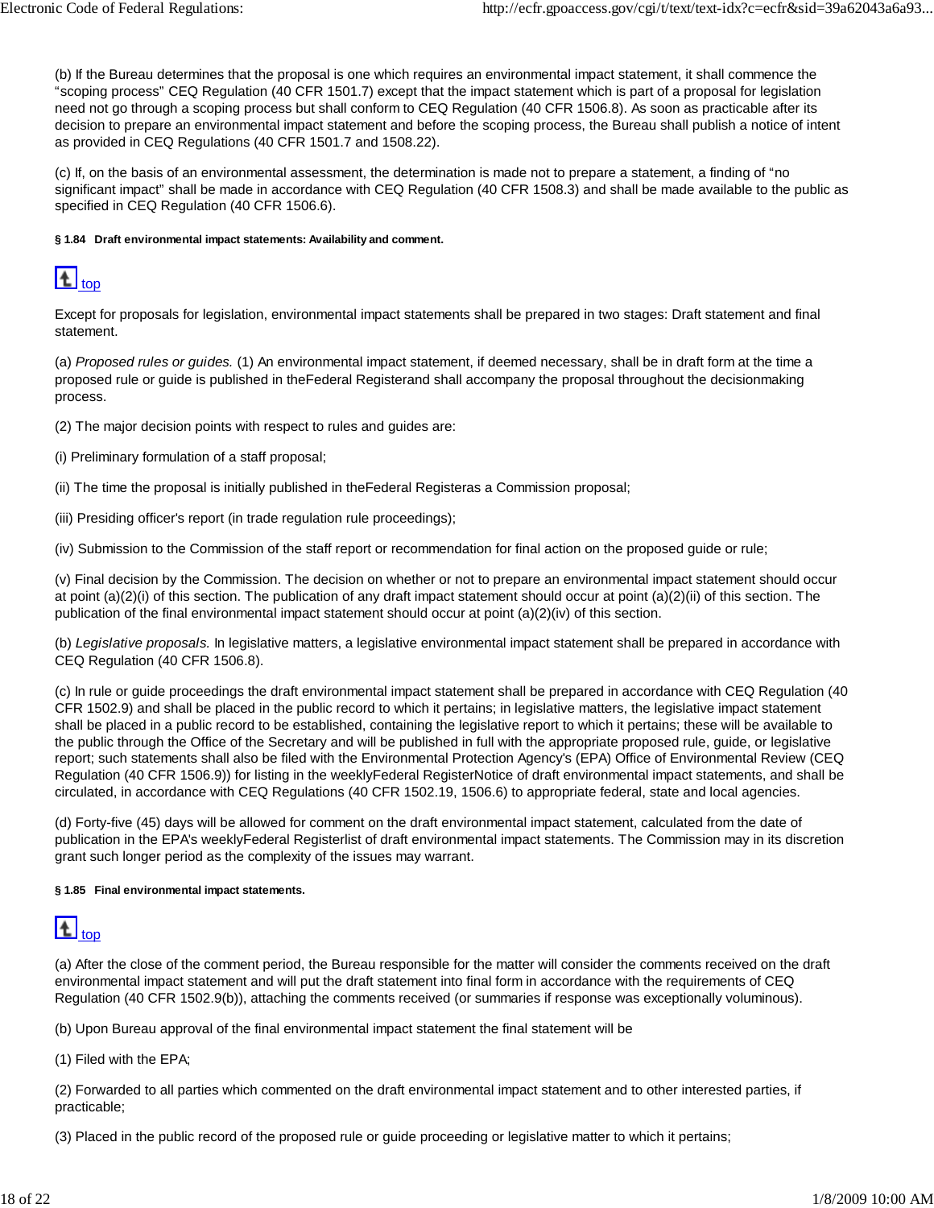(b) If the Bureau determines that the proposal is one which requires an environmental impact statement, it shall commence the "scoping process" CEQ Regulation (40 CFR 1501.7) except that the impact statement which is part of a proposal for legislation need not go through a scoping process but shall conform to CEQ Regulation (40 CFR 1506.8). As soon as practicable after its decision to prepare an environmental impact statement and before the scoping process, the Bureau shall publish a notice of intent as provided in CEQ Regulations (40 CFR 1501.7 and 1508.22).

(c) If, on the basis of an environmental assessment, the determination is made not to prepare a statement, a finding of "no significant impact" shall be made in accordance with CEQ Regulation (40 CFR 1508.3) and shall be made available to the public as specified in CEQ Regulation (40 CFR 1506.6).

#### § 1.84 Draft environmental impact statements: Availability and comment.

top

Except for proposals for legislation, environmental impact statements shall be prepared in two stages: Draft statement and final statement.

(a) *Proposed rules or guides.* (1) An environmental impact statement, if deemed necessary, shall be in draft form at the time a proposed rule or guide is published in theFederal Registerand shall accompany the proposal throughout the decisionmaking process.

(2) The major decision points with respect to rules and guides are:

(i) Preliminary formulation of a staff proposal;

(ii) The time the proposal is initially published in theFederal Registeras a Commission proposal;

(iii) Presiding officer's report (in trade regulation rule proceedings);

(iv) Submission to the Commission of the staff report or recommendation for final action on the proposed guide or rule;

(v) Final decision by the Commission. The decision on whether or not to prepare an environmental impact statement should occur at point (a)(2)(i) of this section. The publication of any draft impact statement should occur at point (a)(2)(ii) of this section. The publication of the final environmental impact statement should occur at point (a)(2)(iv) of this section.

(b) *Legislative proposals.* In legislative matters, a legislative environmental impact statement shall be prepared in accordance with CEQ Regulation (40 CFR 1506.8).

(c) In rule or guide proceedings the draft environmental impact statement shall be prepared in accordance with CEQ Regulation (40 CFR 1502.9) and shall be placed in the public record to which it pertains; in legislative matters, the legislative impact statement shall be placed in a public record to be established, containing the legislative report to which it pertains; these will be available to the public through the Office of the Secretary and will be published in full with the appropriate proposed rule, guide, or legislative report; such statements shall also be filed with the Environmental Protection Agency's (EPA) Office of Environmental Review (CEQ Regulation (40 CFR 1506.9)) for listing in the weeklyFederal RegisterNotice of draft environmental impact statements, and shall be circulated, in accordance with CEQ Regulations (40 CFR 1502.19, 1506.6) to appropriate federal, state and local agencies.

(d) Forty-five (45) days will be allowed for comment on the draft environmental impact statement, calculated from the date of publication in the EPA's weeklyFederal Registerlist of draft environmental impact statements. The Commission may in its discretion grant such longer period as the complexity of the issues may warrant.

#### § 1.85 Final environmental impact statements.

top

(a) After the close of the comment period, the Bureau responsible for the matter will consider the comments received on the draft environmental impact statement and will put the draft statement into final form in accordance with the requirements of CEQ Regulation (40 CFR 1502.9(b)), attaching the comments received (or summaries if response was exceptionally voluminous).

(b) Upon Bureau approval of the final environmental impact statement the final statement will be

(1) Filed with the EPA;

(2) Forwarded to all parties which commented on the draft environmental impact statement and to other interested parties, if practicable;

(3) Placed in the public record of the proposed rule or guide proceeding or legislative matter to which it pertains;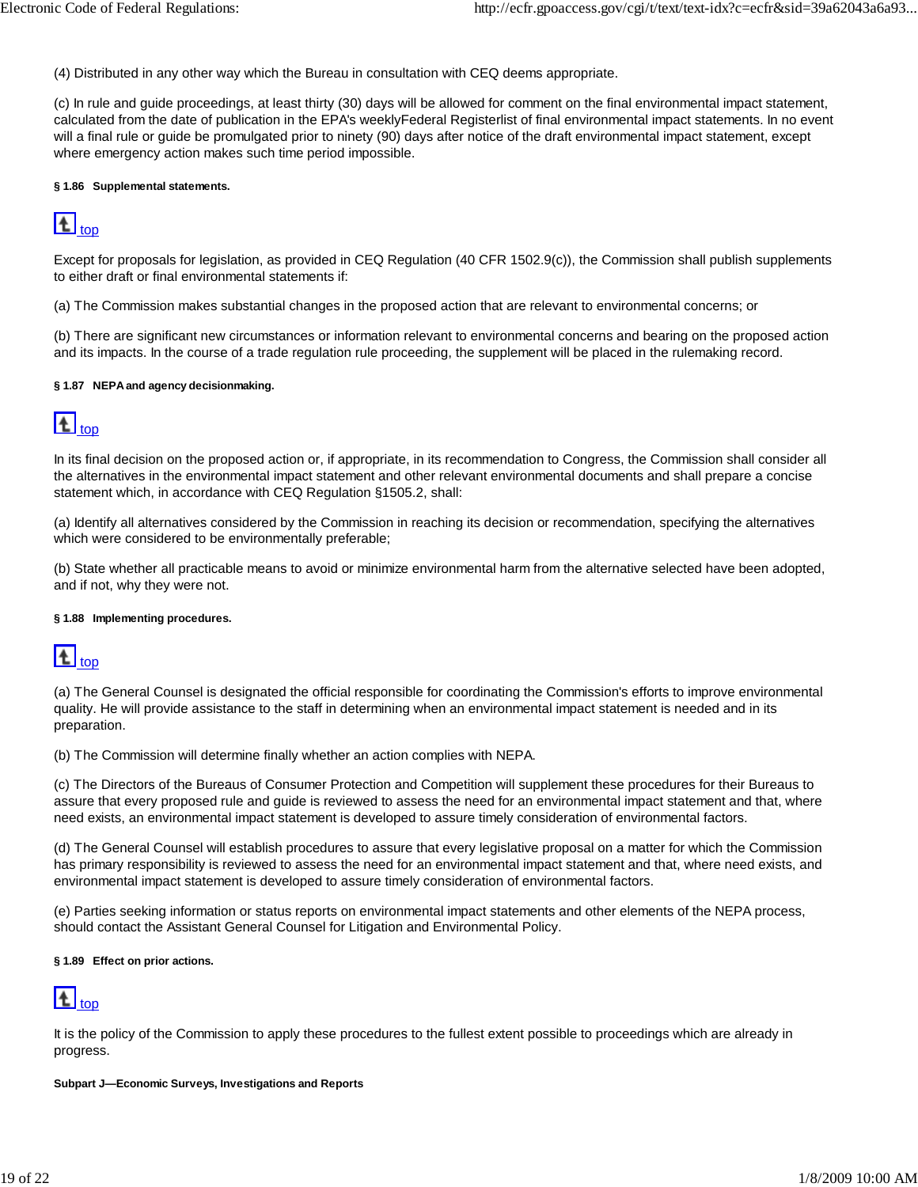(4) Distributed in any other way which the Bureau in consultation with CEQ deems appropriate.

(c) In rule and guide proceedings, at least thirty (30) days will be allowed for comment on the final environmental impact statement, calculated from the date of publication in the EPA's weeklyFederal Registerlist of final environmental impact statements. In no event will a final rule or guide be promulgated prior to ninety (90) days after notice of the draft environmental impact statement, except where emergency action makes such time period impossible.

#### § 1.86 Supplemental statements.

top

Except for proposals for legislation, as provided in CEQ Regulation (40 CFR 1502.9(c)), the Commission shall publish supplements to either draft or final environmental statements if:

(a) The Commission makes substantial changes in the proposed action that are relevant to environmental concerns; or

(b) There are significant new circumstances or information relevant to environmental concerns and bearing on the proposed action and its impacts. In the course of a trade regulation rule proceeding, the supplement will be placed in the rulemaking record.

#### § 1.87 NEPA and agency decisionmaking.

top

In its final decision on the proposed action or, if appropriate, in its recommendation to Congress, the Commission shall consider all the alternatives in the environmental impact statement and other relevant environmental documents and shall prepare a concise statement which, in accordance with CEQ Regulation §1505.2, shall:

(a) Identify all alternatives considered by the Commission in reaching its decision or recommendation, specifying the alternatives which were considered to be environmentally preferable;

(b) State whether all practicable means to avoid or minimize environmental harm from the alternative selected have been adopted, and if not, why they were not.

#### § 1.88 Implementing procedures.

top

(a) The General Counsel is designated the official responsible for coordinating the Commission's efforts to improve environmental quality. He will provide assistance to the staff in determining when an environmental impact statement is needed and in its preparation.

(b) The Commission will determine finally whether an action complies with NEPA.

(c) The Directors of the Bureaus of Consumer Protection and Competition will supplement these procedures for their Bureaus to assure that every proposed rule and guide is reviewed to assess the need for an environmental impact statement and that, where need exists, an environmental impact statement is developed to assure timely consideration of environmental factors.

(d) The General Counsel will establish procedures to assure that every legislative proposal on a matter for which the Commission has primary responsibility is reviewed to assess the need for an environmental impact statement and that, where need exists, and environmental impact statement is developed to assure timely consideration of environmental factors.

(e) Parties seeking information or status reports on environmental impact statements and other elements of the NEPA process, should contact the Assistant General Counsel for Litigation and Environmental Policy.

#### § 1.89 Effect on prior actions.

top

It is the policy of the Commission to apply these procedures to the fullest extent possible to proceedings which are already in progress.

### Subpart J—Economic Surveys, Investigations and Reports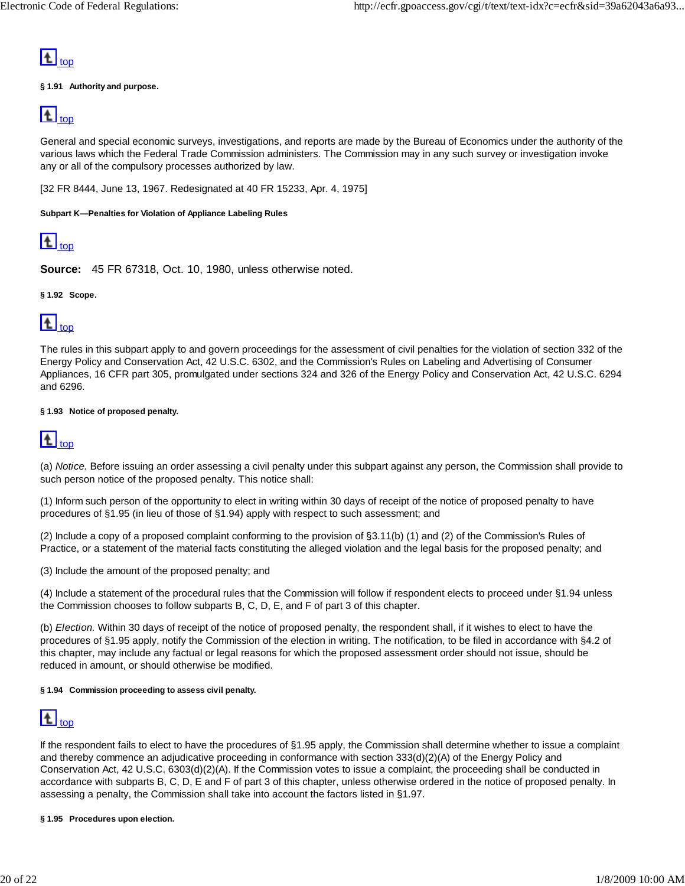top

#### § 1.91 Authority and purpose.

top

General and special economic surveys, investigations, and reports are made by the Bureau of Economics under the authority of the various laws which the Federal Trade Commission administers. The Commission may in any such survey or investigation invoke any or all of the compulsory processes authorized by law.

[32 FR 8444, June 13, 1967. Redesignated at 40 FR 15233, Apr. 4, 1975]

### Subpart K—Penalties for Violation of Appliance Labeling Rules

top

**Source:** 45 FR 67318, Oct. 10, 1980, unless otherwise noted.

#### § 1.92 Scope.

top

The rules in this subpart apply to and govern proceedings for the assessment of civil penalties for the violation of section 332 of the Energy Policy and Conservation Act, 42 U.S.C. 6302, and the Commission's Rules on Labeling and Advertising of Consumer Appliances, 16 CFR part 305, promulgated under sections 324 and 326 of the Energy Policy and Conservation Act, 42 U.S.C. 6294 and 6296.

#### § 1.93 Notice of proposed penalty.

top

(a) *Notice.* Before issuing an order assessing a civil penalty under this subpart against any person, the Commission shall provide to such person notice of the proposed penalty. This notice shall:

(1) Inform such person of the opportunity to elect in writing within 30 days of receipt of the notice of proposed penalty to have procedures of §1.95 (in lieu of those of §1.94) apply with respect to such assessment; and

(2) Include a copy of a proposed complaint conforming to the provision of §3.11(b) (1) and (2) of the Commission's Rules of Practice, or a statement of the material facts constituting the alleged violation and the legal basis for the proposed penalty; and

(3) Include the amount of the proposed penalty; and

(4) Include a statement of the procedural rules that the Commission will follow if respondent elects to proceed under §1.94 unless the Commission chooses to follow subparts B, C, D, E, and F of part 3 of this chapter.

(b) *Election.* Within 30 days of receipt of the notice of proposed penalty, the respondent shall, if it wishes to elect to have the procedures of §1.95 apply, notify the Commission of the election in writing. The notification, to be filed in accordance with §4.2 of this chapter, may include any factual or legal reasons for which the proposed assessment order should not issue, should be reduced in amount, or should otherwise be modified.

#### § 1.94 Commission proceeding to assess civil penalty.

top

If the respondent fails to elect to have the procedures of §1.95 apply, the Commission shall determine whether to issue a complaint and thereby commence an adjudicative proceeding in conformance with section 333(d)(2)(A) of the Energy Policy and Conservation Act, 42 U.S.C. 6303(d)(2)(A). If the Commission votes to issue a complaint, the proceeding shall be conducted in accordance with subparts B, C, D, E and F of part 3 of this chapter, unless otherwise ordered in the notice of proposed penalty. In assessing a penalty, the Commission shall take into account the factors listed in §1.97.

#### § 1.95 Procedures upon election.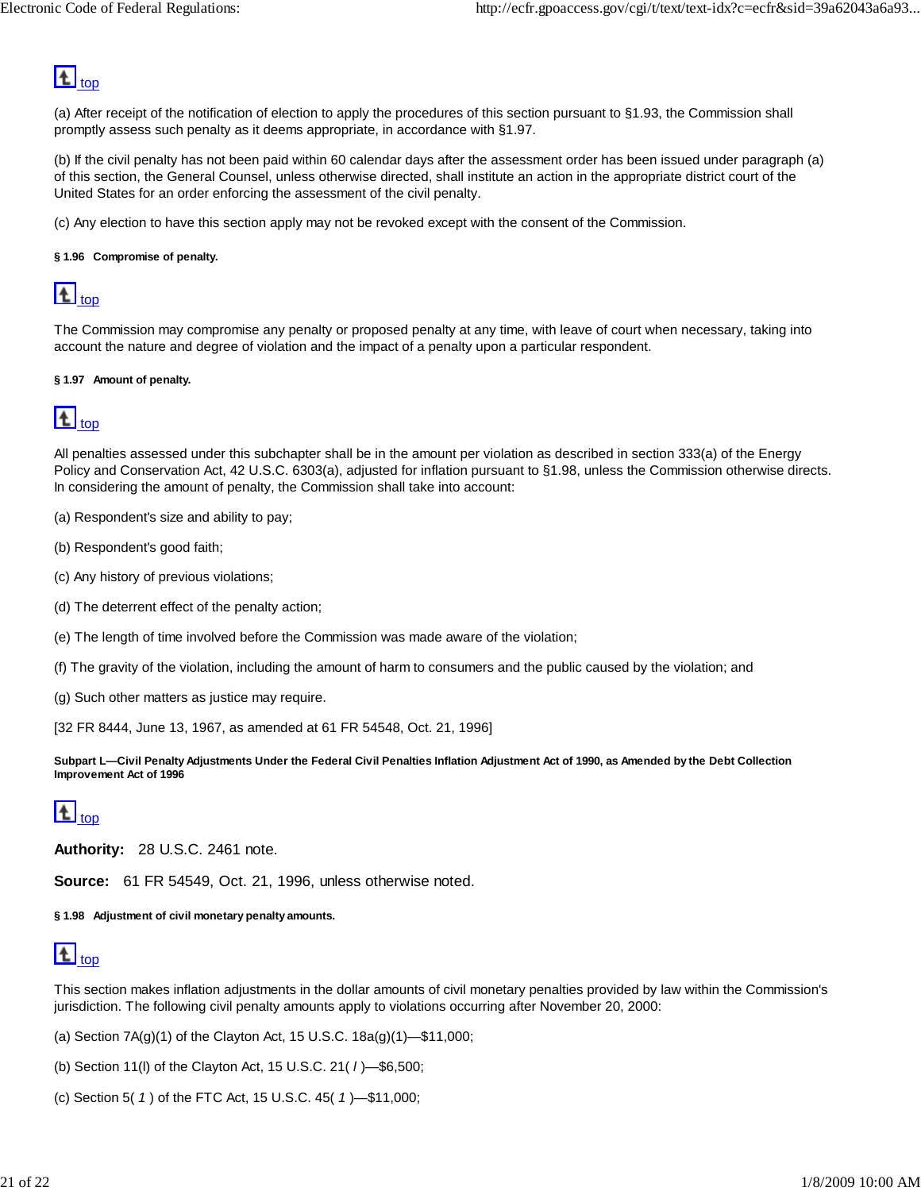top

(a) After receipt of the notification of election to apply the procedures of this section pursuant to §1.93, the Commission shall promptly assess such penalty as it deems appropriate, in accordance with §1.97.

(b) If the civil penalty has not been paid within 60 calendar days after the assessment order has been issued under paragraph (a) of this section, the General Counsel, unless otherwise directed, shall institute an action in the appropriate district court of the United States for an order enforcing the assessment of the civil penalty.

(c) Any election to have this section apply may not be revoked except with the consent of the Commission.

###### § 1.96 Compromise of penalty.

top

The Commission may compromise any penalty or proposed penalty at any time, with leave of court when necessary, taking into account the nature and degree of violation and the impact of a penalty upon a particular respondent.

###### § 1.97 Amount of penalty.

top

All penalties assessed under this subchapter shall be in the amount per violation as described in section 333(a) of the Energy Policy and Conservation Act, 42 U.S.C. 6303(a), adjusted for inflation pursuant to §1.98, unless the Commission otherwise directs. In considering the amount of penalty, the Commission shall take into account:

(a) Respondent's size and ability to pay;

(b) Respondent's good faith;

(c) Any history of previous violations;

(d) The deterrent effect of the penalty action;

(e) The length of time involved before the Commission was made aware of the violation;

(f) The gravity of the violation, including the amount of harm to consumers and the public caused by the violation; and

(g) Such other matters as justice may require.

[32 FR 8444, June 13, 1967, as amended at 61 FR 54548, Oct. 21, 1996]

###### Subpart L—Civil Penalty Adjustments Under the Federal Civil Penalties Inflation Adjustment Act of 1990, as Amended by the Debt Collection Improvement Act of 1996

top

**Authority:** 28 U.S.C. 2461 note.

**Source:** 61 FR 54549, Oct. 21, 1996, unless otherwise noted.

###### § 1.98 Adjustment of civil monetary penalty amounts.

top

This section makes inflation adjustments in the dollar amounts of civil monetary penalties provided by law within the Commission's jurisdiction. The following civil penalty amounts apply to violations occurring after November 20, 2000:

(a) Section 7A(g)(1) of the Clayton Act, 15 U.S.C. 18a(g)(1)—$11,000;

(b) Section 11(l) of the Clayton Act, 15 U.S.C. 21( *l* )—$6,500;

(c) Section 5( *1* ) of the FTC Act, 15 U.S.C. 45( *1* )—$11,000;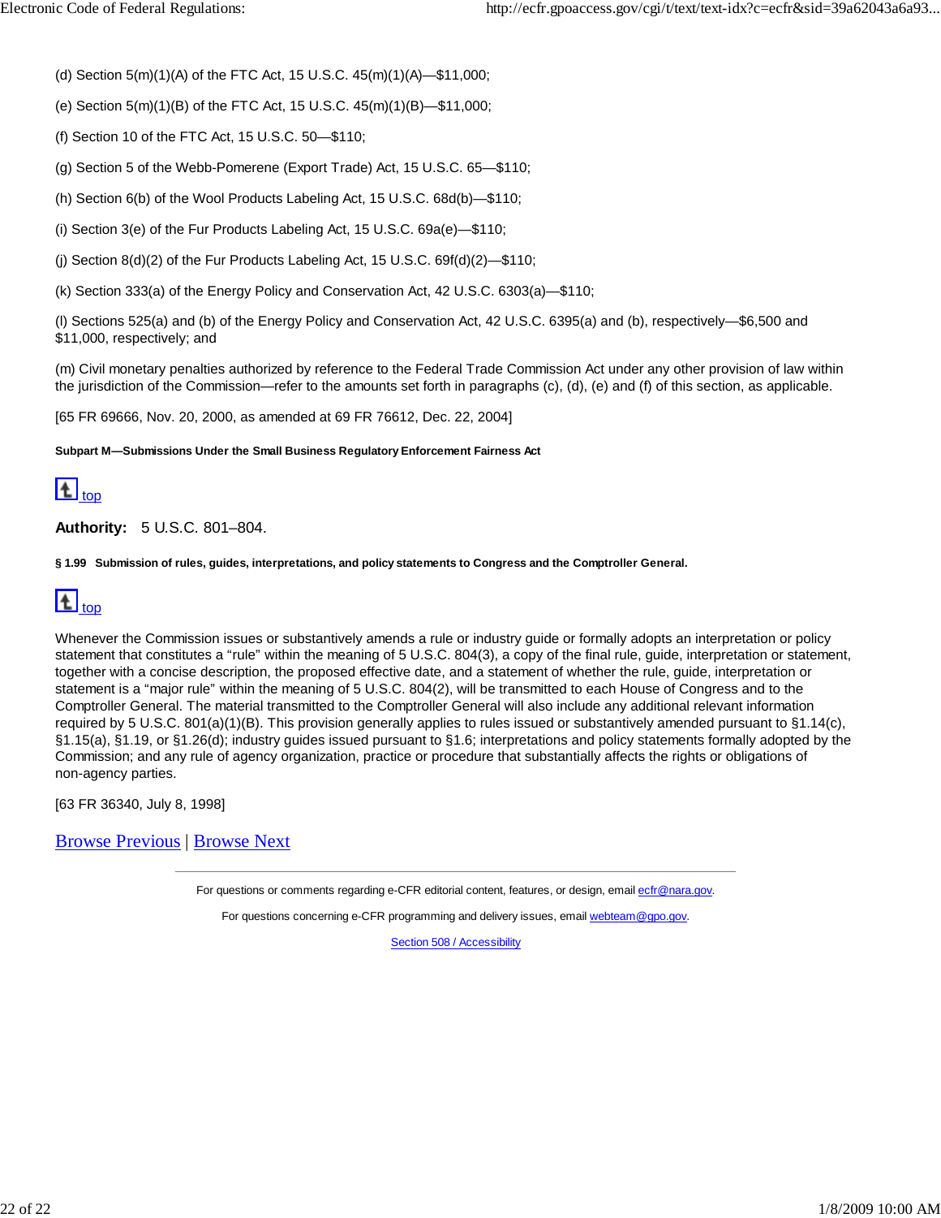(d) Section 5(m)(1)(A) of the FTC Act, 15 U.S.C. 45(m)(1)(A)—$11,000;

(e) Section 5(m)(1)(B) of the FTC Act, 15 U.S.C. 45(m)(1)(B)—$11,000;

(f) Section 10 of the FTC Act, 15 U.S.C. 50—$110;

(g) Section 5 of the Webb-Pomerene (Export Trade) Act, 15 U.S.C. 65—$110;

(h) Section 6(b) of the Wool Products Labeling Act, 15 U.S.C. 68d(b)—$110;

(i) Section 3(e) of the Fur Products Labeling Act, 15 U.S.C. 69a(e)—$110;

(j) Section 8(d)(2) of the Fur Products Labeling Act, 15 U.S.C. 69f(d)(2)—$110;

(k) Section 333(a) of the Energy Policy and Conservation Act, 42 U.S.C. 6303(a)—$110;

(l) Sections 525(a) and (b) of the Energy Policy and Conservation Act, 42 U.S.C. 6395(a) and (b), respectively—$6,500 and $11,000, respectively; and

(m) Civil monetary penalties authorized by reference to the Federal Trade Commission Act under any other provision of law within the jurisdiction of the Commission—refer to the amounts set forth in paragraphs (c), (d), (e) and (f) of this section, as applicable.

[65 FR 69666, Nov. 20, 2000, as amended at 69 FR 76612, Dec. 22, 2004]

#### Subpart M—Submissions Under the Small Business Regulatory Enforcement Fairness Act

top

**Authority:** 5 U.S.C. 801–804.

#### § 1.99 Submission of rules, guides, interpretations, and policy statements to Congress and the Comptroller General.

top

Whenever the Commission issues or substantively amends a rule or industry guide or formally adopts an interpretation or policy statement that constitutes a “rule” within the meaning of 5 U.S.C. 804(3), a copy of the final rule, guide, interpretation or statement, together with a concise description, the proposed effective date, and a statement of whether the rule, guide, interpretation or statement is a “major rule” within the meaning of 5 U.S.C. 804(2), will be transmitted to each House of Congress and to the Comptroller General. The material transmitted to the Comptroller General will also include any additional relevant information required by 5 U.S.C. 801(a)(1)(B). This provision generally applies to rules issued or substantively amended pursuant to §1.14(c), §1.15(a), §1.19, or §1.26(d); industry guides issued pursuant to §1.6; interpretations and policy statements formally adopted by the Commission; and any rule of agency organization, practice or procedure that substantially affects the rights or obligations of non-agency parties.

[63 FR 36340, July 8, 1998]

Browse Previous | Browse Next

For questions or comments regarding e-CFR editorial content, features, or design, email ecfr@nara.gov.

For questions concerning e-CFR programming and delivery issues, email webteam@gpo.gov.

Section 508 / Accessibility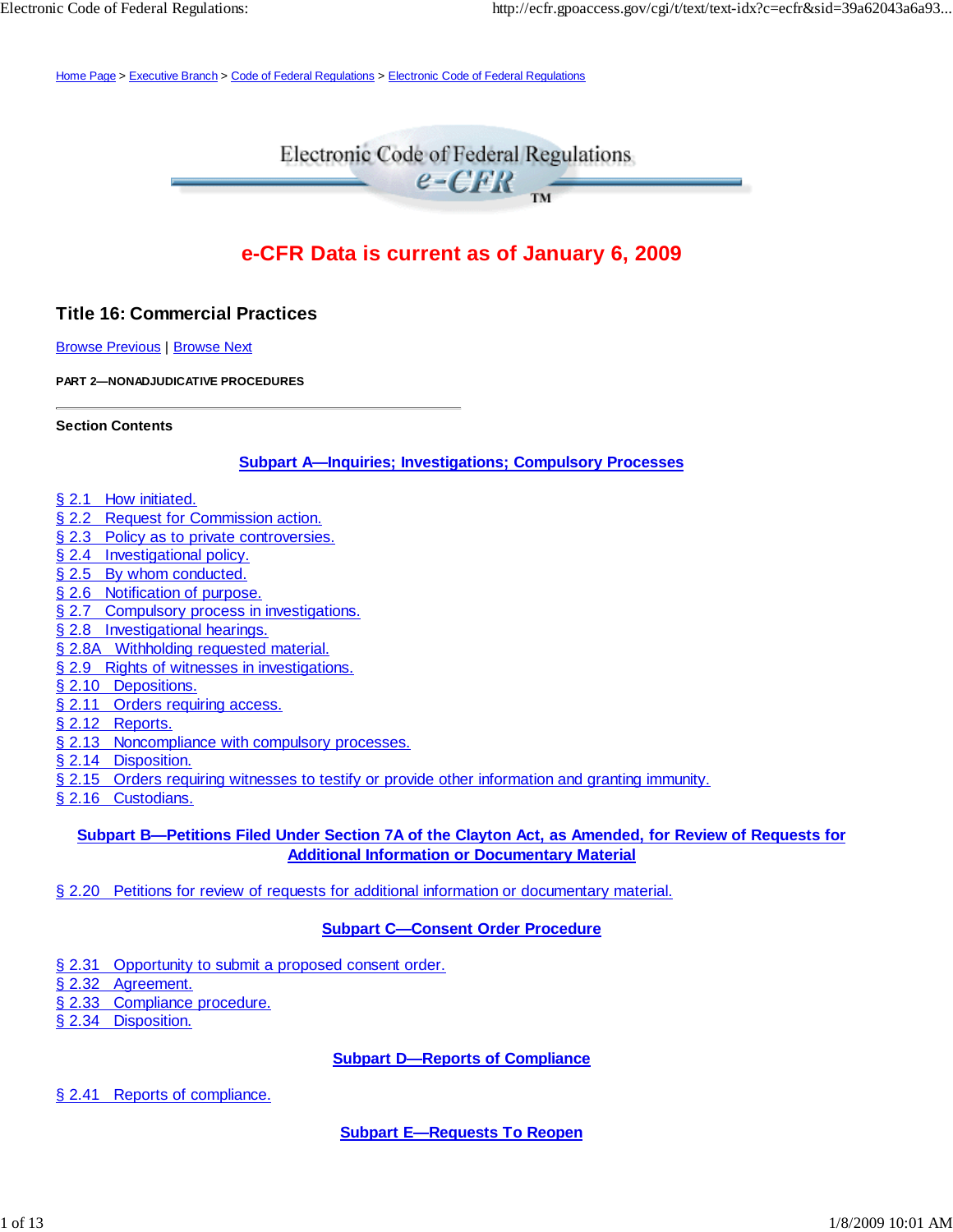Home Page > Executive Branch > Code of Federal Regulations > Electronic Code of Federal Regulations

Electronic Code of Federal Regulations
e-CFR

**e-CFR Data is current as of January 6, 2009**

## Title 16: Commercial Practices

Browse Previous | Browse Next

**PART 2—NONADJUDICATIVE PROCEDURES**

---

**Section Contents**

**Subpart A—Inquiries; Investigations; Compulsory Processes**

§ 2.1 How initiated.
§ 2.2 Request for Commission action.
§ 2.3 Policy as to private controversies.
§ 2.4 Investigational policy.
§ 2.5 By whom conducted.
§ 2.6 Notification of purpose.
§ 2.7 Compulsory process in investigations.
§ 2.8 Investigational hearings.
§ 2.8A Withholding requested material.
§ 2.9 Rights of witnesses in investigations.
§ 2.10 Depositions.
§ 2.11 Orders requiring access.
§ 2.12 Reports.
§ 2.13 Noncompliance with compulsory processes.
§ 2.14 Disposition.
§ 2.15 Orders requiring witnesses to testify or provide other information and granting immunity.
§ 2.16 Custodians.

**Subpart B—Petitions Filed Under Section 7A of the Clayton Act, as Amended, for Review of Requests for Additional Information or Documentary Material**

§ 2.20 Petitions for review of requests for additional information or documentary material.

**Subpart C—Consent Order Procedure**

§ 2.31 Opportunity to submit a proposed consent order.
§ 2.32 Agreement.
§ 2.33 Compliance procedure.
§ 2.34 Disposition.

**Subpart D—Reports of Compliance**

§ 2.41 Reports of compliance.

**Subpart E—Requests To Reopen**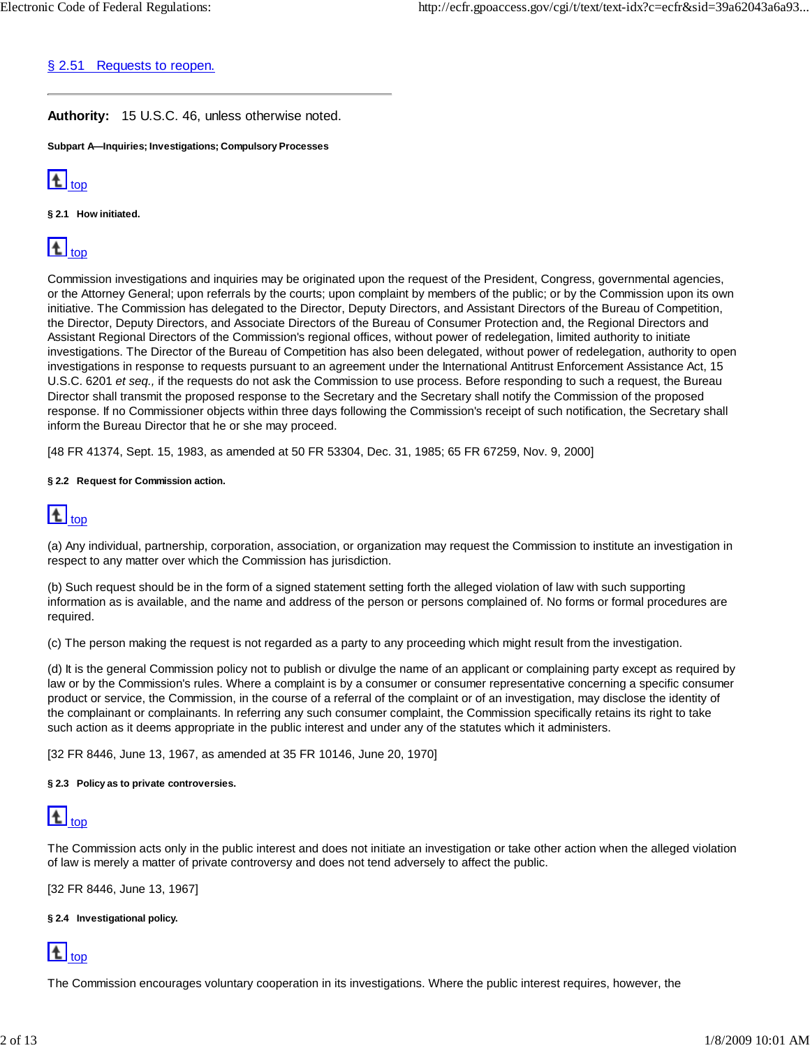[§ 2.51 Requests to reopen.]

---

**Authority:** 15 U.S.C. 46, unless otherwise noted.

**Subpart A—Inquiries; Investigations; Compulsory Processes**

top

#### § 2.1 How initiated.

top

Commission investigations and inquiries may be originated upon the request of the President, Congress, governmental agencies, or the Attorney General; upon referrals by the courts; upon complaint by members of the public; or by the Commission upon its own initiative. The Commission has delegated to the Director, Deputy Directors, and Assistant Directors of the Bureau of Competition, the Director, Deputy Directors, and Associate Directors of the Bureau of Consumer Protection and, the Regional Directors and Assistant Regional Directors of the Commission's regional offices, without power of redelegation, limited authority to initiate investigations. The Director of the Bureau of Competition has also been delegated, without power of redelegation, authority to open investigations in response to requests pursuant to an agreement under the International Antitrust Enforcement Assistance Act, 15 U.S.C. 6201 *et seq.,* if the requests do not ask the Commission to use process. Before responding to such a request, the Bureau Director shall transmit the proposed response to the Secretary and the Secretary shall notify the Commission of the proposed response. If no Commissioner objects within three days following the Commission's receipt of such notification, the Secretary shall inform the Bureau Director that he or she may proceed.

[48 FR 41374, Sept. 15, 1983, as amended at 50 FR 53304, Dec. 31, 1985; 65 FR 67259, Nov. 9, 2000]

#### § 2.2 Request for Commission action.

top

(a) Any individual, partnership, corporation, association, or organization may request the Commission to institute an investigation in respect to any matter over which the Commission has jurisdiction.

(b) Such request should be in the form of a signed statement setting forth the alleged violation of law with such supporting information as is available, and the name and address of the person or persons complained of. No forms or formal procedures are required.

(c) The person making the request is not regarded as a party to any proceeding which might result from the investigation.

(d) It is the general Commission policy not to publish or divulge the name of an applicant or complaining party except as required by law or by the Commission's rules. Where a complaint is by a consumer or consumer representative concerning a specific consumer product or service, the Commission, in the course of a referral of the complaint or of an investigation, may disclose the identity of the complainant or complainants. In referring any such consumer complaint, the Commission specifically retains its right to take such action as it deems appropriate in the public interest and under any of the statutes which it administers.

[32 FR 8446, June 13, 1967, as amended at 35 FR 10146, June 20, 1970]

#### § 2.3 Policy as to private controversies.

top

The Commission acts only in the public interest and does not initiate an investigation or take other action when the alleged violation of law is merely a matter of private controversy and does not tend adversely to affect the public.

[32 FR 8446, June 13, 1967]

#### § 2.4 Investigational policy.

top

The Commission encourages voluntary cooperation in its investigations. Where the public interest requires, however, the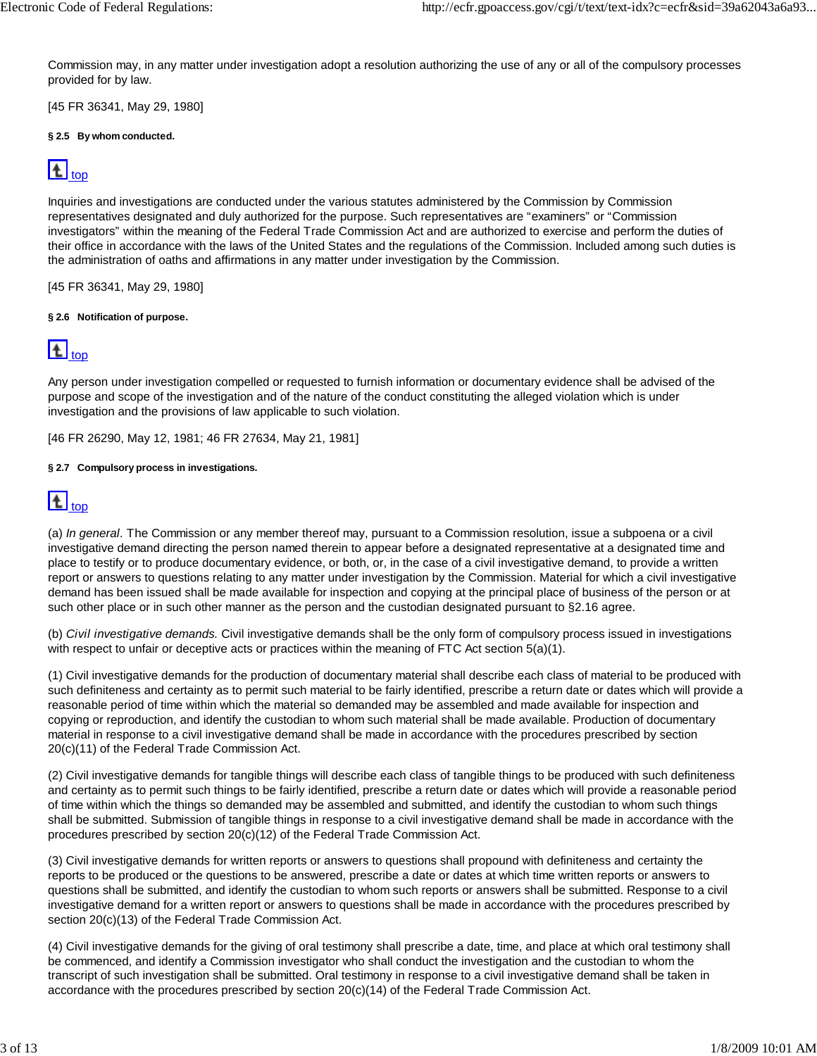Commission may, in any matter under investigation adopt a resolution authorizing the use of any or all of the compulsory processes provided for by law.

[45 FR 36341, May 29, 1980]

#### § 2.5 By whom conducted.

top

Inquiries and investigations are conducted under the various statutes administered by the Commission by Commission representatives designated and duly authorized for the purpose. Such representatives are "examiners" or "Commission investigators" within the meaning of the Federal Trade Commission Act and are authorized to exercise and perform the duties of their office in accordance with the laws of the United States and the regulations of the Commission. Included among such duties is the administration of oaths and affirmations in any matter under investigation by the Commission.

[45 FR 36341, May 29, 1980]

#### § 2.6 Notification of purpose.

top

Any person under investigation compelled or requested to furnish information or documentary evidence shall be advised of the purpose and scope of the investigation and of the nature of the conduct constituting the alleged violation which is under investigation and the provisions of law applicable to such violation.

[46 FR 26290, May 12, 1981; 46 FR 27634, May 21, 1981]

#### § 2.7 Compulsory process in investigations.

top

(a) *In general.* The Commission or any member thereof may, pursuant to a Commission resolution, issue a subpoena or a civil investigative demand directing the person named therein to appear before a designated representative at a designated time and place to testify or to produce documentary evidence, or both, or, in the case of a civil investigative demand, to provide a written report or answers to questions relating to any matter under investigation by the Commission. Material for which a civil investigative demand has been issued shall be made available for inspection and copying at the principal place of business of the person or at such other place or in such other manner as the person and the custodian designated pursuant to §2.16 agree.

(b) *Civil investigative demands.* Civil investigative demands shall be the only form of compulsory process issued in investigations with respect to unfair or deceptive acts or practices within the meaning of FTC Act section 5(a)(1).

(1) Civil investigative demands for the production of documentary material shall describe each class of material to be produced with such definiteness and certainty as to permit such material to be fairly identified, prescribe a return date or dates which will provide a reasonable period of time within which the material so demanded may be assembled and made available for inspection and copying or reproduction, and identify the custodian to whom such material shall be made available. Production of documentary material in response to a civil investigative demand shall be made in accordance with the procedures prescribed by section 20(c)(11) of the Federal Trade Commission Act.

(2) Civil investigative demands for tangible things will describe each class of tangible things to be produced with such definiteness and certainty as to permit such things to be fairly identified, prescribe a return date or dates which will provide a reasonable period of time within which the things so demanded may be assembled and submitted, and identify the custodian to whom such things shall be submitted. Submission of tangible things in response to a civil investigative demand shall be made in accordance with the procedures prescribed by section 20(c)(12) of the Federal Trade Commission Act.

(3) Civil investigative demands for written reports or answers to questions shall propound with definiteness and certainty the reports to be produced or the questions to be answered, prescribe a date or dates at which time written reports or answers to questions shall be submitted, and identify the custodian to whom such reports or answers shall be submitted. Response to a civil investigative demand for a written report or answers to questions shall be made in accordance with the procedures prescribed by section 20(c)(13) of the Federal Trade Commission Act.

(4) Civil investigative demands for the giving of oral testimony shall prescribe a date, time, and place at which oral testimony shall be commenced, and identify a Commission investigator who shall conduct the investigation and the custodian to whom the transcript of such investigation shall be submitted. Oral testimony in response to a civil investigative demand shall be taken in accordance with the procedures prescribed by section 20(c)(14) of the Federal Trade Commission Act.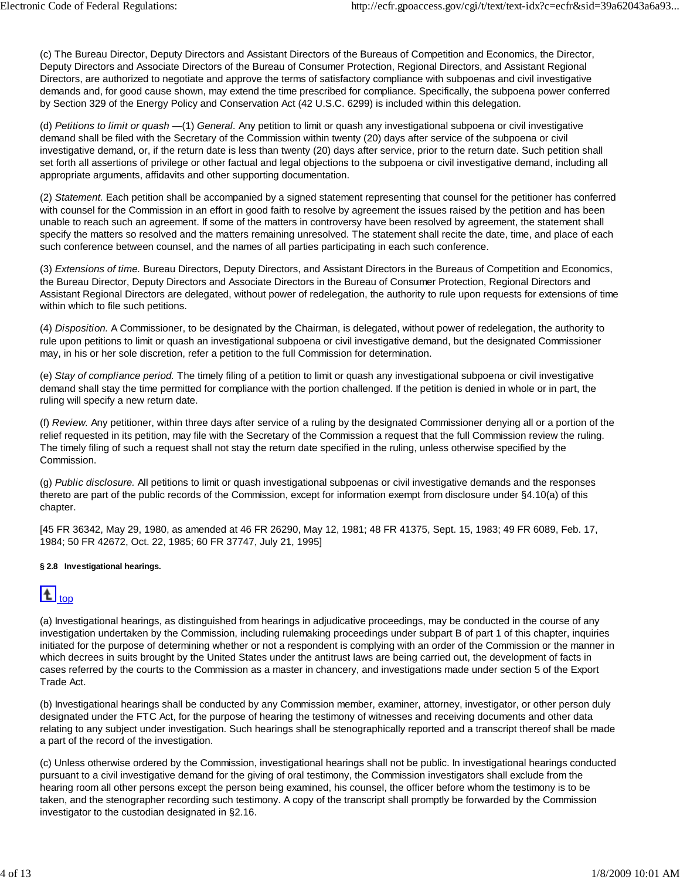(c) The Bureau Director, Deputy Directors and Assistant Directors of the Bureaus of Competition and Economics, the Director, Deputy Directors and Associate Directors of the Bureau of Consumer Protection, Regional Directors, and Assistant Regional Directors, are authorized to negotiate and approve the terms of satisfactory compliance with subpoenas and civil investigative demands and, for good cause shown, may extend the time prescribed for compliance. Specifically, the subpoena power conferred by Section 329 of the Energy Policy and Conservation Act (42 U.S.C. 6299) is included within this delegation.

(d) *Petitions to limit or quash* —(1) *General.* Any petition to limit or quash any investigational subpoena or civil investigative demand shall be filed with the Secretary of the Commission within twenty (20) days after service of the subpoena or civil investigative demand, or, if the return date is less than twenty (20) days after service, prior to the return date. Such petition shall set forth all assertions of privilege or other factual and legal objections to the subpoena or civil investigative demand, including all appropriate arguments, affidavits and other supporting documentation.

(2) *Statement.* Each petition shall be accompanied by a signed statement representing that counsel for the petitioner has conferred with counsel for the Commission in an effort in good faith to resolve by agreement the issues raised by the petition and has been unable to reach such an agreement. If some of the matters in controversy have been resolved by agreement, the statement shall specify the matters so resolved and the matters remaining unresolved. The statement shall recite the date, time, and place of each such conference between counsel, and the names of all parties participating in each such conference.

(3) *Extensions of time.* Bureau Directors, Deputy Directors, and Assistant Directors in the Bureaus of Competition and Economics, the Bureau Director, Deputy Directors and Associate Directors in the Bureau of Consumer Protection, Regional Directors and Assistant Regional Directors are delegated, without power of redelegation, the authority to rule upon requests for extensions of time within which to file such petitions.

(4) *Disposition.* A Commissioner, to be designated by the Chairman, is delegated, without power of redelegation, the authority to rule upon petitions to limit or quash an investigational subpoena or civil investigative demand, but the designated Commissioner may, in his or her sole discretion, refer a petition to the full Commission for determination.

(e) *Stay of compliance period.* The timely filing of a petition to limit or quash any investigational subpoena or civil investigative demand shall stay the time permitted for compliance with the portion challenged. If the petition is denied in whole or in part, the ruling will specify a new return date.

(f) *Review.* Any petitioner, within three days after service of a ruling by the designated Commissioner denying all or a portion of the relief requested in its petition, may file with the Secretary of the Commission a request that the full Commission review the ruling. The timely filing of such a request shall not stay the return date specified in the ruling, unless otherwise specified by the Commission.

(g) *Public disclosure.* All petitions to limit or quash investigational subpoenas or civil investigative demands and the responses thereto are part of the public records of the Commission, except for information exempt from disclosure under §4.10(a) of this chapter.

[45 FR 36342, May 29, 1980, as amended at 46 FR 26290, May 12, 1981; 48 FR 41375, Sept. 15, 1983; 49 FR 6089, Feb. 17, 1984; 50 FR 42672, Oct. 22, 1985; 60 FR 37747, July 21, 1995]

#### § 2.8 Investigational hearings.

top

(a) Investigational hearings, as distinguished from hearings in adjudicative proceedings, may be conducted in the course of any investigation undertaken by the Commission, including rulemaking proceedings under subpart B of part 1 of this chapter, inquiries initiated for the purpose of determining whether or not a respondent is complying with an order of the Commission or the manner in which decrees in suits brought by the United States under the antitrust laws are being carried out, the development of facts in cases referred by the courts to the Commission as a master in chancery, and investigations made under section 5 of the Export Trade Act.

(b) Investigational hearings shall be conducted by any Commission member, examiner, attorney, investigator, or other person duly designated under the FTC Act, for the purpose of hearing the testimony of witnesses and receiving documents and other data relating to any subject under investigation. Such hearings shall be stenographically reported and a transcript thereof shall be made a part of the record of the investigation.

(c) Unless otherwise ordered by the Commission, investigational hearings shall not be public. In investigational hearings conducted pursuant to a civil investigative demand for the giving of oral testimony, the Commission investigators shall exclude from the hearing room all other persons except the person being examined, his counsel, the officer before whom the testimony is to be taken, and the stenographer recording such testimony. A copy of the transcript shall promptly be forwarded by the Commission investigator to the custodian designated in §2.16.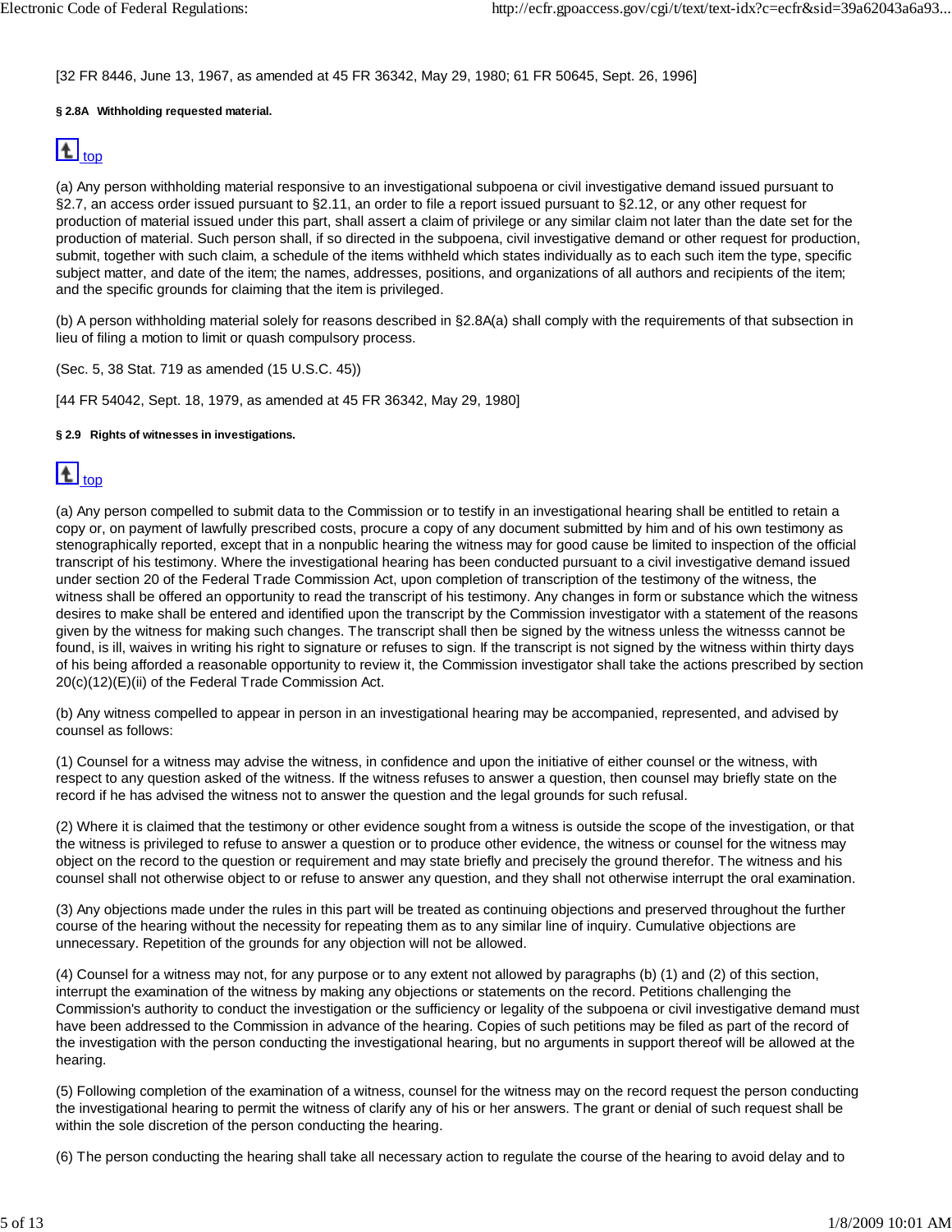[32 FR 8446, June 13, 1967, as amended at 45 FR 36342, May 29, 1980; 61 FR 50645, Sept. 26, 1996]

#### § 2.8A Withholding requested material.

top

(a) Any person withholding material responsive to an investigational subpoena or civil investigative demand issued pursuant to §2.7, an access order issued pursuant to §2.11, an order to file a report issued pursuant to §2.12, or any other request for production of material issued under this part, shall assert a claim of privilege or any similar claim not later than the date set for the production of material. Such person shall, if so directed in the subpoena, civil investigative demand or other request for production, submit, together with such claim, a schedule of the items withheld which states individually as to each such item the type, specific subject matter, and date of the item; the names, addresses, positions, and organizations of all authors and recipients of the item; and the specific grounds for claiming that the item is privileged.

(b) A person withholding material solely for reasons described in §2.8A(a) shall comply with the requirements of that subsection in lieu of filing a motion to limit or quash compulsory process.

(Sec. 5, 38 Stat. 719 as amended (15 U.S.C. 45))

[44 FR 54042, Sept. 18, 1979, as amended at 45 FR 36342, May 29, 1980]

#### § 2.9 Rights of witnesses in investigations.

top

(a) Any person compelled to submit data to the Commission or to testify in an investigational hearing shall be entitled to retain a copy or, on payment of lawfully prescribed costs, procure a copy of any document submitted by him and of his own testimony as stenographically reported, except that in a nonpublic hearing the witness may for good cause be limited to inspection of the official transcript of his testimony. Where the investigational hearing has been conducted pursuant to a civil investigative demand issued under section 20 of the Federal Trade Commission Act, upon completion of transcription of the testimony of the witness, the witness shall be offered an opportunity to read the transcript of his testimony. Any changes in form or substance which the witness desires to make shall be entered and identified upon the transcript by the Commission investigator with a statement of the reasons given by the witness for making such changes. The transcript shall then be signed by the witness unless the witnesss cannot be found, is ill, waives in writing his right to signature or refuses to sign. If the transcript is not signed by the witness within thirty days of his being afforded a reasonable opportunity to review it, the Commission investigator shall take the actions prescribed by section 20(c)(12)(E)(ii) of the Federal Trade Commission Act.

(b) Any witness compelled to appear in person in an investigational hearing may be accompanied, represented, and advised by counsel as follows:

(1) Counsel for a witness may advise the witness, in confidence and upon the initiative of either counsel or the witness, with respect to any question asked of the witness. If the witness refuses to answer a question, then counsel may briefly state on the record if he has advised the witness not to answer the question and the legal grounds for such refusal.

(2) Where it is claimed that the testimony or other evidence sought from a witness is outside the scope of the investigation, or that the witness is privileged to refuse to answer a question or to produce other evidence, the witness or counsel for the witness may object on the record to the question or requirement and may state briefly and precisely the ground therefor. The witness and his counsel shall not otherwise object to or refuse to answer any question, and they shall not otherwise interrupt the oral examination.

(3) Any objections made under the rules in this part will be treated as continuing objections and preserved throughout the further course of the hearing without the necessity for repeating them as to any similar line of inquiry. Cumulative objections are unnecessary. Repetition of the grounds for any objection will not be allowed.

(4) Counsel for a witness may not, for any purpose or to any extent not allowed by paragraphs (b) (1) and (2) of this section, interrupt the examination of the witness by making any objections or statements on the record. Petitions challenging the Commission's authority to conduct the investigation or the sufficiency or legality of the subpoena or civil investigative demand must have been addressed to the Commission in advance of the hearing. Copies of such petitions may be filed as part of the record of the investigation with the person conducting the investigational hearing, but no arguments in support thereof will be allowed at the hearing.

(5) Following completion of the examination of a witness, counsel for the witness may on the record request the person conducting the investigational hearing to permit the witness of clarify any of his or her answers. The grant or denial of such request shall be within the sole discretion of the person conducting the hearing.

(6) The person conducting the hearing shall take all necessary action to regulate the course of the hearing to avoid delay and to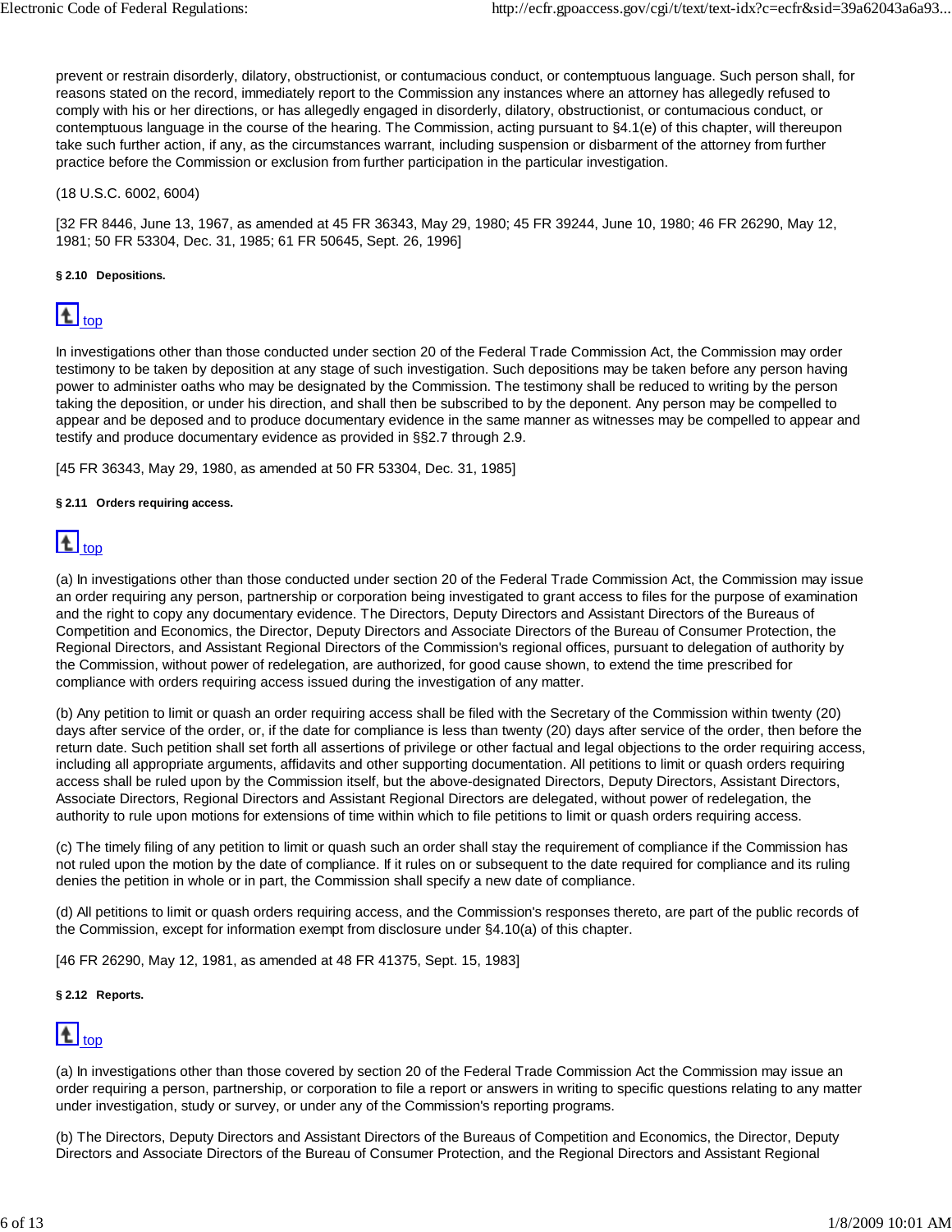prevent or restrain disorderly, dilatory, obstructionist, or contumacious conduct, or contemptuous language. Such person shall, for reasons stated on the record, immediately report to the Commission any instances where an attorney has allegedly refused to comply with his or her directions, or has allegedly engaged in disorderly, dilatory, obstructionist, or contumacious conduct, or contemptuous language in the course of the hearing. The Commission, acting pursuant to §4.1(e) of this chapter, will thereupon take such further action, if any, as the circumstances warrant, including suspension or disbarment of the attorney from further practice before the Commission or exclusion from further participation in the particular investigation.

(18 U.S.C. 6002, 6004)

[32 FR 8446, June 13, 1967, as amended at 45 FR 36343, May 29, 1980; 45 FR 39244, June 10, 1980; 46 FR 26290, May 12, 1981; 50 FR 53304, Dec. 31, 1985; 61 FR 50645, Sept. 26, 1996]

#### § 2.10 Depositions.

top

In investigations other than those conducted under section 20 of the Federal Trade Commission Act, the Commission may order testimony to be taken by deposition at any stage of such investigation. Such depositions may be taken before any person having power to administer oaths who may be designated by the Commission. The testimony shall be reduced to writing by the person taking the deposition, or under his direction, and shall then be subscribed to by the deponent. Any person may be compelled to appear and be deposed and to produce documentary evidence in the same manner as witnesses may be compelled to appear and testify and produce documentary evidence as provided in §§2.7 through 2.9.

[45 FR 36343, May 29, 1980, as amended at 50 FR 53304, Dec. 31, 1985]

#### § 2.11 Orders requiring access.

top

(a) In investigations other than those conducted under section 20 of the Federal Trade Commission Act, the Commission may issue an order requiring any person, partnership or corporation being investigated to grant access to files for the purpose of examination and the right to copy any documentary evidence. The Directors, Deputy Directors and Assistant Directors of the Bureaus of Competition and Economics, the Director, Deputy Directors and Associate Directors of the Bureau of Consumer Protection, the Regional Directors, and Assistant Regional Directors of the Commission's regional offices, pursuant to delegation of authority by the Commission, without power of redelegation, are authorized, for good cause shown, to extend the time prescribed for compliance with orders requiring access issued during the investigation of any matter.

(b) Any petition to limit or quash an order requiring access shall be filed with the Secretary of the Commission within twenty (20) days after service of the order, or, if the date for compliance is less than twenty (20) days after service of the order, then before the return date. Such petition shall set forth all assertions of privilege or other factual and legal objections to the order requiring access, including all appropriate arguments, affidavits and other supporting documentation. All petitions to limit or quash orders requiring access shall be ruled upon by the Commission itself, but the above-designated Directors, Deputy Directors, Assistant Directors, Associate Directors, Regional Directors and Assistant Regional Directors are delegated, without power of redelegation, the authority to rule upon motions for extensions of time within which to file petitions to limit or quash orders requiring access.

(c) The timely filing of any petition to limit or quash such an order shall stay the requirement of compliance if the Commission has not ruled upon the motion by the date of compliance. If it rules on or subsequent to the date required for compliance and its ruling denies the petition in whole or in part, the Commission shall specify a new date of compliance.

(d) All petitions to limit or quash orders requiring access, and the Commission's responses thereto, are part of the public records of the Commission, except for information exempt from disclosure under §4.10(a) of this chapter.

[46 FR 26290, May 12, 1981, as amended at 48 FR 41375, Sept. 15, 1983]

#### § 2.12 Reports.

top

(a) In investigations other than those covered by section 20 of the Federal Trade Commission Act the Commission may issue an order requiring a person, partnership, or corporation to file a report or answers in writing to specific questions relating to any matter under investigation, study or survey, or under any of the Commission's reporting programs.

(b) The Directors, Deputy Directors and Assistant Directors of the Bureaus of Competition and Economics, the Director, Deputy Directors and Associate Directors of the Bureau of Consumer Protection, and the Regional Directors and Assistant Regional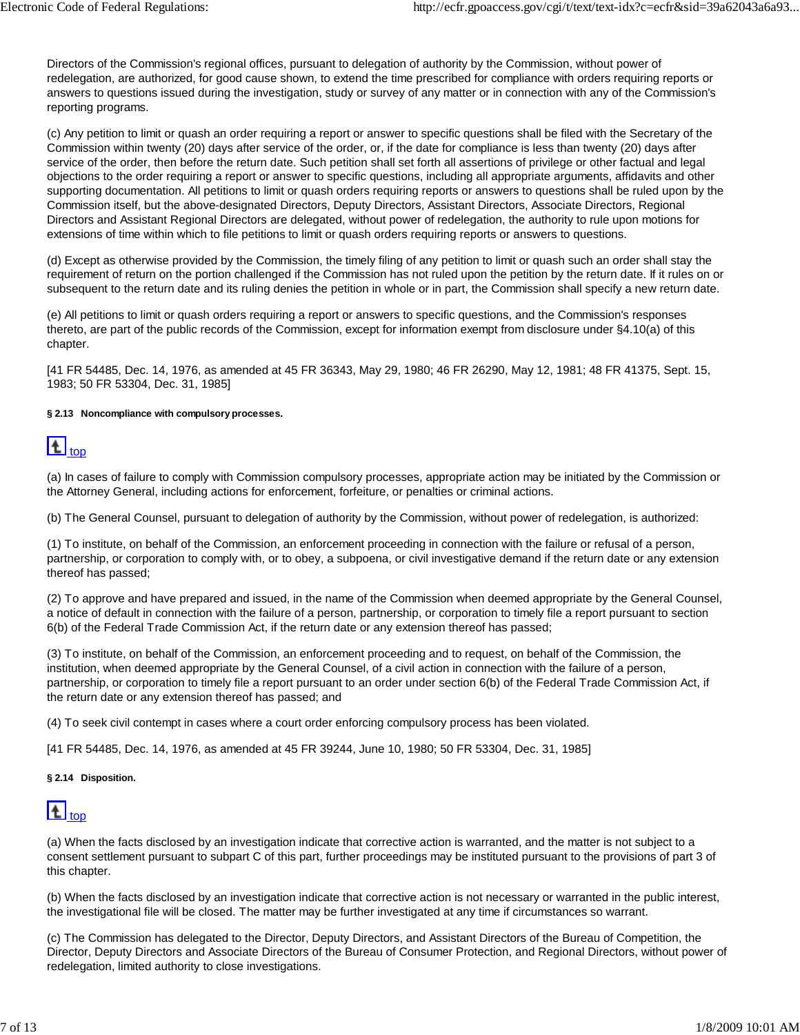Directors of the Commission's regional offices, pursuant to delegation of authority by the Commission, without power of redelegation, are authorized, for good cause shown, to extend the time prescribed for compliance with orders requiring reports or answers to questions issued during the investigation, study or survey of any matter or in connection with any of the Commission's reporting programs.

(c) Any petition to limit or quash an order requiring a report or answer to specific questions shall be filed with the Secretary of the Commission within twenty (20) days after service of the order, or, if the date for compliance is less than twenty (20) days after service of the order, then before the return date. Such petition shall set forth all assertions of privilege or other factual and legal objections to the order requiring a report or answer to specific questions, including all appropriate arguments, affidavits and other supporting documentation. All petitions to limit or quash orders requiring reports or answers to questions shall be ruled upon by the Commission itself, but the above-designated Directors, Deputy Directors, Assistant Directors, Associate Directors, Regional Directors and Assistant Regional Directors are delegated, without power of redelegation, the authority to rule upon motions for extensions of time within which to file petitions to limit or quash orders requiring reports or answers to questions.

(d) Except as otherwise provided by the Commission, the timely filing of any petition to limit or quash such an order shall stay the requirement of return on the portion challenged if the Commission has not ruled upon the petition by the return date. If it rules on or subsequent to the return date and its ruling denies the petition in whole or in part, the Commission shall specify a new return date.

(e) All petitions to limit or quash orders requiring a report or answers to specific questions, and the Commission's responses thereto, are part of the public records of the Commission, except for information exempt from disclosure under §4.10(a) of this chapter.

[41 FR 54485, Dec. 14, 1976, as amended at 45 FR 36343, May 29, 1980; 46 FR 26290, May 12, 1981; 48 FR 41375, Sept. 15, 1983; 50 FR 53304, Dec. 31, 1985]

#### § 2.13 Noncompliance with compulsory processes.

top

(a) In cases of failure to comply with Commission compulsory processes, appropriate action may be initiated by the Commission or the Attorney General, including actions for enforcement, forfeiture, or penalties or criminal actions.

(b) The General Counsel, pursuant to delegation of authority by the Commission, without power of redelegation, is authorized:

(1) To institute, on behalf of the Commission, an enforcement proceeding in connection with the failure or refusal of a person, partnership, or corporation to comply with, or to obey, a subpoena, or civil investigative demand if the return date or any extension thereof has passed;

(2) To approve and have prepared and issued, in the name of the Commission when deemed appropriate by the General Counsel, a notice of default in connection with the failure of a person, partnership, or corporation to timely file a report pursuant to section 6(b) of the Federal Trade Commission Act, if the return date or any extension thereof has passed;

(3) To institute, on behalf of the Commission, an enforcement proceeding and to request, on behalf of the Commission, the institution, when deemed appropriate by the General Counsel, of a civil action in connection with the failure of a person, partnership, or corporation to timely file a report pursuant to an order under section 6(b) of the Federal Trade Commission Act, if the return date or any extension thereof has passed; and

(4) To seek civil contempt in cases where a court order enforcing compulsory process has been violated.

[41 FR 54485, Dec. 14, 1976, as amended at 45 FR 39244, June 10, 1980; 50 FR 53304, Dec. 31, 1985]

#### § 2.14 Disposition.

top

(a) When the facts disclosed by an investigation indicate that corrective action is warranted, and the matter is not subject to a consent settlement pursuant to subpart C of this part, further proceedings may be instituted pursuant to the provisions of part 3 of this chapter.

(b) When the facts disclosed by an investigation indicate that corrective action is not necessary or warranted in the public interest, the investigational file will be closed. The matter may be further investigated at any time if circumstances so warrant.

(c) The Commission has delegated to the Director, Deputy Directors, and Assistant Directors of the Bureau of Competition, the Director, Deputy Directors and Associate Directors of the Bureau of Consumer Protection, and Regional Directors, without power of redelegation, limited authority to close investigations.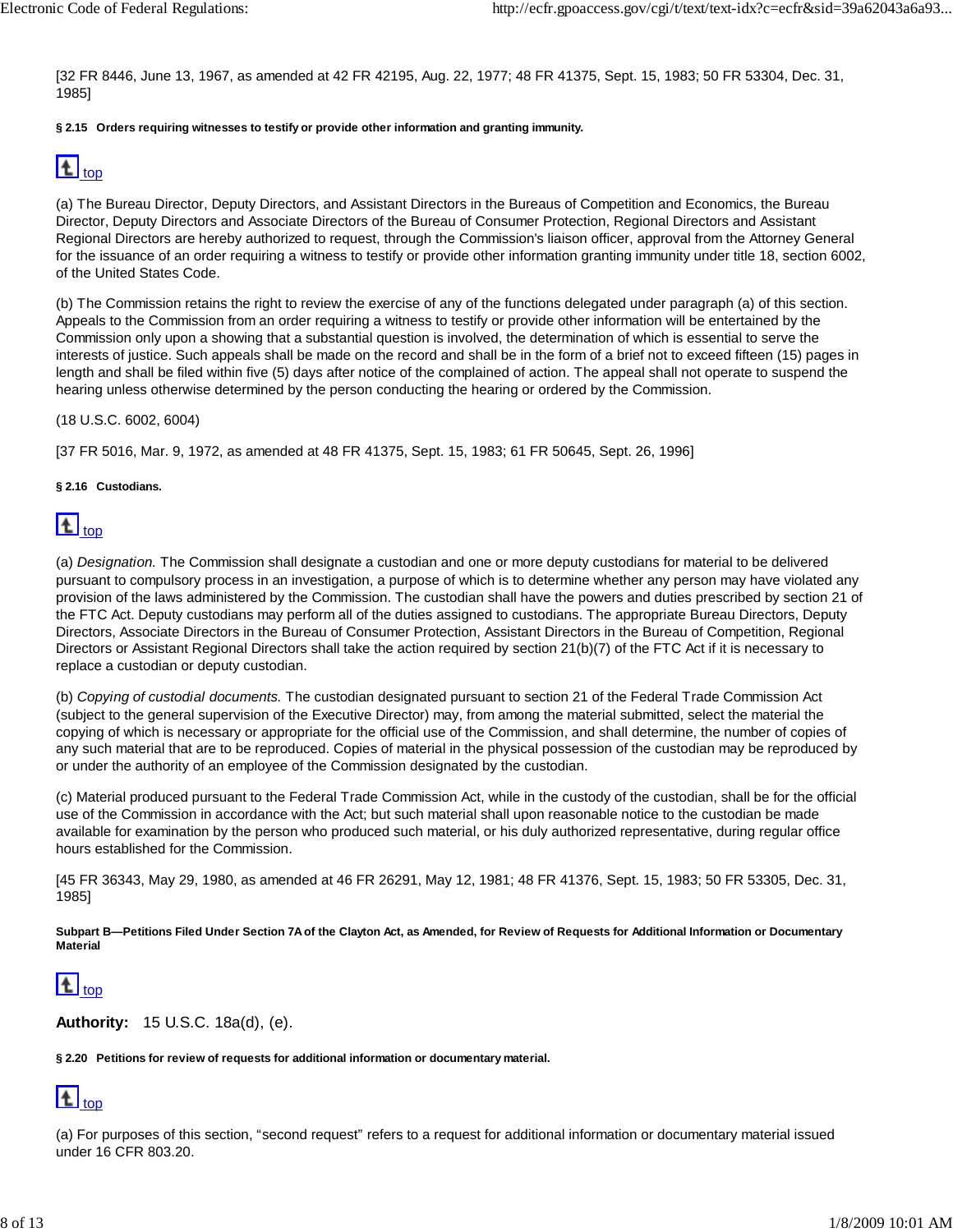[32 FR 8446, June 13, 1967, as amended at 42 FR 42195, Aug. 22, 1977; 48 FR 41375, Sept. 15, 1983; 50 FR 53304, Dec. 31, 1985]

#### § 2.15 Orders requiring witnesses to testify or provide other information and granting immunity.

(a) The Bureau Director, Deputy Directors, and Assistant Directors in the Bureaus of Competition and Economics, the Bureau Director, Deputy Directors and Associate Directors of the Bureau of Consumer Protection, Regional Directors and Assistant Regional Directors are hereby authorized to request, through the Commission's liaison officer, approval from the Attorney General for the issuance of an order requiring a witness to testify or provide other information granting immunity under title 18, section 6002, of the United States Code.

(b) The Commission retains the right to review the exercise of any of the functions delegated under paragraph (a) of this section. Appeals to the Commission from an order requiring a witness to testify or provide other information will be entertained by the Commission only upon a showing that a substantial question is involved, the determination of which is essential to serve the interests of justice. Such appeals shall be made on the record and shall be in the form of a brief not to exceed fifteen (15) pages in length and shall be filed within five (5) days after notice of the complained of action. The appeal shall not operate to suspend the hearing unless otherwise determined by the person conducting the hearing or ordered by the Commission.

(18 U.S.C. 6002, 6004)

[37 FR 5016, Mar. 9, 1972, as amended at 48 FR 41375, Sept. 15, 1983; 61 FR 50645, Sept. 26, 1996]

#### § 2.16 Custodians.

(a) *Designation.* The Commission shall designate a custodian and one or more deputy custodians for material to be delivered pursuant to compulsory process in an investigation, a purpose of which is to determine whether any person may have violated any provision of the laws administered by the Commission. The custodian shall have the powers and duties prescribed by section 21 of the FTC Act. Deputy custodians may perform all of the duties assigned to custodians. The appropriate Bureau Directors, Deputy Directors, Associate Directors in the Bureau of Consumer Protection, Assistant Directors in the Bureau of Competition, Regional Directors or Assistant Regional Directors shall take the action required by section 21(b)(7) of the FTC Act if it is necessary to replace a custodian or deputy custodian.

(b) *Copying of custodial documents.* The custodian designated pursuant to section 21 of the Federal Trade Commission Act (subject to the general supervision of the Executive Director) may, from among the material submitted, select the material the copying of which is necessary or appropriate for the official use of the Commission, and shall determine, the number of copies of any such material that are to be reproduced. Copies of material in the physical possession of the custodian may be reproduced by or under the authority of an employee of the Commission designated by the custodian.

(c) Material produced pursuant to the Federal Trade Commission Act, while in the custody of the custodian, shall be for the official use of the Commission in accordance with the Act; but such material shall upon reasonable notice to the custodian be made available for examination by the person who produced such material, or his duly authorized representative, during regular office hours established for the Commission.

[45 FR 36343, May 29, 1980, as amended at 46 FR 26291, May 12, 1981; 48 FR 41376, Sept. 15, 1983; 50 FR 53305, Dec. 31, 1985]

### Subpart B—Petitions Filed Under Section 7A of the Clayton Act, as Amended, for Review of Requests for Additional Information or Documentary Material

**Authority:** 15 U.S.C. 18a(d), (e).

#### § 2.20 Petitions for review of requests for additional information or documentary material.

(a) For purposes of this section, "second request" refers to a request for additional information or documentary material issued under 16 CFR 803.20.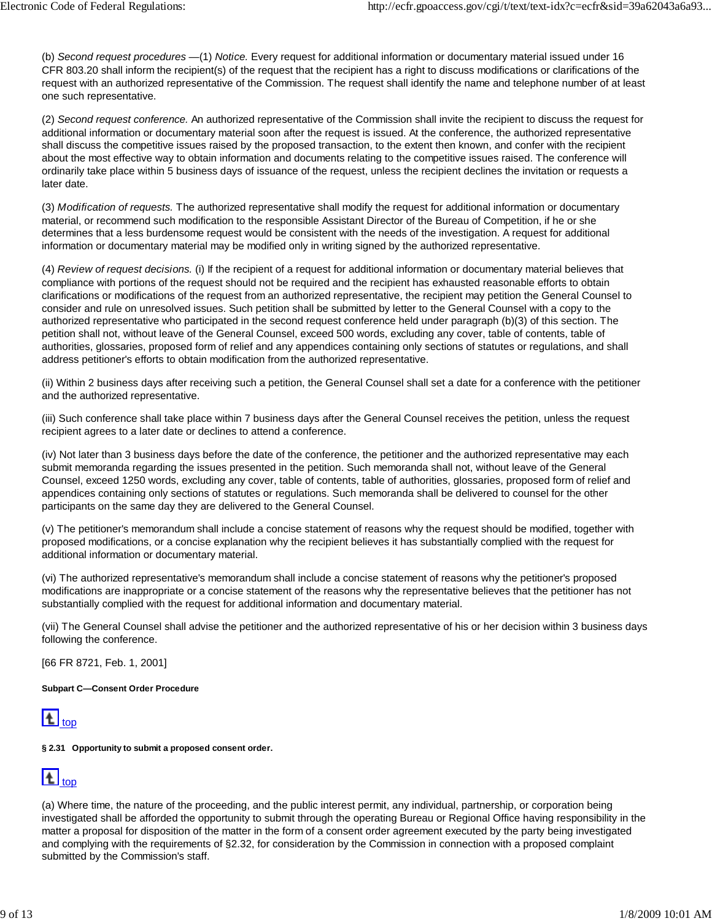(b) *Second request procedures* —(1) *Notice.* Every request for additional information or documentary material issued under 16 CFR 803.20 shall inform the recipient(s) of the request that the recipient has a right to discuss modifications or clarifications of the request with an authorized representative of the Commission. The request shall identify the name and telephone number of at least one such representative.

(2) *Second request conference.* An authorized representative of the Commission shall invite the recipient to discuss the request for additional information or documentary material soon after the request is issued. At the conference, the authorized representative shall discuss the competitive issues raised by the proposed transaction, to the extent then known, and confer with the recipient about the most effective way to obtain information and documents relating to the competitive issues raised. The conference will ordinarily take place within 5 business days of issuance of the request, unless the recipient declines the invitation or requests a later date.

(3) *Modification of requests.* The authorized representative shall modify the request for additional information or documentary material, or recommend such modification to the responsible Assistant Director of the Bureau of Competition, if he or she determines that a less burdensome request would be consistent with the needs of the investigation. A request for additional information or documentary material may be modified only in writing signed by the authorized representative.

(4) *Review of request decisions.* (i) If the recipient of a request for additional information or documentary material believes that compliance with portions of the request should not be required and the recipient has exhausted reasonable efforts to obtain clarifications or modifications of the request from an authorized representative, the recipient may petition the General Counsel to consider and rule on unresolved issues. Such petition shall be submitted by letter to the General Counsel with a copy to the authorized representative who participated in the second request conference held under paragraph (b)(3) of this section. The petition shall not, without leave of the General Counsel, exceed 500 words, excluding any cover, table of contents, table of authorities, glossaries, proposed form of relief and any appendices containing only sections of statutes or regulations, and shall address petitioner's efforts to obtain modification from the authorized representative.

(ii) Within 2 business days after receiving such a petition, the General Counsel shall set a date for a conference with the petitioner and the authorized representative.

(iii) Such conference shall take place within 7 business days after the General Counsel receives the petition, unless the request recipient agrees to a later date or declines to attend a conference.

(iv) Not later than 3 business days before the date of the conference, the petitioner and the authorized representative may each submit memoranda regarding the issues presented in the petition. Such memoranda shall not, without leave of the General Counsel, exceed 1250 words, excluding any cover, table of contents, table of authorities, glossaries, proposed form of relief and appendices containing only sections of statutes or regulations. Such memoranda shall be delivered to counsel for the other participants on the same day they are delivered to the General Counsel.

(v) The petitioner's memorandum shall include a concise statement of reasons why the request should be modified, together with proposed modifications, or a concise explanation why the recipient believes it has substantially complied with the request for additional information or documentary material.

(vi) The authorized representative's memorandum shall include a concise statement of reasons why the petitioner's proposed modifications are inappropriate or a concise statement of the reasons why the representative believes that the petitioner has not substantially complied with the request for additional information and documentary material.

(vii) The General Counsel shall advise the petitioner and the authorized representative of his or her decision within 3 business days following the conference.

[66 FR 8721, Feb. 1, 2001]

**Subpart C—Consent Order Procedure**

top

**§ 2.31 Opportunity to submit a proposed consent order.**

top

(a) Where time, the nature of the proceeding, and the public interest permit, any individual, partnership, or corporation being investigated shall be afforded the opportunity to submit through the operating Bureau or Regional Office having responsibility in the matter a proposal for disposition of the matter in the form of a consent order agreement executed by the party being investigated and complying with the requirements of §2.32, for consideration by the Commission in connection with a proposed complaint submitted by the Commission's staff.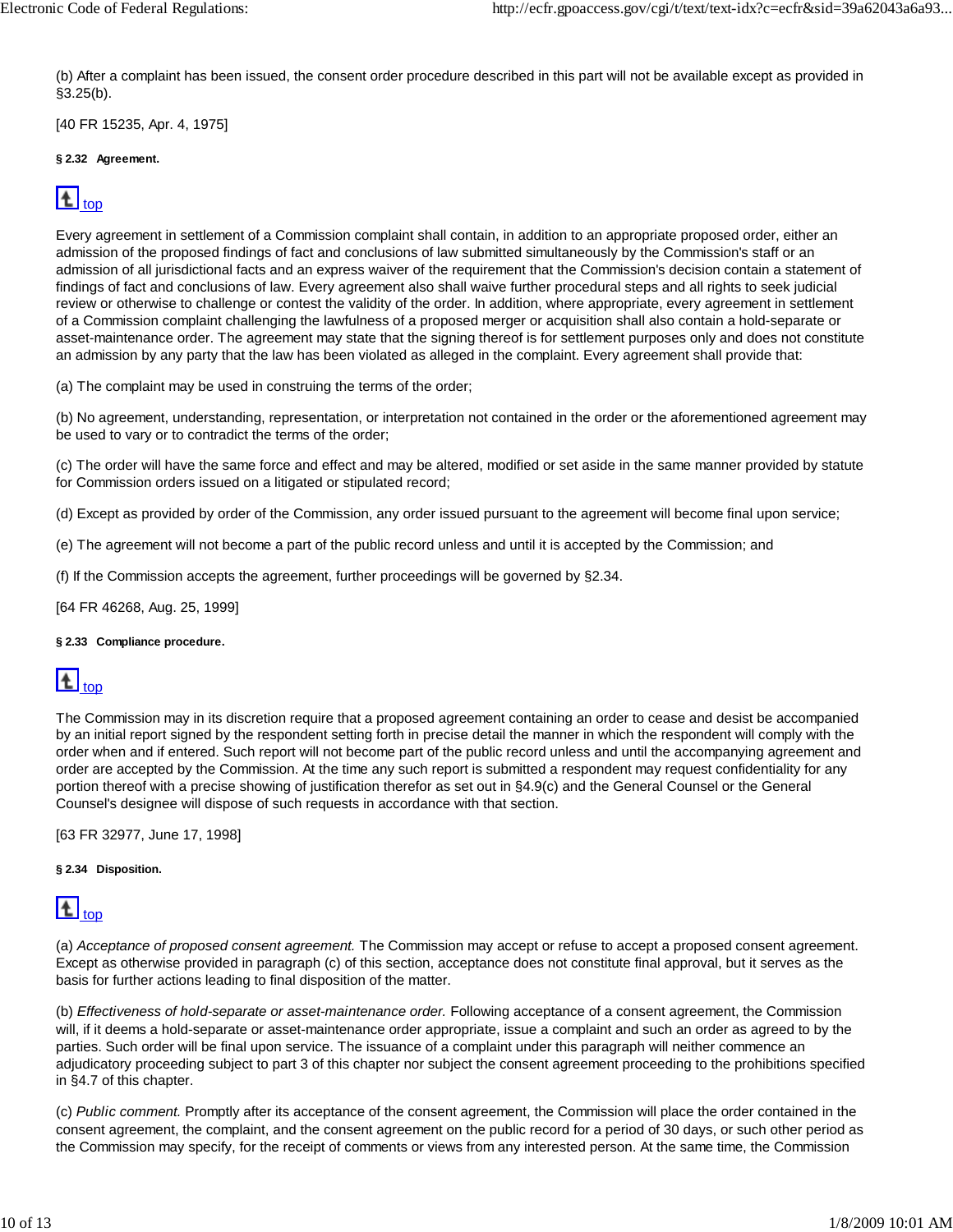(b) After a complaint has been issued, the consent order procedure described in this part will not be available except as provided in §3.25(b).

[40 FR 15235, Apr. 4, 1975]

##### § 2.32 Agreement.

top

Every agreement in settlement of a Commission complaint shall contain, in addition to an appropriate proposed order, either an admission of the proposed findings of fact and conclusions of law submitted simultaneously by the Commission's staff or an admission of all jurisdictional facts and an express waiver of the requirement that the Commission's decision contain a statement of findings of fact and conclusions of law. Every agreement also shall waive further procedural steps and all rights to seek judicial review or otherwise to challenge or contest the validity of the order. In addition, where appropriate, every agreement in settlement of a Commission complaint challenging the lawfulness of a proposed merger or acquisition shall also contain a hold-separate or asset-maintenance order. The agreement may state that the signing thereof is for settlement purposes only and does not constitute an admission by any party that the law has been violated as alleged in the complaint. Every agreement shall provide that:

(a) The complaint may be used in construing the terms of the order;

(b) No agreement, understanding, representation, or interpretation not contained in the order or the aforementioned agreement may be used to vary or to contradict the terms of the order;

(c) The order will have the same force and effect and may be altered, modified or set aside in the same manner provided by statute for Commission orders issued on a litigated or stipulated record;

(d) Except as provided by order of the Commission, any order issued pursuant to the agreement will become final upon service;

(e) The agreement will not become a part of the public record unless and until it is accepted by the Commission; and

(f) If the Commission accepts the agreement, further proceedings will be governed by §2.34.

[64 FR 46268, Aug. 25, 1999]

##### § 2.33 Compliance procedure.

top

The Commission may in its discretion require that a proposed agreement containing an order to cease and desist be accompanied by an initial report signed by the respondent setting forth in precise detail the manner in which the respondent will comply with the order when and if entered. Such report will not become part of the public record unless and until the accompanying agreement and order are accepted by the Commission. At the time any such report is submitted a respondent may request confidentiality for any portion thereof with a precise showing of justification therefor as set out in §4.9(c) and the General Counsel or the General Counsel's designee will dispose of such requests in accordance with that section.

[63 FR 32977, June 17, 1998]

##### § 2.34 Disposition.

top

(a) *Acceptance of proposed consent agreement.* The Commission may accept or refuse to accept a proposed consent agreement. Except as otherwise provided in paragraph (c) of this section, acceptance does not constitute final approval, but it serves as the basis for further actions leading to final disposition of the matter.

(b) *Effectiveness of hold-separate or asset-maintenance order.* Following acceptance of a consent agreement, the Commission will, if it deems a hold-separate or asset-maintenance order appropriate, issue a complaint and such an order as agreed to by the parties. Such order will be final upon service. The issuance of a complaint under this paragraph will neither commence an adjudicatory proceeding subject to part 3 of this chapter nor subject the consent agreement proceeding to the prohibitions specified in §4.7 of this chapter.

(c) *Public comment.* Promptly after its acceptance of the consent agreement, the Commission will place the order contained in the consent agreement, the complaint, and the consent agreement on the public record for a period of 30 days, or such other period as the Commission may specify, for the receipt of comments or views from any interested person. At the same time, the Commission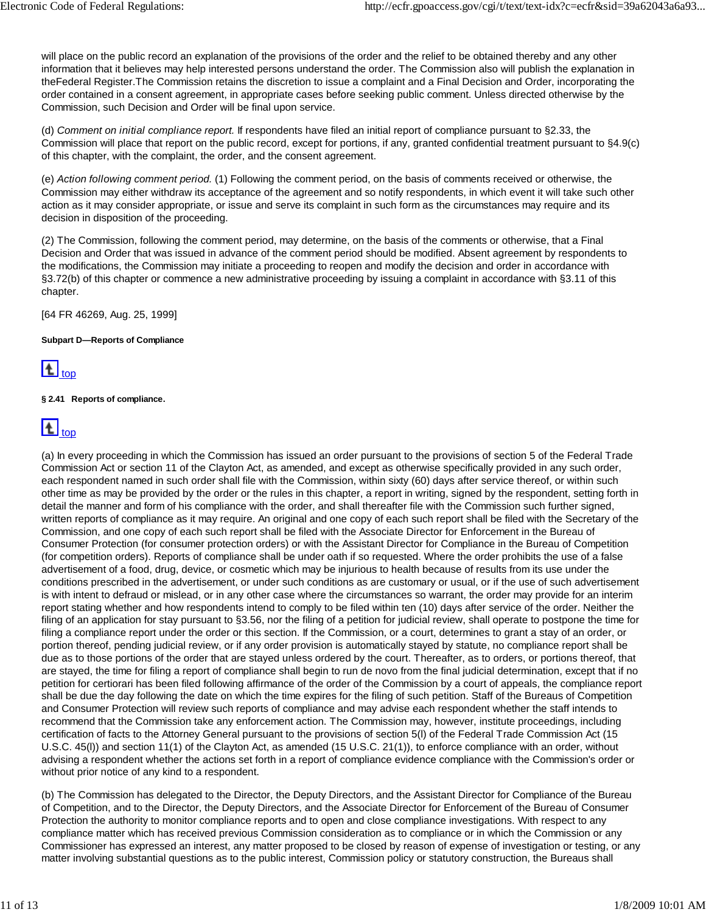will place on the public record an explanation of the provisions of the order and the relief to be obtained thereby and any other information that it believes may help interested persons understand the order. The Commission also will publish the explanation in theFederal Register.The Commission retains the discretion to issue a complaint and a Final Decision and Order, incorporating the order contained in a consent agreement, in appropriate cases before seeking public comment. Unless directed otherwise by the Commission, such Decision and Order will be final upon service.

(d) *Comment on initial compliance report.* If respondents have filed an initial report of compliance pursuant to §2.33, the Commission will place that report on the public record, except for portions, if any, granted confidential treatment pursuant to §4.9(c) of this chapter, with the complaint, the order, and the consent agreement.

(e) *Action following comment period.* (1) Following the comment period, on the basis of comments received or otherwise, the Commission may either withdraw its acceptance of the agreement and so notify respondents, in which event it will take such other action as it may consider appropriate, or issue and serve its complaint in such form as the circumstances may require and its decision in disposition of the proceeding.

(2) The Commission, following the comment period, may determine, on the basis of the comments or otherwise, that a Final Decision and Order that was issued in advance of the comment period should be modified. Absent agreement by respondents to the modifications, the Commission may initiate a proceeding to reopen and modify the decision and order in accordance with §3.72(b) of this chapter or commence a new administrative proceeding by issuing a complaint in accordance with §3.11 of this chapter.

[64 FR 46269, Aug. 25, 1999]

#### Subpart D—Reports of Compliance

top

#### § 2.41   Reports of compliance.

top

(a) In every proceeding in which the Commission has issued an order pursuant to the provisions of section 5 of the Federal Trade Commission Act or section 11 of the Clayton Act, as amended, and except as otherwise specifically provided in any such order, each respondent named in such order shall file with the Commission, within sixty (60) days after service thereof, or within such other time as may be provided by the order or the rules in this chapter, a report in writing, signed by the respondent, setting forth in detail the manner and form of his compliance with the order, and shall thereafter file with the Commission such further signed, written reports of compliance as it may require. An original and one copy of each such report shall be filed with the Secretary of the Commission, and one copy of each such report shall be filed with the Associate Director for Enforcement in the Bureau of Consumer Protection (for consumer protection orders) or with the Assistant Director for Compliance in the Bureau of Competition (for competition orders). Reports of compliance shall be under oath if so requested. Where the order prohibits the use of a false advertisement of a food, drug, device, or cosmetic which may be injurious to health because of results from its use under the conditions prescribed in the advertisement, or under such conditions as are customary or usual, or if the use of such advertisement is with intent to defraud or mislead, or in any other case where the circumstances so warrant, the order may provide for an interim report stating whether and how respondents intend to comply to be filed within ten (10) days after service of the order. Neither the filing of an application for stay pursuant to §3.56, nor the filing of a petition for judicial review, shall operate to postpone the time for filing a compliance report under the order or this section. If the Commission, or a court, determines to grant a stay of an order, or portion thereof, pending judicial review, or if any order provision is automatically stayed by statute, no compliance report shall be due as to those portions of the order that are stayed unless ordered by the court. Thereafter, as to orders, or portions thereof, that are stayed, the time for filing a report of compliance shall begin to run de novo from the final judicial determination, except that if no petition for certiorari has been filed following affirmance of the order of the Commission by a court of appeals, the compliance report shall be due the day following the date on which the time expires for the filing of such petition. Staff of the Bureaus of Competition and Consumer Protection will review such reports of compliance and may advise each respondent whether the staff intends to recommend that the Commission take any enforcement action. The Commission may, however, institute proceedings, including certification of facts to the Attorney General pursuant to the provisions of section 5(l) of the Federal Trade Commission Act (15 U.S.C. 45(l)) and section 11(1) of the Clayton Act, as amended (15 U.S.C. 21(1)), to enforce compliance with an order, without advising a respondent whether the actions set forth in a report of compliance evidence compliance with the Commission's order or without prior notice of any kind to a respondent.

(b) The Commission has delegated to the Director, the Deputy Directors, and the Assistant Director for Compliance of the Bureau of Competition, and to the Director, the Deputy Directors, and the Associate Director for Enforcement of the Bureau of Consumer Protection the authority to monitor compliance reports and to open and close compliance investigations. With respect to any compliance matter which has received previous Commission consideration as to compliance or in which the Commission or any Commissioner has expressed an interest, any matter proposed to be closed by reason of expense of investigation or testing, or any matter involving substantial questions as to the public interest, Commission policy or statutory construction, the Bureaus shall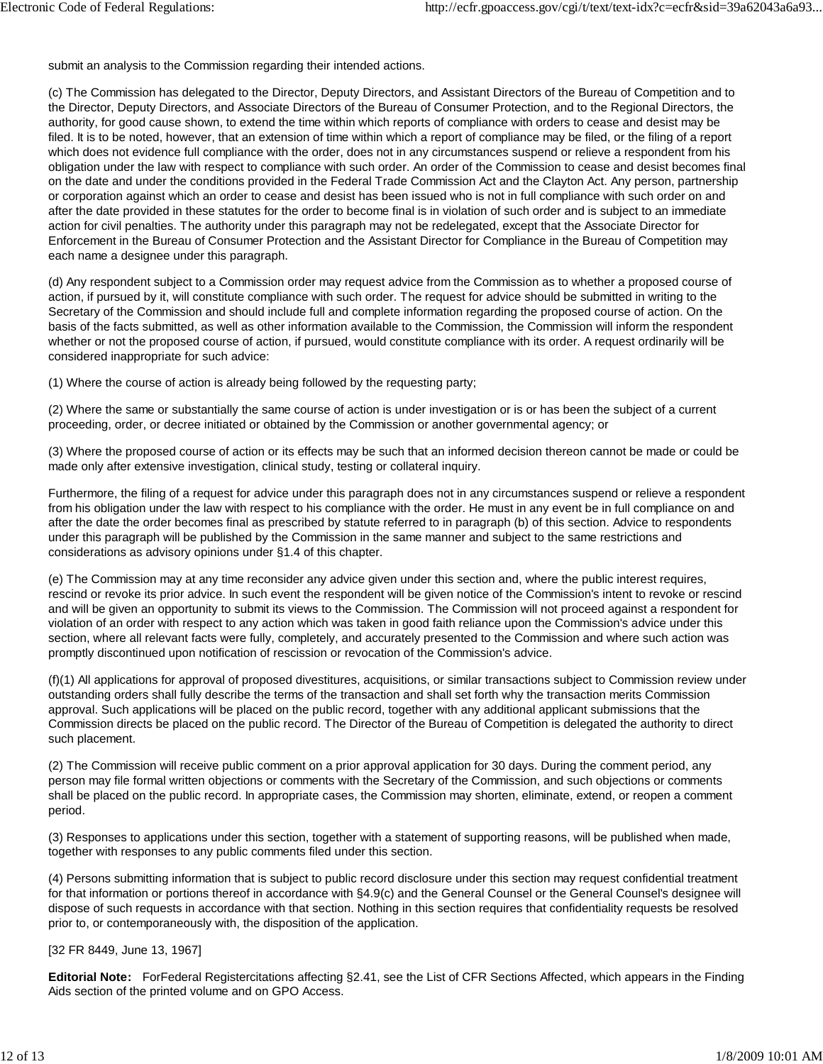submit an analysis to the Commission regarding their intended actions.

(c) The Commission has delegated to the Director, Deputy Directors, and Assistant Directors of the Bureau of Competition and to the Director, Deputy Directors, and Associate Directors of the Bureau of Consumer Protection, and to the Regional Directors, the authority, for good cause shown, to extend the time within which reports of compliance with orders to cease and desist may be filed. It is to be noted, however, that an extension of time within which a report of compliance may be filed, or the filing of a report which does not evidence full compliance with the order, does not in any circumstances suspend or relieve a respondent from his obligation under the law with respect to compliance with such order. An order of the Commission to cease and desist becomes final on the date and under the conditions provided in the Federal Trade Commission Act and the Clayton Act. Any person, partnership or corporation against which an order to cease and desist has been issued who is not in full compliance with such order on and after the date provided in these statutes for the order to become final is in violation of such order and is subject to an immediate action for civil penalties. The authority under this paragraph may not be redelegated, except that the Associate Director for Enforcement in the Bureau of Consumer Protection and the Assistant Director for Compliance in the Bureau of Competition may each name a designee under this paragraph.

(d) Any respondent subject to a Commission order may request advice from the Commission as to whether a proposed course of action, if pursued by it, will constitute compliance with such order. The request for advice should be submitted in writing to the Secretary of the Commission and should include full and complete information regarding the proposed course of action. On the basis of the facts submitted, as well as other information available to the Commission, the Commission will inform the respondent whether or not the proposed course of action, if pursued, would constitute compliance with its order. A request ordinarily will be considered inappropriate for such advice:

(1) Where the course of action is already being followed by the requesting party;

(2) Where the same or substantially the same course of action is under investigation or is or has been the subject of a current proceeding, order, or decree initiated or obtained by the Commission or another governmental agency; or

(3) Where the proposed course of action or its effects may be such that an informed decision thereon cannot be made or could be made only after extensive investigation, clinical study, testing or collateral inquiry.

Furthermore, the filing of a request for advice under this paragraph does not in any circumstances suspend or relieve a respondent from his obligation under the law with respect to his compliance with the order. He must in any event be in full compliance on and after the date the order becomes final as prescribed by statute referred to in paragraph (b) of this section. Advice to respondents under this paragraph will be published by the Commission in the same manner and subject to the same restrictions and considerations as advisory opinions under §1.4 of this chapter.

(e) The Commission may at any time reconsider any advice given under this section and, where the public interest requires, rescind or revoke its prior advice. In such event the respondent will be given notice of the Commission's intent to revoke or rescind and will be given an opportunity to submit its views to the Commission. The Commission will not proceed against a respondent for violation of an order with respect to any action which was taken in good faith reliance upon the Commission's advice under this section, where all relevant facts were fully, completely, and accurately presented to the Commission and where such action was promptly discontinued upon notification of rescission or revocation of the Commission's advice.

(f)(1) All applications for approval of proposed divestitures, acquisitions, or similar transactions subject to Commission review under outstanding orders shall fully describe the terms of the transaction and shall set forth why the transaction merits Commission approval. Such applications will be placed on the public record, together with any additional applicant submissions that the Commission directs be placed on the public record. The Director of the Bureau of Competition is delegated the authority to direct such placement.

(2) The Commission will receive public comment on a prior approval application for 30 days. During the comment period, any person may file formal written objections or comments with the Secretary of the Commission, and such objections or comments shall be placed on the public record. In appropriate cases, the Commission may shorten, eliminate, extend, or reopen a comment period.

(3) Responses to applications under this section, together with a statement of supporting reasons, will be published when made, together with responses to any public comments filed under this section.

(4) Persons submitting information that is subject to public record disclosure under this section may request confidential treatment for that information or portions thereof in accordance with §4.9(c) and the General Counsel or the General Counsel's designee will dispose of such requests in accordance with that section. Nothing in this section requires that confidentiality requests be resolved prior to, or contemporaneously with, the disposition of the application.

[32 FR 8449, June 13, 1967]

**Editorial Note:** ForFederal Registercitations affecting §2.41, see the List of CFR Sections Affected, which appears in the Finding Aids section of the printed volume and on GPO Access.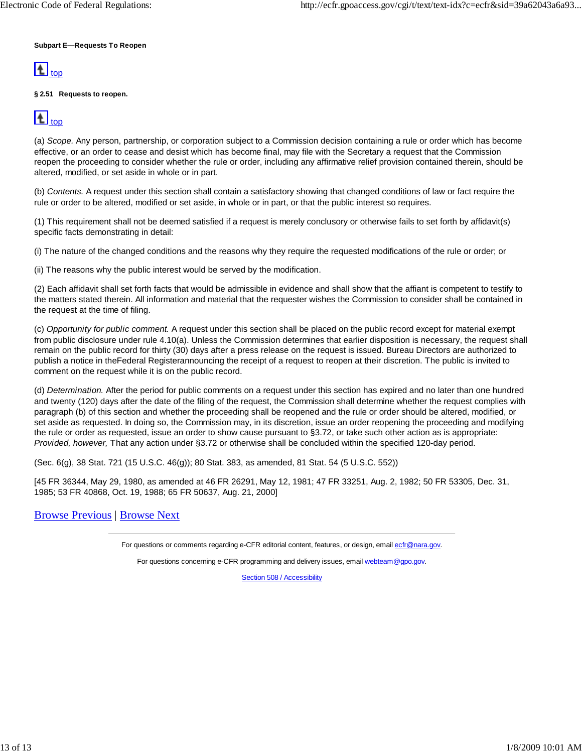**Subpart E—Requests To Reopen**

top

**§ 2.51 Requests to reopen.**

top

(a) *Scope.* Any person, partnership, or corporation subject to a Commission decision containing a rule or order which has become effective, or an order to cease and desist which has become final, may file with the Secretary a request that the Commission reopen the proceeding to consider whether the rule or order, including any affirmative relief provision contained therein, should be altered, modified, or set aside in whole or in part.

(b) *Contents.* A request under this section shall contain a satisfactory showing that changed conditions of law or fact require the rule or order to be altered, modified or set aside, in whole or in part, or that the public interest so requires.

(1) This requirement shall not be deemed satisfied if a request is merely conclusory or otherwise fails to set forth by affidavit(s) specific facts demonstrating in detail:

(i) The nature of the changed conditions and the reasons why they require the requested modifications of the rule or order; or

(ii) The reasons why the public interest would be served by the modification.

(2) Each affidavit shall set forth facts that would be admissible in evidence and shall show that the affiant is competent to testify to the matters stated therein. All information and material that the requester wishes the Commission to consider shall be contained in the request at the time of filing.

(c) *Opportunity for public comment.* A request under this section shall be placed on the public record except for material exempt from public disclosure under rule 4.10(a). Unless the Commission determines that earlier disposition is necessary, the request shall remain on the public record for thirty (30) days after a press release on the request is issued. Bureau Directors are authorized to publish a notice in theFederal Registerannouncing the receipt of a request to reopen at their discretion. The public is invited to comment on the request while it is on the public record.

(d) *Determination.* After the period for public comments on a request under this section has expired and no later than one hundred and twenty (120) days after the date of the filing of the request, the Commission shall determine whether the request complies with paragraph (b) of this section and whether the proceeding shall be reopened and the rule or order should be altered, modified, or set aside as requested. In doing so, the Commission may, in its discretion, issue an order reopening the proceeding and modifying the rule or order as requested, issue an order to show cause pursuant to §3.72, or take such other action as is appropriate: *Provided, however,* That any action under §3.72 or otherwise shall be concluded within the specified 120-day period.

(Sec. 6(g), 38 Stat. 721 (15 U.S.C. 46(g)); 80 Stat. 383, as amended, 81 Stat. 54 (5 U.S.C. 552))

[45 FR 36344, May 29, 1980, as amended at 46 FR 26291, May 12, 1981; 47 FR 33251, Aug. 2, 1982; 50 FR 53305, Dec. 31, 1985; 53 FR 40868, Oct. 19, 1988; 65 FR 50637, Aug. 21, 2000]

Browse Previous | Browse Next

For questions or comments regarding e-CFR editorial content, features, or design, email ecfr@nara.gov.

For questions concerning e-CFR programming and delivery issues, email webteam@gpo.gov.

Section 508 / Accessibility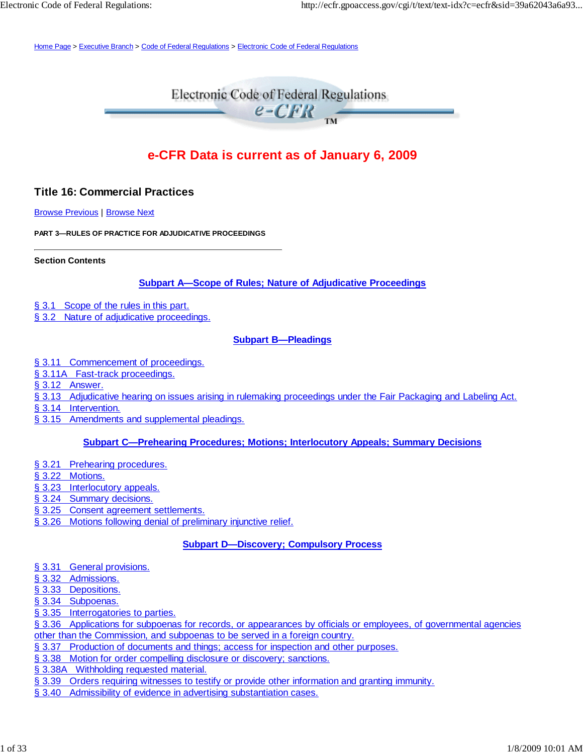Home Page > Executive Branch > Code of Federal Regulations > Electronic Code of Federal Regulations

Electronic Code of Federal Regulations

e-CFR

**e-CFR Data is current as of January 6, 2009**

## Title 16: Commercial Practices

Browse Previous | Browse Next

**PART 3—RULES OF PRACTICE FOR ADJUDICATIVE PROCEEDINGS**

---

**Section Contents**

### Subpart A—Scope of Rules; Nature of Adjudicative Proceedings

§ 3.1 Scope of the rules in this part.
§ 3.2 Nature of adjudicative proceedings.

### Subpart B—Pleadings

§ 3.11 Commencement of proceedings.
§ 3.11A Fast-track proceedings.
§ 3.12 Answer.
§ 3.13 Adjudicative hearing on issues arising in rulemaking proceedings under the Fair Packaging and Labeling Act.
§ 3.14 Intervention.
§ 3.15 Amendments and supplemental pleadings.

### Subpart C—Prehearing Procedures; Motions; Interlocutory Appeals; Summary Decisions

§ 3.21 Prehearing procedures.
§ 3.22 Motions.
§ 3.23 Interlocutory appeals.
§ 3.24 Summary decisions.
§ 3.25 Consent agreement settlements.
§ 3.26 Motions following denial of preliminary injunctive relief.

### Subpart D—Discovery; Compulsory Process

§ 3.31 General provisions.
§ 3.32 Admissions.
§ 3.33 Depositions.
§ 3.34 Subpoenas.
§ 3.35 Interrogatories to parties.
§ 3.36 Applications for subpoenas for records, or appearances by officials or employees, of governmental agencies other than the Commission, and subpoenas to be served in a foreign country.
§ 3.37 Production of documents and things; access for inspection and other purposes.
§ 3.38 Motion for order compelling disclosure or discovery; sanctions.
§ 3.38A Withholding requested material.
§ 3.39 Orders requiring witnesses to testify or provide other information and granting immunity.
§ 3.40 Admissibility of evidence in advertising substantiation cases.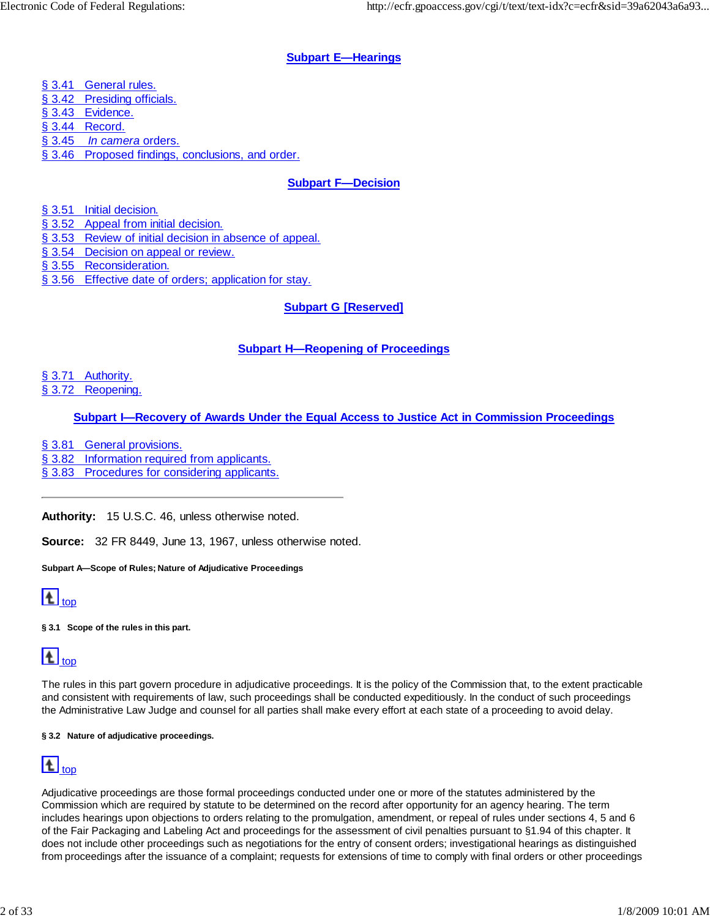## Subpart E—Hearings

§ 3.41 General rules.
§ 3.42 Presiding officials.
§ 3.43 Evidence.
§ 3.44 Record.
§ 3.45 *In camera* orders.
§ 3.46 Proposed findings, conclusions, and order.

## Subpart F—Decision

§ 3.51 Initial decision.
§ 3.52 Appeal from initial decision.
§ 3.53 Review of initial decision in absence of appeal.
§ 3.54 Decision on appeal or review.
§ 3.55 Reconsideration.
§ 3.56 Effective date of orders; application for stay.

## Subpart G [Reserved]

## Subpart H—Reopening of Proceedings

§ 3.71 Authority.
§ 3.72 Reopening.

## Subpart I—Recovery of Awards Under the Equal Access to Justice Act in Commission Proceedings

§ 3.81 General provisions.
§ 3.82 Information required from applicants.
§ 3.83 Procedures for considering applicants.

---

**Authority:** 15 U.S.C. 46, unless otherwise noted.

**Source:** 32 FR 8449, June 13, 1967, unless otherwise noted.

#### Subpart A—Scope of Rules; Nature of Adjudicative Proceedings

top

#### § 3.1 Scope of the rules in this part.

top

The rules in this part govern procedure in adjudicative proceedings. It is the policy of the Commission that, to the extent practicable and consistent with requirements of law, such proceedings shall be conducted expeditiously. In the conduct of such proceedings the Administrative Law Judge and counsel for all parties shall make every effort at each state of a proceeding to avoid delay.

#### § 3.2 Nature of adjudicative proceedings.

top

Adjudicative proceedings are those formal proceedings conducted under one or more of the statutes administered by the Commission which are required by statute to be determined on the record after opportunity for an agency hearing. The term includes hearings upon objections to orders relating to the promulgation, amendment, or repeal of rules under sections 4, 5 and 6 of the Fair Packaging and Labeling Act and proceedings for the assessment of civil penalties pursuant to §1.94 of this chapter. It does not include other proceedings such as negotiations for the entry of consent orders; investigational hearings as distinguished from proceedings after the issuance of a complaint; requests for extensions of time to comply with final orders or other proceedings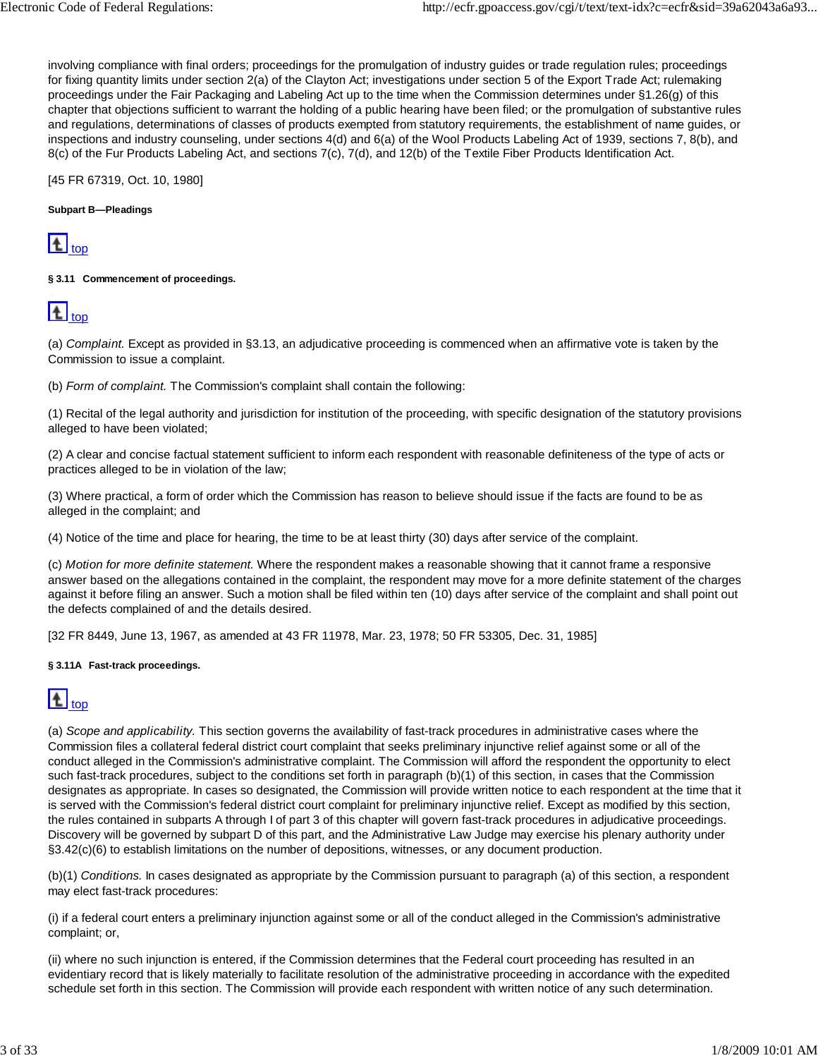involving compliance with final orders; proceedings for the promulgation of industry guides or trade regulation rules; proceedings for fixing quantity limits under section 2(a) of the Clayton Act; investigations under section 5 of the Export Trade Act; rulemaking proceedings under the Fair Packaging and Labeling Act up to the time when the Commission determines under §1.26(g) of this chapter that objections sufficient to warrant the holding of a public hearing have been filed; or the promulgation of substantive rules and regulations, determinations of classes of products exempted from statutory requirements, the establishment of name guides, or inspections and industry counseling, under sections 4(d) and 6(a) of the Wool Products Labeling Act of 1939, sections 7, 8(b), and 8(c) of the Fur Products Labeling Act, and sections 7(c), 7(d), and 12(b) of the Textile Fiber Products Identification Act.

[45 FR 67319, Oct. 10, 1980]

#### Subpart B—Pleadings

top

#### § 3.11 Commencement of proceedings.

top

(a) *Complaint.* Except as provided in §3.13, an adjudicative proceeding is commenced when an affirmative vote is taken by the Commission to issue a complaint.

(b) *Form of complaint.* The Commission's complaint shall contain the following:

(1) Recital of the legal authority and jurisdiction for institution of the proceeding, with specific designation of the statutory provisions alleged to have been violated;

(2) A clear and concise factual statement sufficient to inform each respondent with reasonable definiteness of the type of acts or practices alleged to be in violation of the law;

(3) Where practical, a form of order which the Commission has reason to believe should issue if the facts are found to be as alleged in the complaint; and

(4) Notice of the time and place for hearing, the time to be at least thirty (30) days after service of the complaint.

(c) *Motion for more definite statement.* Where the respondent makes a reasonable showing that it cannot frame a responsive answer based on the allegations contained in the complaint, the respondent may move for a more definite statement of the charges against it before filing an answer. Such a motion shall be filed within ten (10) days after service of the complaint and shall point out the defects complained of and the details desired.

[32 FR 8449, June 13, 1967, as amended at 43 FR 11978, Mar. 23, 1978; 50 FR 53305, Dec. 31, 1985]

#### § 3.11A Fast-track proceedings.

top

(a) *Scope and applicability.* This section governs the availability of fast-track procedures in administrative cases where the Commission files a collateral federal district court complaint that seeks preliminary injunctive relief against some or all of the conduct alleged in the Commission's administrative complaint. The Commission will afford the respondent the opportunity to elect such fast-track procedures, subject to the conditions set forth in paragraph (b)(1) of this section, in cases that the Commission designates as appropriate. In cases so designated, the Commission will provide written notice to each respondent at the time that it is served with the Commission's federal district court complaint for preliminary injunctive relief. Except as modified by this section, the rules contained in subparts A through I of part 3 of this chapter will govern fast-track procedures in adjudicative proceedings. Discovery will be governed by subpart D of this part, and the Administrative Law Judge may exercise his plenary authority under §3.42(c)(6) to establish limitations on the number of depositions, witnesses, or any document production.

(b)(1) *Conditions.* In cases designated as appropriate by the Commission pursuant to paragraph (a) of this section, a respondent may elect fast-track procedures:

(i) if a federal court enters a preliminary injunction against some or all of the conduct alleged in the Commission's administrative complaint; or,

(ii) where no such injunction is entered, if the Commission determines that the Federal court proceeding has resulted in an evidentiary record that is likely materially to facilitate resolution of the administrative proceeding in accordance with the expedited schedule set forth in this section. The Commission will provide each respondent with written notice of any such determination.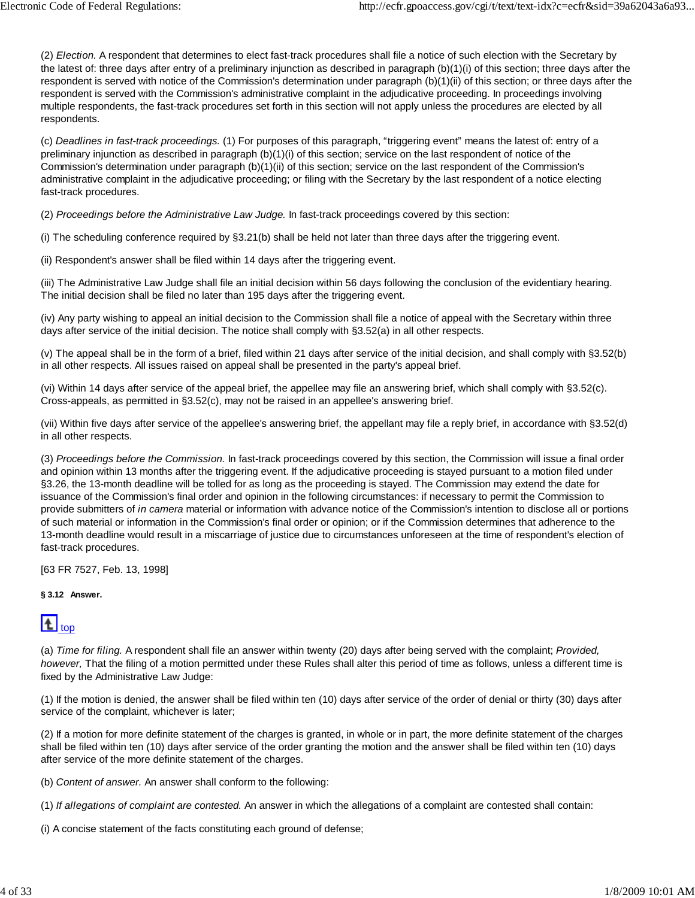(2) *Election.* A respondent that determines to elect fast-track procedures shall file a notice of such election with the Secretary by the latest of: three days after entry of a preliminary injunction as described in paragraph (b)(1)(i) of this section; three days after the respondent is served with notice of the Commission's determination under paragraph (b)(1)(ii) of this section; or three days after the respondent is served with the Commission's administrative complaint in the adjudicative proceeding. In proceedings involving multiple respondents, the fast-track procedures set forth in this section will not apply unless the procedures are elected by all respondents.

(c) *Deadlines in fast-track proceedings.* (1) For purposes of this paragraph, "triggering event" means the latest of: entry of a preliminary injunction as described in paragraph (b)(1)(i) of this section; service on the last respondent of notice of the Commission's determination under paragraph (b)(1)(ii) of this section; service on the last respondent of the Commission's administrative complaint in the adjudicative proceeding; or filing with the Secretary by the last respondent of a notice electing fast-track procedures.

(2) *Proceedings before the Administrative Law Judge.* In fast-track proceedings covered by this section:

(i) The scheduling conference required by §3.21(b) shall be held not later than three days after the triggering event.

(ii) Respondent's answer shall be filed within 14 days after the triggering event.

(iii) The Administrative Law Judge shall file an initial decision within 56 days following the conclusion of the evidentiary hearing. The initial decision shall be filed no later than 195 days after the triggering event.

(iv) Any party wishing to appeal an initial decision to the Commission shall file a notice of appeal with the Secretary within three days after service of the initial decision. The notice shall comply with §3.52(a) in all other respects.

(v) The appeal shall be in the form of a brief, filed within 21 days after service of the initial decision, and shall comply with §3.52(b) in all other respects. All issues raised on appeal shall be presented in the party's appeal brief.

(vi) Within 14 days after service of the appeal brief, the appellee may file an answering brief, which shall comply with §3.52(c). Cross-appeals, as permitted in §3.52(c), may not be raised in an appellee's answering brief.

(vii) Within five days after service of the appellee's answering brief, the appellant may file a reply brief, in accordance with §3.52(d) in all other respects.

(3) *Proceedings before the Commission.* In fast-track proceedings covered by this section, the Commission will issue a final order and opinion within 13 months after the triggering event. If the adjudicative proceeding is stayed pursuant to a motion filed under §3.26, the 13-month deadline will be tolled for as long as the proceeding is stayed. The Commission may extend the date for issuance of the Commission's final order and opinion in the following circumstances: if necessary to permit the Commission to provide submitters of *in camera* material or information with advance notice of the Commission's intention to disclose all or portions of such material or information in the Commission's final order or opinion; or if the Commission determines that adherence to the 13-month deadline would result in a miscarriage of justice due to circumstances unforeseen at the time of respondent's election of fast-track procedures.

[63 FR 7527, Feb. 13, 1998]

#### § 3.12 Answer.

top

(a) *Time for filing.* A respondent shall file an answer within twenty (20) days after being served with the complaint; *Provided, however,* That the filing of a motion permitted under these Rules shall alter this period of time as follows, unless a different time is fixed by the Administrative Law Judge:

(1) If the motion is denied, the answer shall be filed within ten (10) days after service of the order of denial or thirty (30) days after service of the complaint, whichever is later;

(2) If a motion for more definite statement of the charges is granted, in whole or in part, the more definite statement of the charges shall be filed within ten (10) days after service of the order granting the motion and the answer shall be filed within ten (10) days after service of the more definite statement of the charges.

(b) *Content of answer.* An answer shall conform to the following:

(1) *If allegations of complaint are contested.* An answer in which the allegations of a complaint are contested shall contain:

(i) A concise statement of the facts constituting each ground of defense;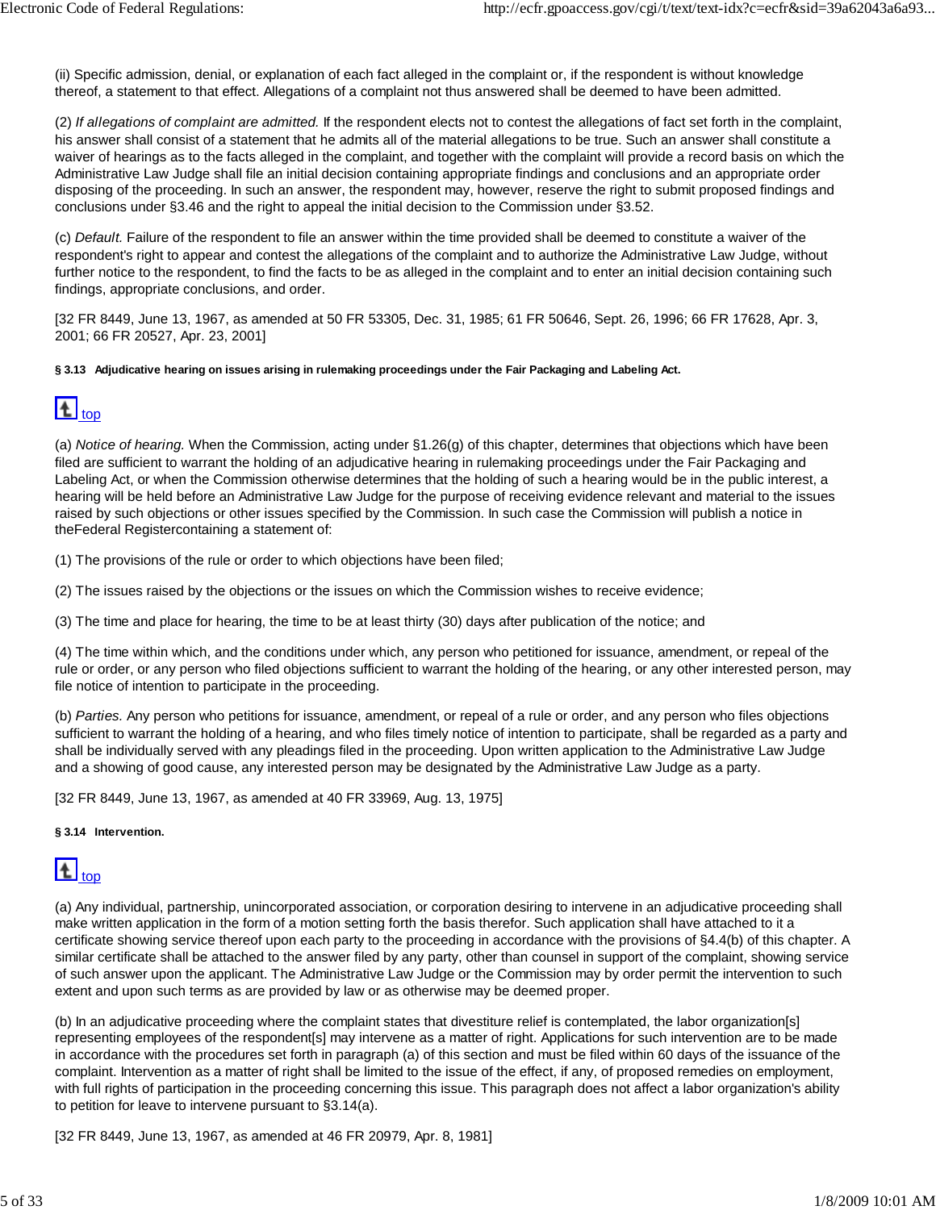(ii) Specific admission, denial, or explanation of each fact alleged in the complaint or, if the respondent is without knowledge thereof, a statement to that effect. Allegations of a complaint not thus answered shall be deemed to have been admitted.

(2) *If allegations of complaint are admitted.* If the respondent elects not to contest the allegations of fact set forth in the complaint, his answer shall consist of a statement that he admits all of the material allegations to be true. Such an answer shall constitute a waiver of hearings as to the facts alleged in the complaint, and together with the complaint will provide a record basis on which the Administrative Law Judge shall file an initial decision containing appropriate findings and conclusions and an appropriate order disposing of the proceeding. In such an answer, the respondent may, however, reserve the right to submit proposed findings and conclusions under §3.46 and the right to appeal the initial decision to the Commission under §3.52.

(c) *Default.* Failure of the respondent to file an answer within the time provided shall be deemed to constitute a waiver of the respondent's right to appear and contest the allegations of the complaint and to authorize the Administrative Law Judge, without further notice to the respondent, to find the facts to be as alleged in the complaint and to enter an initial decision containing such findings, appropriate conclusions, and order.

[32 FR 8449, June 13, 1967, as amended at 50 FR 53305, Dec. 31, 1985; 61 FR 50646, Sept. 26, 1996; 66 FR 17628, Apr. 3, 2001; 66 FR 20527, Apr. 23, 2001]

#### § 3.13 Adjudicative hearing on issues arising in rulemaking proceedings under the Fair Packaging and Labeling Act.

top

(a) *Notice of hearing.* When the Commission, acting under §1.26(g) of this chapter, determines that objections which have been filed are sufficient to warrant the holding of an adjudicative hearing in rulemaking proceedings under the Fair Packaging and Labeling Act, or when the Commission otherwise determines that the holding of such a hearing would be in the public interest, a hearing will be held before an Administrative Law Judge for the purpose of receiving evidence relevant and material to the issues raised by such objections or other issues specified by the Commission. In such case the Commission will publish a notice in theFederal Registercontaining a statement of:

(1) The provisions of the rule or order to which objections have been filed;

(2) The issues raised by the objections or the issues on which the Commission wishes to receive evidence;

(3) The time and place for hearing, the time to be at least thirty (30) days after publication of the notice; and

(4) The time within which, and the conditions under which, any person who petitioned for issuance, amendment, or repeal of the rule or order, or any person who filed objections sufficient to warrant the holding of the hearing, or any other interested person, may file notice of intention to participate in the proceeding.

(b) *Parties.* Any person who petitions for issuance, amendment, or repeal of a rule or order, and any person who files objections sufficient to warrant the holding of a hearing, and who files timely notice of intention to participate, shall be regarded as a party and shall be individually served with any pleadings filed in the proceeding. Upon written application to the Administrative Law Judge and a showing of good cause, any interested person may be designated by the Administrative Law Judge as a party.

[32 FR 8449, June 13, 1967, as amended at 40 FR 33969, Aug. 13, 1975]

#### § 3.14 Intervention.

top

(a) Any individual, partnership, unincorporated association, or corporation desiring to intervene in an adjudicative proceeding shall make written application in the form of a motion setting forth the basis therefor. Such application shall have attached to it a certificate showing service thereof upon each party to the proceeding in accordance with the provisions of §4.4(b) of this chapter. A similar certificate shall be attached to the answer filed by any party, other than counsel in support of the complaint, showing service of such answer upon the applicant. The Administrative Law Judge or the Commission may by order permit the intervention to such extent and upon such terms as are provided by law or as otherwise may be deemed proper.

(b) In an adjudicative proceeding where the complaint states that divestiture relief is contemplated, the labor organization[s] representing employees of the respondent[s] may intervene as a matter of right. Applications for such intervention are to be made in accordance with the procedures set forth in paragraph (a) of this section and must be filed within 60 days of the issuance of the complaint. Intervention as a matter of right shall be limited to the issue of the effect, if any, of proposed remedies on employment, with full rights of participation in the proceeding concerning this issue. This paragraph does not affect a labor organization's ability to petition for leave to intervene pursuant to §3.14(a).

[32 FR 8449, June 13, 1967, as amended at 46 FR 20979, Apr. 8, 1981]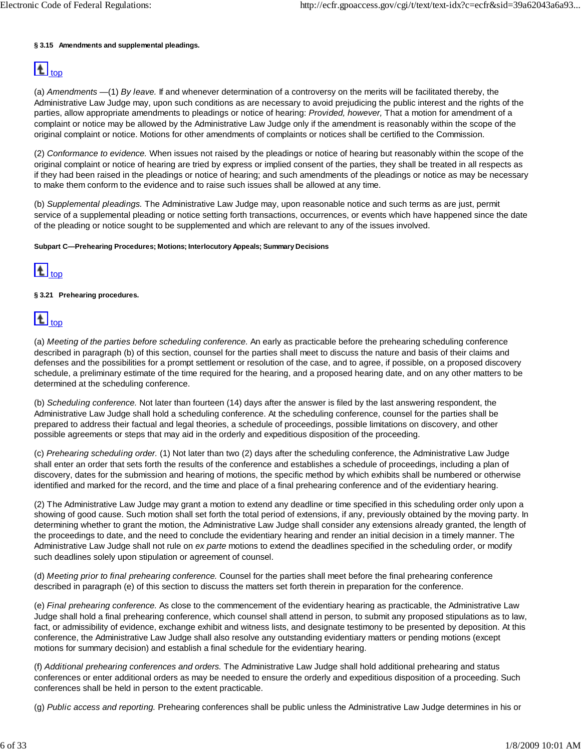**§ 3.15 Amendments and supplemental pleadings.**

top

(a) *Amendments* —(1) *By leave.* If and whenever determination of a controversy on the merits will be facilitated thereby, the Administrative Law Judge may, upon such conditions as are necessary to avoid prejudicing the public interest and the rights of the parties, allow appropriate amendments to pleadings or notice of hearing: *Provided, however,* That a motion for amendment of a complaint or notice may be allowed by the Administrative Law Judge only if the amendment is reasonably within the scope of the original complaint or notice. Motions for other amendments of complaints or notices shall be certified to the Commission.

(2) *Conformance to evidence.* When issues not raised by the pleadings or notice of hearing but reasonably within the scope of the original complaint or notice of hearing are tried by express or implied consent of the parties, they shall be treated in all respects as if they had been raised in the pleadings or notice of hearing; and such amendments of the pleadings or notice as may be necessary to make them conform to the evidence and to raise such issues shall be allowed at any time.

(b) *Supplemental pleadings.* The Administrative Law Judge may, upon reasonable notice and such terms as are just, permit service of a supplemental pleading or notice setting forth transactions, occurrences, or events which have happened since the date of the pleading or notice sought to be supplemented and which are relevant to any of the issues involved.

**Subpart C—Prehearing Procedures; Motions; Interlocutory Appeals; Summary Decisions**

top

**§ 3.21 Prehearing procedures.**

top

(a) *Meeting of the parties before scheduling conference.* An early as practicable before the prehearing scheduling conference described in paragraph (b) of this section, counsel for the parties shall meet to discuss the nature and basis of their claims and defenses and the possibilities for a prompt settlement or resolution of the case, and to agree, if possible, on a proposed discovery schedule, a preliminary estimate of the time required for the hearing, and a proposed hearing date, and on any other matters to be determined at the scheduling conference.

(b) *Scheduling conference.* Not later than fourteen (14) days after the answer is filed by the last answering respondent, the Administrative Law Judge shall hold a scheduling conference. At the scheduling conference, counsel for the parties shall be prepared to address their factual and legal theories, a schedule of proceedings, possible limitations on discovery, and other possible agreements or steps that may aid in the orderly and expeditious disposition of the proceeding.

(c) *Prehearing scheduling order.* (1) Not later than two (2) days after the scheduling conference, the Administrative Law Judge shall enter an order that sets forth the results of the conference and establishes a schedule of proceedings, including a plan of discovery, dates for the submission and hearing of motions, the specific method by which exhibits shall be numbered or otherwise identified and marked for the record, and the time and place of a final prehearing conference and of the evidentiary hearing.

(2) The Administrative Law Judge may grant a motion to extend any deadline or time specified in this scheduling order only upon a showing of good cause. Such motion shall set forth the total period of extensions, if any, previously obtained by the moving party. In determining whether to grant the motion, the Administrative Law Judge shall consider any extensions already granted, the length of the proceedings to date, and the need to conclude the evidentiary hearing and render an initial decision in a timely manner. The Administrative Law Judge shall not rule on *ex parte* motions to extend the deadlines specified in the scheduling order, or modify such deadlines solely upon stipulation or agreement of counsel.

(d) *Meeting prior to final prehearing conference.* Counsel for the parties shall meet before the final prehearing conference described in paragraph (e) of this section to discuss the matters set forth therein in preparation for the conference.

(e) *Final prehearing conference.* As close to the commencement of the evidentiary hearing as practicable, the Administrative Law Judge shall hold a final prehearing conference, which counsel shall attend in person, to submit any proposed stipulations as to law, fact, or admissibility of evidence, exchange exhibit and witness lists, and designate testimony to be presented by deposition. At this conference, the Administrative Law Judge shall also resolve any outstanding evidentiary matters or pending motions (except motions for summary decision) and establish a final schedule for the evidentiary hearing.

(f) *Additional prehearing conferences and orders.* The Administrative Law Judge shall hold additional prehearing and status conferences or enter additional orders as may be needed to ensure the orderly and expeditious disposition of a proceeding. Such conferences shall be held in person to the extent practicable.

(g) *Public access and reporting.* Prehearing conferences shall be public unless the Administrative Law Judge determines in his or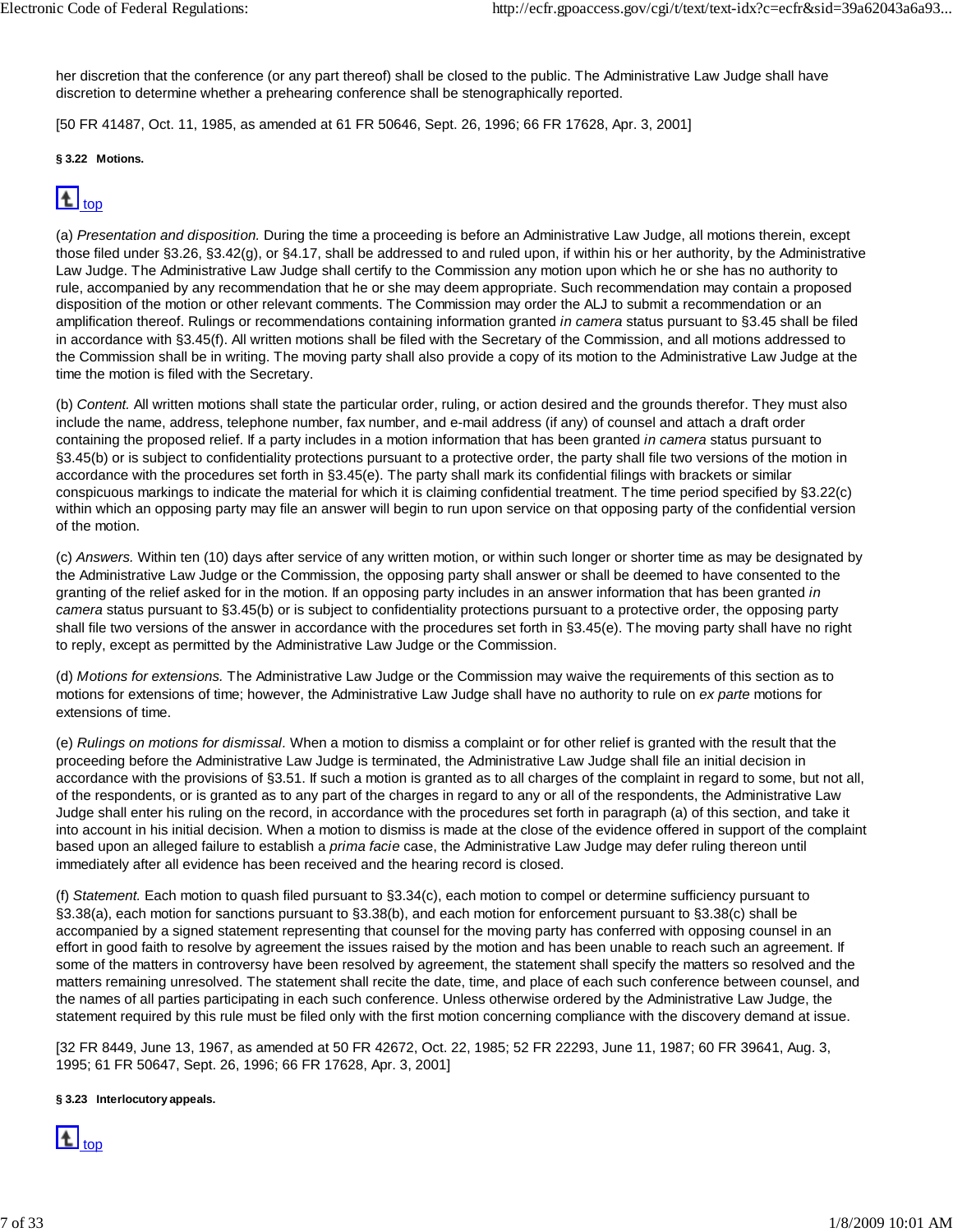her discretion that the conference (or any part thereof) shall be closed to the public. The Administrative Law Judge shall have discretion to determine whether a prehearing conference shall be stenographically reported.

[50 FR 41487, Oct. 11, 1985, as amended at 61 FR 50646, Sept. 26, 1996; 66 FR 17628, Apr. 3, 2001]

#### § 3.22 Motions.

top

(a) *Presentation and disposition.* During the time a proceeding is before an Administrative Law Judge, all motions therein, except those filed under §3.26, §3.42(g), or §4.17, shall be addressed to and ruled upon, if within his or her authority, by the Administrative Law Judge. The Administrative Law Judge shall certify to the Commission any motion upon which he or she has no authority to rule, accompanied by any recommendation that he or she may deem appropriate. Such recommendation may contain a proposed disposition of the motion or other relevant comments. The Commission may order the ALJ to submit a recommendation or an amplification thereof. Rulings or recommendations containing information granted *in camera* status pursuant to §3.45 shall be filed in accordance with §3.45(f). All written motions shall be filed with the Secretary of the Commission, and all motions addressed to the Commission shall be in writing. The moving party shall also provide a copy of its motion to the Administrative Law Judge at the time the motion is filed with the Secretary.

(b) *Content.* All written motions shall state the particular order, ruling, or action desired and the grounds therefor. They must also include the name, address, telephone number, fax number, and e-mail address (if any) of counsel and attach a draft order containing the proposed relief. If a party includes in a motion information that has been granted *in camera* status pursuant to §3.45(b) or is subject to confidentiality protections pursuant to a protective order, the party shall file two versions of the motion in accordance with the procedures set forth in §3.45(e). The party shall mark its confidential filings with brackets or similar conspicuous markings to indicate the material for which it is claiming confidential treatment. The time period specified by §3.22(c) within which an opposing party may file an answer will begin to run upon service on that opposing party of the confidential version of the motion.

(c) *Answers.* Within ten (10) days after service of any written motion, or within such longer or shorter time as may be designated by the Administrative Law Judge or the Commission, the opposing party shall answer or shall be deemed to have consented to the granting of the relief asked for in the motion. If an opposing party includes in an answer information that has been granted *in camera* status pursuant to §3.45(b) or is subject to confidentiality protections pursuant to a protective order, the opposing party shall file two versions of the answer in accordance with the procedures set forth in §3.45(e). The moving party shall have no right to reply, except as permitted by the Administrative Law Judge or the Commission.

(d) *Motions for extensions.* The Administrative Law Judge or the Commission may waive the requirements of this section as to motions for extensions of time; however, the Administrative Law Judge shall have no authority to rule on *ex parte* motions for extensions of time.

(e) *Rulings on motions for dismissal*. When a motion to dismiss a complaint or for other relief is granted with the result that the proceeding before the Administrative Law Judge is terminated, the Administrative Law Judge shall file an initial decision in accordance with the provisions of §3.51. If such a motion is granted as to all charges of the complaint in regard to some, but not all, of the respondents, or is granted as to any part of the charges in regard to any or all of the respondents, the Administrative Law Judge shall enter his ruling on the record, in accordance with the procedures set forth in paragraph (a) of this section, and take it into account in his initial decision. When a motion to dismiss is made at the close of the evidence offered in support of the complaint based upon an alleged failure to establish a *prima facie* case, the Administrative Law Judge may defer ruling thereon until immediately after all evidence has been received and the hearing record is closed.

(f) *Statement.* Each motion to quash filed pursuant to §3.34(c), each motion to compel or determine sufficiency pursuant to §3.38(a), each motion for sanctions pursuant to §3.38(b), and each motion for enforcement pursuant to §3.38(c) shall be accompanied by a signed statement representing that counsel for the moving party has conferred with opposing counsel in an effort in good faith to resolve by agreement the issues raised by the motion and has been unable to reach such an agreement. If some of the matters in controversy have been resolved by agreement, the statement shall specify the matters so resolved and the matters remaining unresolved. The statement shall recite the date, time, and place of each such conference between counsel, and the names of all parties participating in each such conference. Unless otherwise ordered by the Administrative Law Judge, the statement required by this rule must be filed only with the first motion concerning compliance with the discovery demand at issue.

[32 FR 8449, June 13, 1967, as amended at 50 FR 42672, Oct. 22, 1985; 52 FR 22293, June 11, 1987; 60 FR 39641, Aug. 3, 1995; 61 FR 50647, Sept. 26, 1996; 66 FR 17628, Apr. 3, 2001]

#### § 3.23 Interlocutory appeals.

top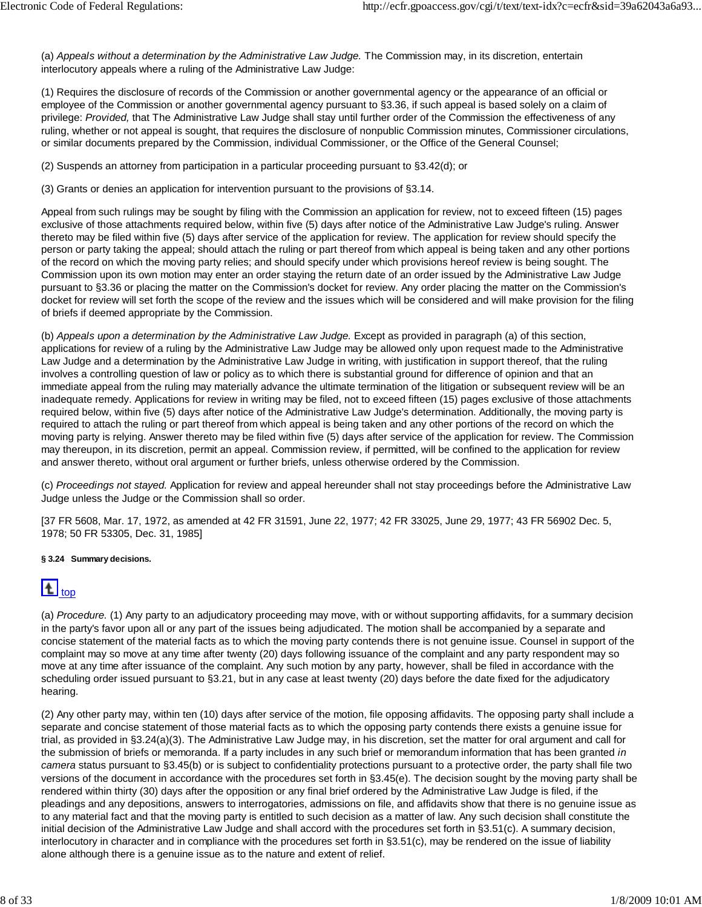(a) *Appeals without a determination by the Administrative Law Judge.* The Commission may, in its discretion, entertain interlocutory appeals where a ruling of the Administrative Law Judge:

(1) Requires the disclosure of records of the Commission or another governmental agency or the appearance of an official or employee of the Commission or another governmental agency pursuant to §3.36, if such appeal is based solely on a claim of privilege: *Provided,* that The Administrative Law Judge shall stay until further order of the Commission the effectiveness of any ruling, whether or not appeal is sought, that requires the disclosure of nonpublic Commission minutes, Commissioner circulations, or similar documents prepared by the Commission, individual Commissioner, or the Office of the General Counsel;

(2) Suspends an attorney from participation in a particular proceeding pursuant to §3.42(d); or

(3) Grants or denies an application for intervention pursuant to the provisions of §3.14.

Appeal from such rulings may be sought by filing with the Commission an application for review, not to exceed fifteen (15) pages exclusive of those attachments required below, within five (5) days after notice of the Administrative Law Judge's ruling. Answer thereto may be filed within five (5) days after service of the application for review. The application for review should specify the person or party taking the appeal; should attach the ruling or part thereof from which appeal is being taken and any other portions of the record on which the moving party relies; and should specify under which provisions hereof review is being sought. The Commission upon its own motion may enter an order staying the return date of an order issued by the Administrative Law Judge pursuant to §3.36 or placing the matter on the Commission's docket for review. Any order placing the matter on the Commission's docket for review will set forth the scope of the review and the issues which will be considered and will make provision for the filing of briefs if deemed appropriate by the Commission.

(b) *Appeals upon a determination by the Administrative Law Judge.* Except as provided in paragraph (a) of this section, applications for review of a ruling by the Administrative Law Judge may be allowed only upon request made to the Administrative Law Judge and a determination by the Administrative Law Judge in writing, with justification in support thereof, that the ruling involves a controlling question of law or policy as to which there is substantial ground for difference of opinion and that an immediate appeal from the ruling may materially advance the ultimate termination of the litigation or subsequent review will be an inadequate remedy. Applications for review in writing may be filed, not to exceed fifteen (15) pages exclusive of those attachments required below, within five (5) days after notice of the Administrative Law Judge's determination. Additionally, the moving party is required to attach the ruling or part thereof from which appeal is being taken and any other portions of the record on which the moving party is relying. Answer thereto may be filed within five (5) days after service of the application for review. The Commission may thereupon, in its discretion, permit an appeal. Commission review, if permitted, will be confined to the application for review and answer thereto, without oral argument or further briefs, unless otherwise ordered by the Commission.

(c) *Proceedings not stayed.* Application for review and appeal hereunder shall not stay proceedings before the Administrative Law Judge unless the Judge or the Commission shall so order.

[37 FR 5608, Mar. 17, 1972, as amended at 42 FR 31591, June 22, 1977; 42 FR 33025, June 29, 1977; 43 FR 56902 Dec. 5, 1978; 50 FR 53305, Dec. 31, 1985]

##### § 3.24 Summary decisions.

top

(a) *Procedure.* (1) Any party to an adjudicatory proceeding may move, with or without supporting affidavits, for a summary decision in the party's favor upon all or any part of the issues being adjudicated. The motion shall be accompanied by a separate and concise statement of the material facts as to which the moving party contends there is not genuine issue. Counsel in support of the complaint may so move at any time after twenty (20) days following issuance of the complaint and any party respondent may so move at any time after issuance of the complaint. Any such motion by any party, however, shall be filed in accordance with the scheduling order issued pursuant to §3.21, but in any case at least twenty (20) days before the date fixed for the adjudicatory hearing.

(2) Any other party may, within ten (10) days after service of the motion, file opposing affidavits. The opposing party shall include a separate and concise statement of those material facts as to which the opposing party contends there exists a genuine issue for trial, as provided in §3.24(a)(3). The Administrative Law Judge may, in his discretion, set the matter for oral argument and call for the submission of briefs or memoranda. If a party includes in any such brief or memorandum information that has been granted *in camera* status pursuant to §3.45(b) or is subject to confidentiality protections pursuant to a protective order, the party shall file two versions of the document in accordance with the procedures set forth in §3.45(e). The decision sought by the moving party shall be rendered within thirty (30) days after the opposition or any final brief ordered by the Administrative Law Judge is filed, if the pleadings and any depositions, answers to interrogatories, admissions on file, and affidavits show that there is no genuine issue as to any material fact and that the moving party is entitled to such decision as a matter of law. Any such decision shall constitute the initial decision of the Administrative Law Judge and shall accord with the procedures set forth in §3.51(c). A summary decision, interlocutory in character and in compliance with the procedures set forth in §3.51(c), may be rendered on the issue of liability alone although there is a genuine issue as to the nature and extent of relief.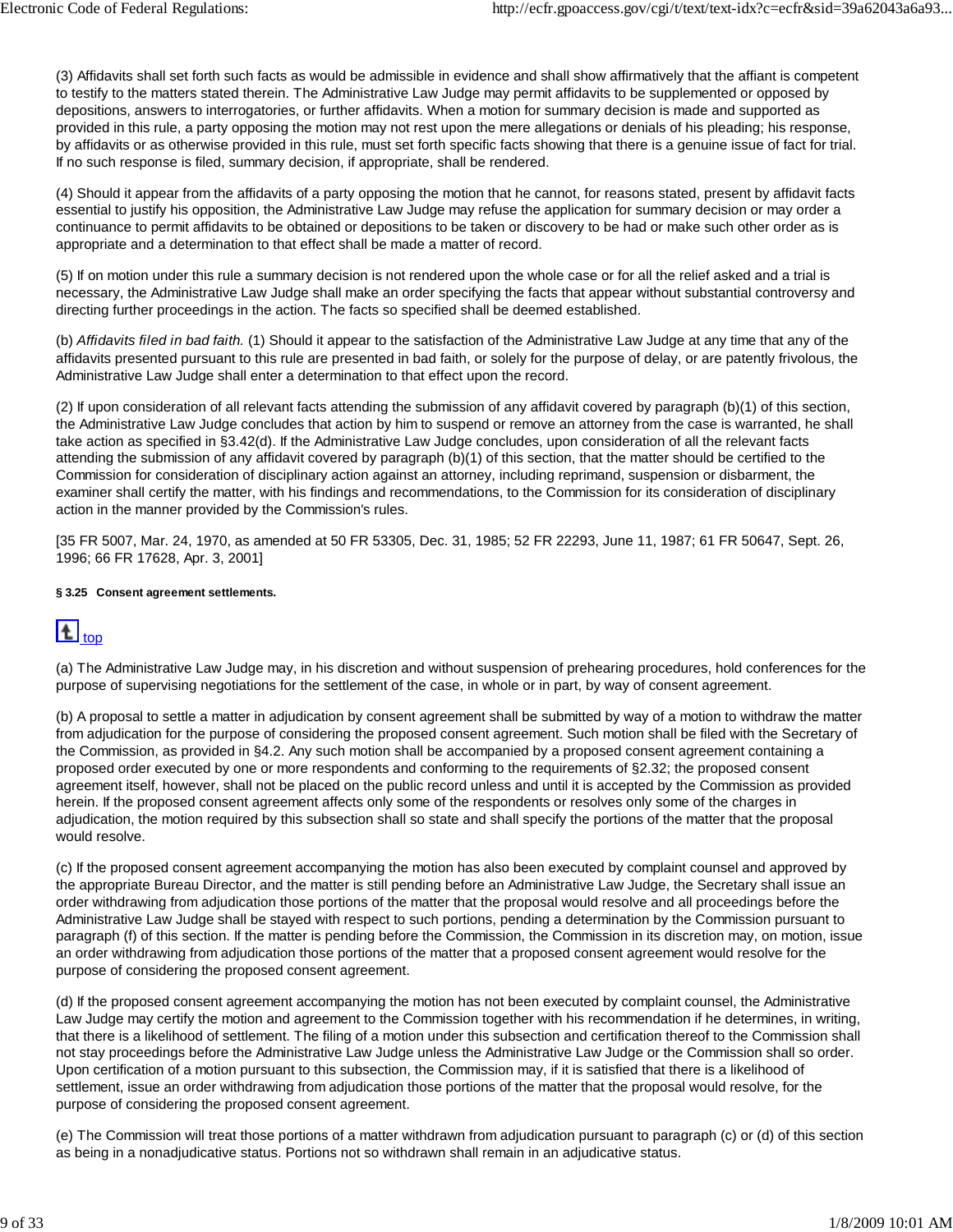(3) Affidavits shall set forth such facts as would be admissible in evidence and shall show affirmatively that the affiant is competent to testify to the matters stated therein. The Administrative Law Judge may permit affidavits to be supplemented or opposed by depositions, answers to interrogatories, or further affidavits. When a motion for summary decision is made and supported as provided in this rule, a party opposing the motion may not rest upon the mere allegations or denials of his pleading; his response, by affidavits or as otherwise provided in this rule, must set forth specific facts showing that there is a genuine issue of fact for trial. If no such response is filed, summary decision, if appropriate, shall be rendered.

(4) Should it appear from the affidavits of a party opposing the motion that he cannot, for reasons stated, present by affidavit facts essential to justify his opposition, the Administrative Law Judge may refuse the application for summary decision or may order a continuance to permit affidavits to be obtained or depositions to be taken or discovery to be had or make such other order as is appropriate and a determination to that effect shall be made a matter of record.

(5) If on motion under this rule a summary decision is not rendered upon the whole case or for all the relief asked and a trial is necessary, the Administrative Law Judge shall make an order specifying the facts that appear without substantial controversy and directing further proceedings in the action. The facts so specified shall be deemed established.

(b) *Affidavits filed in bad faith.* (1) Should it appear to the satisfaction of the Administrative Law Judge at any time that any of the affidavits presented pursuant to this rule are presented in bad faith, or solely for the purpose of delay, or are patently frivolous, the Administrative Law Judge shall enter a determination to that effect upon the record.

(2) If upon consideration of all relevant facts attending the submission of any affidavit covered by paragraph (b)(1) of this section, the Administrative Law Judge concludes that action by him to suspend or remove an attorney from the case is warranted, he shall take action as specified in §3.42(d). If the Administrative Law Judge concludes, upon consideration of all the relevant facts attending the submission of any affidavit covered by paragraph (b)(1) of this section, that the matter should be certified to the Commission for consideration of disciplinary action against an attorney, including reprimand, suspension or disbarment, the examiner shall certify the matter, with his findings and recommendations, to the Commission for its consideration of disciplinary action in the manner provided by the Commission's rules.

[35 FR 5007, Mar. 24, 1970, as amended at 50 FR 53305, Dec. 31, 1985; 52 FR 22293, June 11, 1987; 61 FR 50647, Sept. 26, 1996; 66 FR 17628, Apr. 3, 2001]

**§ 3.25 Consent agreement settlements.**

top

(a) The Administrative Law Judge may, in his discretion and without suspension of prehearing procedures, hold conferences for the purpose of supervising negotiations for the settlement of the case, in whole or in part, by way of consent agreement.

(b) A proposal to settle a matter in adjudication by consent agreement shall be submitted by way of a motion to withdraw the matter from adjudication for the purpose of considering the proposed consent agreement. Such motion shall be filed with the Secretary of the Commission, as provided in §4.2. Any such motion shall be accompanied by a proposed consent agreement containing a proposed order executed by one or more respondents and conforming to the requirements of §2.32; the proposed consent agreement itself, however, shall not be placed on the public record unless and until it is accepted by the Commission as provided herein. If the proposed consent agreement affects only some of the respondents or resolves only some of the charges in adjudication, the motion required by this subsection shall so state and shall specify the portions of the matter that the proposal would resolve.

(c) If the proposed consent agreement accompanying the motion has also been executed by complaint counsel and approved by the appropriate Bureau Director, and the matter is still pending before an Administrative Law Judge, the Secretary shall issue an order withdrawing from adjudication those portions of the matter that the proposal would resolve and all proceedings before the Administrative Law Judge shall be stayed with respect to such portions, pending a determination by the Commission pursuant to paragraph (f) of this section. If the matter is pending before the Commission, the Commission in its discretion may, on motion, issue an order withdrawing from adjudication those portions of the matter that a proposed consent agreement would resolve for the purpose of considering the proposed consent agreement.

(d) If the proposed consent agreement accompanying the motion has not been executed by complaint counsel, the Administrative Law Judge may certify the motion and agreement to the Commission together with his recommendation if he determines, in writing, that there is a likelihood of settlement. The filing of a motion under this subsection and certification thereof to the Commission shall not stay proceedings before the Administrative Law Judge unless the Administrative Law Judge or the Commission shall so order. Upon certification of a motion pursuant to this subsection, the Commission may, if it is satisfied that there is a likelihood of settlement, issue an order withdrawing from adjudication those portions of the matter that the proposal would resolve, for the purpose of considering the proposed consent agreement.

(e) The Commission will treat those portions of a matter withdrawn from adjudication pursuant to paragraph (c) or (d) of this section as being in a nonadjudicative status. Portions not so withdrawn shall remain in an adjudicative status.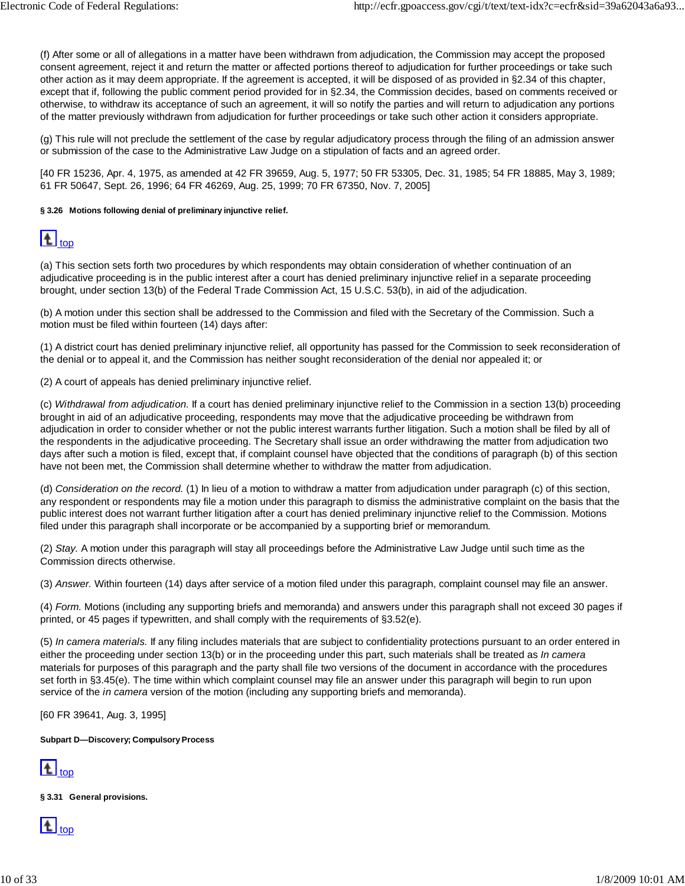(f) After some or all of allegations in a matter have been withdrawn from adjudication, the Commission may accept the proposed consent agreement, reject it and return the matter or affected portions thereof to adjudication for further proceedings or take such other action as it may deem appropriate. If the agreement is accepted, it will be disposed of as provided in §2.34 of this chapter, except that if, following the public comment period provided for in §2.34, the Commission decides, based on comments received or otherwise, to withdraw its acceptance of such an agreement, it will so notify the parties and will return to adjudication any portions of the matter previously withdrawn from adjudication for further proceedings or take such other action it considers appropriate.

(g) This rule will not preclude the settlement of the case by regular adjudicatory process through the filing of an admission answer or submission of the case to the Administrative Law Judge on a stipulation of facts and an agreed order.

[40 FR 15236, Apr. 4, 1975, as amended at 42 FR 39659, Aug. 5, 1977; 50 FR 53305, Dec. 31, 1985; 54 FR 18885, May 3, 1989; 61 FR 50647, Sept. 26, 1996; 64 FR 46269, Aug. 25, 1999; 70 FR 67350, Nov. 7, 2005]

#### § 3.26 Motions following denial of preliminary injunctive relief.

top

(a) This section sets forth two procedures by which respondents may obtain consideration of whether continuation of an adjudicative proceeding is in the public interest after a court has denied preliminary injunctive relief in a separate proceeding brought, under section 13(b) of the Federal Trade Commission Act, 15 U.S.C. 53(b), in aid of the adjudication.

(b) A motion under this section shall be addressed to the Commission and filed with the Secretary of the Commission. Such a motion must be filed within fourteen (14) days after:

(1) A district court has denied preliminary injunctive relief, all opportunity has passed for the Commission to seek reconsideration of the denial or to appeal it, and the Commission has neither sought reconsideration of the denial nor appealed it; or

(2) A court of appeals has denied preliminary injunctive relief.

(c) *Withdrawal from adjudication.* If a court has denied preliminary injunctive relief to the Commission in a section 13(b) proceeding brought in aid of an adjudicative proceeding, respondents may move that the adjudicative proceeding be withdrawn from adjudication in order to consider whether or not the public interest warrants further litigation. Such a motion shall be filed by all of the respondents in the adjudicative proceeding. The Secretary shall issue an order withdrawing the matter from adjudication two days after such a motion is filed, except that, if complaint counsel have objected that the conditions of paragraph (b) of this section have not been met, the Commission shall determine whether to withdraw the matter from adjudication.

(d) *Consideration on the record.* (1) In lieu of a motion to withdraw a matter from adjudication under paragraph (c) of this section, any respondent or respondents may file a motion under this paragraph to dismiss the administrative complaint on the basis that the public interest does not warrant further litigation after a court has denied preliminary injunctive relief to the Commission. Motions filed under this paragraph shall incorporate or be accompanied by a supporting brief or memorandum.

(2) *Stay.* A motion under this paragraph will stay all proceedings before the Administrative Law Judge until such time as the Commission directs otherwise.

(3) *Answer.* Within fourteen (14) days after service of a motion filed under this paragraph, complaint counsel may file an answer.

(4) *Form.* Motions (including any supporting briefs and memoranda) and answers under this paragraph shall not exceed 30 pages if printed, or 45 pages if typewritten, and shall comply with the requirements of §3.52(e).

(5) *In camera materials.* If any filing includes materials that are subject to confidentiality protections pursuant to an order entered in either the proceeding under section 13(b) or in the proceeding under this part, such materials shall be treated as *In camera* materials for purposes of this paragraph and the party shall file two versions of the document in accordance with the procedures set forth in §3.45(e). The time within which complaint counsel may file an answer under this paragraph will begin to run upon service of the *in camera* version of the motion (including any supporting briefs and memoranda).

[60 FR 39641, Aug. 3, 1995]

### Subpart D—Discovery; Compulsory Process

top

#### § 3.31 General provisions.

top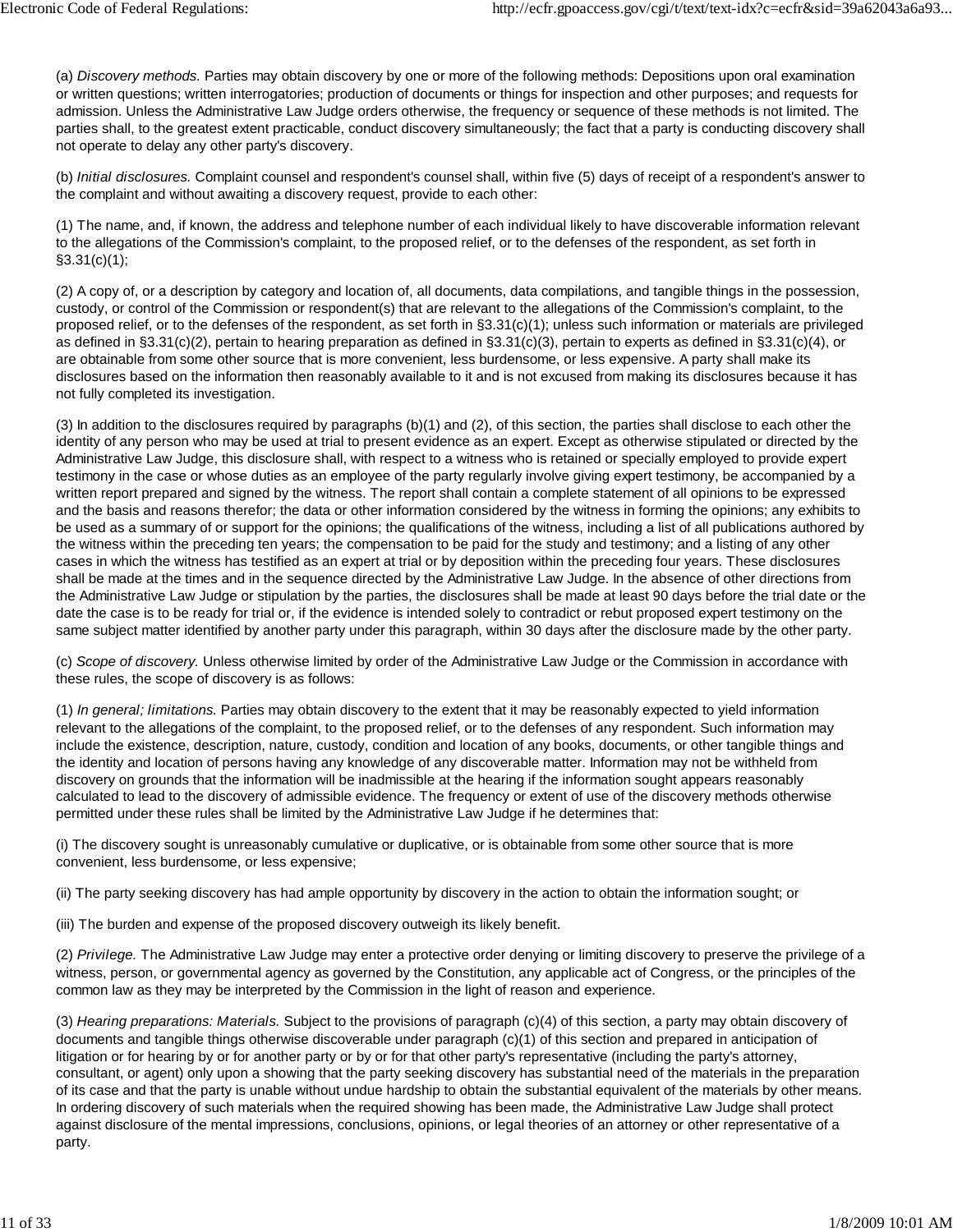(a) *Discovery methods.* Parties may obtain discovery by one or more of the following methods: Depositions upon oral examination or written questions; written interrogatories; production of documents or things for inspection and other purposes; and requests for admission. Unless the Administrative Law Judge orders otherwise, the frequency or sequence of these methods is not limited. The parties shall, to the greatest extent practicable, conduct discovery simultaneously; the fact that a party is conducting discovery shall not operate to delay any other party's discovery.

(b) *Initial disclosures.* Complaint counsel and respondent's counsel shall, within five (5) days of receipt of a respondent's answer to the complaint and without awaiting a discovery request, provide to each other:

(1) The name, and, if known, the address and telephone number of each individual likely to have discoverable information relevant to the allegations of the Commission's complaint, to the proposed relief, or to the defenses of the respondent, as set forth in §3.31(c)(1);

(2) A copy of, or a description by category and location of, all documents, data compilations, and tangible things in the possession, custody, or control of the Commission or respondent(s) that are relevant to the allegations of the Commission's complaint, to the proposed relief, or to the defenses of the respondent, as set forth in §3.31(c)(1); unless such information or materials are privileged as defined in §3.31(c)(2), pertain to hearing preparation as defined in §3.31(c)(3), pertain to experts as defined in §3.31(c)(4), or are obtainable from some other source that is more convenient, less burdensome, or less expensive. A party shall make its disclosures based on the information then reasonably available to it and is not excused from making its disclosures because it has not fully completed its investigation.

(3) In addition to the disclosures required by paragraphs (b)(1) and (2), of this section, the parties shall disclose to each other the identity of any person who may be used at trial to present evidence as an expert. Except as otherwise stipulated or directed by the Administrative Law Judge, this disclosure shall, with respect to a witness who is retained or specially employed to provide expert testimony in the case or whose duties as an employee of the party regularly involve giving expert testimony, be accompanied by a written report prepared and signed by the witness. The report shall contain a complete statement of all opinions to be expressed and the basis and reasons therefor; the data or other information considered by the witness in forming the opinions; any exhibits to be used as a summary of or support for the opinions; the qualifications of the witness, including a list of all publications authored by the witness within the preceding ten years; the compensation to be paid for the study and testimony; and a listing of any other cases in which the witness has testified as an expert at trial or by deposition within the preceding four years. These disclosures shall be made at the times and in the sequence directed by the Administrative Law Judge. In the absence of other directions from the Administrative Law Judge or stipulation by the parties, the disclosures shall be made at least 90 days before the trial date or the date the case is to be ready for trial or, if the evidence is intended solely to contradict or rebut proposed expert testimony on the same subject matter identified by another party under this paragraph, within 30 days after the disclosure made by the other party.

(c) *Scope of discovery.* Unless otherwise limited by order of the Administrative Law Judge or the Commission in accordance with these rules, the scope of discovery is as follows:

(1) *In general; limitations.* Parties may obtain discovery to the extent that it may be reasonably expected to yield information relevant to the allegations of the complaint, to the proposed relief, or to the defenses of any respondent. Such information may include the existence, description, nature, custody, condition and location of any books, documents, or other tangible things and the identity and location of persons having any knowledge of any discoverable matter. Information may not be withheld from discovery on grounds that the information will be inadmissible at the hearing if the information sought appears reasonably calculated to lead to the discovery of admissible evidence. The frequency or extent of use of the discovery methods otherwise permitted under these rules shall be limited by the Administrative Law Judge if he determines that:

(i) The discovery sought is unreasonably cumulative or duplicative, or is obtainable from some other source that is more convenient, less burdensome, or less expensive;

(ii) The party seeking discovery has had ample opportunity by discovery in the action to obtain the information sought; or

(iii) The burden and expense of the proposed discovery outweigh its likely benefit.

(2) *Privilege.* The Administrative Law Judge may enter a protective order denying or limiting discovery to preserve the privilege of a witness, person, or governmental agency as governed by the Constitution, any applicable act of Congress, or the principles of the common law as they may be interpreted by the Commission in the light of reason and experience.

(3) *Hearing preparations: Materials.* Subject to the provisions of paragraph (c)(4) of this section, a party may obtain discovery of documents and tangible things otherwise discoverable under paragraph (c)(1) of this section and prepared in anticipation of litigation or for hearing by or for another party or by or for that other party's representative (including the party's attorney, consultant, or agent) only upon a showing that the party seeking discovery has substantial need of the materials in the preparation of its case and that the party is unable without undue hardship to obtain the substantial equivalent of the materials by other means. In ordering discovery of such materials when the required showing has been made, the Administrative Law Judge shall protect against disclosure of the mental impressions, conclusions, opinions, or legal theories of an attorney or other representative of a party.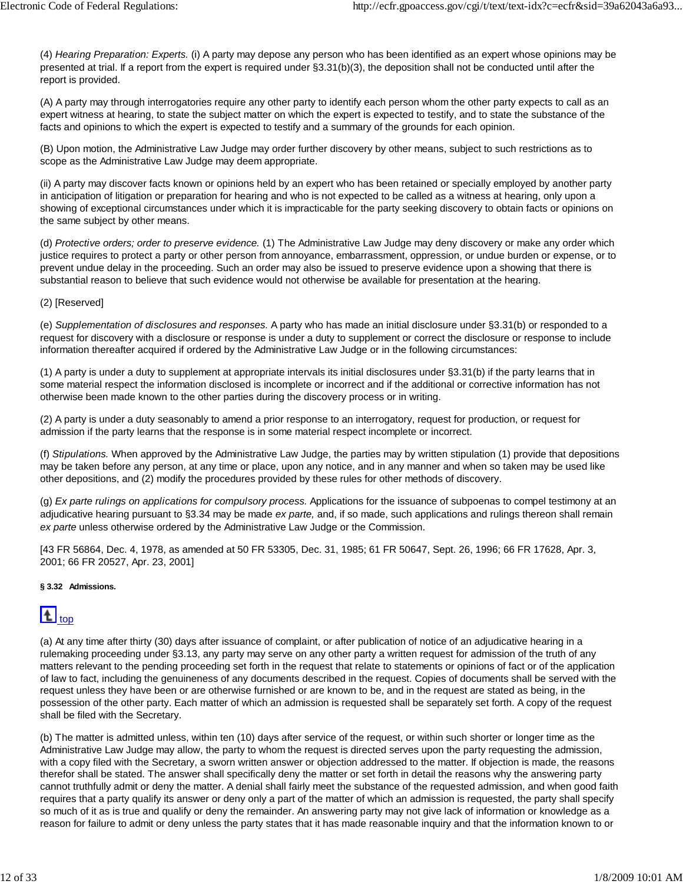(4) *Hearing Preparation: Experts.* (i) A party may depose any person who has been identified as an expert whose opinions may be presented at trial. If a report from the expert is required under §3.31(b)(3), the deposition shall not be conducted until after the report is provided.

(A) A party may through interrogatories require any other party to identify each person whom the other party expects to call as an expert witness at hearing, to state the subject matter on which the expert is expected to testify, and to state the substance of the facts and opinions to which the expert is expected to testify and a summary of the grounds for each opinion.

(B) Upon motion, the Administrative Law Judge may order further discovery by other means, subject to such restrictions as to scope as the Administrative Law Judge may deem appropriate.

(ii) A party may discover facts known or opinions held by an expert who has been retained or specially employed by another party in anticipation of litigation or preparation for hearing and who is not expected to be called as a witness at hearing, only upon a showing of exceptional circumstances under which it is impracticable for the party seeking discovery to obtain facts or opinions on the same subject by other means.

(d) *Protective orders; order to preserve evidence.* (1) The Administrative Law Judge may deny discovery or make any order which justice requires to protect a party or other person from annoyance, embarrassment, oppression, or undue burden or expense, or to prevent undue delay in the proceeding. Such an order may also be issued to preserve evidence upon a showing that there is substantial reason to believe that such evidence would not otherwise be available for presentation at the hearing.

(2) [Reserved]

(e) *Supplementation of disclosures and responses.* A party who has made an initial disclosure under §3.31(b) or responded to a request for discovery with a disclosure or response is under a duty to supplement or correct the disclosure or response to include information thereafter acquired if ordered by the Administrative Law Judge or in the following circumstances:

(1) A party is under a duty to supplement at appropriate intervals its initial disclosures under §3.31(b) if the party learns that in some material respect the information disclosed is incomplete or incorrect and if the additional or corrective information has not otherwise been made known to the other parties during the discovery process or in writing.

(2) A party is under a duty seasonably to amend a prior response to an interrogatory, request for production, or request for admission if the party learns that the response is in some material respect incomplete or incorrect.

(f) *Stipulations.* When approved by the Administrative Law Judge, the parties may by written stipulation (1) provide that depositions may be taken before any person, at any time or place, upon any notice, and in any manner and when so taken may be used like other depositions, and (2) modify the procedures provided by these rules for other methods of discovery.

(g) *Ex parte rulings on applications for compulsory process.* Applications for the issuance of subpoenas to compel testimony at an adjudicative hearing pursuant to §3.34 may be made *ex parte,* and, if so made, such applications and rulings thereon shall remain *ex parte* unless otherwise ordered by the Administrative Law Judge or the Commission.

[43 FR 56864, Dec. 4, 1978, as amended at 50 FR 53305, Dec. 31, 1985; 61 FR 50647, Sept. 26, 1996; 66 FR 17628, Apr. 3, 2001; 66 FR 20527, Apr. 23, 2001]

#### § 3.32 Admissions.

top

(a) At any time after thirty (30) days after issuance of complaint, or after publication of notice of an adjudicative hearing in a rulemaking proceeding under §3.13, any party may serve on any other party a written request for admission of the truth of any matters relevant to the pending proceeding set forth in the request that relate to statements or opinions of fact or of the application of law to fact, including the genuineness of any documents described in the request. Copies of documents shall be served with the request unless they have been or are otherwise furnished or are known to be, and in the request are stated as being, in the possession of the other party. Each matter of which an admission is requested shall be separately set forth. A copy of the request shall be filed with the Secretary.

(b) The matter is admitted unless, within ten (10) days after service of the request, or within such shorter or longer time as the Administrative Law Judge may allow, the party to whom the request is directed serves upon the party requesting the admission, with a copy filed with the Secretary, a sworn written answer or objection addressed to the matter. If objection is made, the reasons therefor shall be stated. The answer shall specifically deny the matter or set forth in detail the reasons why the answering party cannot truthfully admit or deny the matter. A denial shall fairly meet the substance of the requested admission, and when good faith requires that a party qualify its answer or deny only a part of the matter of which an admission is requested, the party shall specify so much of it as is true and qualify or deny the remainder. An answering party may not give lack of information or knowledge as a reason for failure to admit or deny unless the party states that it has made reasonable inquiry and that the information known to or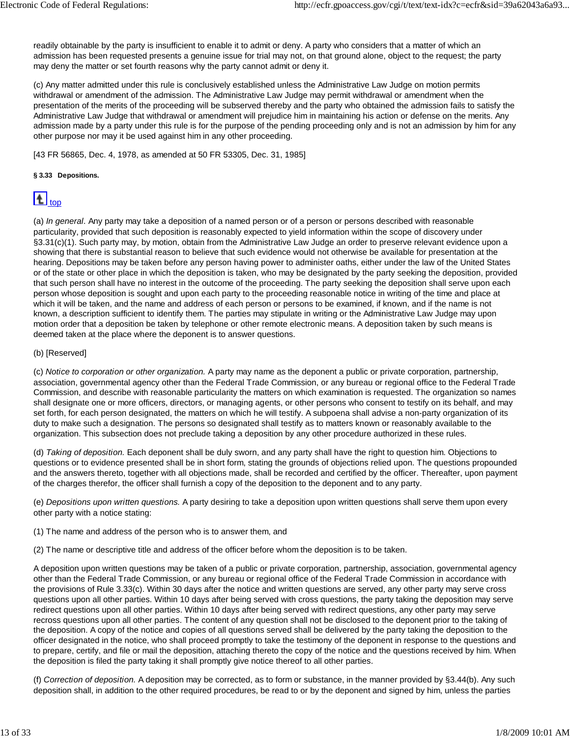readily obtainable by the party is insufficient to enable it to admit or deny. A party who considers that a matter of which an admission has been requested presents a genuine issue for trial may not, on that ground alone, object to the request; the party may deny the matter or set fourth reasons why the party cannot admit or deny it.

(c) Any matter admitted under this rule is conclusively established unless the Administrative Law Judge on motion permits withdrawal or amendment of the admission. The Administrative Law Judge may permit withdrawal or amendment when the presentation of the merits of the proceeding will be subserved thereby and the party who obtained the admission fails to satisfy the Administrative Law Judge that withdrawal or amendment will prejudice him in maintaining his action or defense on the merits. Any admission made by a party under this rule is for the purpose of the pending proceeding only and is not an admission by him for any other purpose nor may it be used against him in any other proceeding.

[43 FR 56865, Dec. 4, 1978, as amended at 50 FR 53305, Dec. 31, 1985]

**§ 3.33 Depositions.**

top

(a) *In general.* Any party may take a deposition of a named person or of a person or persons described with reasonable particularity, provided that such deposition is reasonably expected to yield information within the scope of discovery under §3.31(c)(1). Such party may, by motion, obtain from the Administrative Law Judge an order to preserve relevant evidence upon a showing that there is substantial reason to believe that such evidence would not otherwise be available for presentation at the hearing. Depositions may be taken before any person having power to administer oaths, either under the law of the United States or of the state or other place in which the deposition is taken, who may be designated by the party seeking the deposition, provided that such person shall have no interest in the outcome of the proceeding. The party seeking the deposition shall serve upon each person whose deposition is sought and upon each party to the proceeding reasonable notice in writing of the time and place at which it will be taken, and the name and address of each person or persons to be examined, if known, and if the name is not known, a description sufficient to identify them. The parties may stipulate in writing or the Administrative Law Judge may upon motion order that a deposition be taken by telephone or other remote electronic means. A deposition taken by such means is deemed taken at the place where the deponent is to answer questions.

(b) [Reserved]

(c) *Notice to corporation or other organization.* A party may name as the deponent a public or private corporation, partnership, association, governmental agency other than the Federal Trade Commission, or any bureau or regional office to the Federal Trade Commission, and describe with reasonable particularity the matters on which examination is requested. The organization so names shall designate one or more officers, directors, or managing agents, or other persons who consent to testify on its behalf, and may set forth, for each person designated, the matters on which he will testify. A subpoena shall advise a non-party organization of its duty to make such a designation. The persons so designated shall testify as to matters known or reasonably available to the organization. This subsection does not preclude taking a deposition by any other procedure authorized in these rules.

(d) *Taking of deposition.* Each deponent shall be duly sworn, and any party shall have the right to question him. Objections to questions or to evidence presented shall be in short form, stating the grounds of objections relied upon. The questions propounded and the answers thereto, together with all objections made, shall be recorded and certified by the officer. Thereafter, upon payment of the charges therefor, the officer shall furnish a copy of the deposition to the deponent and to any party.

(e) *Depositions upon written questions.* A party desiring to take a deposition upon written questions shall serve them upon every other party with a notice stating:

(1) The name and address of the person who is to answer them, and

(2) The name or descriptive title and address of the officer before whom the deposition is to be taken.

A deposition upon written questions may be taken of a public or private corporation, partnership, association, governmental agency other than the Federal Trade Commission, or any bureau or regional office of the Federal Trade Commission in accordance with the provisions of Rule 3.33(c). Within 30 days after the notice and written questions are served, any other party may serve cross questions upon all other parties. Within 10 days after being served with cross questions, the party taking the deposition may serve redirect questions upon all other parties. Within 10 days after being served with redirect questions, any other party may serve recross questions upon all other parties. The content of any question shall not be disclosed to the deponent prior to the taking of the deposition. A copy of the notice and copies of all questions served shall be delivered by the party taking the deposition to the officer designated in the notice, who shall proceed promptly to take the testimony of the deponent in response to the questions and to prepare, certify, and file or mail the deposition, attaching thereto the copy of the notice and the questions received by him. When the deposition is filed the party taking it shall promptly give notice thereof to all other parties.

(f) *Correction of deposition.* A deposition may be corrected, as to form or substance, in the manner provided by §3.44(b). Any such deposition shall, in addition to the other required procedures, be read to or by the deponent and signed by him, unless the parties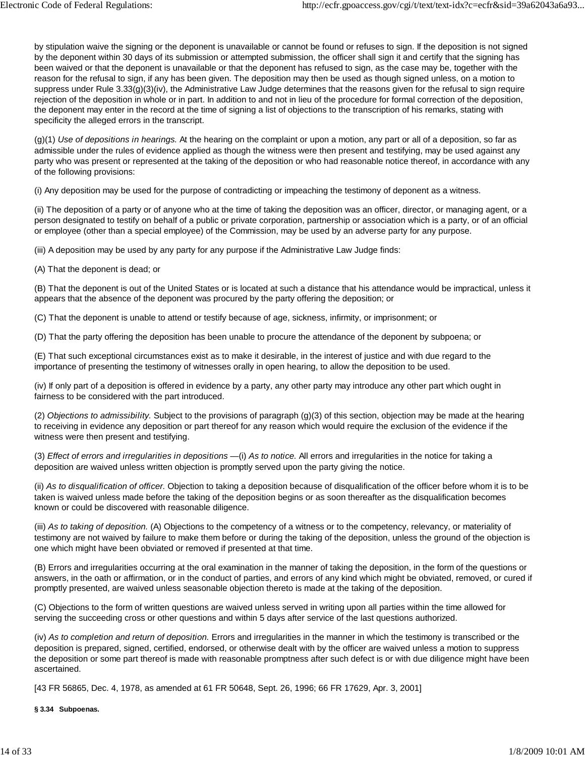by stipulation waive the signing or the deponent is unavailable or cannot be found or refuses to sign. If the deposition is not signed by the deponent within 30 days of its submission or attempted submission, the officer shall sign it and certify that the signing has been waived or that the deponent is unavailable or that the deponent has refused to sign, as the case may be, together with the reason for the refusal to sign, if any has been given. The deposition may then be used as though signed unless, on a motion to suppress under Rule 3.33(g)(3)(iv), the Administrative Law Judge determines that the reasons given for the refusal to sign require rejection of the deposition in whole or in part. In addition to and not in lieu of the procedure for formal correction of the deposition, the deponent may enter in the record at the time of signing a list of objections to the transcription of his remarks, stating with specificity the alleged errors in the transcript.

(g)(1) *Use of depositions in hearings.* At the hearing on the complaint or upon a motion, any part or all of a deposition, so far as admissible under the rules of evidence applied as though the witness were then present and testifying, may be used against any party who was present or represented at the taking of the deposition or who had reasonable notice thereof, in accordance with any of the following provisions:

(i) Any deposition may be used for the purpose of contradicting or impeaching the testimony of deponent as a witness.

(ii) The deposition of a party or of anyone who at the time of taking the deposition was an officer, director, or managing agent, or a person designated to testify on behalf of a public or private corporation, partnership or association which is a party, or of an official or employee (other than a special employee) of the Commission, may be used by an adverse party for any purpose.

(iii) A deposition may be used by any party for any purpose if the Administrative Law Judge finds:

(A) That the deponent is dead; or

(B) That the deponent is out of the United States or is located at such a distance that his attendance would be impractical, unless it appears that the absence of the deponent was procured by the party offering the deposition; or

(C) That the deponent is unable to attend or testify because of age, sickness, infirmity, or imprisonment; or

(D) That the party offering the deposition has been unable to procure the attendance of the deponent by subpoena; or

(E) That such exceptional circumstances exist as to make it desirable, in the interest of justice and with due regard to the importance of presenting the testimony of witnesses orally in open hearing, to allow the deposition to be used.

(iv) If only part of a deposition is offered in evidence by a party, any other party may introduce any other part which ought in fairness to be considered with the part introduced.

(2) *Objections to admissibility.* Subject to the provisions of paragraph (g)(3) of this section, objection may be made at the hearing to receiving in evidence any deposition or part thereof for any reason which would require the exclusion of the evidence if the witness were then present and testifying.

(3) *Effect of errors and irregularities in depositions* —(i) *As to notice.* All errors and irregularities in the notice for taking a deposition are waived unless written objection is promptly served upon the party giving the notice.

(ii) *As to disqualification of officer.* Objection to taking a deposition because of disqualification of the officer before whom it is to be taken is waived unless made before the taking of the deposition begins or as soon thereafter as the disqualification becomes known or could be discovered with reasonable diligence.

(iii) *As to taking of deposition.* (A) Objections to the competency of a witness or to the competency, relevancy, or materiality of testimony are not waived by failure to make them before or during the taking of the deposition, unless the ground of the objection is one which might have been obviated or removed if presented at that time.

(B) Errors and irregularities occurring at the oral examination in the manner of taking the deposition, in the form of the questions or answers, in the oath or affirmation, or in the conduct of parties, and errors of any kind which might be obviated, removed, or cured if promptly presented, are waived unless seasonable objection thereto is made at the taking of the deposition.

(C) Objections to the form of written questions are waived unless served in writing upon all parties within the time allowed for serving the succeeding cross or other questions and within 5 days after service of the last questions authorized.

(iv) *As to completion and return of deposition.* Errors and irregularities in the manner in which the testimony is transcribed or the deposition is prepared, signed, certified, endorsed, or otherwise dealt with by the officer are waived unless a motion to suppress the deposition or some part thereof is made with reasonable promptness after such defect is or with due diligence might have been ascertained.

[43 FR 56865, Dec. 4, 1978, as amended at 61 FR 50648, Sept. 26, 1996; 66 FR 17629, Apr. 3, 2001]

**§ 3.34 Subpoenas.**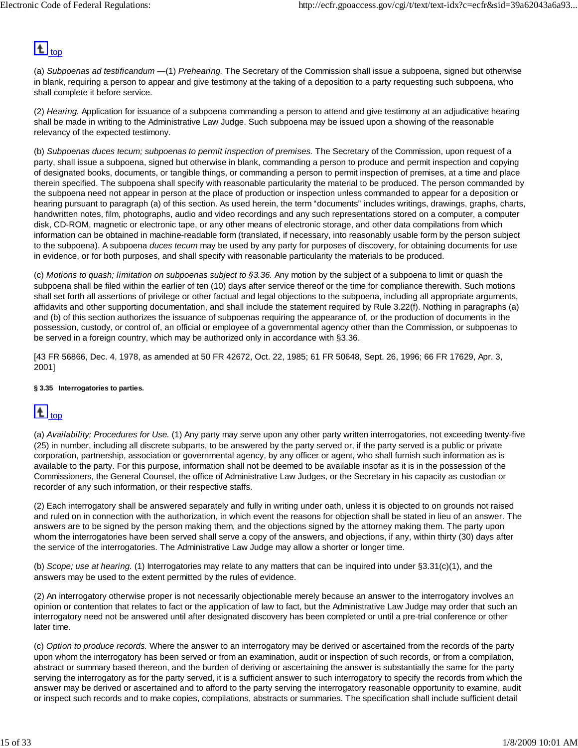top

(a) *Subpoenas ad testificandum* —(1) *Prehearing.* The Secretary of the Commission shall issue a subpoena, signed but otherwise in blank, requiring a person to appear and give testimony at the taking of a deposition to a party requesting such subpoena, who shall complete it before service.

(2) *Hearing.* Application for issuance of a subpoena commanding a person to attend and give testimony at an adjudicative hearing shall be made in writing to the Administrative Law Judge. Such subpoena may be issued upon a showing of the reasonable relevancy of the expected testimony.

(b) *Subpoenas duces tecum; subpoenas to permit inspection of premises.* The Secretary of the Commission, upon request of a party, shall issue a subpoena, signed but otherwise in blank, commanding a person to produce and permit inspection and copying of designated books, documents, or tangible things, or commanding a person to permit inspection of premises, at a time and place therein specified. The subpoena shall specify with reasonable particularity the material to be produced. The person commanded by the subpoena need not appear in person at the place of production or inspection unless commanded to appear for a deposition or hearing pursuant to paragraph (a) of this section. As used herein, the term "documents" includes writings, drawings, graphs, charts, handwritten notes, film, photographs, audio and video recordings and any such representations stored on a computer, a computer disk, CD-ROM, magnetic or electronic tape, or any other means of electronic storage, and other data compilations from which information can be obtained in machine-readable form (translated, if necessary, into reasonably usable form by the person subject to the subpoena). A subpoena *duces tecum* may be used by any party for purposes of discovery, for obtaining documents for use in evidence, or for both purposes, and shall specify with reasonable particularity the materials to be produced.

(c) *Motions to quash; limitation on subpoenas subject to §3.36.* Any motion by the subject of a subpoena to limit or quash the subpoena shall be filed within the earlier of ten (10) days after service thereof or the time for compliance therewith. Such motions shall set forth all assertions of privilege or other factual and legal objections to the subpoena, including all appropriate arguments, affidavits and other supporting documentation, and shall include the statement required by Rule 3.22(f). Nothing in paragraphs (a) and (b) of this section authorizes the issuance of subpoenas requiring the appearance of, or the production of documents in the possession, custody, or control of, an official or employee of a governmental agency other than the Commission, or subpoenas to be served in a foreign country, which may be authorized only in accordance with §3.36.

[43 FR 56866, Dec. 4, 1978, as amended at 50 FR 42672, Oct. 22, 1985; 61 FR 50648, Sept. 26, 1996; 66 FR 17629, Apr. 3, 2001]

#### § 3.35 Interrogatories to parties.

top

(a) *Availability; Procedures for Use.* (1) Any party may serve upon any other party written interrogatories, not exceeding twenty-five (25) in number, including all discrete subparts, to be answered by the party served or, if the party served is a public or private corporation, partnership, association or governmental agency, by any officer or agent, who shall furnish such information as is available to the party. For this purpose, information shall not be deemed to be available insofar as it is in the possession of the Commissioners, the General Counsel, the office of Administrative Law Judges, or the Secretary in his capacity as custodian or recorder of any such information, or their respective staffs.

(2) Each interrogatory shall be answered separately and fully in writing under oath, unless it is objected to on grounds not raised and ruled on in connection with the authorization, in which event the reasons for objection shall be stated in lieu of an answer. The answers are to be signed by the person making them, and the objections signed by the attorney making them. The party upon whom the interrogatories have been served shall serve a copy of the answers, and objections, if any, within thirty (30) days after the service of the interrogatories. The Administrative Law Judge may allow a shorter or longer time.

(b) *Scope; use at hearing.* (1) Interrogatories may relate to any matters that can be inquired into under §3.31(c)(1), and the answers may be used to the extent permitted by the rules of evidence.

(2) An interrogatory otherwise proper is not necessarily objectionable merely because an answer to the interrogatory involves an opinion or contention that relates to fact or the application of law to fact, but the Administrative Law Judge may order that such an interrogatory need not be answered until after designated discovery has been completed or until a pre-trial conference or other later time.

(c) *Option to produce records.* Where the answer to an interrogatory may be derived or ascertained from the records of the party upon whom the interrogatory has been served or from an examination, audit or inspection of such records, or from a compilation, abstract or summary based thereon, and the burden of deriving or ascertaining the answer is substantially the same for the party serving the interrogatory as for the party served, it is a sufficient answer to such interrogatory to specify the records from which the answer may be derived or ascertained and to afford to the party serving the interrogatory reasonable opportunity to examine, audit or inspect such records and to make copies, compilations, abstracts or summaries. The specification shall include sufficient detail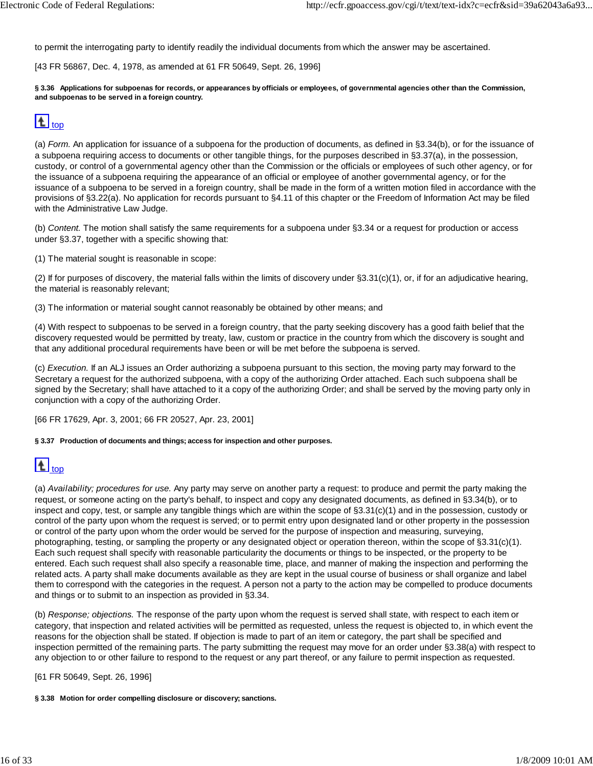to permit the interrogating party to identify readily the individual documents from which the answer may be ascertained.

[43 FR 56867, Dec. 4, 1978, as amended at 61 FR 50649, Sept. 26, 1996]

#### § 3.36 Applications for subpoenas for records, or appearances by officials or employees, of governmental agencies other than the Commission, and subpoenas to be served in a foreign country.

top

(a) *Form.* An application for issuance of a subpoena for the production of documents, as defined in §3.34(b), or for the issuance of a subpoena requiring access to documents or other tangible things, for the purposes described in §3.37(a), in the possession, custody, or control of a governmental agency other than the Commission or the officials or employees of such other agency, or for the issuance of a subpoena requiring the appearance of an official or employee of another governmental agency, or for the issuance of a subpoena to be served in a foreign country, shall be made in the form of a written motion filed in accordance with the provisions of §3.22(a). No application for records pursuant to §4.11 of this chapter or the Freedom of Information Act may be filed with the Administrative Law Judge.

(b) *Content.* The motion shall satisfy the same requirements for a subpoena under §3.34 or a request for production or access under §3.37, together with a specific showing that:

(1) The material sought is reasonable in scope:

(2) If for purposes of discovery, the material falls within the limits of discovery under §3.31(c)(1), or, if for an adjudicative hearing, the material is reasonably relevant;

(3) The information or material sought cannot reasonably be obtained by other means; and

(4) With respect to subpoenas to be served in a foreign country, that the party seeking discovery has a good faith belief that the discovery requested would be permitted by treaty, law, custom or practice in the country from which the discovery is sought and that any additional procedural requirements have been or will be met before the subpoena is served.

(c) *Execution.* If an ALJ issues an Order authorizing a subpoena pursuant to this section, the moving party may forward to the Secretary a request for the authorized subpoena, with a copy of the authorizing Order attached. Each such subpoena shall be signed by the Secretary; shall have attached to it a copy of the authorizing Order; and shall be served by the moving party only in conjunction with a copy of the authorizing Order.

[66 FR 17629, Apr. 3, 2001; 66 FR 20527, Apr. 23, 2001]

#### § 3.37 Production of documents and things; access for inspection and other purposes.

top

(a) *Availability; procedures for use.* Any party may serve on another party a request: to produce and permit the party making the request, or someone acting on the party's behalf, to inspect and copy any designated documents, as defined in §3.34(b), or to inspect and copy, test, or sample any tangible things which are within the scope of §3.31(c)(1) and in the possession, custody or control of the party upon whom the request is served; or to permit entry upon designated land or other property in the possession or control of the party upon whom the order would be served for the purpose of inspection and measuring, surveying, photographing, testing, or sampling the property or any designated object or operation thereon, within the scope of §3.31(c)(1). Each such request shall specify with reasonable particularity the documents or things to be inspected, or the property to be entered. Each such request shall also specify a reasonable time, place, and manner of making the inspection and performing the related acts. A party shall make documents available as they are kept in the usual course of business or shall organize and label them to correspond with the categories in the request. A person not a party to the action may be compelled to produce documents and things or to submit to an inspection as provided in §3.34.

(b) *Response; objections.* The response of the party upon whom the request is served shall state, with respect to each item or category, that inspection and related activities will be permitted as requested, unless the request is objected to, in which event the reasons for the objection shall be stated. If objection is made to part of an item or category, the part shall be specified and inspection permitted of the remaining parts. The party submitting the request may move for an order under §3.38(a) with respect to any objection to or other failure to respond to the request or any part thereof, or any failure to permit inspection as requested.

[61 FR 50649, Sept. 26, 1996]

#### § 3.38 Motion for order compelling disclosure or discovery; sanctions.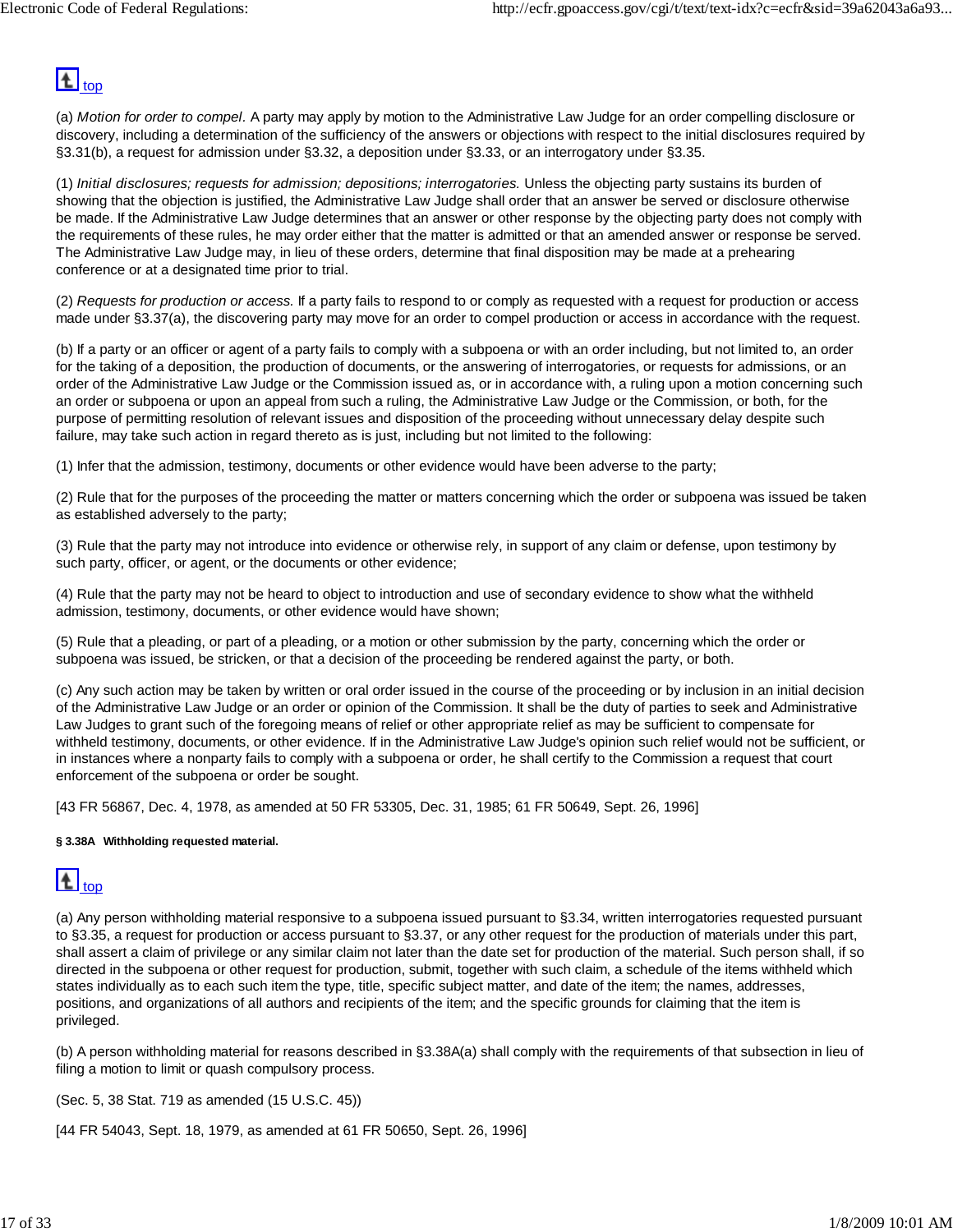top

(a) *Motion for order to compel.* A party may apply by motion to the Administrative Law Judge for an order compelling disclosure or discovery, including a determination of the sufficiency of the answers or objections with respect to the initial disclosures required by §3.31(b), a request for admission under §3.32, a deposition under §3.33, or an interrogatory under §3.35.

(1) *Initial disclosures; requests for admission; depositions; interrogatories.* Unless the objecting party sustains its burden of showing that the objection is justified, the Administrative Law Judge shall order that an answer be served or disclosure otherwise be made. If the Administrative Law Judge determines that an answer or other response by the objecting party does not comply with the requirements of these rules, he may order either that the matter is admitted or that an amended answer or response be served. The Administrative Law Judge may, in lieu of these orders, determine that final disposition may be made at a prehearing conference or at a designated time prior to trial.

(2) *Requests for production or access.* If a party fails to respond to or comply as requested with a request for production or access made under §3.37(a), the discovering party may move for an order to compel production or access in accordance with the request.

(b) If a party or an officer or agent of a party fails to comply with a subpoena or with an order including, but not limited to, an order for the taking of a deposition, the production of documents, or the answering of interrogatories, or requests for admissions, or an order of the Administrative Law Judge or the Commission issued as, or in accordance with, a ruling upon a motion concerning such an order or subpoena or upon an appeal from such a ruling, the Administrative Law Judge or the Commission, or both, for the purpose of permitting resolution of relevant issues and disposition of the proceeding without unnecessary delay despite such failure, may take such action in regard thereto as is just, including but not limited to the following:

(1) Infer that the admission, testimony, documents or other evidence would have been adverse to the party;

(2) Rule that for the purposes of the proceeding the matter or matters concerning which the order or subpoena was issued be taken as established adversely to the party;

(3) Rule that the party may not introduce into evidence or otherwise rely, in support of any claim or defense, upon testimony by such party, officer, or agent, or the documents or other evidence;

(4) Rule that the party may not be heard to object to introduction and use of secondary evidence to show what the withheld admission, testimony, documents, or other evidence would have shown;

(5) Rule that a pleading, or part of a pleading, or a motion or other submission by the party, concerning which the order or subpoena was issued, be stricken, or that a decision of the proceeding be rendered against the party, or both.

(c) Any such action may be taken by written or oral order issued in the course of the proceeding or by inclusion in an initial decision of the Administrative Law Judge or an order or opinion of the Commission. It shall be the duty of parties to seek and Administrative Law Judges to grant such of the foregoing means of relief or other appropriate relief as may be sufficient to compensate for withheld testimony, documents, or other evidence. If in the Administrative Law Judge's opinion such relief would not be sufficient, or in instances where a nonparty fails to comply with a subpoena or order, he shall certify to the Commission a request that court enforcement of the subpoena or order be sought.

[43 FR 56867, Dec. 4, 1978, as amended at 50 FR 53305, Dec. 31, 1985; 61 FR 50649, Sept. 26, 1996]

**§ 3.38A Withholding requested material.**

top

(a) Any person withholding material responsive to a subpoena issued pursuant to §3.34, written interrogatories requested pursuant to §3.35, a request for production or access pursuant to §3.37, or any other request for the production of materials under this part, shall assert a claim of privilege or any similar claim not later than the date set for production of the material. Such person shall, if so directed in the subpoena or other request for production, submit, together with such claim, a schedule of the items withheld which states individually as to each such item the type, title, specific subject matter, and date of the item; the names, addresses, positions, and organizations of all authors and recipients of the item; and the specific grounds for claiming that the item is privileged.

(b) A person withholding material for reasons described in §3.38A(a) shall comply with the requirements of that subsection in lieu of filing a motion to limit or quash compulsory process.

(Sec. 5, 38 Stat. 719 as amended (15 U.S.C. 45))

[44 FR 54043, Sept. 18, 1979, as amended at 61 FR 50650, Sept. 26, 1996]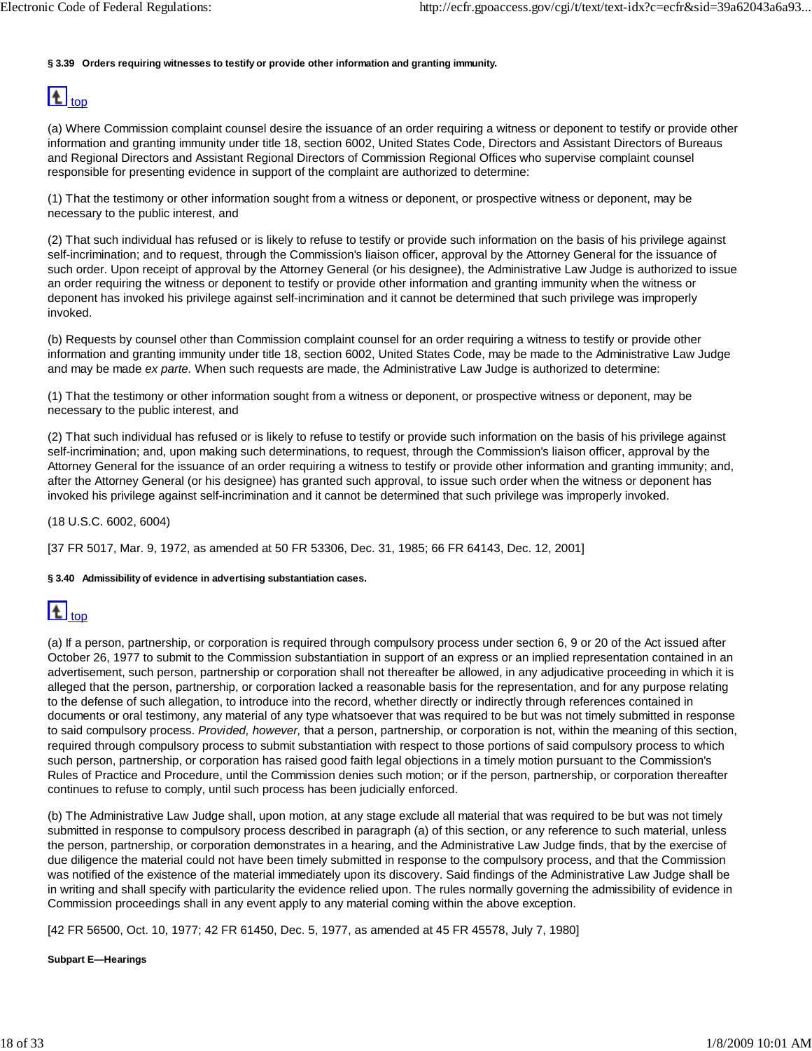#### § 3.39 Orders requiring witnesses to testify or provide other information and granting immunity.

top

(a) Where Commission complaint counsel desire the issuance of an order requiring a witness or deponent to testify or provide other information and granting immunity under title 18, section 6002, United States Code, Directors and Assistant Directors of Bureaus and Regional Directors and Assistant Regional Directors of Commission Regional Offices who supervise complaint counsel responsible for presenting evidence in support of the complaint are authorized to determine:

(1) That the testimony or other information sought from a witness or deponent, or prospective witness or deponent, may be necessary to the public interest, and

(2) That such individual has refused or is likely to refuse to testify or provide such information on the basis of his privilege against self-incrimination; and to request, through the Commission's liaison officer, approval by the Attorney General for the issuance of such order. Upon receipt of approval by the Attorney General (or his designee), the Administrative Law Judge is authorized to issue an order requiring the witness or deponent to testify or provide other information and granting immunity when the witness or deponent has invoked his privilege against self-incrimination and it cannot be determined that such privilege was improperly invoked.

(b) Requests by counsel other than Commission complaint counsel for an order requiring a witness to testify or provide other information and granting immunity under title 18, section 6002, United States Code, may be made to the Administrative Law Judge and may be made *ex parte*. When such requests are made, the Administrative Law Judge is authorized to determine:

(1) That the testimony or other information sought from a witness or deponent, or prospective witness or deponent, may be necessary to the public interest, and

(2) That such individual has refused or is likely to refuse to testify or provide such information on the basis of his privilege against self-incrimination; and, upon making such determinations, to request, through the Commission's liaison officer, approval by the Attorney General for the issuance of an order requiring a witness to testify or provide other information and granting immunity; and, after the Attorney General (or his designee) has granted such approval, to issue such order when the witness or deponent has invoked his privilege against self-incrimination and it cannot be determined that such privilege was improperly invoked.

(18 U.S.C. 6002, 6004)

[37 FR 5017, Mar. 9, 1972, as amended at 50 FR 53306, Dec. 31, 1985; 66 FR 64143, Dec. 12, 2001]

#### § 3.40 Admissibility of evidence in advertising substantiation cases.

top

(a) If a person, partnership, or corporation is required through compulsory process under section 6, 9 or 20 of the Act issued after October 26, 1977 to submit to the Commission substantiation in support of an express or an implied representation contained in an advertisement, such person, partnership or corporation shall not thereafter be allowed, in any adjudicative proceeding in which it is alleged that the person, partnership, or corporation lacked a reasonable basis for the representation, and for any purpose relating to the defense of such allegation, to introduce into the record, whether directly or indirectly through references contained in documents or oral testimony, any material of any type whatsoever that was required to be but was not timely submitted in response to said compulsory process. *Provided, however,* that a person, partnership, or corporation is not, within the meaning of this section, required through compulsory process to submit substantiation with respect to those portions of said compulsory process to which such person, partnership, or corporation has raised good faith legal objections in a timely motion pursuant to the Commission's Rules of Practice and Procedure, until the Commission denies such motion; or if the person, partnership, or corporation thereafter continues to refuse to comply, until such process has been judicially enforced.

(b) The Administrative Law Judge shall, upon motion, at any stage exclude all material that was required to be but was not timely submitted in response to compulsory process described in paragraph (a) of this section, or any reference to such material, unless the person, partnership, or corporation demonstrates in a hearing, and the Administrative Law Judge finds, that by the exercise of due diligence the material could not have been timely submitted in response to the compulsory process, and that the Commission was notified of the existence of the material immediately upon its discovery. Said findings of the Administrative Law Judge shall be in writing and shall specify with particularity the evidence relied upon. The rules normally governing the admissibility of evidence in Commission proceedings shall in any event apply to any material coming within the above exception.

[42 FR 56500, Oct. 10, 1977; 42 FR 61450, Dec. 5, 1977, as amended at 45 FR 45578, July 7, 1980]

### Subpart E—Hearings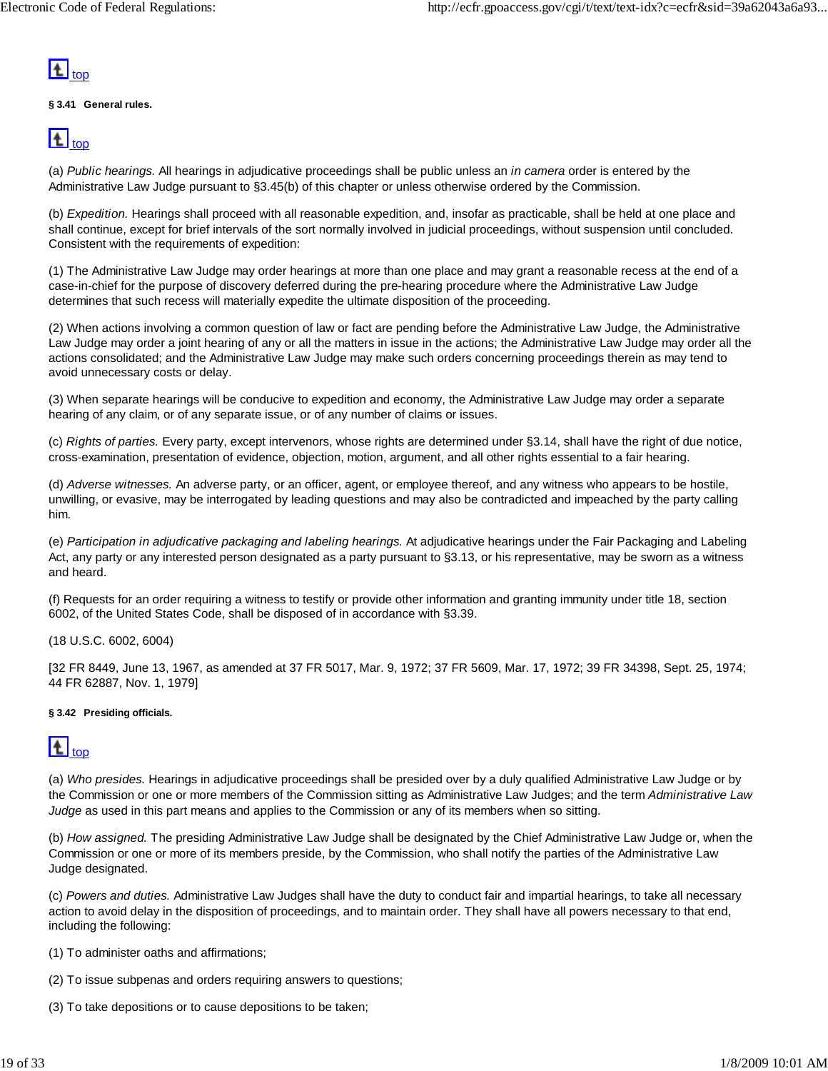top

**§ 3.41 General rules.**

top

(a) *Public hearings.* All hearings in adjudicative proceedings shall be public unless an *in camera* order is entered by the Administrative Law Judge pursuant to §3.45(b) of this chapter or unless otherwise ordered by the Commission.

(b) *Expedition.* Hearings shall proceed with all reasonable expedition, and, insofar as practicable, shall be held at one place and shall continue, except for brief intervals of the sort normally involved in judicial proceedings, without suspension until concluded. Consistent with the requirements of expedition:

(1) The Administrative Law Judge may order hearings at more than one place and may grant a reasonable recess at the end of a case-in-chief for the purpose of discovery deferred during the pre-hearing procedure where the Administrative Law Judge determines that such recess will materially expedite the ultimate disposition of the proceeding.

(2) When actions involving a common question of law or fact are pending before the Administrative Law Judge, the Administrative Law Judge may order a joint hearing of any or all the matters in issue in the actions; the Administrative Law Judge may order all the actions consolidated; and the Administrative Law Judge may make such orders concerning proceedings therein as may tend to avoid unnecessary costs or delay.

(3) When separate hearings will be conducive to expedition and economy, the Administrative Law Judge may order a separate hearing of any claim, or of any separate issue, or of any number of claims or issues.

(c) *Rights of parties.* Every party, except intervenors, whose rights are determined under §3.14, shall have the right of due notice, cross-examination, presentation of evidence, objection, motion, argument, and all other rights essential to a fair hearing.

(d) *Adverse witnesses.* An adverse party, or an officer, agent, or employee thereof, and any witness who appears to be hostile, unwilling, or evasive, may be interrogated by leading questions and may also be contradicted and impeached by the party calling him.

(e) *Participation in adjudicative packaging and labeling hearings.* At adjudicative hearings under the Fair Packaging and Labeling Act, any party or any interested person designated as a party pursuant to §3.13, or his representative, may be sworn as a witness and heard.

(f) Requests for an order requiring a witness to testify or provide other information and granting immunity under title 18, section 6002, of the United States Code, shall be disposed of in accordance with §3.39.

(18 U.S.C. 6002, 6004)

[32 FR 8449, June 13, 1967, as amended at 37 FR 5017, Mar. 9, 1972; 37 FR 5609, Mar. 17, 1972; 39 FR 34398, Sept. 25, 1974; 44 FR 62887, Nov. 1, 1979]

**§ 3.42 Presiding officials.**

top

(a) *Who presides.* Hearings in adjudicative proceedings shall be presided over by a duly qualified Administrative Law Judge or by the Commission or one or more members of the Commission sitting as Administrative Law Judges; and the term *Administrative Law Judge* as used in this part means and applies to the Commission or any of its members when so sitting.

(b) *How assigned.* The presiding Administrative Law Judge shall be designated by the Chief Administrative Law Judge or, when the Commission or one or more of its members preside, by the Commission, who shall notify the parties of the Administrative Law Judge designated.

(c) *Powers and duties.* Administrative Law Judges shall have the duty to conduct fair and impartial hearings, to take all necessary action to avoid delay in the disposition of proceedings, and to maintain order. They shall have all powers necessary to that end, including the following:

(1) To administer oaths and affirmations;

(2) To issue subpenas and orders requiring answers to questions;

(3) To take depositions or to cause depositions to be taken;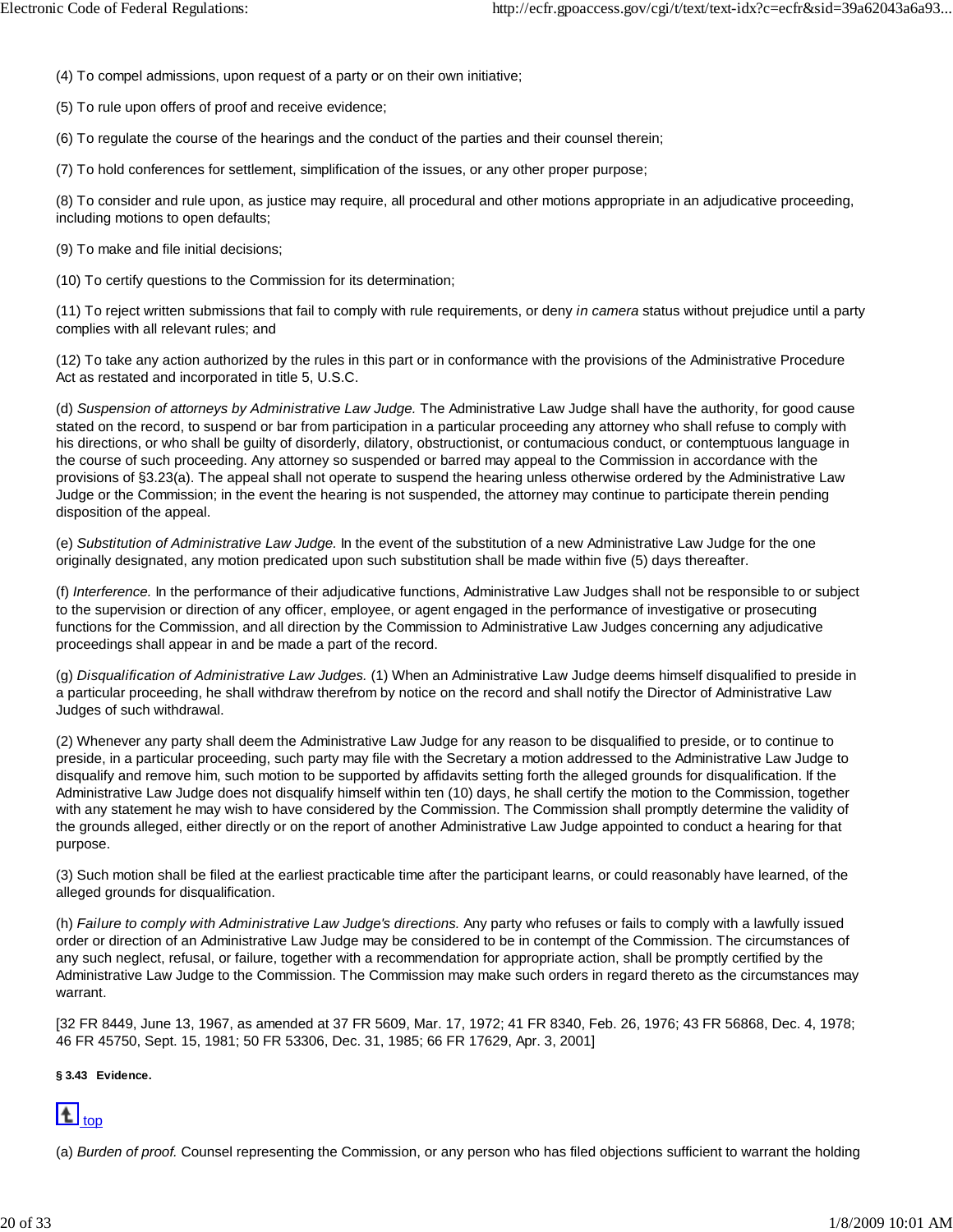(4) To compel admissions, upon request of a party or on their own initiative;

(5) To rule upon offers of proof and receive evidence;

(6) To regulate the course of the hearings and the conduct of the parties and their counsel therein;

(7) To hold conferences for settlement, simplification of the issues, or any other proper purpose;

(8) To consider and rule upon, as justice may require, all procedural and other motions appropriate in an adjudicative proceeding, including motions to open defaults;

(9) To make and file initial decisions;

(10) To certify questions to the Commission for its determination;

(11) To reject written submissions that fail to comply with rule requirements, or deny *in camera* status without prejudice until a party complies with all relevant rules; and

(12) To take any action authorized by the rules in this part or in conformance with the provisions of the Administrative Procedure Act as restated and incorporated in title 5, U.S.C.

(d) *Suspension of attorneys by Administrative Law Judge.* The Administrative Law Judge shall have the authority, for good cause stated on the record, to suspend or bar from participation in a particular proceeding any attorney who shall refuse to comply with his directions, or who shall be guilty of disorderly, dilatory, obstructionist, or contumacious conduct, or contemptuous language in the course of such proceeding. Any attorney so suspended or barred may appeal to the Commission in accordance with the provisions of §3.23(a). The appeal shall not operate to suspend the hearing unless otherwise ordered by the Administrative Law Judge or the Commission; in the event the hearing is not suspended, the attorney may continue to participate therein pending disposition of the appeal.

(e) *Substitution of Administrative Law Judge.* In the event of the substitution of a new Administrative Law Judge for the one originally designated, any motion predicated upon such substitution shall be made within five (5) days thereafter.

(f) *Interference.* In the performance of their adjudicative functions, Administrative Law Judges shall not be responsible to or subject to the supervision or direction of any officer, employee, or agent engaged in the performance of investigative or prosecuting functions for the Commission, and all direction by the Commission to Administrative Law Judges concerning any adjudicative proceedings shall appear in and be made a part of the record.

(g) *Disqualification of Administrative Law Judges.* (1) When an Administrative Law Judge deems himself disqualified to preside in a particular proceeding, he shall withdraw therefrom by notice on the record and shall notify the Director of Administrative Law Judges of such withdrawal.

(2) Whenever any party shall deem the Administrative Law Judge for any reason to be disqualified to preside, or to continue to preside, in a particular proceeding, such party may file with the Secretary a motion addressed to the Administrative Law Judge to disqualify and remove him, such motion to be supported by affidavits setting forth the alleged grounds for disqualification. If the Administrative Law Judge does not disqualify himself within ten (10) days, he shall certify the motion to the Commission, together with any statement he may wish to have considered by the Commission. The Commission shall promptly determine the validity of the grounds alleged, either directly or on the report of another Administrative Law Judge appointed to conduct a hearing for that purpose.

(3) Such motion shall be filed at the earliest practicable time after the participant learns, or could reasonably have learned, of the alleged grounds for disqualification.

(h) *Failure to comply with Administrative Law Judge's directions.* Any party who refuses or fails to comply with a lawfully issued order or direction of an Administrative Law Judge may be considered to be in contempt of the Commission. The circumstances of any such neglect, refusal, or failure, together with a recommendation for appropriate action, shall be promptly certified by the Administrative Law Judge to the Commission. The Commission may make such orders in regard thereto as the circumstances may warrant.

[32 FR 8449, June 13, 1967, as amended at 37 FR 5609, Mar. 17, 1972; 41 FR 8340, Feb. 26, 1976; 43 FR 56868, Dec. 4, 1978; 46 FR 45750, Sept. 15, 1981; 50 FR 53306, Dec. 31, 1985; 66 FR 17629, Apr. 3, 2001]

**§ 3.43 Evidence.**

top

(a) *Burden of proof.* Counsel representing the Commission, or any person who has filed objections sufficient to warrant the holding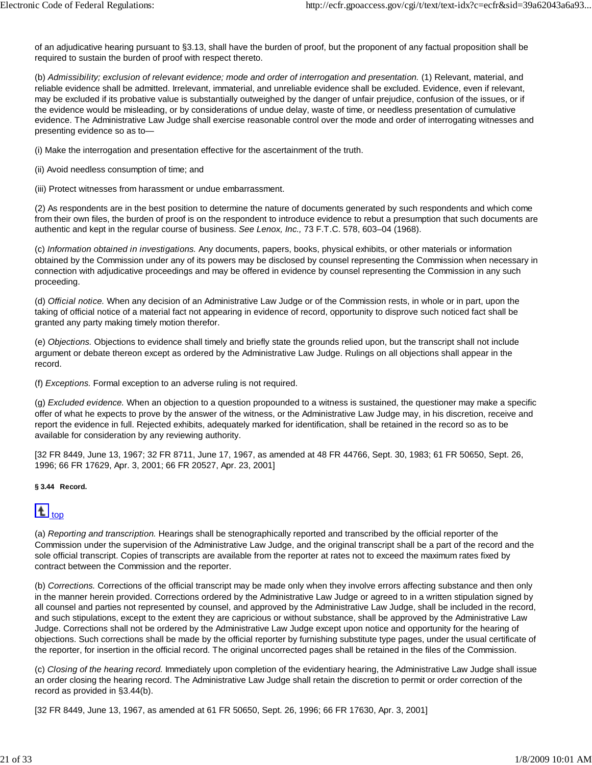of an adjudicative hearing pursuant to §3.13, shall have the burden of proof, but the proponent of any factual proposition shall be required to sustain the burden of proof with respect thereto.

(b) *Admissibility; exclusion of relevant evidence; mode and order of interrogation and presentation.* (1) Relevant, material, and reliable evidence shall be admitted. Irrelevant, immaterial, and unreliable evidence shall be excluded. Evidence, even if relevant, may be excluded if its probative value is substantially outweighed by the danger of unfair prejudice, confusion of the issues, or if the evidence would be misleading, or by considerations of undue delay, waste of time, or needless presentation of cumulative evidence. The Administrative Law Judge shall exercise reasonable control over the mode and order of interrogating witnesses and presenting evidence so as to—

(i) Make the interrogation and presentation effective for the ascertainment of the truth.

(ii) Avoid needless consumption of time; and

(iii) Protect witnesses from harassment or undue embarrassment.

(2) As respondents are in the best position to determine the nature of documents generated by such respondents and which come from their own files, the burden of proof is on the respondent to introduce evidence to rebut a presumption that such documents are authentic and kept in the regular course of business. *See Lenox, Inc.,* 73 F.T.C. 578, 603–04 (1968).

(c) *Information obtained in investigations.* Any documents, papers, books, physical exhibits, or other materials or information obtained by the Commission under any of its powers may be disclosed by counsel representing the Commission when necessary in connection with adjudicative proceedings and may be offered in evidence by counsel representing the Commission in any such proceeding.

(d) *Official notice.* When any decision of an Administrative Law Judge or of the Commission rests, in whole or in part, upon the taking of official notice of a material fact not appearing in evidence of record, opportunity to disprove such noticed fact shall be granted any party making timely motion therefor.

(e) *Objections.* Objections to evidence shall timely and briefly state the grounds relied upon, but the transcript shall not include argument or debate thereon except as ordered by the Administrative Law Judge. Rulings on all objections shall appear in the record.

(f) *Exceptions.* Formal exception to an adverse ruling is not required.

(g) *Excluded evidence.* When an objection to a question propounded to a witness is sustained, the questioner may make a specific offer of what he expects to prove by the answer of the witness, or the Administrative Law Judge may, in his discretion, receive and report the evidence in full. Rejected exhibits, adequately marked for identification, shall be retained in the record so as to be available for consideration by any reviewing authority.

[32 FR 8449, June 13, 1967; 32 FR 8711, June 17, 1967, as amended at 48 FR 44766, Sept. 30, 1983; 61 FR 50650, Sept. 26, 1996; 66 FR 17629, Apr. 3, 2001; 66 FR 20527, Apr. 23, 2001]

#### § 3.44 Record.

top

(a) *Reporting and transcription.* Hearings shall be stenographically reported and transcribed by the official reporter of the Commission under the supervision of the Administrative Law Judge, and the original transcript shall be a part of the record and the sole official transcript. Copies of transcripts are available from the reporter at rates not to exceed the maximum rates fixed by contract between the Commission and the reporter.

(b) *Corrections.* Corrections of the official transcript may be made only when they involve errors affecting substance and then only in the manner herein provided. Corrections ordered by the Administrative Law Judge or agreed to in a written stipulation signed by all counsel and parties not represented by counsel, and approved by the Administrative Law Judge, shall be included in the record, and such stipulations, except to the extent they are capricious or without substance, shall be approved by the Administrative Law Judge. Corrections shall not be ordered by the Administrative Law Judge except upon notice and opportunity for the hearing of objections. Such corrections shall be made by the official reporter by furnishing substitute type pages, under the usual certificate of the reporter, for insertion in the official record. The original uncorrected pages shall be retained in the files of the Commission.

(c) *Closing of the hearing record.* Immediately upon completion of the evidentiary hearing, the Administrative Law Judge shall issue an order closing the hearing record. The Administrative Law Judge shall retain the discretion to permit or order correction of the record as provided in §3.44(b).

[32 FR 8449, June 13, 1967, as amended at 61 FR 50650, Sept. 26, 1996; 66 FR 17630, Apr. 3, 2001]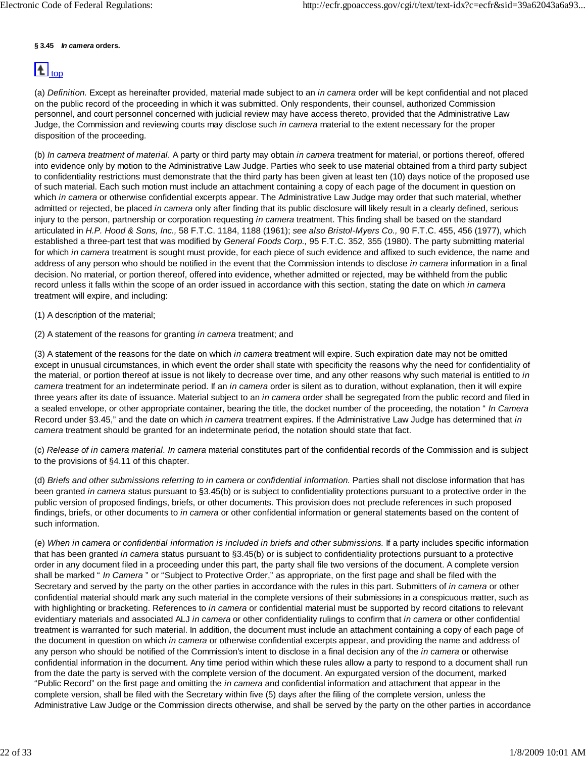**§ 3.45 *In camera* orders.**

top

(a) *Definition.* Except as hereinafter provided, material made subject to an *in camera* order will be kept confidential and not placed on the public record of the proceeding in which it was submitted. Only respondents, their counsel, authorized Commission personnel, and court personnel concerned with judicial review may have access thereto, provided that the Administrative Law Judge, the Commission and reviewing courts may disclose such *in camera* material to the extent necessary for the proper disposition of the proceeding.

(b) *In camera treatment of material.* A party or third party may obtain *in camera* treatment for material, or portions thereof, offered into evidence only by motion to the Administrative Law Judge. Parties who seek to use material obtained from a third party subject to confidentiality restrictions must demonstrate that the third party has been given at least ten (10) days notice of the proposed use of such material. Each such motion must include an attachment containing a copy of each page of the document in question on which *in camera* or otherwise confidential excerpts appear. The Administrative Law Judge may order that such material, whether admitted or rejected, be placed *in camera* only after finding that its public disclosure will likely result in a clearly defined, serious injury to the person, partnership or corporation requesting *in camera* treatment. This finding shall be based on the standard articulated in *H.P. Hood & Sons, Inc.,* 58 F.T.C. 1184, 1188 (1961); *see also Bristol-Myers Co.,* 90 F.T.C. 455, 456 (1977), which established a three-part test that was modified by *General Foods Corp.,* 95 F.T.C. 352, 355 (1980). The party submitting material for which *in camera* treatment is sought must provide, for each piece of such evidence and affixed to such evidence, the name and address of any person who should be notified in the event that the Commission intends to disclose *in camera* information in a final decision. No material, or portion thereof, offered into evidence, whether admitted or rejected, may be withheld from the public record unless it falls within the scope of an order issued in accordance with this section, stating the date on which *in camera* treatment will expire, and including:

(1) A description of the material;

(2) A statement of the reasons for granting *in camera* treatment; and

(3) A statement of the reasons for the date on which *in camera* treatment will expire. Such expiration date may not be omitted except in unusual circumstances, in which event the order shall state with specificity the reasons why the need for confidentiality of the material, or portion thereof at issue is not likely to decrease over time, and any other reasons why such material is entitled to *in camera* treatment for an indeterminate period. If an *in camera* order is silent as to duration, without explanation, then it will expire three years after its date of issuance. Material subject to an *in camera* order shall be segregated from the public record and filed in a sealed envelope, or other appropriate container, bearing the title, the docket number of the proceeding, the notation " *In Camera* Record under §3.45," and the date on which *in camera* treatment expires. If the Administrative Law Judge has determined that *in camera* treatment should be granted for an indeterminate period, the notation should state that fact.

(c) *Release of in camera material. In camera* material constitutes part of the confidential records of the Commission and is subject to the provisions of §4.11 of this chapter.

(d) *Briefs and other submissions referring to in camera or confidential information.* Parties shall not disclose information that has been granted *in camera* status pursuant to §3.45(b) or is subject to confidentiality protections pursuant to a protective order in the public version of proposed findings, briefs, or other documents. This provision does not preclude references in such proposed findings, briefs, or other documents to *in camera* or other confidential information or general statements based on the content of such information.

(e) *When in camera or confidential information is included in briefs and other submissions.* If a party includes specific information that has been granted *in camera* status pursuant to §3.45(b) or is subject to confidentiality protections pursuant to a protective order in any document filed in a proceeding under this part, the party shall file two versions of the document. A complete version shall be marked " *In Camera* " or "Subject to Protective Order," as appropriate, on the first page and shall be filed with the Secretary and served by the party on the other parties in accordance with the rules in this part. Submitters of *in camera* or other confidential material should mark any such material in the complete versions of their submissions in a conspicuous matter, such as with highlighting or bracketing. References to *in camera* or confidential material must be supported by record citations to relevant evidentiary materials and associated ALJ *in camera* or other confidentiality rulings to confirm that *in camera* or other confidential treatment is warranted for such material. In addition, the document must include an attachment containing a copy of each page of the document in question on which *in camera* or otherwise confidential excerpts appear, and providing the name and address of any person who should be notified of the Commission's intent to disclose in a final decision any of the *in camera* or otherwise confidential information in the document. Any time period within which these rules allow a party to respond to a document shall run from the date the party is served with the complete version of the document. An expurgated version of the document, marked "Public Record" on the first page and omitting the *in camera* and confidential information and attachment that appear in the complete version, shall be filed with the Secretary within five (5) days after the filing of the complete version, unless the Administrative Law Judge or the Commission directs otherwise, and shall be served by the party on the other parties in accordance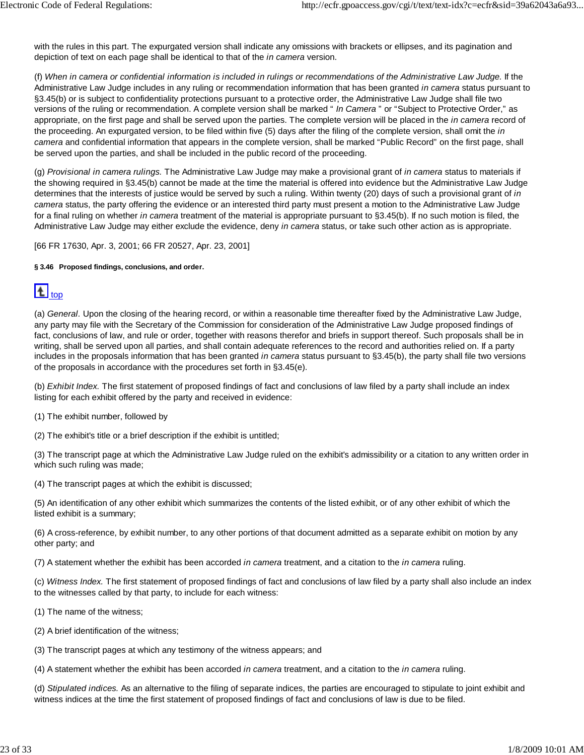with the rules in this part. The expurgated version shall indicate any omissions with brackets or ellipses, and its pagination and depiction of text on each page shall be identical to that of the *in camera* version.

(f) *When in camera or confidential information is included in rulings or recommendations of the Administrative Law Judge.* If the Administrative Law Judge includes in any ruling or recommendation information that has been granted *in camera* status pursuant to §3.45(b) or is subject to confidentiality protections pursuant to a protective order, the Administrative Law Judge shall file two versions of the ruling or recommendation. A complete version shall be marked " *In Camera* " or "Subject to Protective Order," as appropriate, on the first page and shall be served upon the parties. The complete version will be placed in the *in camera* record of the proceeding. An expurgated version, to be filed within five (5) days after the filing of the complete version, shall omit the *in camera* and confidential information that appears in the complete version, shall be marked "Public Record" on the first page, shall be served upon the parties, and shall be included in the public record of the proceeding.

(g) *Provisional in camera rulings.* The Administrative Law Judge may make a provisional grant of *in camera* status to materials if the showing required in §3.45(b) cannot be made at the time the material is offered into evidence but the Administrative Law Judge determines that the interests of justice would be served by such a ruling. Within twenty (20) days of such a provisional grant of *in camera* status, the party offering the evidence or an interested third party must present a motion to the Administrative Law Judge for a final ruling on whether *in camera* treatment of the material is appropriate pursuant to §3.45(b). If no such motion is filed, the Administrative Law Judge may either exclude the evidence, deny *in camera* status, or take such other action as is appropriate.

[66 FR 17630, Apr. 3, 2001; 66 FR 20527, Apr. 23, 2001]

#### § 3.46 Proposed findings, conclusions, and order.

top

(a) *General*. Upon the closing of the hearing record, or within a reasonable time thereafter fixed by the Administrative Law Judge, any party may file with the Secretary of the Commission for consideration of the Administrative Law Judge proposed findings of fact, conclusions of law, and rule or order, together with reasons therefor and briefs in support thereof. Such proposals shall be in writing, shall be served upon all parties, and shall contain adequate references to the record and authorities relied on. If a party includes in the proposals information that has been granted *in camera* status pursuant to §3.45(b), the party shall file two versions of the proposals in accordance with the procedures set forth in §3.45(e).

(b) *Exhibit Index.* The first statement of proposed findings of fact and conclusions of law filed by a party shall include an index listing for each exhibit offered by the party and received in evidence:

(1) The exhibit number, followed by

(2) The exhibit's title or a brief description if the exhibit is untitled;

(3) The transcript page at which the Administrative Law Judge ruled on the exhibit's admissibility or a citation to any written order in which such ruling was made;

(4) The transcript pages at which the exhibit is discussed;

(5) An identification of any other exhibit which summarizes the contents of the listed exhibit, or of any other exhibit of which the listed exhibit is a summary;

(6) A cross-reference, by exhibit number, to any other portions of that document admitted as a separate exhibit on motion by any other party; and

(7) A statement whether the exhibit has been accorded *in camera* treatment, and a citation to the *in camera* ruling.

(c) *Witness Index.* The first statement of proposed findings of fact and conclusions of law filed by a party shall also include an index to the witnesses called by that party, to include for each witness:

(1) The name of the witness;

(2) A brief identification of the witness;

(3) The transcript pages at which any testimony of the witness appears; and

(4) A statement whether the exhibit has been accorded *in camera* treatment, and a citation to the *in camera* ruling.

(d) *Stipulated indices.* As an alternative to the filing of separate indices, the parties are encouraged to stipulate to joint exhibit and witness indices at the time the first statement of proposed findings of fact and conclusions of law is due to be filed.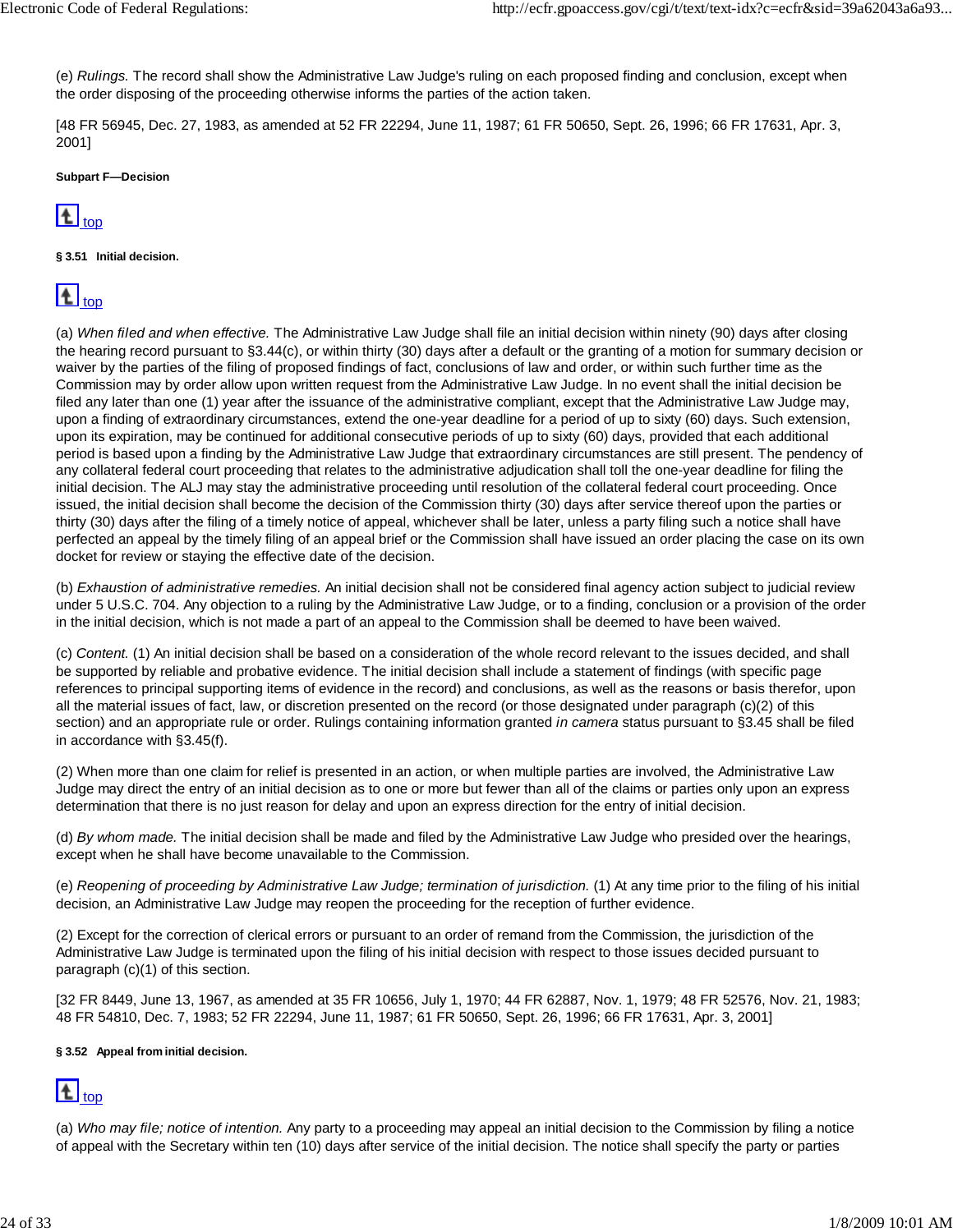(e) *Rulings.* The record shall show the Administrative Law Judge's ruling on each proposed finding and conclusion, except when the order disposing of the proceeding otherwise informs the parties of the action taken.

[48 FR 56945, Dec. 27, 1983, as amended at 52 FR 22294, June 11, 1987; 61 FR 50650, Sept. 26, 1996; 66 FR 17631, Apr. 3, 2001]

#### Subpart F—Decision

top

##### § 3.51 Initial decision.

top

(a) *When filed and when effective.* The Administrative Law Judge shall file an initial decision within ninety (90) days after closing the hearing record pursuant to §3.44(c), or within thirty (30) days after a default or the granting of a motion for summary decision or waiver by the parties of the filing of proposed findings of fact, conclusions of law and order, or within such further time as the Commission may by order allow upon written request from the Administrative Law Judge. In no event shall the initial decision be filed any later than one (1) year after the issuance of the administrative compliant, except that the Administrative Law Judge may, upon a finding of extraordinary circumstances, extend the one-year deadline for a period of up to sixty (60) days. Such extension, upon its expiration, may be continued for additional consecutive periods of up to sixty (60) days, provided that each additional period is based upon a finding by the Administrative Law Judge that extraordinary circumstances are still present. The pendency of any collateral federal court proceeding that relates to the administrative adjudication shall toll the one-year deadline for filing the initial decision. The ALJ may stay the administrative proceeding until resolution of the collateral federal court proceeding. Once issued, the initial decision shall become the decision of the Commission thirty (30) days after service thereof upon the parties or thirty (30) days after the filing of a timely notice of appeal, whichever shall be later, unless a party filing such a notice shall have perfected an appeal by the timely filing of an appeal brief or the Commission shall have issued an order placing the case on its own docket for review or staying the effective date of the decision.

(b) *Exhaustion of administrative remedies.* An initial decision shall not be considered final agency action subject to judicial review under 5 U.S.C. 704. Any objection to a ruling by the Administrative Law Judge, or to a finding, conclusion or a provision of the order in the initial decision, which is not made a part of an appeal to the Commission shall be deemed to have been waived.

(c) *Content.* (1) An initial decision shall be based on a consideration of the whole record relevant to the issues decided, and shall be supported by reliable and probative evidence. The initial decision shall include a statement of findings (with specific page references to principal supporting items of evidence in the record) and conclusions, as well as the reasons or basis therefor, upon all the material issues of fact, law, or discretion presented on the record (or those designated under paragraph (c)(2) of this section) and an appropriate rule or order. Rulings containing information granted *in camera* status pursuant to §3.45 shall be filed in accordance with §3.45(f).

(2) When more than one claim for relief is presented in an action, or when multiple parties are involved, the Administrative Law Judge may direct the entry of an initial decision as to one or more but fewer than all of the claims or parties only upon an express determination that there is no just reason for delay and upon an express direction for the entry of initial decision.

(d) *By whom made.* The initial decision shall be made and filed by the Administrative Law Judge who presided over the hearings, except when he shall have become unavailable to the Commission.

(e) *Reopening of proceeding by Administrative Law Judge; termination of jurisdiction.* (1) At any time prior to the filing of his initial decision, an Administrative Law Judge may reopen the proceeding for the reception of further evidence.

(2) Except for the correction of clerical errors or pursuant to an order of remand from the Commission, the jurisdiction of the Administrative Law Judge is terminated upon the filing of his initial decision with respect to those issues decided pursuant to paragraph (c)(1) of this section.

[32 FR 8449, June 13, 1967, as amended at 35 FR 10656, July 1, 1970; 44 FR 62887, Nov. 1, 1979; 48 FR 52576, Nov. 21, 1983; 48 FR 54810, Dec. 7, 1983; 52 FR 22294, June 11, 1987; 61 FR 50650, Sept. 26, 1996; 66 FR 17631, Apr. 3, 2001]

##### § 3.52 Appeal from initial decision.

top

(a) *Who may file; notice of intention.* Any party to a proceeding may appeal an initial decision to the Commission by filing a notice of appeal with the Secretary within ten (10) days after service of the initial decision. The notice shall specify the party or parties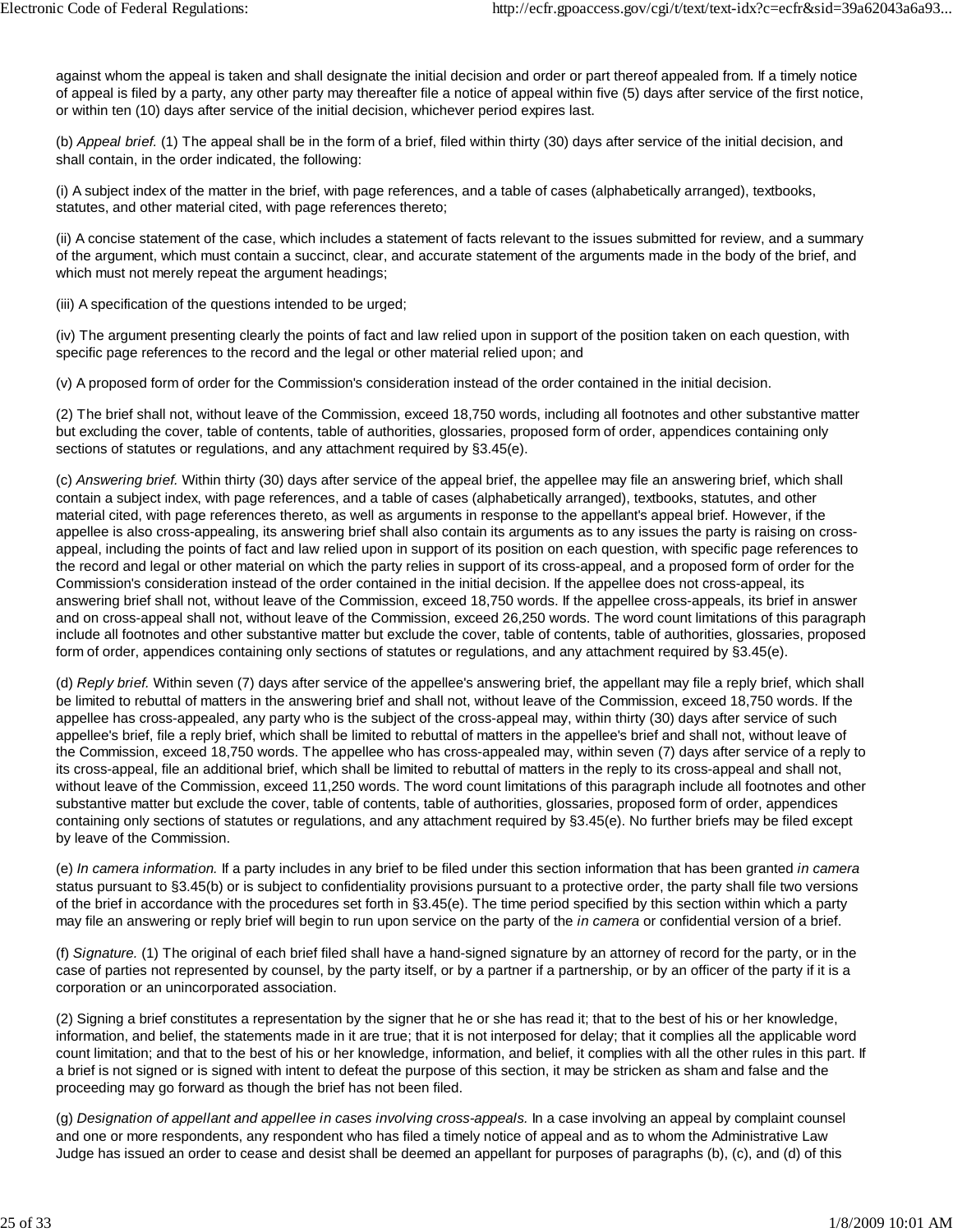against whom the appeal is taken and shall designate the initial decision and order or part thereof appealed from. If a timely notice of appeal is filed by a party, any other party may thereafter file a notice of appeal within five (5) days after service of the first notice, or within ten (10) days after service of the initial decision, whichever period expires last.

(b) *Appeal brief.* (1) The appeal shall be in the form of a brief, filed within thirty (30) days after service of the initial decision, and shall contain, in the order indicated, the following:

(i) A subject index of the matter in the brief, with page references, and a table of cases (alphabetically arranged), textbooks, statutes, and other material cited, with page references thereto;

(ii) A concise statement of the case, which includes a statement of facts relevant to the issues submitted for review, and a summary of the argument, which must contain a succinct, clear, and accurate statement of the arguments made in the body of the brief, and which must not merely repeat the argument headings;

(iii) A specification of the questions intended to be urged;

(iv) The argument presenting clearly the points of fact and law relied upon in support of the position taken on each question, with specific page references to the record and the legal or other material relied upon; and

(v) A proposed form of order for the Commission's consideration instead of the order contained in the initial decision.

(2) The brief shall not, without leave of the Commission, exceed 18,750 words, including all footnotes and other substantive matter but excluding the cover, table of contents, table of authorities, glossaries, proposed form of order, appendices containing only sections of statutes or regulations, and any attachment required by §3.45(e).

(c) *Answering brief.* Within thirty (30) days after service of the appeal brief, the appellee may file an answering brief, which shall contain a subject index, with page references, and a table of cases (alphabetically arranged), textbooks, statutes, and other material cited, with page references thereto, as well as arguments in response to the appellant's appeal brief. However, if the appellee is also cross-appealing, its answering brief shall also contain its arguments as to any issues the party is raising on cross-appeal, including the points of fact and law relied upon in support of its position on each question, with specific page references to the record and legal or other material on which the party relies in support of its cross-appeal, and a proposed form of order for the Commission's consideration instead of the order contained in the initial decision. If the appellee does not cross-appeal, its answering brief shall not, without leave of the Commission, exceed 18,750 words. If the appellee cross-appeals, its brief in answer and on cross-appeal shall not, without leave of the Commission, exceed 26,250 words. The word count limitations of this paragraph include all footnotes and other substantive matter but exclude the cover, table of contents, table of authorities, glossaries, proposed form of order, appendices containing only sections of statutes or regulations, and any attachment required by §3.45(e).

(d) *Reply brief.* Within seven (7) days after service of the appellee's answering brief, the appellant may file a reply brief, which shall be limited to rebuttal of matters in the answering brief and shall not, without leave of the Commission, exceed 18,750 words. If the appellee has cross-appealed, any party who is the subject of the cross-appeal may, within thirty (30) days after service of such appellee's brief, file a reply brief, which shall be limited to rebuttal of matters in the appellee's brief and shall not, without leave of the Commission, exceed 18,750 words. The appellee who has cross-appealed may, within seven (7) days after service of a reply to its cross-appeal, file an additional brief, which shall be limited to rebuttal of matters in the reply to its cross-appeal and shall not, without leave of the Commission, exceed 11,250 words. The word count limitations of this paragraph include all footnotes and other substantive matter but exclude the cover, table of contents, table of authorities, glossaries, proposed form of order, appendices containing only sections of statutes or regulations, and any attachment required by §3.45(e). No further briefs may be filed except by leave of the Commission.

(e) *In camera information.* If a party includes in any brief to be filed under this section information that has been granted *in camera* status pursuant to §3.45(b) or is subject to confidentiality provisions pursuant to a protective order, the party shall file two versions of the brief in accordance with the procedures set forth in §3.45(e). The time period specified by this section within which a party may file an answering or reply brief will begin to run upon service on the party of the *in camera* or confidential version of a brief.

(f) *Signature.* (1) The original of each brief filed shall have a hand-signed signature by an attorney of record for the party, or in the case of parties not represented by counsel, by the party itself, or by a partner if a partnership, or by an officer of the party if it is a corporation or an unincorporated association.

(2) Signing a brief constitutes a representation by the signer that he or she has read it; that to the best of his or her knowledge, information, and belief, the statements made in it are true; that it is not interposed for delay; that it complies all the applicable word count limitation; and that to the best of his or her knowledge, information, and belief, it complies with all the other rules in this part. If a brief is not signed or is signed with intent to defeat the purpose of this section, it may be stricken as sham and false and the proceeding may go forward as though the brief has not been filed.

(g) *Designation of appellant and appellee in cases involving cross-appeals.* In a case involving an appeal by complaint counsel and one or more respondents, any respondent who has filed a timely notice of appeal and as to whom the Administrative Law Judge has issued an order to cease and desist shall be deemed an appellant for purposes of paragraphs (b), (c), and (d) of this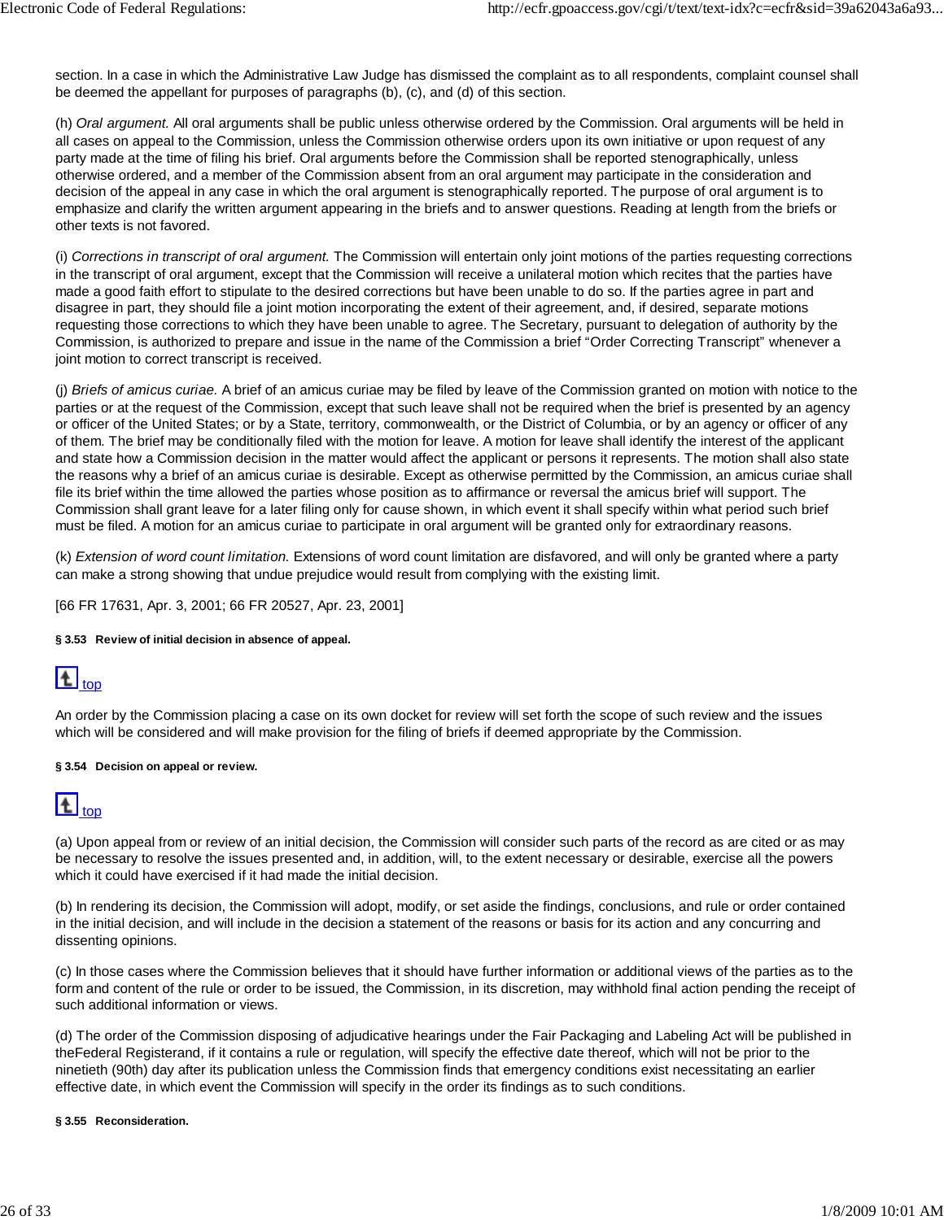section. In a case in which the Administrative Law Judge has dismissed the complaint as to all respondents, complaint counsel shall be deemed the appellant for purposes of paragraphs (b), (c), and (d) of this section.

(h) *Oral argument.* All oral arguments shall be public unless otherwise ordered by the Commission. Oral arguments will be held in all cases on appeal to the Commission, unless the Commission otherwise orders upon its own initiative or upon request of any party made at the time of filing his brief. Oral arguments before the Commission shall be reported stenographically, unless otherwise ordered, and a member of the Commission absent from an oral argument may participate in the consideration and decision of the appeal in any case in which the oral argument is stenographically reported. The purpose of oral argument is to emphasize and clarify the written argument appearing in the briefs and to answer questions. Reading at length from the briefs or other texts is not favored.

(i) *Corrections in transcript of oral argument.* The Commission will entertain only joint motions of the parties requesting corrections in the transcript of oral argument, except that the Commission will receive a unilateral motion which recites that the parties have made a good faith effort to stipulate to the desired corrections but have been unable to do so. If the parties agree in part and disagree in part, they should file a joint motion incorporating the extent of their agreement, and, if desired, separate motions requesting those corrections to which they have been unable to agree. The Secretary, pursuant to delegation of authority by the Commission, is authorized to prepare and issue in the name of the Commission a brief "Order Correcting Transcript" whenever a joint motion to correct transcript is received.

(j) *Briefs of amicus curiae.* A brief of an amicus curiae may be filed by leave of the Commission granted on motion with notice to the parties or at the request of the Commission, except that such leave shall not be required when the brief is presented by an agency or officer of the United States; or by a State, territory, commonwealth, or the District of Columbia, or by an agency or officer of any of them. The brief may be conditionally filed with the motion for leave. A motion for leave shall identify the interest of the applicant and state how a Commission decision in the matter would affect the applicant or persons it represents. The motion shall also state the reasons why a brief of an amicus curiae is desirable. Except as otherwise permitted by the Commission, an amicus curiae shall file its brief within the time allowed the parties whose position as to affirmance or reversal the amicus brief will support. The Commission shall grant leave for a later filing only for cause shown, in which event it shall specify within what period such brief must be filed. A motion for an amicus curiae to participate in oral argument will be granted only for extraordinary reasons.

(k) *Extension of word count limitation.* Extensions of word count limitation are disfavored, and will only be granted where a party can make a strong showing that undue prejudice would result from complying with the existing limit.

[66 FR 17631, Apr. 3, 2001; 66 FR 20527, Apr. 23, 2001]

**§ 3.53 Review of initial decision in absence of appeal.**

top

An order by the Commission placing a case on its own docket for review will set forth the scope of such review and the issues which will be considered and will make provision for the filing of briefs if deemed appropriate by the Commission.

**§ 3.54 Decision on appeal or review.**

top

(a) Upon appeal from or review of an initial decision, the Commission will consider such parts of the record as are cited or as may be necessary to resolve the issues presented and, in addition, will, to the extent necessary or desirable, exercise all the powers which it could have exercised if it had made the initial decision.

(b) In rendering its decision, the Commission will adopt, modify, or set aside the findings, conclusions, and rule or order contained in the initial decision, and will include in the decision a statement of the reasons or basis for its action and any concurring and dissenting opinions.

(c) In those cases where the Commission believes that it should have further information or additional views of the parties as to the form and content of the rule or order to be issued, the Commission, in its discretion, may withhold final action pending the receipt of such additional information or views.

(d) The order of the Commission disposing of adjudicative hearings under the Fair Packaging and Labeling Act will be published in theFederal Registerand, if it contains a rule or regulation, will specify the effective date thereof, which will not be prior to the ninetieth (90th) day after its publication unless the Commission finds that emergency conditions exist necessitating an earlier effective date, in which event the Commission will specify in the order its findings as to such conditions.

**§ 3.55 Reconsideration.**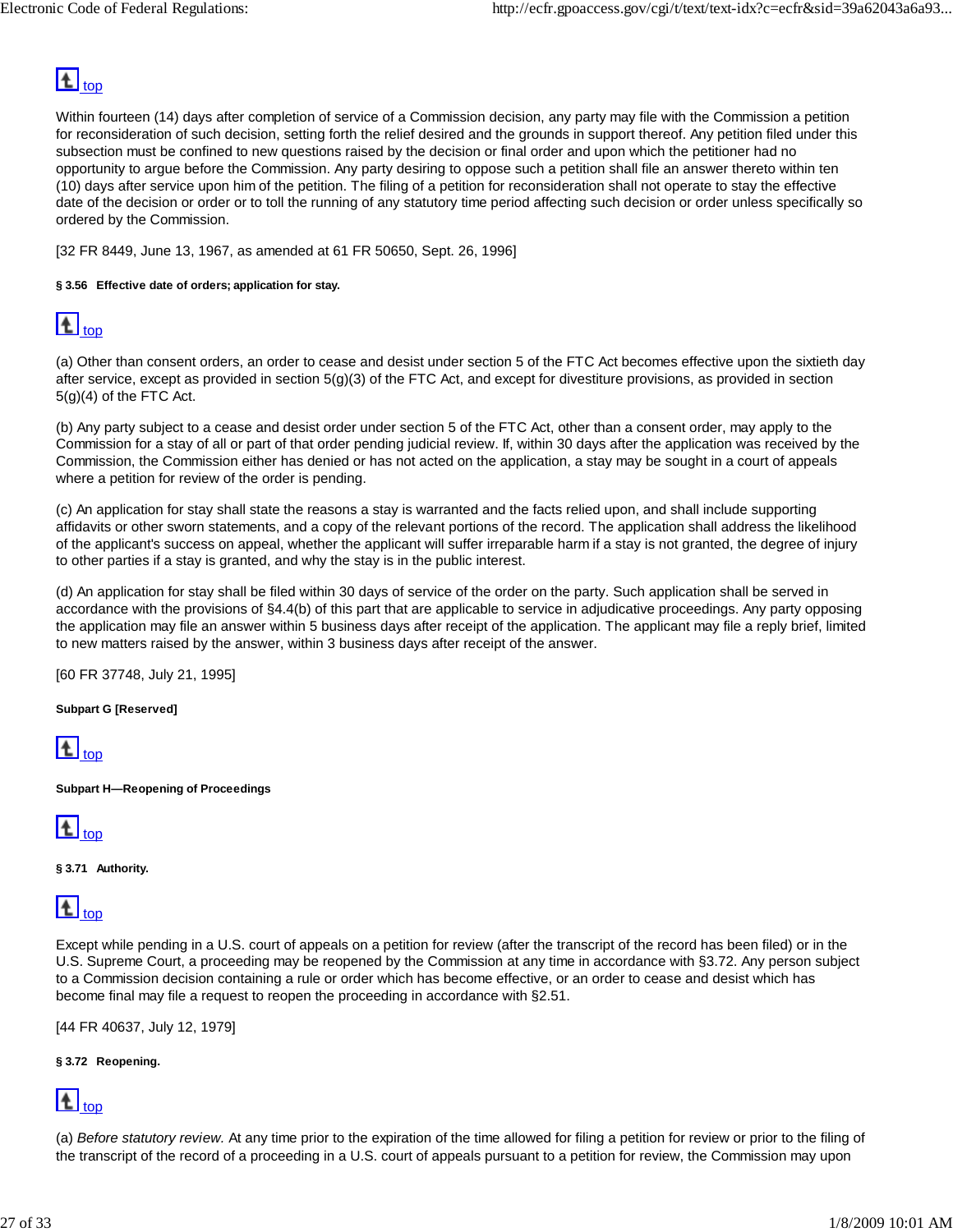top

Within fourteen (14) days after completion of service of a Commission decision, any party may file with the Commission a petition for reconsideration of such decision, setting forth the relief desired and the grounds in support thereof. Any petition filed under this subsection must be confined to new questions raised by the decision or final order and upon which the petitioner had no opportunity to argue before the Commission. Any party desiring to oppose such a petition shall file an answer thereto within ten (10) days after service upon him of the petition. The filing of a petition for reconsideration shall not operate to stay the effective date of the decision or order or to toll the running of any statutory time period affecting such decision or order unless specifically so ordered by the Commission.

[32 FR 8449, June 13, 1967, as amended at 61 FR 50650, Sept. 26, 1996]

**§ 3.56 Effective date of orders; application for stay.**

top

(a) Other than consent orders, an order to cease and desist under section 5 of the FTC Act becomes effective upon the sixtieth day after service, except as provided in section 5(g)(3) of the FTC Act, and except for divestiture provisions, as provided in section 5(g)(4) of the FTC Act.

(b) Any party subject to a cease and desist order under section 5 of the FTC Act, other than a consent order, may apply to the Commission for a stay of all or part of that order pending judicial review. If, within 30 days after the application was received by the Commission, the Commission either has denied or has not acted on the application, a stay may be sought in a court of appeals where a petition for review of the order is pending.

(c) An application for stay shall state the reasons a stay is warranted and the facts relied upon, and shall include supporting affidavits or other sworn statements, and a copy of the relevant portions of the record. The application shall address the likelihood of the applicant's success on appeal, whether the applicant will suffer irreparable harm if a stay is not granted, the degree of injury to other parties if a stay is granted, and why the stay is in the public interest.

(d) An application for stay shall be filed within 30 days of service of the order on the party. Such application shall be served in accordance with the provisions of §4.4(b) of this part that are applicable to service in adjudicative proceedings. Any party opposing the application may file an answer within 5 business days after receipt of the application. The applicant may file a reply brief, limited to new matters raised by the answer, within 3 business days after receipt of the answer.

[60 FR 37748, July 21, 1995]

**Subpart G [Reserved]**

top

**Subpart H—Reopening of Proceedings**

top

**§ 3.71 Authority.**

top

Except while pending in a U.S. court of appeals on a petition for review (after the transcript of the record has been filed) or in the U.S. Supreme Court, a proceeding may be reopened by the Commission at any time in accordance with §3.72. Any person subject to a Commission decision containing a rule or order which has become effective, or an order to cease and desist which has become final may file a request to reopen the proceeding in accordance with §2.51.

[44 FR 40637, July 12, 1979]

**§ 3.72 Reopening.**

top

(a) *Before statutory review.* At any time prior to the expiration of the time allowed for filing a petition for review or prior to the filing of the transcript of the record of a proceeding in a U.S. court of appeals pursuant to a petition for review, the Commission may upon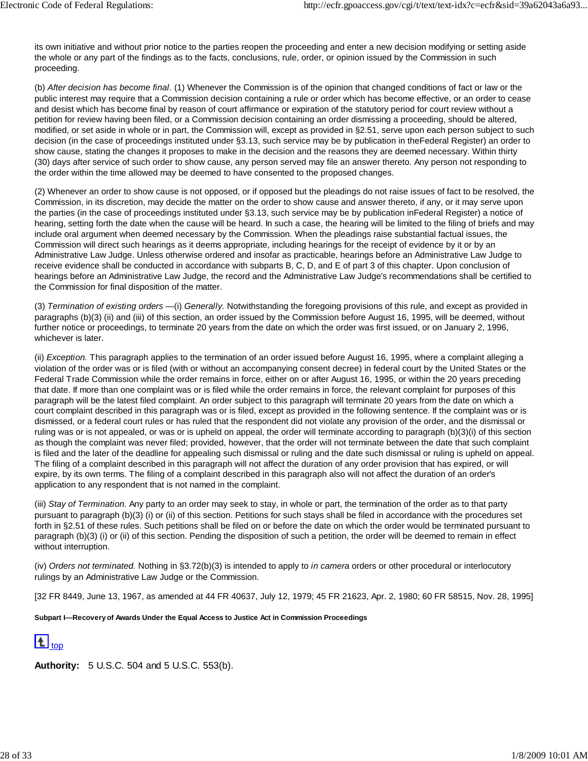its own initiative and without prior notice to the parties reopen the proceeding and enter a new decision modifying or setting aside the whole or any part of the findings as to the facts, conclusions, rule, order, or opinion issued by the Commission in such proceeding.

(b) *After decision has become final.* (1) Whenever the Commission is of the opinion that changed conditions of fact or law or the public interest may require that a Commission decision containing a rule or order which has become effective, or an order to cease and desist which has become final by reason of court affirmance or expiration of the statutory period for court review without a petition for review having been filed, or a Commission decision containing an order dismissing a proceeding, should be altered, modified, or set aside in whole or in part, the Commission will, except as provided in §2.51, serve upon each person subject to such decision (in the case of proceedings instituted under §3.13, such service may be by publication in theFederal Register) an order to show cause, stating the changes it proposes to make in the decision and the reasons they are deemed necessary. Within thirty (30) days after service of such order to show cause, any person served may file an answer thereto. Any person not responding to the order within the time allowed may be deemed to have consented to the proposed changes.

(2) Whenever an order to show cause is not opposed, or if opposed but the pleadings do not raise issues of fact to be resolved, the Commission, in its discretion, may decide the matter on the order to show cause and answer thereto, if any, or it may serve upon the parties (in the case of proceedings instituted under §3.13, such service may be by publication inFederal Register) a notice of hearing, setting forth the date when the cause will be heard. In such a case, the hearing will be limited to the filing of briefs and may include oral argument when deemed necessary by the Commission. When the pleadings raise substantial factual issues, the Commission will direct such hearings as it deems appropriate, including hearings for the receipt of evidence by it or by an Administrative Law Judge. Unless otherwise ordered and insofar as practicable, hearings before an Administrative Law Judge to receive evidence shall be conducted in accordance with subparts B, C, D, and E of part 3 of this chapter. Upon conclusion of hearings before an Administrative Law Judge, the record and the Administrative Law Judge's recommendations shall be certified to the Commission for final disposition of the matter.

(3) *Termination of existing orders* —(i) *Generally.* Notwithstanding the foregoing provisions of this rule, and except as provided in paragraphs (b)(3) (ii) and (iii) of this section, an order issued by the Commission before August 16, 1995, will be deemed, without further notice or proceedings, to terminate 20 years from the date on which the order was first issued, or on January 2, 1996, whichever is later.

(ii) *Exception.* This paragraph applies to the termination of an order issued before August 16, 1995, where a complaint alleging a violation of the order was or is filed (with or without an accompanying consent decree) in federal court by the United States or the Federal Trade Commission while the order remains in force, either on or after August 16, 1995, or within the 20 years preceding that date. If more than one complaint was or is filed while the order remains in force, the relevant complaint for purposes of this paragraph will be the latest filed complaint. An order subject to this paragraph will terminate 20 years from the date on which a court complaint described in this paragraph was or is filed, except as provided in the following sentence. If the complaint was or is dismissed, or a federal court rules or has ruled that the respondent did not violate any provision of the order, and the dismissal or ruling was or is not appealed, or was or is upheld on appeal, the order will terminate according to paragraph (b)(3)(i) of this section as though the complaint was never filed; provided, however, that the order will not terminate between the date that such complaint is filed and the later of the deadline for appealing such dismissal or ruling and the date such dismissal or ruling is upheld on appeal. The filing of a complaint described in this paragraph will not affect the duration of any order provision that has expired, or will expire, by its own terms. The filing of a complaint described in this paragraph also will not affect the duration of an order's application to any respondent that is not named in the complaint.

(iii) *Stay of Termination.* Any party to an order may seek to stay, in whole or part, the termination of the order as to that party pursuant to paragraph (b)(3) (i) or (ii) of this section. Petitions for such stays shall be filed in accordance with the procedures set forth in §2.51 of these rules. Such petitions shall be filed on or before the date on which the order would be terminated pursuant to paragraph (b)(3) (i) or (ii) of this section. Pending the disposition of such a petition, the order will be deemed to remain in effect without interruption.

(iv) *Orders not terminated.* Nothing in §3.72(b)(3) is intended to apply to *in camera* orders or other procedural or interlocutory rulings by an Administrative Law Judge or the Commission.

[32 FR 8449, June 13, 1967, as amended at 44 FR 40637, July 12, 1979; 45 FR 21623, Apr. 2, 1980; 60 FR 58515, Nov. 28, 1995]

**Subpart I—Recovery of Awards Under the Equal Access to Justice Act in Commission Proceedings**

top

**Authority:** 5 U.S.C. 504 and 5 U.S.C. 553(b).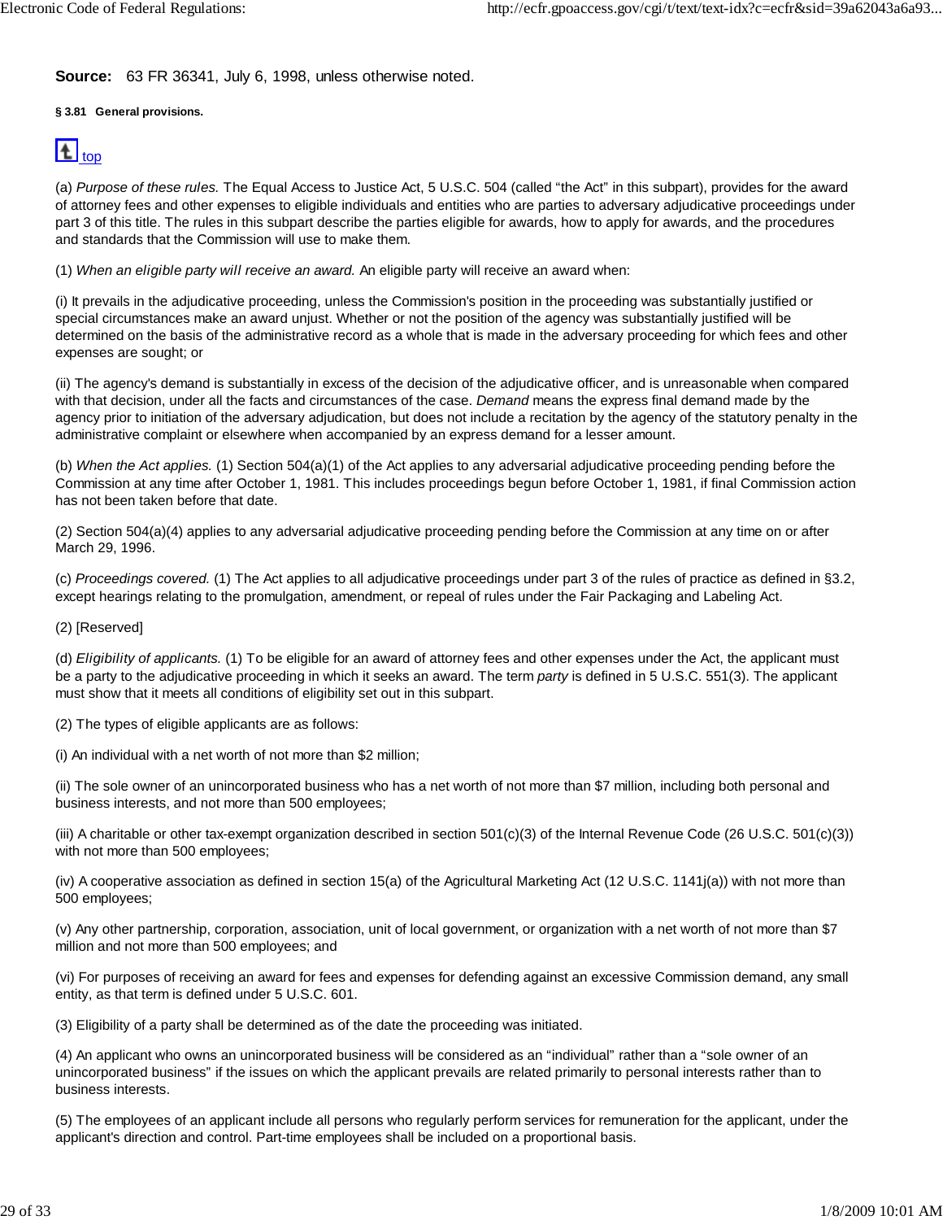**Source:** 63 FR 36341, July 6, 1998, unless otherwise noted.

**§ 3.81 General provisions.**

top

(a) *Purpose of these rules.* The Equal Access to Justice Act, 5 U.S.C. 504 (called "the Act" in this subpart), provides for the award of attorney fees and other expenses to eligible individuals and entities who are parties to adversary adjudicative proceedings under part 3 of this title. The rules in this subpart describe the parties eligible for awards, how to apply for awards, and the procedures and standards that the Commission will use to make them.

(1) *When an eligible party will receive an award.* An eligible party will receive an award when:

(i) It prevails in the adjudicative proceeding, unless the Commission's position in the proceeding was substantially justified or special circumstances make an award unjust. Whether or not the position of the agency was substantially justified will be determined on the basis of the administrative record as a whole that is made in the adversary proceeding for which fees and other expenses are sought; or

(ii) The agency's demand is substantially in excess of the decision of the adjudicative officer, and is unreasonable when compared with that decision, under all the facts and circumstances of the case. *Demand* means the express final demand made by the agency prior to initiation of the adversary adjudication, but does not include a recitation by the agency of the statutory penalty in the administrative complaint or elsewhere when accompanied by an express demand for a lesser amount.

(b) *When the Act applies.* (1) Section 504(a)(1) of the Act applies to any adversarial adjudicative proceeding pending before the Commission at any time after October 1, 1981. This includes proceedings begun before October 1, 1981, if final Commission action has not been taken before that date.

(2) Section 504(a)(4) applies to any adversarial adjudicative proceeding pending before the Commission at any time on or after March 29, 1996.

(c) *Proceedings covered.* (1) The Act applies to all adjudicative proceedings under part 3 of the rules of practice as defined in §3.2, except hearings relating to the promulgation, amendment, or repeal of rules under the Fair Packaging and Labeling Act.

(2) [Reserved]

(d) *Eligibility of applicants.* (1) To be eligible for an award of attorney fees and other expenses under the Act, the applicant must be a party to the adjudicative proceeding in which it seeks an award. The term *party* is defined in 5 U.S.C. 551(3). The applicant must show that it meets all conditions of eligibility set out in this subpart.

(2) The types of eligible applicants are as follows:

(i) An individual with a net worth of not more than $2 million;

(ii) The sole owner of an unincorporated business who has a net worth of not more than $7 million, including both personal and business interests, and not more than 500 employees;

(iii) A charitable or other tax-exempt organization described in section 501(c)(3) of the Internal Revenue Code (26 U.S.C. 501(c)(3)) with not more than 500 employees;

(iv) A cooperative association as defined in section 15(a) of the Agricultural Marketing Act (12 U.S.C. 1141j(a)) with not more than 500 employees;

(v) Any other partnership, corporation, association, unit of local government, or organization with a net worth of not more than $7 million and not more than 500 employees; and

(vi) For purposes of receiving an award for fees and expenses for defending against an excessive Commission demand, any small entity, as that term is defined under 5 U.S.C. 601.

(3) Eligibility of a party shall be determined as of the date the proceeding was initiated.

(4) An applicant who owns an unincorporated business will be considered as an "individual" rather than a "sole owner of an unincorporated business" if the issues on which the applicant prevails are related primarily to personal interests rather than to business interests.

(5) The employees of an applicant include all persons who regularly perform services for remuneration for the applicant, under the applicant's direction and control. Part-time employees shall be included on a proportional basis.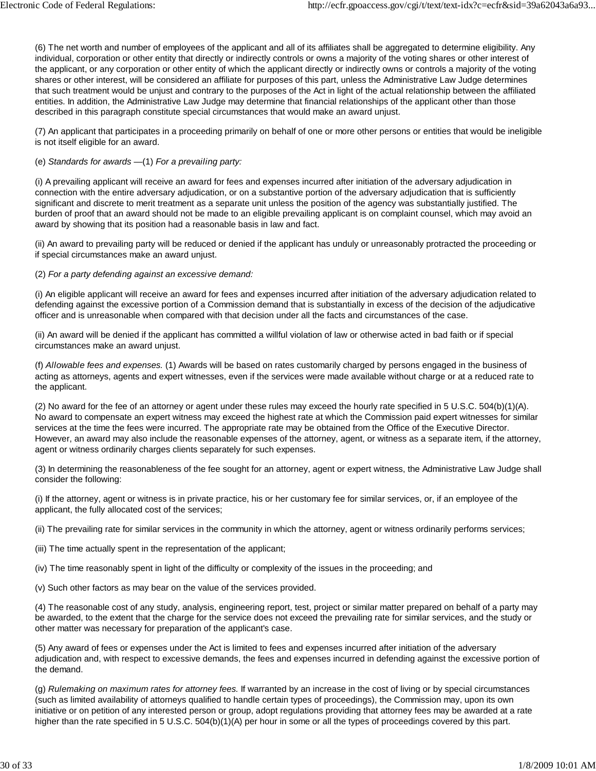(6) The net worth and number of employees of the applicant and all of its affiliates shall be aggregated to determine eligibility. Any individual, corporation or other entity that directly or indirectly controls or owns a majority of the voting shares or other interest of the applicant, or any corporation or other entity of which the applicant directly or indirectly owns or controls a majority of the voting shares or other interest, will be considered an affiliate for purposes of this part, unless the Administrative Law Judge determines that such treatment would be unjust and contrary to the purposes of the Act in light of the actual relationship between the affiliated entities. In addition, the Administrative Law Judge may determine that financial relationships of the applicant other than those described in this paragraph constitute special circumstances that would make an award unjust.

(7) An applicant that participates in a proceeding primarily on behalf of one or more other persons or entities that would be ineligible is not itself eligible for an award.

(e) *Standards for awards* —(1) *For a prevailing party:*

(i) A prevailing applicant will receive an award for fees and expenses incurred after initiation of the adversary adjudication in connection with the entire adversary adjudication, or on a substantive portion of the adversary adjudication that is sufficiently significant and discrete to merit treatment as a separate unit unless the position of the agency was substantially justified. The burden of proof that an award should not be made to an eligible prevailing applicant is on complaint counsel, which may avoid an award by showing that its position had a reasonable basis in law and fact.

(ii) An award to prevailing party will be reduced or denied if the applicant has unduly or unreasonably protracted the proceeding or if special circumstances make an award unjust.

(2) *For a party defending against an excessive demand:*

(i) An eligible applicant will receive an award for fees and expenses incurred after initiation of the adversary adjudication related to defending against the excessive portion of a Commission demand that is substantially in excess of the decision of the adjudicative officer and is unreasonable when compared with that decision under all the facts and circumstances of the case.

(ii) An award will be denied if the applicant has committed a willful violation of law or otherwise acted in bad faith or if special circumstances make an award unjust.

(f) *Allowable fees and expenses.* (1) Awards will be based on rates customarily charged by persons engaged in the business of acting as attorneys, agents and expert witnesses, even if the services were made available without charge or at a reduced rate to the applicant.

(2) No award for the fee of an attorney or agent under these rules may exceed the hourly rate specified in 5 U.S.C. 504(b)(1)(A). No award to compensate an expert witness may exceed the highest rate at which the Commission paid expert witnesses for similar services at the time the fees were incurred. The appropriate rate may be obtained from the Office of the Executive Director. However, an award may also include the reasonable expenses of the attorney, agent, or witness as a separate item, if the attorney, agent or witness ordinarily charges clients separately for such expenses.

(3) In determining the reasonableness of the fee sought for an attorney, agent or expert witness, the Administrative Law Judge shall consider the following:

(i) If the attorney, agent or witness is in private practice, his or her customary fee for similar services, or, if an employee of the applicant, the fully allocated cost of the services;

(ii) The prevailing rate for similar services in the community in which the attorney, agent or witness ordinarily performs services;

(iii) The time actually spent in the representation of the applicant;

(iv) The time reasonably spent in light of the difficulty or complexity of the issues in the proceeding; and

(v) Such other factors as may bear on the value of the services provided.

(4) The reasonable cost of any study, analysis, engineering report, test, project or similar matter prepared on behalf of a party may be awarded, to the extent that the charge for the service does not exceed the prevailing rate for similar services, and the study or other matter was necessary for preparation of the applicant's case.

(5) Any award of fees or expenses under the Act is limited to fees and expenses incurred after initiation of the adversary adjudication and, with respect to excessive demands, the fees and expenses incurred in defending against the excessive portion of the demand.

(g) *Rulemaking on maximum rates for attorney fees.* If warranted by an increase in the cost of living or by special circumstances (such as limited availability of attorneys qualified to handle certain types of proceedings), the Commission may, upon its own initiative or on petition of any interested person or group, adopt regulations providing that attorney fees may be awarded at a rate higher than the rate specified in 5 U.S.C. 504(b)(1)(A) per hour in some or all the types of proceedings covered by this part.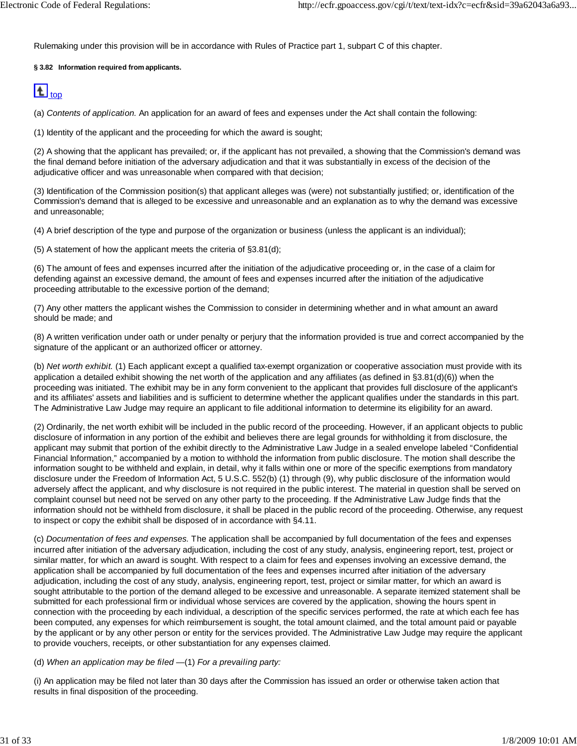Rulemaking under this provision will be in accordance with Rules of Practice part 1, subpart C of this chapter.

**§ 3.82 Information required from applicants.**

top

(a) *Contents of application.* An application for an award of fees and expenses under the Act shall contain the following:

(1) Identity of the applicant and the proceeding for which the award is sought;

(2) A showing that the applicant has prevailed; or, if the applicant has not prevailed, a showing that the Commission's demand was the final demand before initiation of the adversary adjudication and that it was substantially in excess of the decision of the adjudicative officer and was unreasonable when compared with that decision;

(3) Identification of the Commission position(s) that applicant alleges was (were) not substantially justified; or, identification of the Commission's demand that is alleged to be excessive and unreasonable and an explanation as to why the demand was excessive and unreasonable;

(4) A brief description of the type and purpose of the organization or business (unless the applicant is an individual);

(5) A statement of how the applicant meets the criteria of §3.81(d);

(6) The amount of fees and expenses incurred after the initiation of the adjudicative proceeding or, in the case of a claim for defending against an excessive demand, the amount of fees and expenses incurred after the initiation of the adjudicative proceeding attributable to the excessive portion of the demand;

(7) Any other matters the applicant wishes the Commission to consider in determining whether and in what amount an award should be made; and

(8) A written verification under oath or under penalty or perjury that the information provided is true and correct accompanied by the signature of the applicant or an authorized officer or attorney.

(b) *Net worth exhibit.* (1) Each applicant except a qualified tax-exempt organization or cooperative association must provide with its application a detailed exhibit showing the net worth of the application and any affiliates (as defined in §3.81(d)(6)) when the proceeding was initiated. The exhibit may be in any form convenient to the applicant that provides full disclosure of the applicant's and its affiliates' assets and liabilities and is sufficient to determine whether the applicant qualifies under the standards in this part. The Administrative Law Judge may require an applicant to file additional information to determine its eligibility for an award.

(2) Ordinarily, the net worth exhibit will be included in the public record of the proceeding. However, if an applicant objects to public disclosure of information in any portion of the exhibit and believes there are legal grounds for withholding it from disclosure, the applicant may submit that portion of the exhibit directly to the Administrative Law Judge in a sealed envelope labeled "Confidential Financial Information," accompanied by a motion to withhold the information from public disclosure. The motion shall describe the information sought to be withheld and explain, in detail, why it falls within one or more of the specific exemptions from mandatory disclosure under the Freedom of Information Act, 5 U.S.C. 552(b) (1) through (9), why public disclosure of the information would adversely affect the applicant, and why disclosure is not required in the public interest. The material in question shall be served on complaint counsel but need not be served on any other party to the proceeding. If the Administrative Law Judge finds that the information should not be withheld from disclosure, it shall be placed in the public record of the proceeding. Otherwise, any request to inspect or copy the exhibit shall be disposed of in accordance with §4.11.

(c) *Documentation of fees and expenses.* The application shall be accompanied by full documentation of the fees and expenses incurred after initiation of the adversary adjudication, including the cost of any study, analysis, engineering report, test, project or similar matter, for which an award is sought. With respect to a claim for fees and expenses involving an excessive demand, the application shall be accompanied by full documentation of the fees and expenses incurred after initiation of the adversary adjudication, including the cost of any study, analysis, engineering report, test, project or similar matter, for which an award is sought attributable to the portion of the demand alleged to be excessive and unreasonable. A separate itemized statement shall be submitted for each professional firm or individual whose services are covered by the application, showing the hours spent in connection with the proceeding by each individual, a description of the specific services performed, the rate at which each fee has been computed, any expenses for which reimbursement is sought, the total amount claimed, and the total amount paid or payable by the applicant or by any other person or entity for the services provided. The Administrative Law Judge may require the applicant to provide vouchers, receipts, or other substantiation for any expenses claimed.

(d) *When an application may be filed* —(1) *For a prevailing party:*

(i) An application may be filed not later than 30 days after the Commission has issued an order or otherwise taken action that results in final disposition of the proceeding.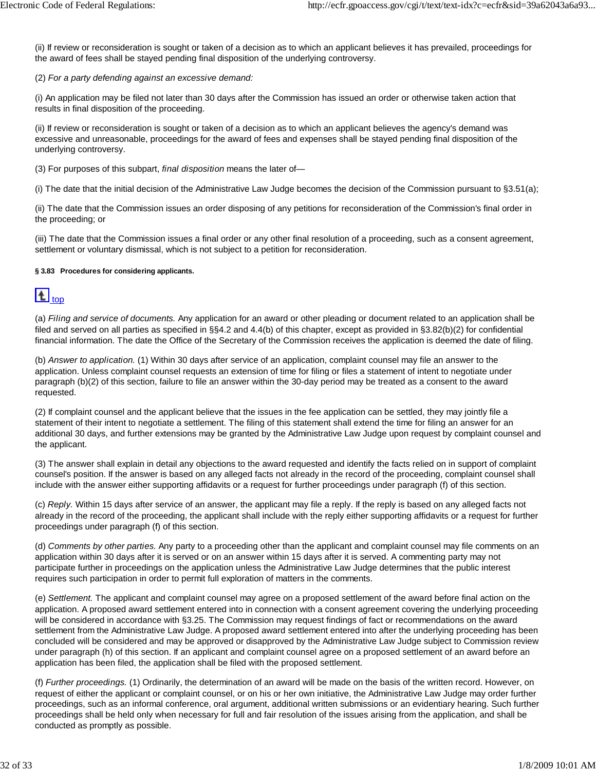(ii) If review or reconsideration is sought or taken of a decision as to which an applicant believes it has prevailed, proceedings for the award of fees shall be stayed pending final disposition of the underlying controversy.

(2) *For a party defending against an excessive demand:*

(i) An application may be filed not later than 30 days after the Commission has issued an order or otherwise taken action that results in final disposition of the proceeding.

(ii) If review or reconsideration is sought or taken of a decision as to which an applicant believes the agency's demand was excessive and unreasonable, proceedings for the award of fees and expenses shall be stayed pending final disposition of the underlying controversy.

(3) For purposes of this subpart, *final disposition* means the later of—

(i) The date that the initial decision of the Administrative Law Judge becomes the decision of the Commission pursuant to §3.51(a);

(ii) The date that the Commission issues an order disposing of any petitions for reconsideration of the Commission's final order in the proceeding; or

(iii) The date that the Commission issues a final order or any other final resolution of a proceeding, such as a consent agreement, settlement or voluntary dismissal, which is not subject to a petition for reconsideration.

#### § 3.83 Procedures for considering applicants.

top

(a) *Filing and service of documents.* Any application for an award or other pleading or document related to an application shall be filed and served on all parties as specified in §§4.2 and 4.4(b) of this chapter, except as provided in §3.82(b)(2) for confidential financial information. The date the Office of the Secretary of the Commission receives the application is deemed the date of filing.

(b) *Answer to application.* (1) Within 30 days after service of an application, complaint counsel may file an answer to the application. Unless complaint counsel requests an extension of time for filing or files a statement of intent to negotiate under paragraph (b)(2) of this section, failure to file an answer within the 30-day period may be treated as a consent to the award requested.

(2) If complaint counsel and the applicant believe that the issues in the fee application can be settled, they may jointly file a statement of their intent to negotiate a settlement. The filing of this statement shall extend the time for filing an answer for an additional 30 days, and further extensions may be granted by the Administrative Law Judge upon request by complaint counsel and the applicant.

(3) The answer shall explain in detail any objections to the award requested and identify the facts relied on in support of complaint counsel's position. If the answer is based on any alleged facts not already in the record of the proceeding, complaint counsel shall include with the answer either supporting affidavits or a request for further proceedings under paragraph (f) of this section.

(c) *Reply.* Within 15 days after service of an answer, the applicant may file a reply. If the reply is based on any alleged facts not already in the record of the proceeding, the applicant shall include with the reply either supporting affidavits or a request for further proceedings under paragraph (f) of this section.

(d) *Comments by other parties.* Any party to a proceeding other than the applicant and complaint counsel may file comments on an application within 30 days after it is served or on an answer within 15 days after it is served. A commenting party may not participate further in proceedings on the application unless the Administrative Law Judge determines that the public interest requires such participation in order to permit full exploration of matters in the comments.

(e) *Settlement.* The applicant and complaint counsel may agree on a proposed settlement of the award before final action on the application. A proposed award settlement entered into in connection with a consent agreement covering the underlying proceeding will be considered in accordance with §3.25. The Commission may request findings of fact or recommendations on the award settlement from the Administrative Law Judge. A proposed award settlement entered into after the underlying proceeding has been concluded will be considered and may be approved or disapproved by the Administrative Law Judge subject to Commission review under paragraph (h) of this section. If an applicant and complaint counsel agree on a proposed settlement of an award before an application has been filed, the application shall be filed with the proposed settlement.

(f) *Further proceedings.* (1) Ordinarily, the determination of an award will be made on the basis of the written record. However, on request of either the applicant or complaint counsel, or on his or her own initiative, the Administrative Law Judge may order further proceedings, such as an informal conference, oral argument, additional written submissions or an evidentiary hearing. Such further proceedings shall be held only when necessary for full and fair resolution of the issues arising from the application, and shall be conducted as promptly as possible.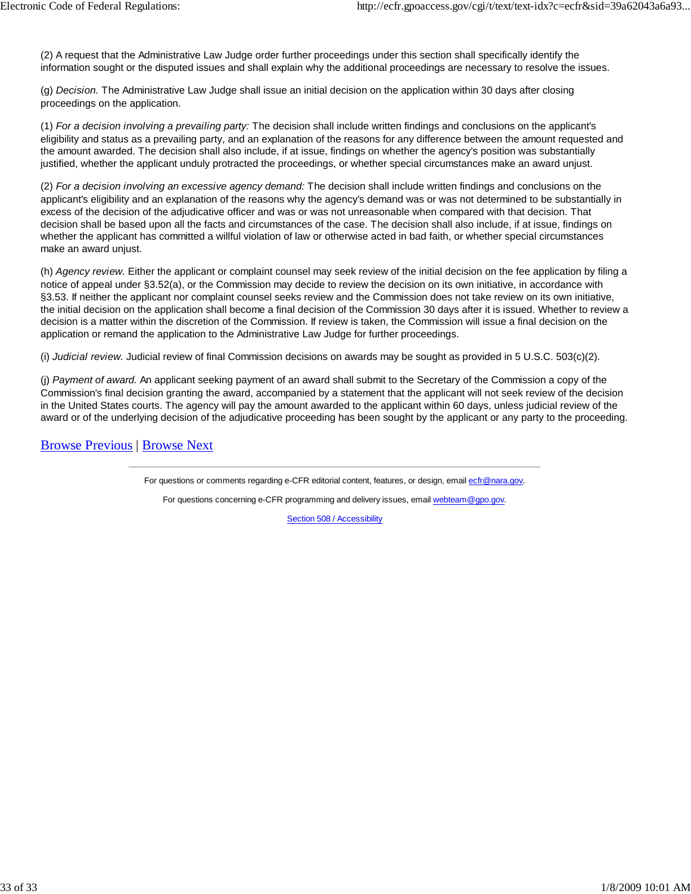(2) A request that the Administrative Law Judge order further proceedings under this section shall specifically identify the information sought or the disputed issues and shall explain why the additional proceedings are necessary to resolve the issues.

(g) *Decision.* The Administrative Law Judge shall issue an initial decision on the application within 30 days after closing proceedings on the application.

(1) *For a decision involving a prevailing party:* The decision shall include written findings and conclusions on the applicant's eligibility and status as a prevailing party, and an explanation of the reasons for any difference between the amount requested and the amount awarded. The decision shall also include, if at issue, findings on whether the agency's position was substantially justified, whether the applicant unduly protracted the proceedings, or whether special circumstances make an award unjust.

(2) *For a decision involving an excessive agency demand:* The decision shall include written findings and conclusions on the applicant's eligibility and an explanation of the reasons why the agency's demand was or was not determined to be substantially in excess of the decision of the adjudicative officer and was or was not unreasonable when compared with that decision. That decision shall be based upon all the facts and circumstances of the case. The decision shall also include, if at issue, findings on whether the applicant has committed a willful violation of law or otherwise acted in bad faith, or whether special circumstances make an award unjust.

(h) *Agency review.* Either the applicant or complaint counsel may seek review of the initial decision on the fee application by filing a notice of appeal under §3.52(a), or the Commission may decide to review the decision on its own initiative, in accordance with §3.53. If neither the applicant nor complaint counsel seeks review and the Commission does not take review on its own initiative, the initial decision on the application shall become a final decision of the Commission 30 days after it is issued. Whether to review a decision is a matter within the discretion of the Commission. If review is taken, the Commission will issue a final decision on the application or remand the application to the Administrative Law Judge for further proceedings.

(i) *Judicial review.* Judicial review of final Commission decisions on awards may be sought as provided in 5 U.S.C. 503(c)(2).

(j) *Payment of award.* An applicant seeking payment of an award shall submit to the Secretary of the Commission a copy of the Commission's final decision granting the award, accompanied by a statement that the applicant will not seek review of the decision in the United States courts. The agency will pay the amount awarded to the applicant within 60 days, unless judicial review of the award or of the underlying decision of the adjudicative proceeding has been sought by the applicant or any party to the proceeding.

Browse Previous | Browse Next

For questions or comments regarding e-CFR editorial content, features, or design, email ecfr@nara.gov.

For questions concerning e-CFR programming and delivery issues, email webteam@gpo.gov.

Section 508 / Accessibility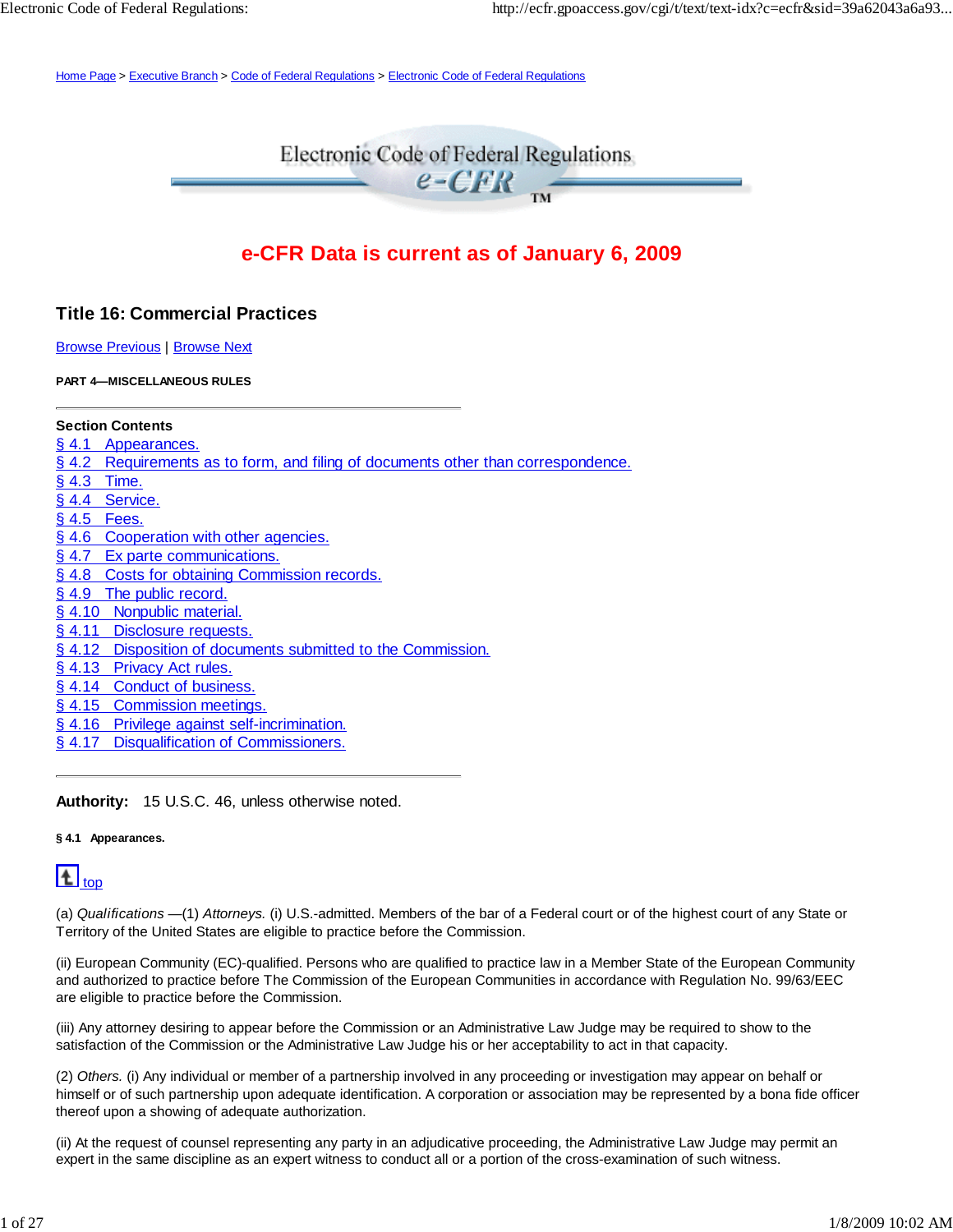Home Page > Executive Branch > Code of Federal Regulations > Electronic Code of Federal Regulations

Electronic Code of Federal Regulations
e-CFR

**e-CFR Data is current as of January 6, 2009**

## Title 16: Commercial Practices

Browse Previous | Browse Next

**PART 4—MISCELLANEOUS RULES**

---

**Section Contents**

§ 4.1 Appearances.
§ 4.2 Requirements as to form, and filing of documents other than correspondence.
§ 4.3 Time.
§ 4.4 Service.
§ 4.5 Fees.
§ 4.6 Cooperation with other agencies.
§ 4.7 Ex parte communications.
§ 4.8 Costs for obtaining Commission records.
§ 4.9 The public record.
§ 4.10 Nonpublic material.
§ 4.11 Disclosure requests.
§ 4.12 Disposition of documents submitted to the Commission.
§ 4.13 Privacy Act rules.
§ 4.14 Conduct of business.
§ 4.15 Commission meetings.
§ 4.16 Privilege against self-incrimination.
§ 4.17 Disqualification of Commissioners.

---

**Authority:** 15 U.S.C. 46, unless otherwise noted.

#### § 4.1 Appearances.

top

(a) *Qualifications* —(1) *Attorneys.* (i) U.S.-admitted. Members of the bar of a Federal court or of the highest court of any State or Territory of the United States are eligible to practice before the Commission.

(ii) European Community (EC)-qualified. Persons who are qualified to practice law in a Member State of the European Community and authorized to practice before The Commission of the European Communities in accordance with Regulation No. 99/63/EEC are eligible to practice before the Commission.

(iii) Any attorney desiring to appear before the Commission or an Administrative Law Judge may be required to show to the satisfaction of the Commission or the Administrative Law Judge his or her acceptability to act in that capacity.

(2) *Others.* (i) Any individual or member of a partnership involved in any proceeding or investigation may appear on behalf of himself or of such partnership upon adequate identification. A corporation or association may be represented by a bona fide officer thereof upon a showing of adequate authorization.

(ii) At the request of counsel representing any party in an adjudicative proceeding, the Administrative Law Judge may permit an expert in the same discipline as an expert witness to conduct all or a portion of the cross-examination of such witness.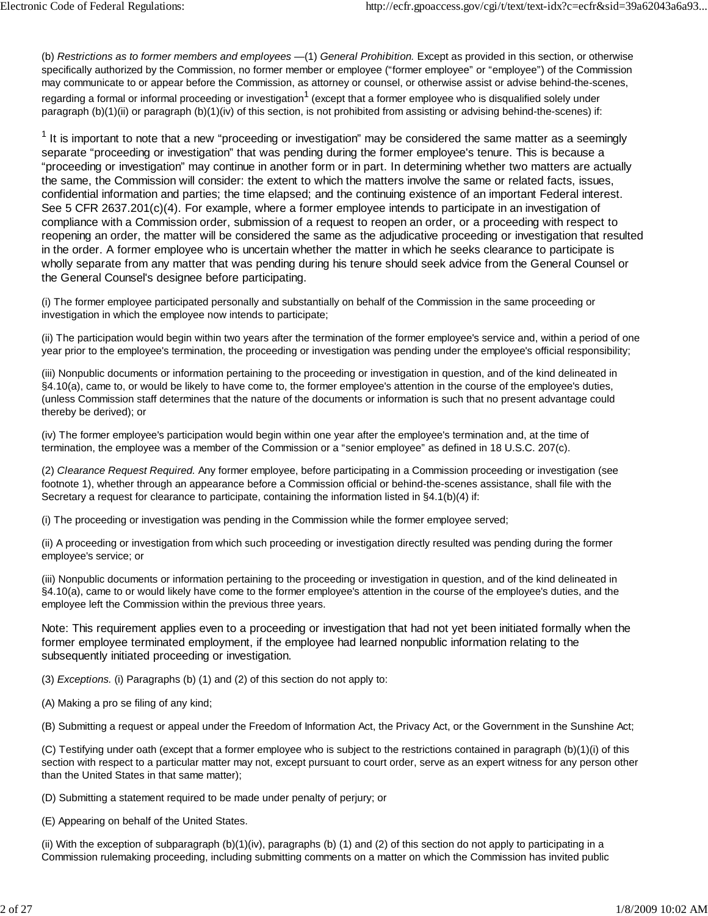(b) *Restrictions as to former members and employees* —(1) *General Prohibition.* Except as provided in this section, or otherwise specifically authorized by the Commission, no former member or employee ("former employee" or "employee") of the Commission may communicate to or appear before the Commission, as attorney or counsel, or otherwise assist or advise behind-the-scenes, regarding a formal or informal proceeding or investigation[1] (except that a former employee who is disqualified solely under paragraph (b)(1)(ii) or paragraph (b)(1)(iv) of this section, is not prohibited from assisting or advising behind-the-scenes) if:

[1] It is important to note that a new "proceeding or investigation" may be considered the same matter as a seemingly separate "proceeding or investigation" that was pending during the former employee's tenure. This is because a "proceeding or investigation" may continue in another form or in part. In determining whether two matters are actually the same, the Commission will consider: the extent to which the matters involve the same or related facts, issues, confidential information and parties; the time elapsed; and the continuing existence of an important Federal interest. See 5 CFR 2637.201(c)(4). For example, where a former employee intends to participate in an investigation of compliance with a Commission order, submission of a request to reopen an order, or a proceeding with respect to reopening an order, the matter will be considered the same as the adjudicative proceeding or investigation that resulted in the order. A former employee who is uncertain whether the matter in which he seeks clearance to participate is wholly separate from any matter that was pending during his tenure should seek advice from the General Counsel or the General Counsel's designee before participating.

(i) The former employee participated personally and substantially on behalf of the Commission in the same proceeding or investigation in which the employee now intends to participate;

(ii) The participation would begin within two years after the termination of the former employee's service and, within a period of one year prior to the employee's termination, the proceeding or investigation was pending under the employee's official responsibility;

(iii) Nonpublic documents or information pertaining to the proceeding or investigation in question, and of the kind delineated in §4.10(a), came to, or would be likely to have come to, the former employee's attention in the course of the employee's duties, (unless Commission staff determines that the nature of the documents or information is such that no present advantage could thereby be derived); or

(iv) The former employee's participation would begin within one year after the employee's termination and, at the time of termination, the employee was a member of the Commission or a "senior employee" as defined in 18 U.S.C. 207(c).

(2) *Clearance Request Required.* Any former employee, before participating in a Commission proceeding or investigation (see footnote 1), whether through an appearance before a Commission official or behind-the-scenes assistance, shall file with the Secretary a request for clearance to participate, containing the information listed in §4.1(b)(4) if:

(i) The proceeding or investigation was pending in the Commission while the former employee served;

(ii) A proceeding or investigation from which such proceeding or investigation directly resulted was pending during the former employee's service; or

(iii) Nonpublic documents or information pertaining to the proceeding or investigation in question, and of the kind delineated in §4.10(a), came to or would likely have come to the former employee's attention in the course of the employee's duties, and the employee left the Commission within the previous three years.

Note: This requirement applies even to a proceeding or investigation that had not yet been initiated formally when the former employee terminated employment, if the employee had learned nonpublic information relating to the subsequently initiated proceeding or investigation.

(3) *Exceptions.* (i) Paragraphs (b) (1) and (2) of this section do not apply to:

(A) Making a pro se filing of any kind;

(B) Submitting a request or appeal under the Freedom of Information Act, the Privacy Act, or the Government in the Sunshine Act;

(C) Testifying under oath (except that a former employee who is subject to the restrictions contained in paragraph (b)(1)(i) of this section with respect to a particular matter may not, except pursuant to court order, serve as an expert witness for any person other than the United States in that same matter);

(D) Submitting a statement required to be made under penalty of perjury; or

(E) Appearing on behalf of the United States.

(ii) With the exception of subparagraph (b)(1)(iv), paragraphs (b) (1) and (2) of this section do not apply to participating in a Commission rulemaking proceeding, including submitting comments on a matter on which the Commission has invited public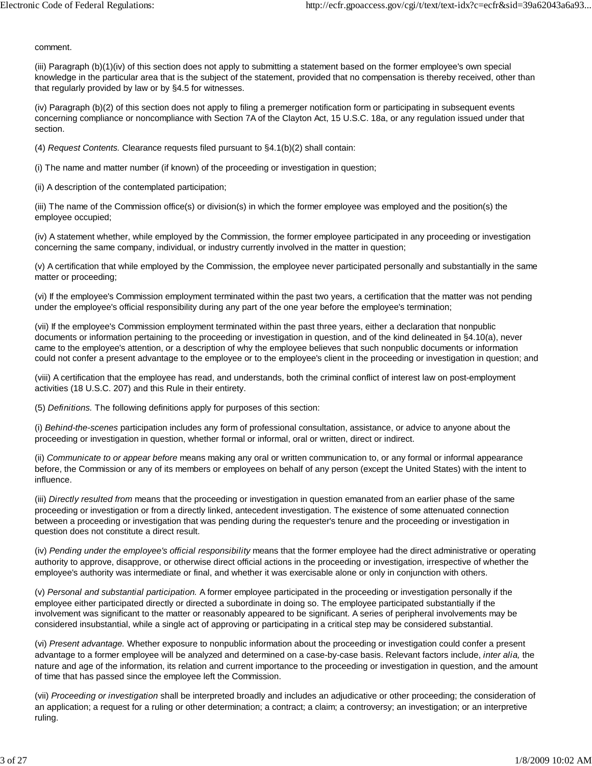comment.

(iii) Paragraph (b)(1)(iv) of this section does not apply to submitting a statement based on the former employee's own special knowledge in the particular area that is the subject of the statement, provided that no compensation is thereby received, other than that regularly provided by law or by §4.5 for witnesses.

(iv) Paragraph (b)(2) of this section does not apply to filing a premerger notification form or participating in subsequent events concerning compliance or noncompliance with Section 7A of the Clayton Act, 15 U.S.C. 18a, or any regulation issued under that section.

(4) *Request Contents.* Clearance requests filed pursuant to §4.1(b)(2) shall contain:

(i) The name and matter number (if known) of the proceeding or investigation in question;

(ii) A description of the contemplated participation;

(iii) The name of the Commission office(s) or division(s) in which the former employee was employed and the position(s) the employee occupied;

(iv) A statement whether, while employed by the Commission, the former employee participated in any proceeding or investigation concerning the same company, individual, or industry currently involved in the matter in question;

(v) A certification that while employed by the Commission, the employee never participated personally and substantially in the same matter or proceeding;

(vi) If the employee's Commission employment terminated within the past two years, a certification that the matter was not pending under the employee's official responsibility during any part of the one year before the employee's termination;

(vii) If the employee's Commission employment terminated within the past three years, either a declaration that nonpublic documents or information pertaining to the proceeding or investigation in question, and of the kind delineated in §4.10(a), never came to the employee's attention, or a description of why the employee believes that such nonpublic documents or information could not confer a present advantage to the employee or to the employee's client in the proceeding or investigation in question; and

(viii) A certification that the employee has read, and understands, both the criminal conflict of interest law on post-employment activities (18 U.S.C. 207) and this Rule in their entirety.

(5) *Definitions.* The following definitions apply for purposes of this section:

(i) *Behind-the-scenes* participation includes any form of professional consultation, assistance, or advice to anyone about the proceeding or investigation in question, whether formal or informal, oral or written, direct or indirect.

(ii) *Communicate to or appear before* means making any oral or written communication to, or any formal or informal appearance before, the Commission or any of its members or employees on behalf of any person (except the United States) with the intent to influence.

(iii) *Directly resulted from* means that the proceeding or investigation in question emanated from an earlier phase of the same proceeding or investigation or from a directly linked, antecedent investigation. The existence of some attenuated connection between a proceeding or investigation that was pending during the requester's tenure and the proceeding or investigation in question does not constitute a direct result.

(iv) *Pending under the employee's official responsibility* means that the former employee had the direct administrative or operating authority to approve, disapprove, or otherwise direct official actions in the proceeding or investigation, irrespective of whether the employee's authority was intermediate or final, and whether it was exercisable alone or only in conjunction with others.

(v) *Personal and substantial participation.* A former employee participated in the proceeding or investigation personally if the employee either participated directly or directed a subordinate in doing so. The employee participated substantially if the involvement was significant to the matter or reasonably appeared to be significant. A series of peripheral involvements may be considered insubstantial, while a single act of approving or participating in a critical step may be considered substantial.

(vi) *Present advantage.* Whether exposure to nonpublic information about the proceeding or investigation could confer a present advantage to a former employee will be analyzed and determined on a case-by-case basis. Relevant factors include, *inter alia,* the nature and age of the information, its relation and current importance to the proceeding or investigation in question, and the amount of time that has passed since the employee left the Commission.

(vii) *Proceeding or investigation* shall be interpreted broadly and includes an adjudicative or other proceeding; the consideration of an application; a request for a ruling or other determination; a contract; a claim; a controversy; an investigation; or an interpretive ruling.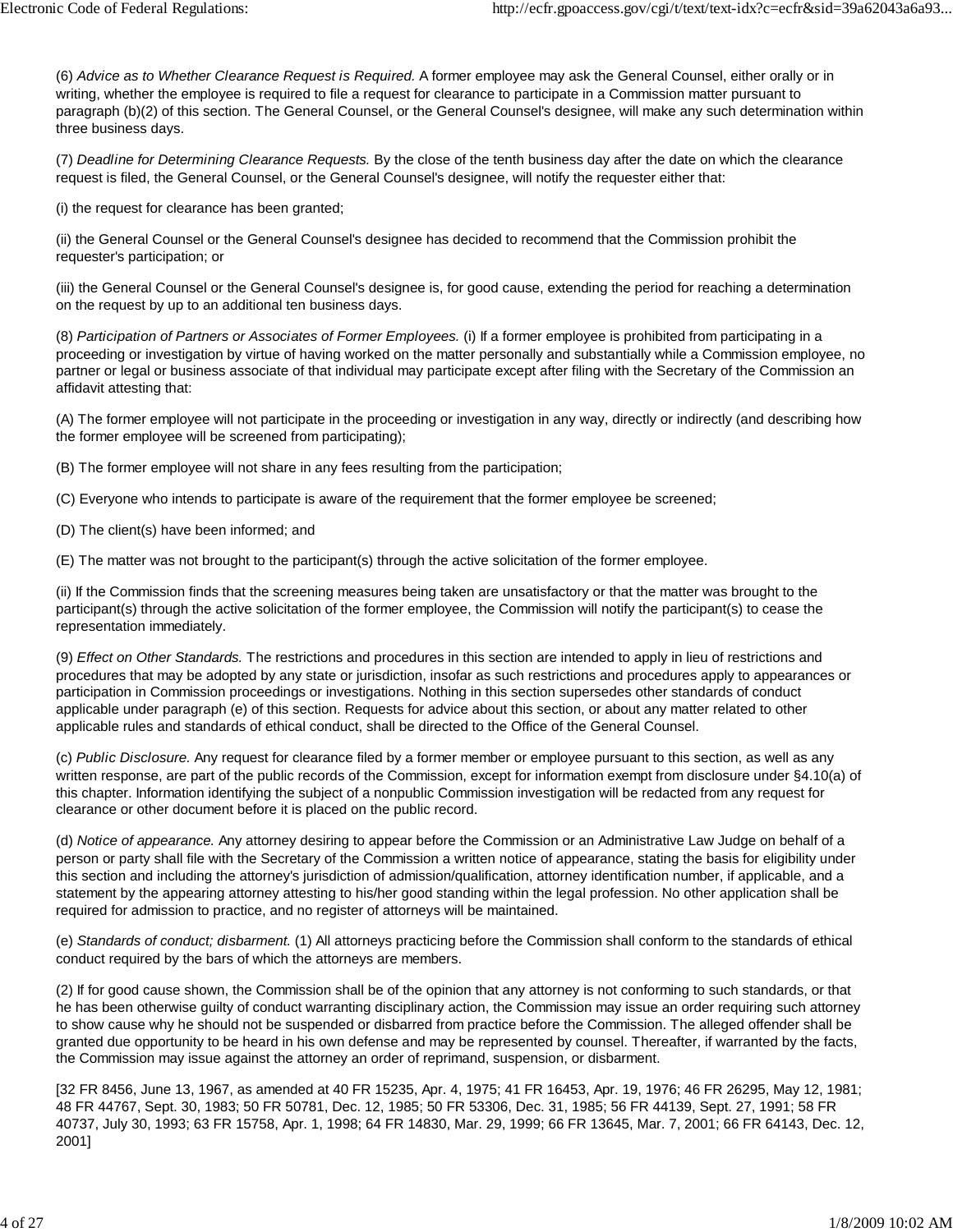(6) *Advice as to Whether Clearance Request is Required.* A former employee may ask the General Counsel, either orally or in writing, whether the employee is required to file a request for clearance to participate in a Commission matter pursuant to paragraph (b)(2) of this section. The General Counsel, or the General Counsel's designee, will make any such determination within three business days.

(7) *Deadline for Determining Clearance Requests.* By the close of the tenth business day after the date on which the clearance request is filed, the General Counsel, or the General Counsel's designee, will notify the requester either that:

(i) the request for clearance has been granted;

(ii) the General Counsel or the General Counsel's designee has decided to recommend that the Commission prohibit the requester's participation; or

(iii) the General Counsel or the General Counsel's designee is, for good cause, extending the period for reaching a determination on the request by up to an additional ten business days.

(8) *Participation of Partners or Associates of Former Employees.* (i) If a former employee is prohibited from participating in a proceeding or investigation by virtue of having worked on the matter personally and substantially while a Commission employee, no partner or legal or business associate of that individual may participate except after filing with the Secretary of the Commission an affidavit attesting that:

(A) The former employee will not participate in the proceeding or investigation in any way, directly or indirectly (and describing how the former employee will be screened from participating);

(B) The former employee will not share in any fees resulting from the participation;

(C) Everyone who intends to participate is aware of the requirement that the former employee be screened;

(D) The client(s) have been informed; and

(E) The matter was not brought to the participant(s) through the active solicitation of the former employee.

(ii) If the Commission finds that the screening measures being taken are unsatisfactory or that the matter was brought to the participant(s) through the active solicitation of the former employee, the Commission will notify the participant(s) to cease the representation immediately.

(9) *Effect on Other Standards.* The restrictions and procedures in this section are intended to apply in lieu of restrictions and procedures that may be adopted by any state or jurisdiction, insofar as such restrictions and procedures apply to appearances or participation in Commission proceedings or investigations. Nothing in this section supersedes other standards of conduct applicable under paragraph (e) of this section. Requests for advice about this section, or about any matter related to other applicable rules and standards of ethical conduct, shall be directed to the Office of the General Counsel.

(c) *Public Disclosure.* Any request for clearance filed by a former member or employee pursuant to this section, as well as any written response, are part of the public records of the Commission, except for information exempt from disclosure under §4.10(a) of this chapter. Information identifying the subject of a nonpublic Commission investigation will be redacted from any request for clearance or other document before it is placed on the public record.

(d) *Notice of appearance.* Any attorney desiring to appear before the Commission or an Administrative Law Judge on behalf of a person or party shall file with the Secretary of the Commission a written notice of appearance, stating the basis for eligibility under this section and including the attorney's jurisdiction of admission/qualification, attorney identification number, if applicable, and a statement by the appearing attorney attesting to his/her good standing within the legal profession. No other application shall be required for admission to practice, and no register of attorneys will be maintained.

(e) *Standards of conduct; disbarment.* (1) All attorneys practicing before the Commission shall conform to the standards of ethical conduct required by the bars of which the attorneys are members.

(2) If for good cause shown, the Commission shall be of the opinion that any attorney is not conforming to such standards, or that he has been otherwise guilty of conduct warranting disciplinary action, the Commission may issue an order requiring such attorney to show cause why he should not be suspended or disbarred from practice before the Commission. The alleged offender shall be granted due opportunity to be heard in his own defense and may be represented by counsel. Thereafter, if warranted by the facts, the Commission may issue against the attorney an order of reprimand, suspension, or disbarment.

[32 FR 8456, June 13, 1967, as amended at 40 FR 15235, Apr. 4, 1975; 41 FR 16453, Apr. 19, 1976; 46 FR 26295, May 12, 1981; 48 FR 44767, Sept. 30, 1983; 50 FR 50781, Dec. 12, 1985; 50 FR 53306, Dec. 31, 1985; 56 FR 44139, Sept. 27, 1991; 58 FR 40737, July 30, 1993; 63 FR 15758, Apr. 1, 1998; 64 FR 14830, Mar. 29, 1999; 66 FR 13645, Mar. 7, 2001; 66 FR 64143, Dec. 12, 2001]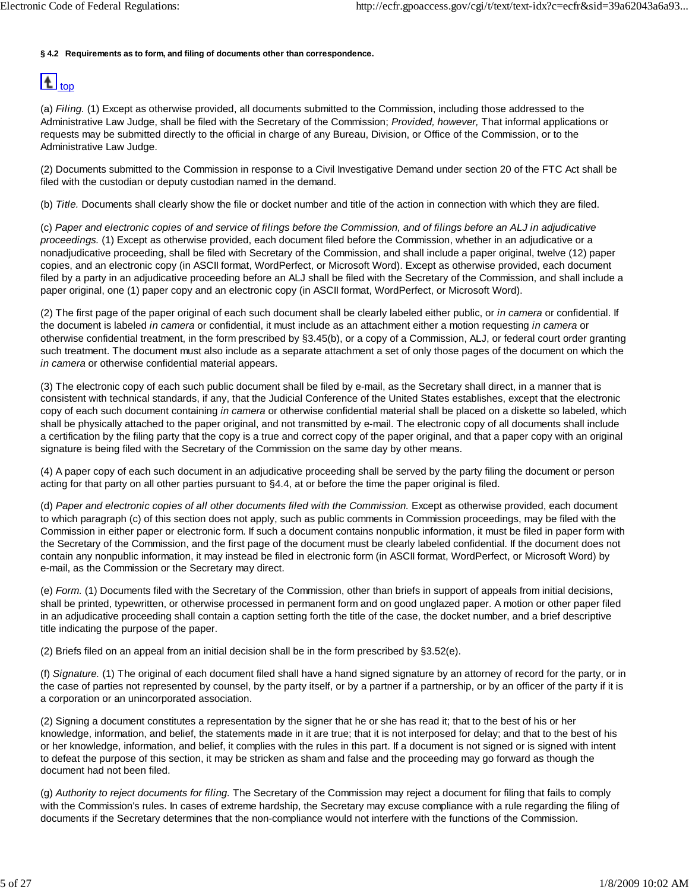**§ 4.2 Requirements as to form, and filing of documents other than correspondence.**

top

(a) *Filing.* (1) Except as otherwise provided, all documents submitted to the Commission, including those addressed to the Administrative Law Judge, shall be filed with the Secretary of the Commission; *Provided, however,* That informal applications or requests may be submitted directly to the official in charge of any Bureau, Division, or Office of the Commission, or to the Administrative Law Judge.

(2) Documents submitted to the Commission in response to a Civil Investigative Demand under section 20 of the FTC Act shall be filed with the custodian or deputy custodian named in the demand.

(b) *Title.* Documents shall clearly show the file or docket number and title of the action in connection with which they are filed.

(c) *Paper and electronic copies of and service of filings before the Commission, and of filings before an ALJ in adjudicative proceedings.* (1) Except as otherwise provided, each document filed before the Commission, whether in an adjudicative or a nonadjudicative proceeding, shall be filed with Secretary of the Commission, and shall include a paper original, twelve (12) paper copies, and an electronic copy (in ASCII format, WordPerfect, or Microsoft Word). Except as otherwise provided, each document filed by a party in an adjudicative proceeding before an ALJ shall be filed with the Secretary of the Commission, and shall include a paper original, one (1) paper copy and an electronic copy (in ASCII format, WordPerfect, or Microsoft Word).

(2) The first page of the paper original of each such document shall be clearly labeled either public, or *in camera* or confidential. If the document is labeled *in camera* or confidential, it must include as an attachment either a motion requesting *in camera* or otherwise confidential treatment, in the form prescribed by §3.45(b), or a copy of a Commission, ALJ, or federal court order granting such treatment. The document must also include as a separate attachment a set of only those pages of the document on which the *in camera* or otherwise confidential material appears.

(3) The electronic copy of each such public document shall be filed by e-mail, as the Secretary shall direct, in a manner that is consistent with technical standards, if any, that the Judicial Conference of the United States establishes, except that the electronic copy of each such document containing *in camera* or otherwise confidential material shall be placed on a diskette so labeled, which shall be physically attached to the paper original, and not transmitted by e-mail. The electronic copy of all documents shall include a certification by the filing party that the copy is a true and correct copy of the paper original, and that a paper copy with an original signature is being filed with the Secretary of the Commission on the same day by other means.

(4) A paper copy of each such document in an adjudicative proceeding shall be served by the party filing the document or person acting for that party on all other parties pursuant to §4.4, at or before the time the paper original is filed.

(d) *Paper and electronic copies of all other documents filed with the Commission.* Except as otherwise provided, each document to which paragraph (c) of this section does not apply, such as public comments in Commission proceedings, may be filed with the Commission in either paper or electronic form. If such a document contains nonpublic information, it must be filed in paper form with the Secretary of the Commission, and the first page of the document must be clearly labeled confidential. If the document does not contain any nonpublic information, it may instead be filed in electronic form (in ASCII format, WordPerfect, or Microsoft Word) by e-mail, as the Commission or the Secretary may direct.

(e) *Form.* (1) Documents filed with the Secretary of the Commission, other than briefs in support of appeals from initial decisions, shall be printed, typewritten, or otherwise processed in permanent form and on good unglazed paper. A motion or other paper filed in an adjudicative proceeding shall contain a caption setting forth the title of the case, the docket number, and a brief descriptive title indicating the purpose of the paper.

(2) Briefs filed on an appeal from an initial decision shall be in the form prescribed by §3.52(e).

(f) *Signature.* (1) The original of each document filed shall have a hand signed signature by an attorney of record for the party, or in the case of parties not represented by counsel, by the party itself, or by a partner if a partnership, or by an officer of the party if it is a corporation or an unincorporated association.

(2) Signing a document constitutes a representation by the signer that he or she has read it; that to the best of his or her knowledge, information, and belief, the statements made in it are true; that it is not interposed for delay; and that to the best of his or her knowledge, information, and belief, it complies with the rules in this part. If a document is not signed or is signed with intent to defeat the purpose of this section, it may be stricken as sham and false and the proceeding may go forward as though the document had not been filed.

(g) *Authority to reject documents for filing.* The Secretary of the Commission may reject a document for filing that fails to comply with the Commission's rules. In cases of extreme hardship, the Secretary may excuse compliance with a rule regarding the filing of documents if the Secretary determines that the non-compliance would not interfere with the functions of the Commission.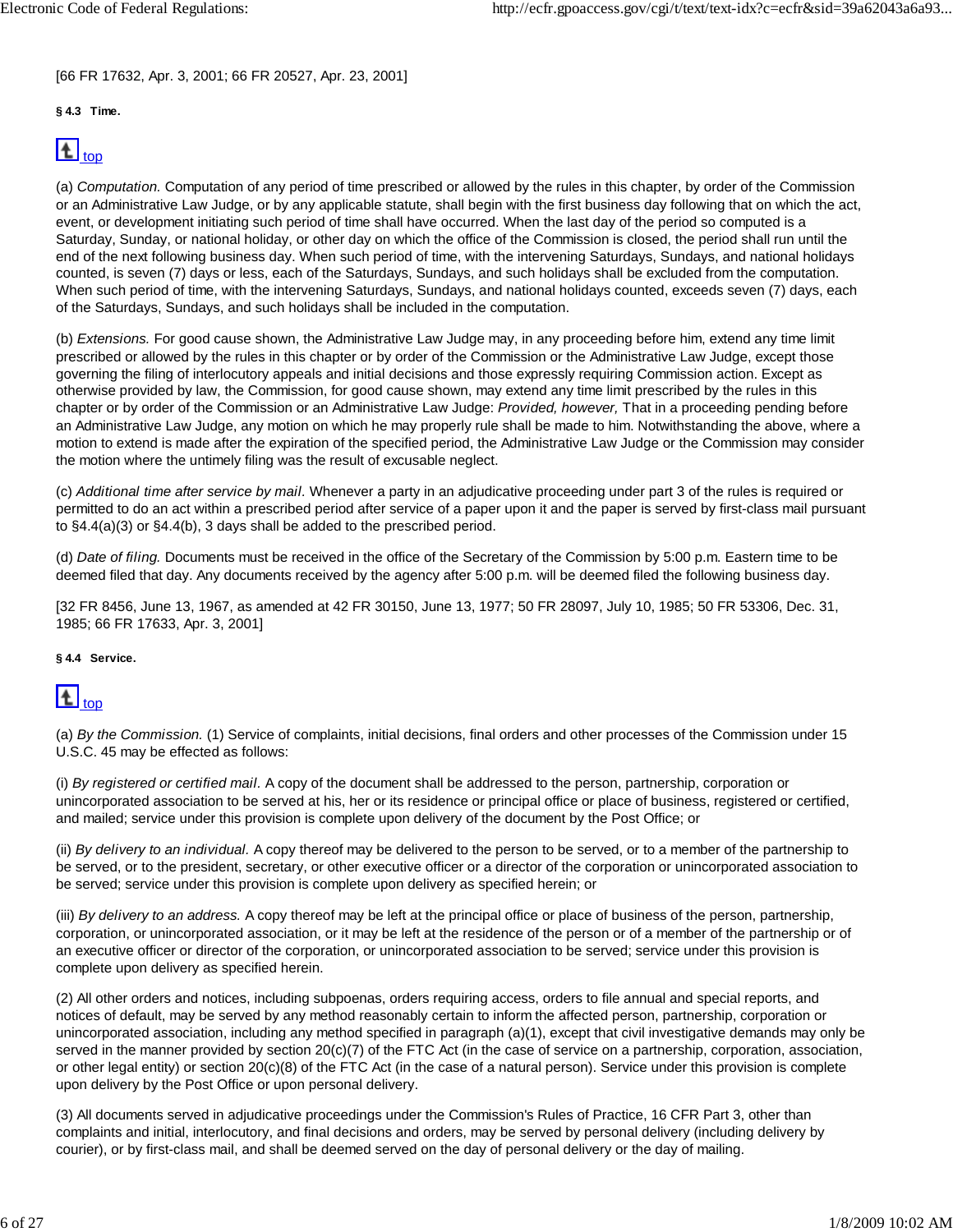[66 FR 17632, Apr. 3, 2001; 66 FR 20527, Apr. 23, 2001]

**§ 4.3 Time.**

top

(a) *Computation.* Computation of any period of time prescribed or allowed by the rules in this chapter, by order of the Commission or an Administrative Law Judge, or by any applicable statute, shall begin with the first business day following that on which the act, event, or development initiating such period of time shall have occurred. When the last day of the period so computed is a Saturday, Sunday, or national holiday, or other day on which the office of the Commission is closed, the period shall run until the end of the next following business day. When such period of time, with the intervening Saturdays, Sundays, and national holidays counted, is seven (7) days or less, each of the Saturdays, Sundays, and such holidays shall be excluded from the computation. When such period of time, with the intervening Saturdays, Sundays, and national holidays counted, exceeds seven (7) days, each of the Saturdays, Sundays, and such holidays shall be included in the computation.

(b) *Extensions.* For good cause shown, the Administrative Law Judge may, in any proceeding before him, extend any time limit prescribed or allowed by the rules in this chapter or by order of the Commission or the Administrative Law Judge, except those governing the filing of interlocutory appeals and initial decisions and those expressly requiring Commission action. Except as otherwise provided by law, the Commission, for good cause shown, may extend any time limit prescribed by the rules in this chapter or by order of the Commission or an Administrative Law Judge: *Provided, however,* That in a proceeding pending before an Administrative Law Judge, any motion on which he may properly rule shall be made to him. Notwithstanding the above, where a motion to extend is made after the expiration of the specified period, the Administrative Law Judge or the Commission may consider the motion where the untimely filing was the result of excusable neglect.

(c) *Additional time after service by mail.* Whenever a party in an adjudicative proceeding under part 3 of the rules is required or permitted to do an act within a prescribed period after service of a paper upon it and the paper is served by first-class mail pursuant to §4.4(a)(3) or §4.4(b), 3 days shall be added to the prescribed period.

(d) *Date of filing.* Documents must be received in the office of the Secretary of the Commission by 5:00 p.m. Eastern time to be deemed filed that day. Any documents received by the agency after 5:00 p.m. will be deemed filed the following business day.

[32 FR 8456, June 13, 1967, as amended at 42 FR 30150, June 13, 1977; 50 FR 28097, July 10, 1985; 50 FR 53306, Dec. 31, 1985; 66 FR 17633, Apr. 3, 2001]

**§ 4.4 Service.**

top

(a) *By the Commission.* (1) Service of complaints, initial decisions, final orders and other processes of the Commission under 15 U.S.C. 45 may be effected as follows:

(i) *By registered or certified mail.* A copy of the document shall be addressed to the person, partnership, corporation or unincorporated association to be served at his, her or its residence or principal office or place of business, registered or certified, and mailed; service under this provision is complete upon delivery of the document by the Post Office; or

(ii) *By delivery to an individual.* A copy thereof may be delivered to the person to be served, or to a member of the partnership to be served, or to the president, secretary, or other executive officer or a director of the corporation or unincorporated association to be served; service under this provision is complete upon delivery as specified herein; or

(iii) *By delivery to an address.* A copy thereof may be left at the principal office or place of business of the person, partnership, corporation, or unincorporated association, or it may be left at the residence of the person or of a member of the partnership or of an executive officer or director of the corporation, or unincorporated association to be served; service under this provision is complete upon delivery as specified herein.

(2) All other orders and notices, including subpoenas, orders requiring access, orders to file annual and special reports, and notices of default, may be served by any method reasonably certain to inform the affected person, partnership, corporation or unincorporated association, including any method specified in paragraph (a)(1), except that civil investigative demands may only be served in the manner provided by section 20(c)(7) of the FTC Act (in the case of service on a partnership, corporation, association, or other legal entity) or section 20(c)(8) of the FTC Act (in the case of a natural person). Service under this provision is complete upon delivery by the Post Office or upon personal delivery.

(3) All documents served in adjudicative proceedings under the Commission's Rules of Practice, 16 CFR Part 3, other than complaints and initial, interlocutory, and final decisions and orders, may be served by personal delivery (including delivery by courier), or by first-class mail, and shall be deemed served on the day of personal delivery or the day of mailing.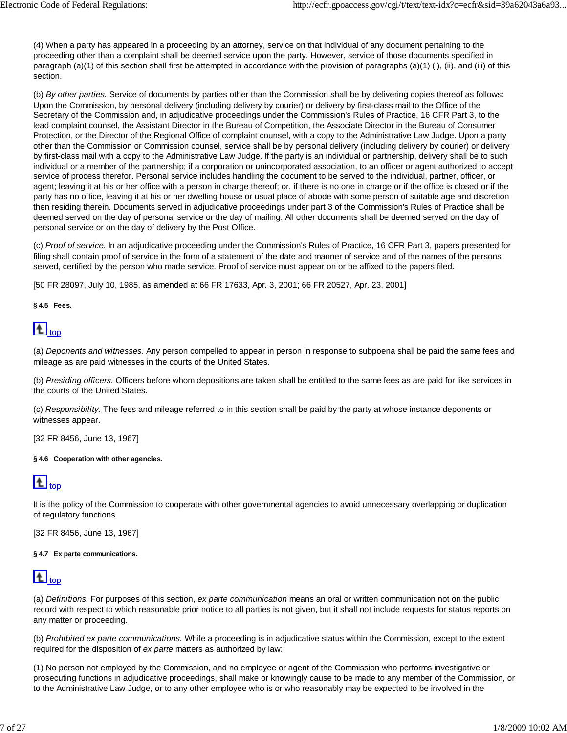(4) When a party has appeared in a proceeding by an attorney, service on that individual of any document pertaining to the proceeding other than a complaint shall be deemed service upon the party. However, service of those documents specified in paragraph (a)(1) of this section shall first be attempted in accordance with the provision of paragraphs (a)(1) (i), (ii), and (iii) of this section.

(b) *By other parties.* Service of documents by parties other than the Commission shall be by delivering copies thereof as follows: Upon the Commission, by personal delivery (including delivery by courier) or delivery by first-class mail to the Office of the Secretary of the Commission and, in adjudicative proceedings under the Commission's Rules of Practice, 16 CFR Part 3, to the lead complaint counsel, the Assistant Director in the Bureau of Competition, the Associate Director in the Bureau of Consumer Protection, or the Director of the Regional Office of complaint counsel, with a copy to the Administrative Law Judge. Upon a party other than the Commission or Commission counsel, service shall be by personal delivery (including delivery by courier) or delivery by first-class mail with a copy to the Administrative Law Judge. If the party is an individual or partnership, delivery shall be to such individual or a member of the partnership; if a corporation or unincorporated association, to an officer or agent authorized to accept service of process therefor. Personal service includes handling the document to be served to the individual, partner, officer, or agent; leaving it at his or her office with a person in charge thereof; or, if there is no one in charge or if the office is closed or if the party has no office, leaving it at his or her dwelling house or usual place of abode with some person of suitable age and discretion then residing therein. Documents served in adjudicative proceedings under part 3 of the Commission's Rules of Practice shall be deemed served on the day of personal service or the day of mailing. All other documents shall be deemed served on the day of personal service or on the day of delivery by the Post Office.

(c) *Proof of service.* In an adjudicative proceeding under the Commission's Rules of Practice, 16 CFR Part 3, papers presented for filing shall contain proof of service in the form of a statement of the date and manner of service and of the names of the persons served, certified by the person who made service. Proof of service must appear on or be affixed to the papers filed.

[50 FR 28097, July 10, 1985, as amended at 66 FR 17633, Apr. 3, 2001; 66 FR 20527, Apr. 23, 2001]

#### § 4.5 Fees.

top

(a) *Deponents and witnesses.* Any person compelled to appear in person in response to subpoena shall be paid the same fees and mileage as are paid witnesses in the courts of the United States.

(b) *Presiding officers.* Officers before whom depositions are taken shall be entitled to the same fees as are paid for like services in the courts of the United States.

(c) *Responsibility.* The fees and mileage referred to in this section shall be paid by the party at whose instance deponents or witnesses appear.

[32 FR 8456, June 13, 1967]

#### § 4.6 Cooperation with other agencies.

top

It is the policy of the Commission to cooperate with other governmental agencies to avoid unnecessary overlapping or duplication of regulatory functions.

[32 FR 8456, June 13, 1967]

#### § 4.7 Ex parte communications.

top

(a) *Definitions.* For purposes of this section, *ex parte communication* means an oral or written communication not on the public record with respect to which reasonable prior notice to all parties is not given, but it shall not include requests for status reports on any matter or proceeding.

(b) *Prohibited ex parte communications.* While a proceeding is in adjudicative status within the Commission, except to the extent required for the disposition of *ex parte* matters as authorized by law:

(1) No person not employed by the Commission, and no employee or agent of the Commission who performs investigative or prosecuting functions in adjudicative proceedings, shall make or knowingly cause to be made to any member of the Commission, or to the Administrative Law Judge, or to any other employee who is or who reasonably may be expected to be involved in the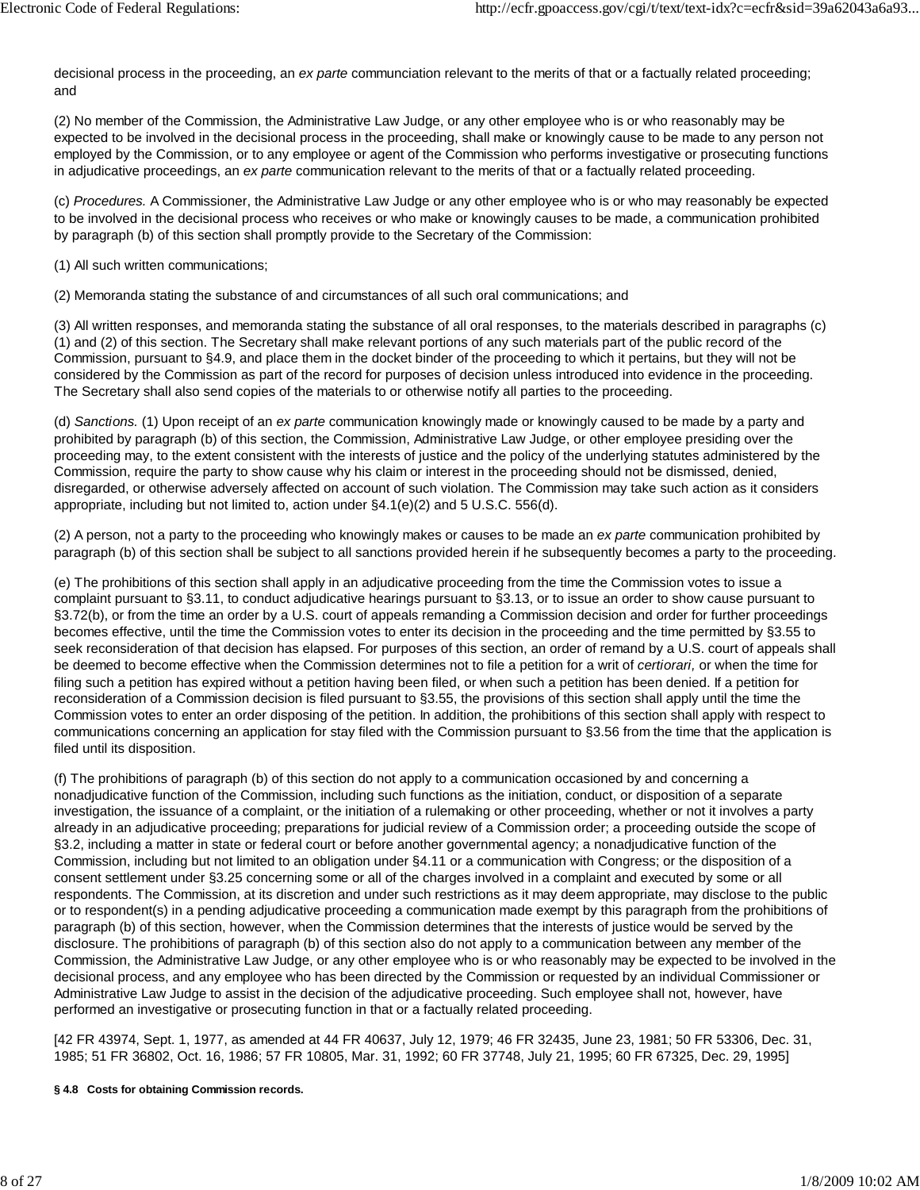decisional process in the proceeding, an *ex parte* communciation relevant to the merits of that or a factually related proceeding; and

(2) No member of the Commission, the Administrative Law Judge, or any other employee who is or who reasonably may be expected to be involved in the decisional process in the proceeding, shall make or knowingly cause to be made to any person not employed by the Commission, or to any employee or agent of the Commission who performs investigative or prosecuting functions in adjudicative proceedings, an *ex parte* communication relevant to the merits of that or a factually related proceeding.

(c) *Procedures.* A Commissioner, the Administrative Law Judge or any other employee who is or who may reasonably be expected to be involved in the decisional process who receives or who make or knowingly causes to be made, a communication prohibited by paragraph (b) of this section shall promptly provide to the Secretary of the Commission:

(1) All such written communications;

(2) Memoranda stating the substance of and circumstances of all such oral communications; and

(3) All written responses, and memoranda stating the substance of all oral responses, to the materials described in paragraphs (c)(1) and (2) of this section. The Secretary shall make relevant portions of any such materials part of the public record of the Commission, pursuant to §4.9, and place them in the docket binder of the proceeding to which it pertains, but they will not be considered by the Commission as part of the record for purposes of decision unless introduced into evidence in the proceeding. The Secretary shall also send copies of the materials to or otherwise notify all parties to the proceeding.

(d) *Sanctions.* (1) Upon receipt of an *ex parte* communication knowingly made or knowingly caused to be made by a party and prohibited by paragraph (b) of this section, the Commission, Administrative Law Judge, or other employee presiding over the proceeding may, to the extent consistent with the interests of justice and the policy of the underlying statutes administered by the Commission, require the party to show cause why his claim or interest in the proceeding should not be dismissed, denied, disregarded, or otherwise adversely affected on account of such violation. The Commission may take such action as it considers appropriate, including but not limited to, action under §4.1(e)(2) and 5 U.S.C. 556(d).

(2) A person, not a party to the proceeding who knowingly makes or causes to be made an *ex parte* communication prohibited by paragraph (b) of this section shall be subject to all sanctions provided herein if he subsequently becomes a party to the proceeding.

(e) The prohibitions of this section shall apply in an adjudicative proceeding from the time the Commission votes to issue a complaint pursuant to §3.11, to conduct adjudicative hearings pursuant to §3.13, or to issue an order to show cause pursuant to §3.72(b), or from the time an order by a U.S. court of appeals remanding a Commission decision and order for further proceedings becomes effective, until the time the Commission votes to enter its decision in the proceeding and the time permitted by §3.55 to seek reconsideration of that decision has elapsed. For purposes of this section, an order of remand by a U.S. court of appeals shall be deemed to become effective when the Commission determines not to file a petition for a writ of *certiorari,* or when the time for filing such a petition has expired without a petition having been filed, or when such a petition has been denied. If a petition for reconsideration of a Commission decision is filed pursuant to §3.55, the provisions of this section shall apply until the time the Commission votes to enter an order disposing of the petition. In addition, the prohibitions of this section shall apply with respect to communications concerning an application for stay filed with the Commission pursuant to §3.56 from the time that the application is filed until its disposition.

(f) The prohibitions of paragraph (b) of this section do not apply to a communication occasioned by and concerning a nonadjudicative function of the Commission, including such functions as the initiation, conduct, or disposition of a separate investigation, the issuance of a complaint, or the initiation of a rulemaking or other proceeding, whether or not it involves a party already in an adjudicative proceeding; preparations for judicial review of a Commission order; a proceeding outside the scope of §3.2, including a matter in state or federal court or before another governmental agency; a nonadjudicative function of the Commission, including but not limited to an obligation under §4.11 or a communication with Congress; or the disposition of a consent settlement under §3.25 concerning some or all of the charges involved in a complaint and executed by some or all respondents. The Commission, at its discretion and under such restrictions as it may deem appropriate, may disclose to the public or to respondent(s) in a pending adjudicative proceeding a communication made exempt by this paragraph from the prohibitions of paragraph (b) of this section, however, when the Commission determines that the interests of justice would be served by the disclosure. The prohibitions of paragraph (b) of this section also do not apply to a communication between any member of the Commission, the Administrative Law Judge, or any other employee who is or who reasonably may be expected to be involved in the decisional process, and any employee who has been directed by the Commission or requested by an individual Commissioner or Administrative Law Judge to assist in the decision of the adjudicative proceeding. Such employee shall not, however, have performed an investigative or prosecuting function in that or a factually related proceeding.

[42 FR 43974, Sept. 1, 1977, as amended at 44 FR 40637, July 12, 1979; 46 FR 32435, June 23, 1981; 50 FR 53306, Dec. 31, 1985; 51 FR 36802, Oct. 16, 1986; 57 FR 10805, Mar. 31, 1992; 60 FR 37748, July 21, 1995; 60 FR 67325, Dec. 29, 1995]

**§ 4.8 Costs for obtaining Commission records.**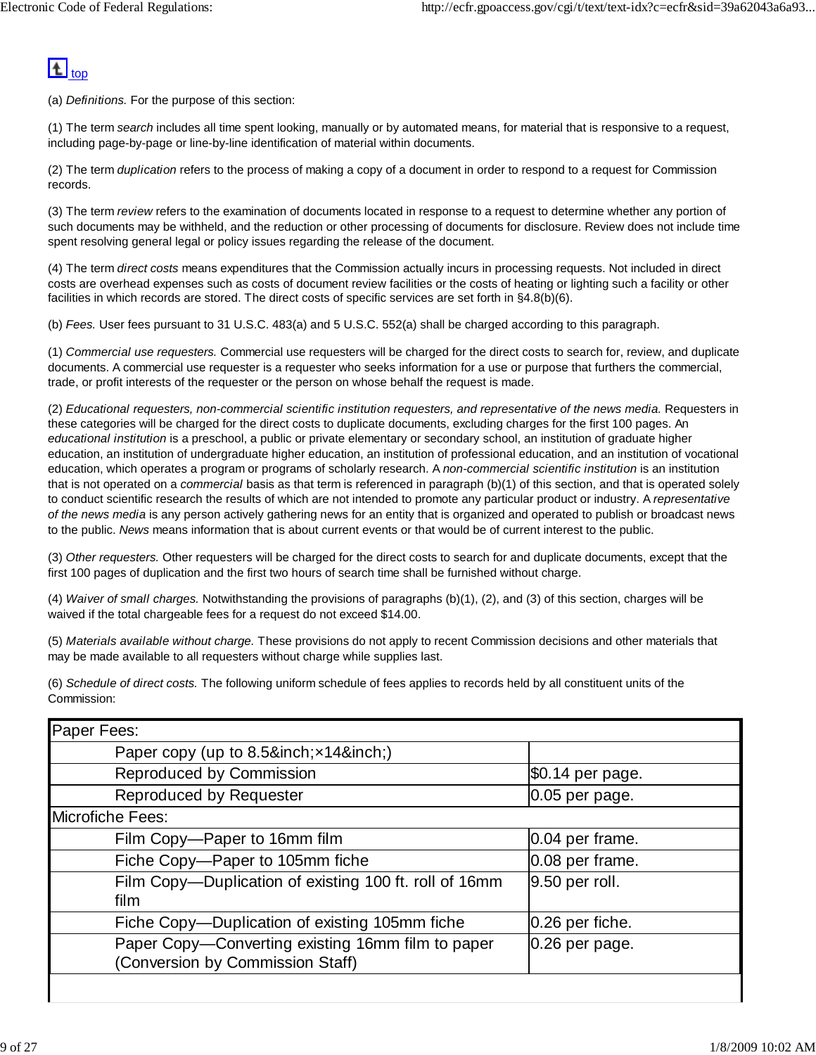top

(a) *Definitions.* For the purpose of this section:

(1) The term *search* includes all time spent looking, manually or by automated means, for material that is responsive to a request, including page-by-page or line-by-line identification of material within documents.

(2) The term *duplication* refers to the process of making a copy of a document in order to respond to a request for Commission records.

(3) The term *review* refers to the examination of documents located in response to a request to determine whether any portion of such documents may be withheld, and the reduction or other processing of documents for disclosure. Review does not include time spent resolving general legal or policy issues regarding the release of the document.

(4) The term *direct costs* means expenditures that the Commission actually incurs in processing requests. Not included in direct costs are overhead expenses such as costs of document review facilities or the costs of heating or lighting such a facility or other facilities in which records are stored. The direct costs of specific services are set forth in §4.8(b)(6).

(b) *Fees.* User fees pursuant to 31 U.S.C. 483(a) and 5 U.S.C. 552(a) shall be charged according to this paragraph.

(1) *Commercial use requesters.* Commercial use requesters will be charged for the direct costs to search for, review, and duplicate documents. A commercial use requester is a requester who seeks information for a use or purpose that furthers the commercial, trade, or profit interests of the requester or the person on whose behalf the request is made.

(2) *Educational requesters, non-commercial scientific institution requesters, and representative of the news media.* Requesters in these categories will be charged for the direct costs to duplicate documents, excluding charges for the first 100 pages. An *educational institution* is a preschool, a public or private elementary or secondary school, an institution of graduate higher education, an institution of undergraduate higher education, an institution of professional education, and an institution of vocational education, which operates a program or programs of scholarly research. A *non-commercial scientific institution* is an institution that is not operated on a *commercial* basis as that term is referenced in paragraph (b)(1) of this section, and that is operated solely to conduct scientific research the results of which are not intended to promote any particular product or industry. A *representative of the news media* is any person actively gathering news for an entity that is organized and operated to publish or broadcast news to the public. *News* means information that is about current events or that would be of current interest to the public.

(3) *Other requesters.* Other requesters will be charged for the direct costs to search for and duplicate documents, except that the first 100 pages of duplication and the first two hours of search time shall be furnished without charge.

(4) *Waiver of small charges.* Notwithstanding the provisions of paragraphs (b)(1), (2), and (3) of this section, charges will be waived if the total chargeable fees for a request do not exceed $14.00.

(5) *Materials available without charge.* These provisions do not apply to recent Commission decisions and other materials that may be made available to all requesters without charge while supplies last.

(6) *Schedule of direct costs.* The following uniform schedule of fees applies to records held by all constituent units of the Commission:

| Paper Fees: | |
|---|---|
| Paper copy (up to 8.5&inch;×14&inch;) | |
| Reproduced by Commission | $0.14 per page. |
| Reproduced by Requester | 0.05 per page. |
| Microfiche Fees: | |
| Film Copy—Paper to 16mm film | 0.04 per frame. |
| Fiche Copy—Paper to 105mm fiche | 0.08 per frame. |
| Film Copy—Duplication of existing 100 ft. roll of 16mm film | 9.50 per roll. |
| Fiche Copy—Duplication of existing 105mm fiche | 0.26 per fiche. |
| Paper Copy—Converting existing 16mm film to paper (Conversion by Commission Staff) | 0.26 per page. |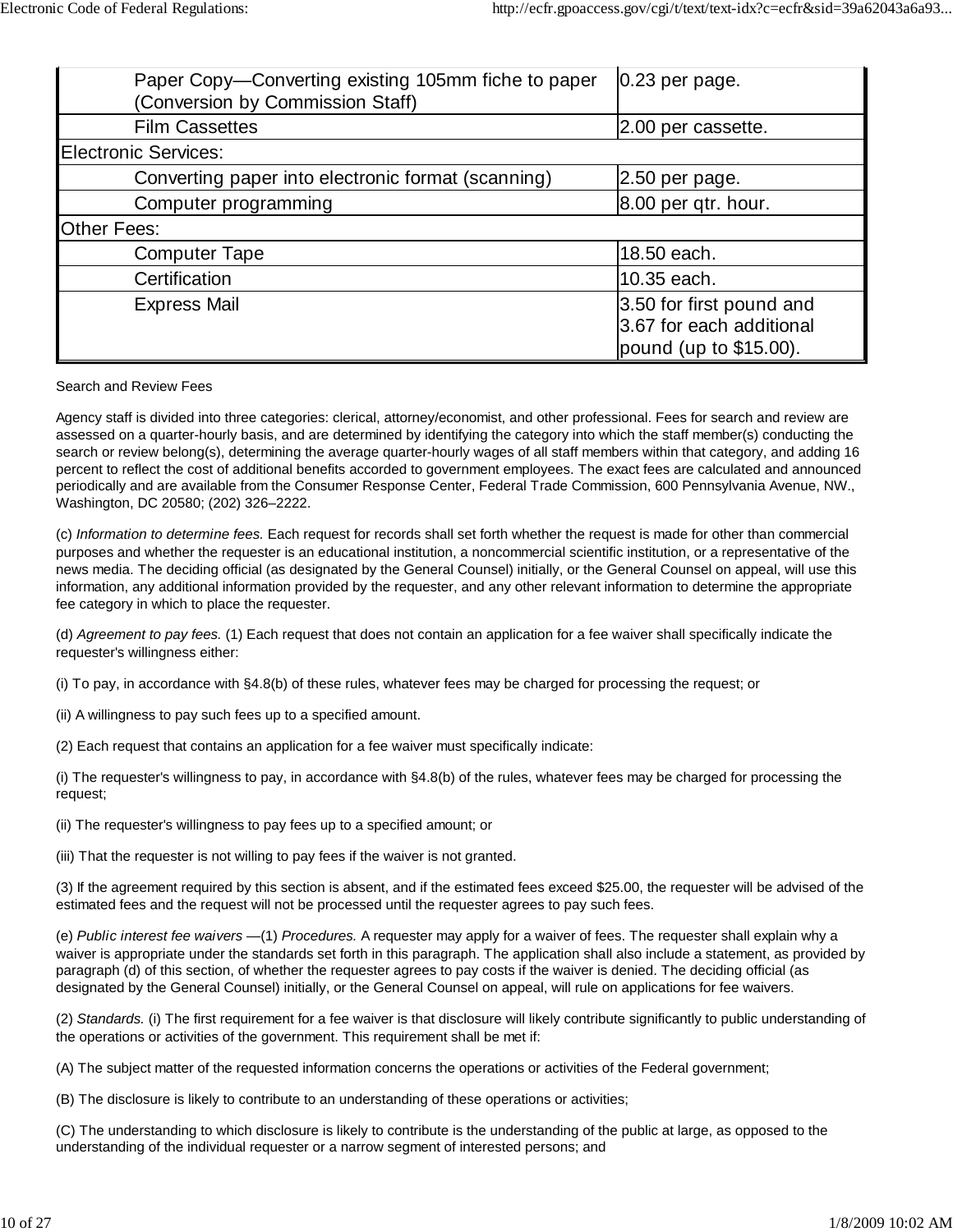| | |
|---|---|
| Paper Copy—Converting existing 105mm fiche to paper (Conversion by Commission Staff) | 0.23 per page. |
| Film Cassettes | 2.00 per cassette. |
| Electronic Services: | |
| Converting paper into electronic format (scanning) | 2.50 per page. |
| Computer programming | 8.00 per qtr. hour. |
| Other Fees: | |
| Computer Tape | 18.50 each. |
| Certification | 10.35 each. |
| Express Mail | 3.50 for first pound and 3.67 for each additional pound (up to $15.00). |

Search and Review Fees

Agency staff is divided into three categories: clerical, attorney/economist, and other professional. Fees for search and review are assessed on a quarter-hourly basis, and are determined by identifying the category into which the staff member(s) conducting the search or review belong(s), determining the average quarter-hourly wages of all staff members within that category, and adding 16 percent to reflect the cost of additional benefits accorded to government employees. The exact fees are calculated and announced periodically and are available from the Consumer Response Center, Federal Trade Commission, 600 Pennsylvania Avenue, NW., Washington, DC 20580; (202) 326–2222.

(c) *Information to determine fees.* Each request for records shall set forth whether the request is made for other than commercial purposes and whether the requester is an educational institution, a noncommercial scientific institution, or a representative of the news media. The deciding official (as designated by the General Counsel) initially, or the General Counsel on appeal, will use this information, any additional information provided by the requester, and any other relevant information to determine the appropriate fee category in which to place the requester.

(d) *Agreement to pay fees.* (1) Each request that does not contain an application for a fee waiver shall specifically indicate the requester's willingness either:

(i) To pay, in accordance with §4.8(b) of these rules, whatever fees may be charged for processing the request; or

(ii) A willingness to pay such fees up to a specified amount.

(2) Each request that contains an application for a fee waiver must specifically indicate:

(i) The requester's willingness to pay, in accordance with §4.8(b) of the rules, whatever fees may be charged for processing the request;

(ii) The requester's willingness to pay fees up to a specified amount; or

(iii) That the requester is not willing to pay fees if the waiver is not granted.

(3) If the agreement required by this section is absent, and if the estimated fees exceed $25.00, the requester will be advised of the estimated fees and the request will not be processed until the requester agrees to pay such fees.

(e) *Public interest fee waivers* —(1) *Procedures.* A requester may apply for a waiver of fees. The requester shall explain why a waiver is appropriate under the standards set forth in this paragraph. The application shall also include a statement, as provided by paragraph (d) of this section, of whether the requester agrees to pay costs if the waiver is denied. The deciding official (as designated by the General Counsel) initially, or the General Counsel on appeal, will rule on applications for fee waivers.

(2) *Standards.* (i) The first requirement for a fee waiver is that disclosure will likely contribute significantly to public understanding of the operations or activities of the government. This requirement shall be met if:

(A) The subject matter of the requested information concerns the operations or activities of the Federal government;

(B) The disclosure is likely to contribute to an understanding of these operations or activities;

(C) The understanding to which disclosure is likely to contribute is the understanding of the public at large, as opposed to the understanding of the individual requester or a narrow segment of interested persons; and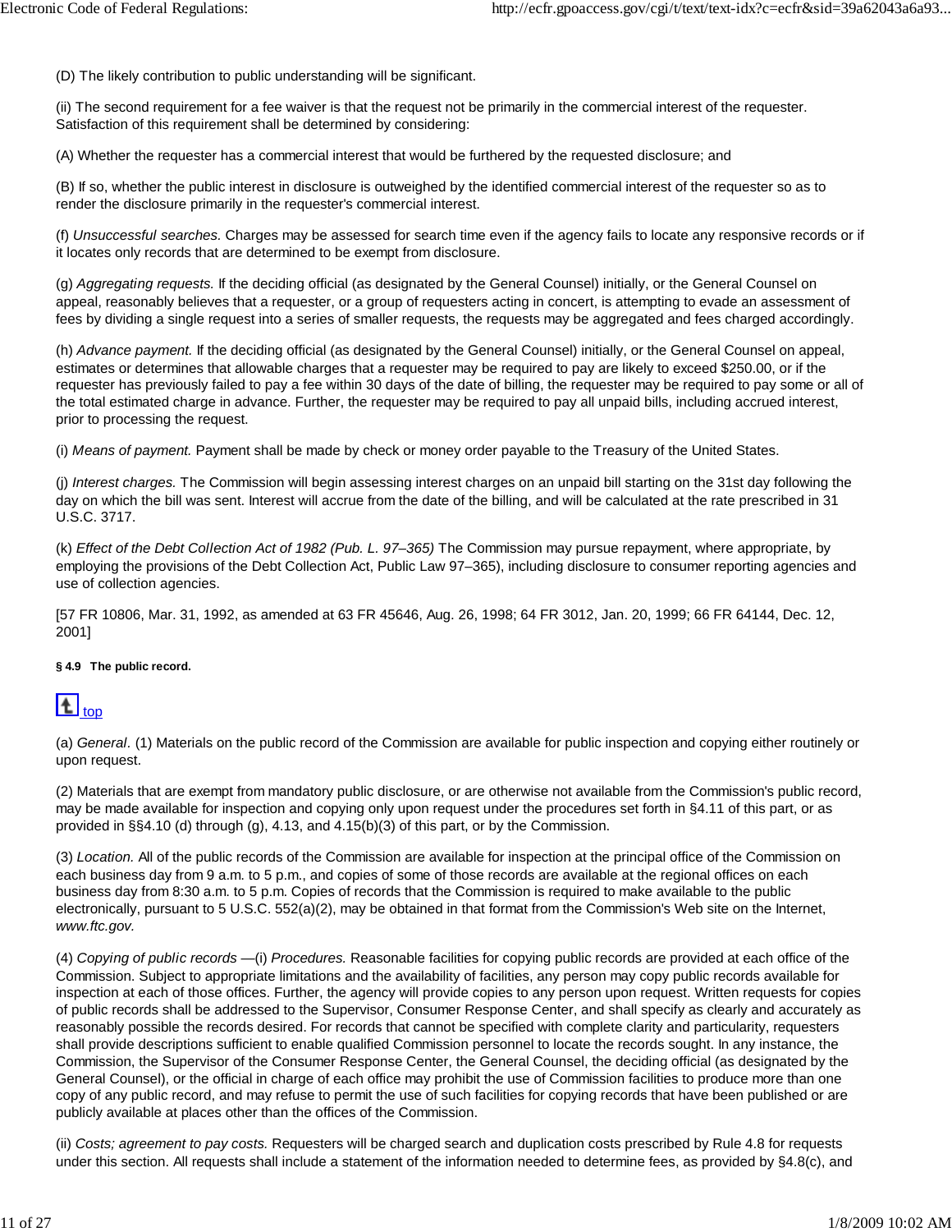(D) The likely contribution to public understanding will be significant.

(ii) The second requirement for a fee waiver is that the request not be primarily in the commercial interest of the requester. Satisfaction of this requirement shall be determined by considering:

(A) Whether the requester has a commercial interest that would be furthered by the requested disclosure; and

(B) If so, whether the public interest in disclosure is outweighed by the identified commercial interest of the requester so as to render the disclosure primarily in the requester's commercial interest.

(f) *Unsuccessful searches.* Charges may be assessed for search time even if the agency fails to locate any responsive records or if it locates only records that are determined to be exempt from disclosure.

(g) *Aggregating requests.* If the deciding official (as designated by the General Counsel) initially, or the General Counsel on appeal, reasonably believes that a requester, or a group of requesters acting in concert, is attempting to evade an assessment of fees by dividing a single request into a series of smaller requests, the requests may be aggregated and fees charged accordingly.

(h) *Advance payment.* If the deciding official (as designated by the General Counsel) initially, or the General Counsel on appeal, estimates or determines that allowable charges that a requester may be required to pay are likely to exceed $250.00, or if the requester has previously failed to pay a fee within 30 days of the date of billing, the requester may be required to pay some or all of the total estimated charge in advance. Further, the requester may be required to pay all unpaid bills, including accrued interest, prior to processing the request.

(i) *Means of payment.* Payment shall be made by check or money order payable to the Treasury of the United States.

(j) *Interest charges.* The Commission will begin assessing interest charges on an unpaid bill starting on the 31st day following the day on which the bill was sent. Interest will accrue from the date of the billing, and will be calculated at the rate prescribed in 31 U.S.C. 3717.

(k) *Effect of the Debt Collection Act of 1982 (Pub. L. 97–365)* The Commission may pursue repayment, where appropriate, by employing the provisions of the Debt Collection Act, Public Law 97–365), including disclosure to consumer reporting agencies and use of collection agencies.

[57 FR 10806, Mar. 31, 1992, as amended at 63 FR 45646, Aug. 26, 1998; 64 FR 3012, Jan. 20, 1999; 66 FR 64144, Dec. 12, 2001]

#### § 4.9 The public record.

top

(a) *General.* (1) Materials on the public record of the Commission are available for public inspection and copying either routinely or upon request.

(2) Materials that are exempt from mandatory public disclosure, or are otherwise not available from the Commission's public record, may be made available for inspection and copying only upon request under the procedures set forth in §4.11 of this part, or as provided in §§4.10 (d) through (g), 4.13, and 4.15(b)(3) of this part, or by the Commission.

(3) *Location.* All of the public records of the Commission are available for inspection at the principal office of the Commission on each business day from 9 a.m. to 5 p.m., and copies of some of those records are available at the regional offices on each business day from 8:30 a.m. to 5 p.m. Copies of records that the Commission is required to make available to the public electronically, pursuant to 5 U.S.C. 552(a)(2), may be obtained in that format from the Commission's Web site on the Internet, *www.ftc.gov.*

(4) *Copying of public records* —(i) *Procedures.* Reasonable facilities for copying public records are provided at each office of the Commission. Subject to appropriate limitations and the availability of facilities, any person may copy public records available for inspection at each of those offices. Further, the agency will provide copies to any person upon request. Written requests for copies of public records shall be addressed to the Supervisor, Consumer Response Center, and shall specify as clearly and accurately as reasonably possible the records desired. For records that cannot be specified with complete clarity and particularity, requesters shall provide descriptions sufficient to enable qualified Commission personnel to locate the records sought. In any instance, the Commission, the Supervisor of the Consumer Response Center, the General Counsel, the deciding official (as designated by the General Counsel), or the official in charge of each office may prohibit the use of Commission facilities to produce more than one copy of any public record, and may refuse to permit the use of such facilities for copying records that have been published or are publicly available at places other than the offices of the Commission.

(ii) *Costs; agreement to pay costs.* Requesters will be charged search and duplication costs prescribed by Rule 4.8 for requests under this section. All requests shall include a statement of the information needed to determine fees, as provided by §4.8(c), and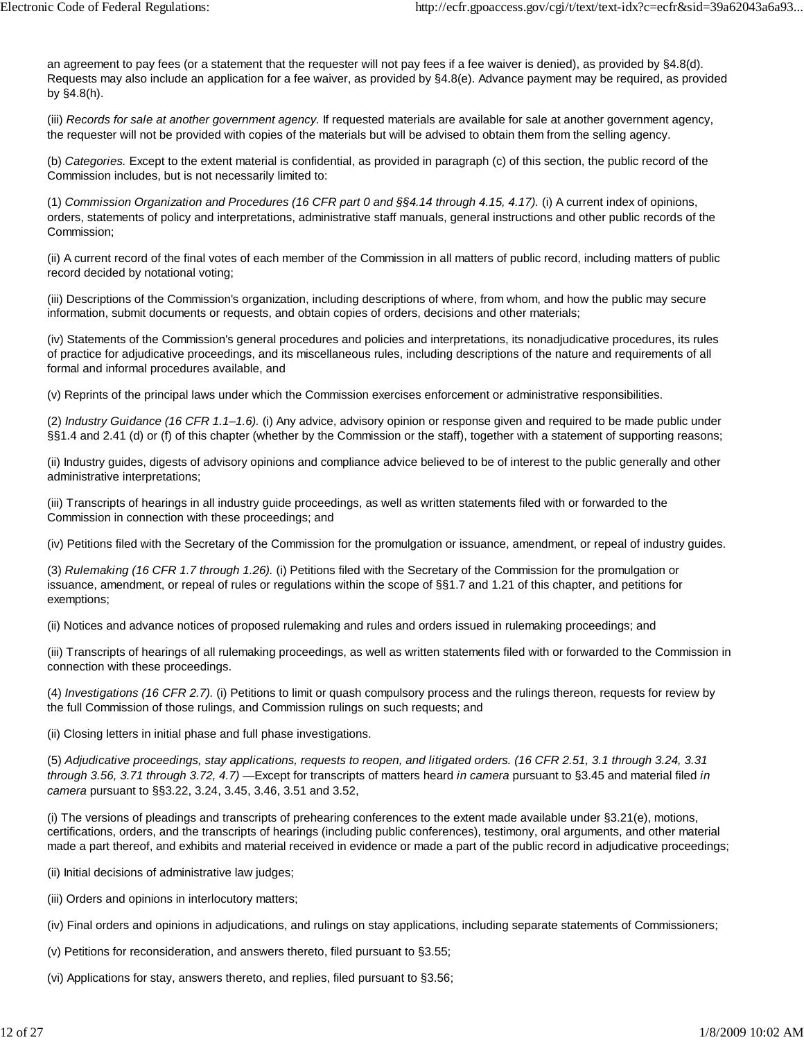an agreement to pay fees (or a statement that the requester will not pay fees if a fee waiver is denied), as provided by §4.8(d). Requests may also include an application for a fee waiver, as provided by §4.8(e). Advance payment may be required, as provided by §4.8(h).

(iii) *Records for sale at another government agency.* If requested materials are available for sale at another government agency, the requester will not be provided with copies of the materials but will be advised to obtain them from the selling agency.

(b) *Categories.* Except to the extent material is confidential, as provided in paragraph (c) of this section, the public record of the Commission includes, but is not necessarily limited to:

(1) *Commission Organization and Procedures (16 CFR part 0 and §§4.14 through 4.15, 4.17).* (i) A current index of opinions, orders, statements of policy and interpretations, administrative staff manuals, general instructions and other public records of the Commission;

(ii) A current record of the final votes of each member of the Commission in all matters of public record, including matters of public record decided by notational voting;

(iii) Descriptions of the Commission's organization, including descriptions of where, from whom, and how the public may secure information, submit documents or requests, and obtain copies of orders, decisions and other materials;

(iv) Statements of the Commission's general procedures and policies and interpretations, its nonadjudicative procedures, its rules of practice for adjudicative proceedings, and its miscellaneous rules, including descriptions of the nature and requirements of all formal and informal procedures available, and

(v) Reprints of the principal laws under which the Commission exercises enforcement or administrative responsibilities.

(2) *Industry Guidance (16 CFR 1.1–1.6).* (i) Any advice, advisory opinion or response given and required to be made public under §§1.4 and 2.41 (d) or (f) of this chapter (whether by the Commission or the staff), together with a statement of supporting reasons;

(ii) Industry guides, digests of advisory opinions and compliance advice believed to be of interest to the public generally and other administrative interpretations;

(iii) Transcripts of hearings in all industry guide proceedings, as well as written statements filed with or forwarded to the Commission in connection with these proceedings; and

(iv) Petitions filed with the Secretary of the Commission for the promulgation or issuance, amendment, or repeal of industry guides.

(3) *Rulemaking (16 CFR 1.7 through 1.26).* (i) Petitions filed with the Secretary of the Commission for the promulgation or issuance, amendment, or repeal of rules or regulations within the scope of §§1.7 and 1.21 of this chapter, and petitions for exemptions;

(ii) Notices and advance notices of proposed rulemaking and rules and orders issued in rulemaking proceedings; and

(iii) Transcripts of hearings of all rulemaking proceedings, as well as written statements filed with or forwarded to the Commission in connection with these proceedings.

(4) *Investigations (16 CFR 2.7).* (i) Petitions to limit or quash compulsory process and the rulings thereon, requests for review by the full Commission of those rulings, and Commission rulings on such requests; and

(ii) Closing letters in initial phase and full phase investigations.

(5) *Adjudicative proceedings, stay applications, requests to reopen, and litigated orders. (16 CFR 2.51, 3.1 through 3.24, 3.31 through 3.56, 3.71 through 3.72, 4.7)* —Except for transcripts of matters heard *in camera* pursuant to §3.45 and material filed *in camera* pursuant to §§3.22, 3.24, 3.45, 3.46, 3.51 and 3.52,

(i) The versions of pleadings and transcripts of prehearing conferences to the extent made available under §3.21(e), motions, certifications, orders, and the transcripts of hearings (including public conferences), testimony, oral arguments, and other material made a part thereof, and exhibits and material received in evidence or made a part of the public record in adjudicative proceedings;

(ii) Initial decisions of administrative law judges;

(iii) Orders and opinions in interlocutory matters;

(iv) Final orders and opinions in adjudications, and rulings on stay applications, including separate statements of Commissioners;

(v) Petitions for reconsideration, and answers thereto, filed pursuant to §3.55;

(vi) Applications for stay, answers thereto, and replies, filed pursuant to §3.56;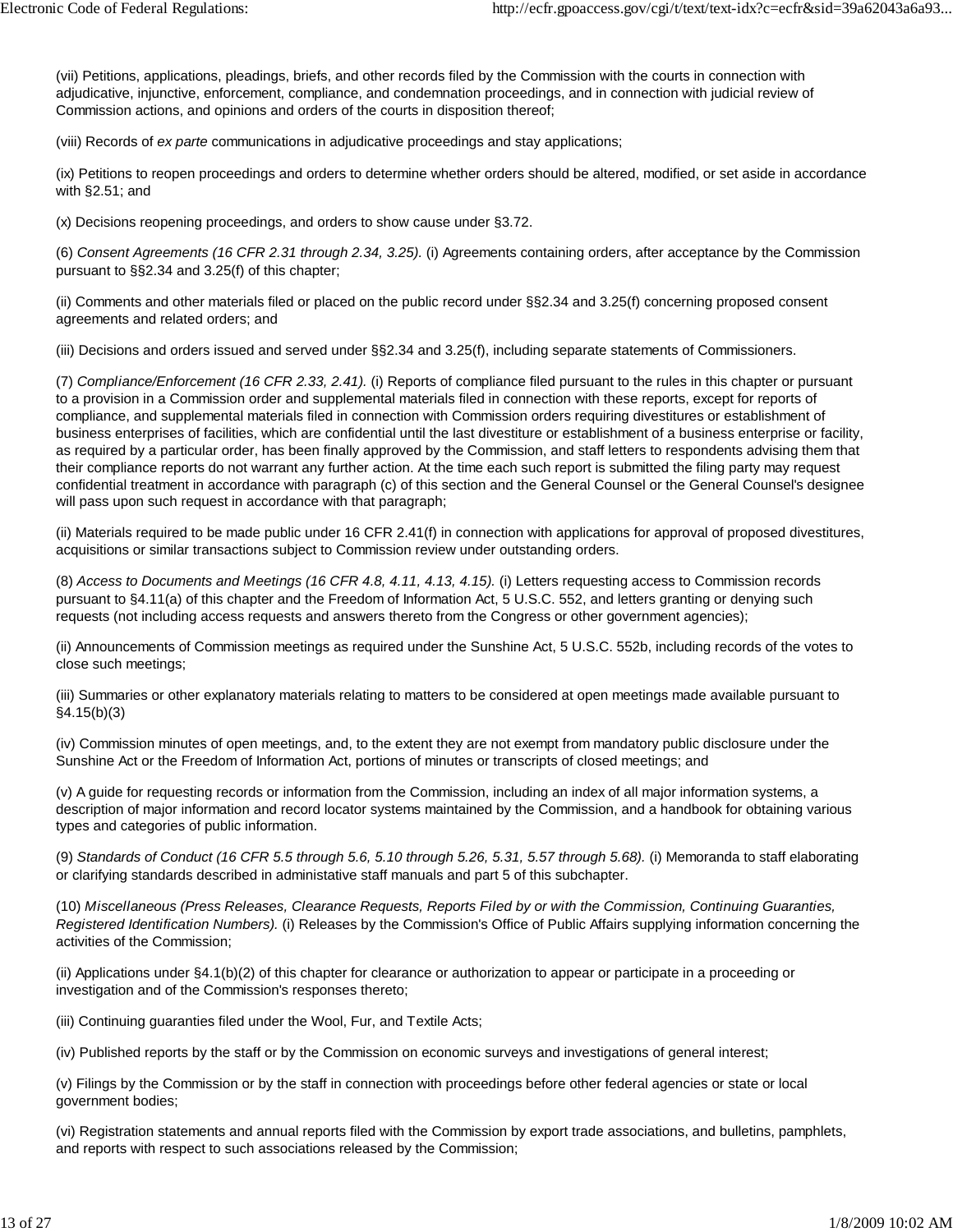(vii) Petitions, applications, pleadings, briefs, and other records filed by the Commission with the courts in connection with adjudicative, injunctive, enforcement, compliance, and condemnation proceedings, and in connection with judicial review of Commission actions, and opinions and orders of the courts in disposition thereof;

(viii) Records of *ex parte* communications in adjudicative proceedings and stay applications;

(ix) Petitions to reopen proceedings and orders to determine whether orders should be altered, modified, or set aside in accordance with §2.51; and

(x) Decisions reopening proceedings, and orders to show cause under §3.72.

(6) *Consent Agreements (16 CFR 2.31 through 2.34, 3.25).* (i) Agreements containing orders, after acceptance by the Commission pursuant to §§2.34 and 3.25(f) of this chapter;

(ii) Comments and other materials filed or placed on the public record under §§2.34 and 3.25(f) concerning proposed consent agreements and related orders; and

(iii) Decisions and orders issued and served under §§2.34 and 3.25(f), including separate statements of Commissioners.

(7) *Compliance/Enforcement (16 CFR 2.33, 2.41).* (i) Reports of compliance filed pursuant to the rules in this chapter or pursuant to a provision in a Commission order and supplemental materials filed in connection with these reports, except for reports of compliance, and supplemental materials filed in connection with Commission orders requiring divestitures or establishment of business enterprises of facilities, which are confidential until the last divestiture or establishment of a business enterprise or facility, as required by a particular order, has been finally approved by the Commission, and staff letters to respondents advising them that their compliance reports do not warrant any further action. At the time each such report is submitted the filing party may request confidential treatment in accordance with paragraph (c) of this section and the General Counsel or the General Counsel's designee will pass upon such request in accordance with that paragraph;

(ii) Materials required to be made public under 16 CFR 2.41(f) in connection with applications for approval of proposed divestitures, acquisitions or similar transactions subject to Commission review under outstanding orders.

(8) *Access to Documents and Meetings (16 CFR 4.8, 4.11, 4.13, 4.15).* (i) Letters requesting access to Commission records pursuant to §4.11(a) of this chapter and the Freedom of Information Act, 5 U.S.C. 552, and letters granting or denying such requests (not including access requests and answers thereto from the Congress or other government agencies);

(ii) Announcements of Commission meetings as required under the Sunshine Act, 5 U.S.C. 552b, including records of the votes to close such meetings;

(iii) Summaries or other explanatory materials relating to matters to be considered at open meetings made available pursuant to §4.15(b)(3)

(iv) Commission minutes of open meetings, and, to the extent they are not exempt from mandatory public disclosure under the Sunshine Act or the Freedom of Information Act, portions of minutes or transcripts of closed meetings; and

(v) A guide for requesting records or information from the Commission, including an index of all major information systems, a description of major information and record locator systems maintained by the Commission, and a handbook for obtaining various types and categories of public information.

(9) *Standards of Conduct (16 CFR 5.5 through 5.6, 5.10 through 5.26, 5.31, 5.57 through 5.68).* (i) Memoranda to staff elaborating or clarifying standards described in administative staff manuals and part 5 of this subchapter.

(10) *Miscellaneous (Press Releases, Clearance Requests, Reports Filed by or with the Commission, Continuing Guaranties, Registered Identification Numbers).* (i) Releases by the Commission's Office of Public Affairs supplying information concerning the activities of the Commission;

(ii) Applications under §4.1(b)(2) of this chapter for clearance or authorization to appear or participate in a proceeding or investigation and of the Commission's responses thereto;

(iii) Continuing guaranties filed under the Wool, Fur, and Textile Acts;

(iv) Published reports by the staff or by the Commission on economic surveys and investigations of general interest;

(v) Filings by the Commission or by the staff in connection with proceedings before other federal agencies or state or local government bodies;

(vi) Registration statements and annual reports filed with the Commission by export trade associations, and bulletins, pamphlets, and reports with respect to such associations released by the Commission;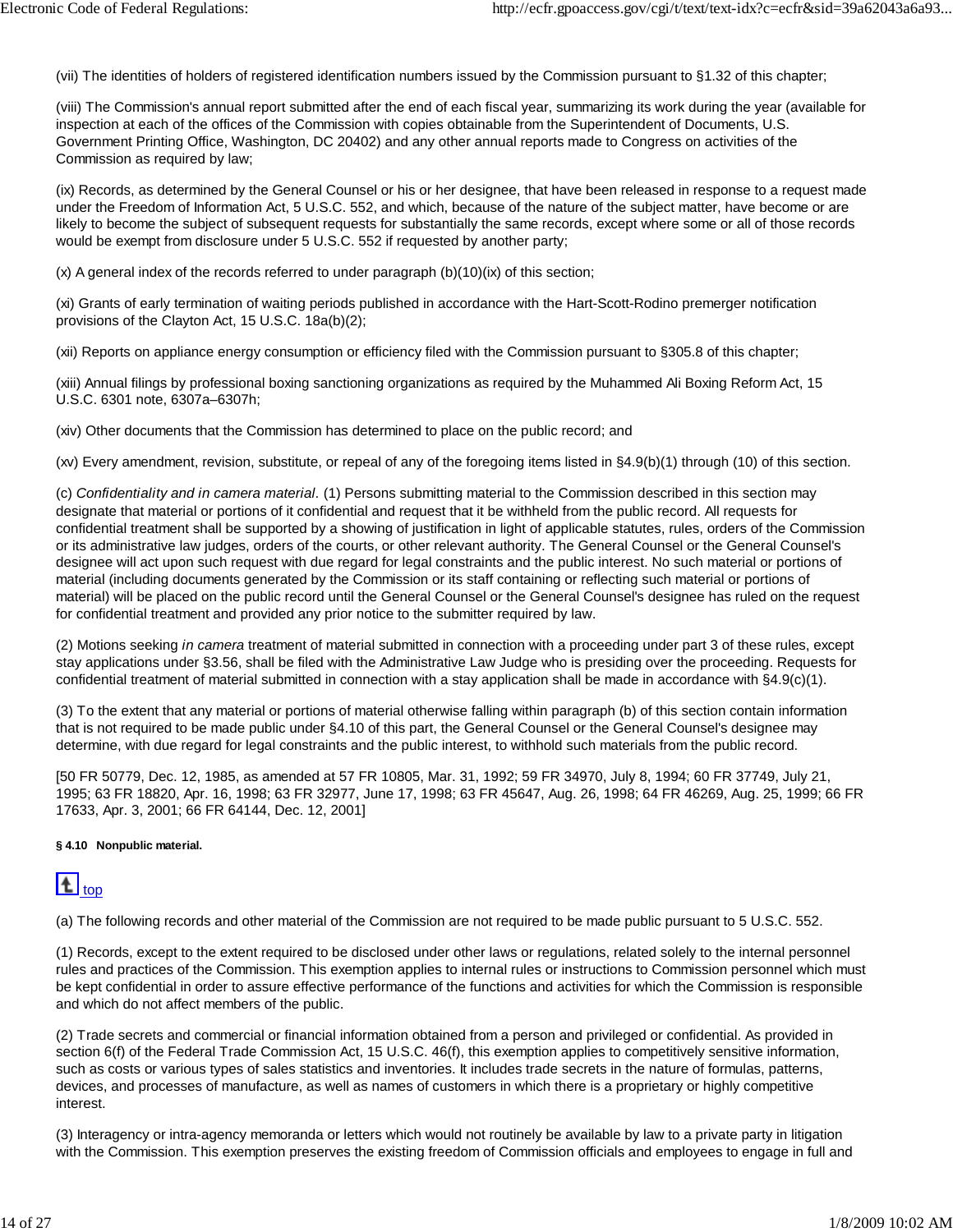(vii) The identities of holders of registered identification numbers issued by the Commission pursuant to §1.32 of this chapter;

(viii) The Commission's annual report submitted after the end of each fiscal year, summarizing its work during the year (available for inspection at each of the offices of the Commission with copies obtainable from the Superintendent of Documents, U.S. Government Printing Office, Washington, DC 20402) and any other annual reports made to Congress on activities of the Commission as required by law;

(ix) Records, as determined by the General Counsel or his or her designee, that have been released in response to a request made under the Freedom of Information Act, 5 U.S.C. 552, and which, because of the nature of the subject matter, have become or are likely to become the subject of subsequent requests for substantially the same records, except where some or all of those records would be exempt from disclosure under 5 U.S.C. 552 if requested by another party;

(x) A general index of the records referred to under paragraph (b)(10)(ix) of this section;

(xi) Grants of early termination of waiting periods published in accordance with the Hart-Scott-Rodino premerger notification provisions of the Clayton Act, 15 U.S.C. 18a(b)(2);

(xii) Reports on appliance energy consumption or efficiency filed with the Commission pursuant to §305.8 of this chapter;

(xiii) Annual filings by professional boxing sanctioning organizations as required by the Muhammed Ali Boxing Reform Act, 15 U.S.C. 6301 note, 6307a–6307h;

(xiv) Other documents that the Commission has determined to place on the public record; and

(xv) Every amendment, revision, substitute, or repeal of any of the foregoing items listed in §4.9(b)(1) through (10) of this section.

(c) *Confidentiality and in camera material*. (1) Persons submitting material to the Commission described in this section may designate that material or portions of it confidential and request that it be withheld from the public record. All requests for confidential treatment shall be supported by a showing of justification in light of applicable statutes, rules, orders of the Commission or its administrative law judges, orders of the courts, or other relevant authority. The General Counsel or the General Counsel's designee will act upon such request with due regard for legal constraints and the public interest. No such material or portions of material (including documents generated by the Commission or its staff containing or reflecting such material or portions of material) will be placed on the public record until the General Counsel or the General Counsel's designee has ruled on the request for confidential treatment and provided any prior notice to the submitter required by law.

(2) Motions seeking *in camera* treatment of material submitted in connection with a proceeding under part 3 of these rules, except stay applications under §3.56, shall be filed with the Administrative Law Judge who is presiding over the proceeding. Requests for confidential treatment of material submitted in connection with a stay application shall be made in accordance with §4.9(c)(1).

(3) To the extent that any material or portions of material otherwise falling within paragraph (b) of this section contain information that is not required to be made public under §4.10 of this part, the General Counsel or the General Counsel's designee may determine, with due regard for legal constraints and the public interest, to withhold such materials from the public record.

[50 FR 50779, Dec. 12, 1985, as amended at 57 FR 10805, Mar. 31, 1992; 59 FR 34970, July 8, 1994; 60 FR 37749, July 21, 1995; 63 FR 18820, Apr. 16, 1998; 63 FR 32977, June 17, 1998; 63 FR 45647, Aug. 26, 1998; 64 FR 46269, Aug. 25, 1999; 66 FR 17633, Apr. 3, 2001; 66 FR 64144, Dec. 12, 2001]

**§ 4.10 Nonpublic material.**

top

(a) The following records and other material of the Commission are not required to be made public pursuant to 5 U.S.C. 552.

(1) Records, except to the extent required to be disclosed under other laws or regulations, related solely to the internal personnel rules and practices of the Commission. This exemption applies to internal rules or instructions to Commission personnel which must be kept confidential in order to assure effective performance of the functions and activities for which the Commission is responsible and which do not affect members of the public.

(2) Trade secrets and commercial or financial information obtained from a person and privileged or confidential. As provided in section 6(f) of the Federal Trade Commission Act, 15 U.S.C. 46(f), this exemption applies to competitively sensitive information, such as costs or various types of sales statistics and inventories. It includes trade secrets in the nature of formulas, patterns, devices, and processes of manufacture, as well as names of customers in which there is a proprietary or highly competitive interest.

(3) Interagency or intra-agency memoranda or letters which would not routinely be available by law to a private party in litigation with the Commission. This exemption preserves the existing freedom of Commission officials and employees to engage in full and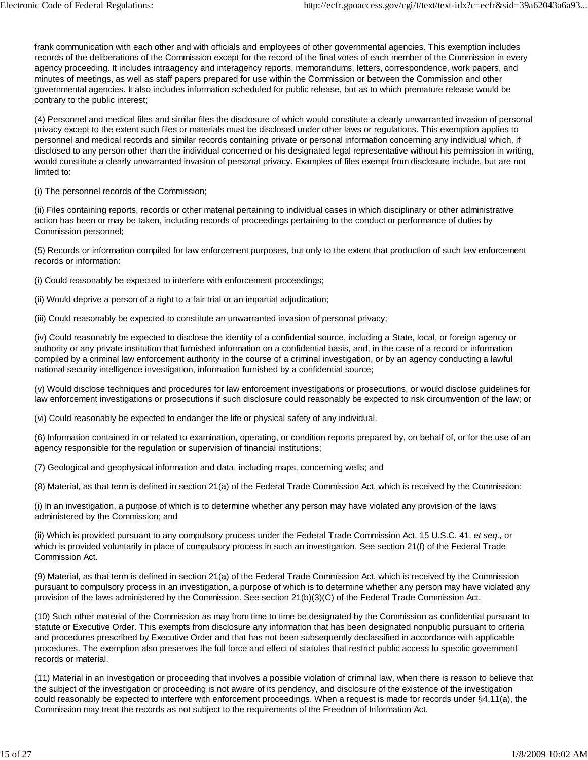frank communication with each other and with officials and employees of other governmental agencies. This exemption includes records of the deliberations of the Commission except for the record of the final votes of each member of the Commission in every agency proceeding. It includes intraagency and interagency reports, memorandums, letters, correspondence, work papers, and minutes of meetings, as well as staff papers prepared for use within the Commission or between the Commission and other governmental agencies. It also includes information scheduled for public release, but as to which premature release would be contrary to the public interest;

(4) Personnel and medical files and similar files the disclosure of which would constitute a clearly unwarranted invasion of personal privacy except to the extent such files or materials must be disclosed under other laws or regulations. This exemption applies to personnel and medical records and similar records containing private or personal information concerning any individual which, if disclosed to any person other than the individual concerned or his designated legal representative without his permission in writing, would constitute a clearly unwarranted invasion of personal privacy. Examples of files exempt from disclosure include, but are not limited to:

(i) The personnel records of the Commission;

(ii) Files containing reports, records or other material pertaining to individual cases in which disciplinary or other administrative action has been or may be taken, including records of proceedings pertaining to the conduct or performance of duties by Commission personnel;

(5) Records or information compiled for law enforcement purposes, but only to the extent that production of such law enforcement records or information:

(i) Could reasonably be expected to interfere with enforcement proceedings;

(ii) Would deprive a person of a right to a fair trial or an impartial adjudication;

(iii) Could reasonably be expected to constitute an unwarranted invasion of personal privacy;

(iv) Could reasonably be expected to disclose the identity of a confidential source, including a State, local, or foreign agency or authority or any private institution that furnished information on a confidential basis, and, in the case of a record or information compiled by a criminal law enforcement authority in the course of a criminal investigation, or by an agency conducting a lawful national security intelligence investigation, information furnished by a confidential source;

(v) Would disclose techniques and procedures for law enforcement investigations or prosecutions, or would disclose guidelines for law enforcement investigations or prosecutions if such disclosure could reasonably be expected to risk circumvention of the law; or

(vi) Could reasonably be expected to endanger the life or physical safety of any individual.

(6) Information contained in or related to examination, operating, or condition reports prepared by, on behalf of, or for the use of an agency responsible for the regulation or supervision of financial institutions;

(7) Geological and geophysical information and data, including maps, concerning wells; and

(8) Material, as that term is defined in section 21(a) of the Federal Trade Commission Act, which is received by the Commission:

(i) In an investigation, a purpose of which is to determine whether any person may have violated any provision of the laws administered by the Commission; and

(ii) Which is provided pursuant to any compulsory process under the Federal Trade Commission Act, 15 U.S.C. 41, *et seq.,* or which is provided voluntarily in place of compulsory process in such an investigation. See section 21(f) of the Federal Trade Commission Act.

(9) Material, as that term is defined in section 21(a) of the Federal Trade Commission Act, which is received by the Commission pursuant to compulsory process in an investigation, a purpose of which is to determine whether any person may have violated any provision of the laws administered by the Commission. See section 21(b)(3)(C) of the Federal Trade Commission Act.

(10) Such other material of the Commission as may from time to time be designated by the Commission as confidential pursuant to statute or Executive Order. This exempts from disclosure any information that has been designated nonpublic pursuant to criteria and procedures prescribed by Executive Order and that has not been subsequently declassified in accordance with applicable procedures. The exemption also preserves the full force and effect of statutes that restrict public access to specific government records or material.

(11) Material in an investigation or proceeding that involves a possible violation of criminal law, when there is reason to believe that the subject of the investigation or proceeding is not aware of its pendency, and disclosure of the existence of the investigation could reasonably be expected to interfere with enforcement proceedings. When a request is made for records under §4.11(a), the Commission may treat the records as not subject to the requirements of the Freedom of Information Act.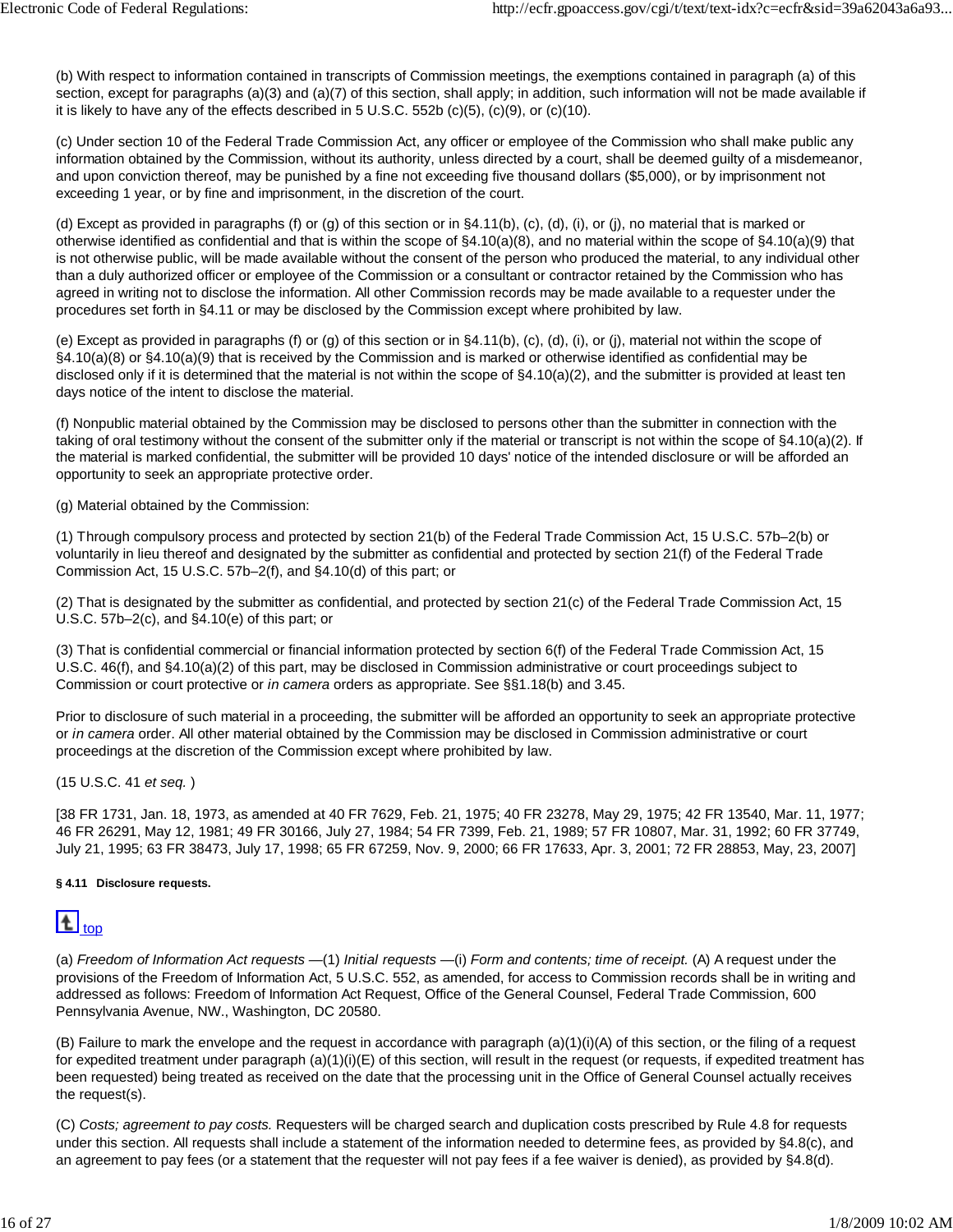(b) With respect to information contained in transcripts of Commission meetings, the exemptions contained in paragraph (a) of this section, except for paragraphs (a)(3) and (a)(7) of this section, shall apply; in addition, such information will not be made available if it is likely to have any of the effects described in 5 U.S.C. 552b (c)(5), (c)(9), or (c)(10).

(c) Under section 10 of the Federal Trade Commission Act, any officer or employee of the Commission who shall make public any information obtained by the Commission, without its authority, unless directed by a court, shall be deemed guilty of a misdemeanor, and upon conviction thereof, may be punished by a fine not exceeding five thousand dollars ($5,000), or by imprisonment not exceeding 1 year, or by fine and imprisonment, in the discretion of the court.

(d) Except as provided in paragraphs (f) or (g) of this section or in §4.11(b), (c), (d), (i), or (j), no material that is marked or otherwise identified as confidential and that is within the scope of §4.10(a)(8), and no material within the scope of §4.10(a)(9) that is not otherwise public, will be made available without the consent of the person who produced the material, to any individual other than a duly authorized officer or employee of the Commission or a consultant or contractor retained by the Commission who has agreed in writing not to disclose the information. All other Commission records may be made available to a requester under the procedures set forth in §4.11 or may be disclosed by the Commission except where prohibited by law.

(e) Except as provided in paragraphs (f) or (g) of this section or in §4.11(b), (c), (d), (i), or (j), material not within the scope of §4.10(a)(8) or §4.10(a)(9) that is received by the Commission and is marked or otherwise identified as confidential may be disclosed only if it is determined that the material is not within the scope of §4.10(a)(2), and the submitter is provided at least ten days notice of the intent to disclose the material.

(f) Nonpublic material obtained by the Commission may be disclosed to persons other than the submitter in connection with the taking of oral testimony without the consent of the submitter only if the material or transcript is not within the scope of §4.10(a)(2). If the material is marked confidential, the submitter will be provided 10 days' notice of the intended disclosure or will be afforded an opportunity to seek an appropriate protective order.

(g) Material obtained by the Commission:

(1) Through compulsory process and protected by section 21(b) of the Federal Trade Commission Act, 15 U.S.C. 57b–2(b) or voluntarily in lieu thereof and designated by the submitter as confidential and protected by section 21(f) of the Federal Trade Commission Act, 15 U.S.C. 57b–2(f), and §4.10(d) of this part; or

(2) That is designated by the submitter as confidential, and protected by section 21(c) of the Federal Trade Commission Act, 15 U.S.C. 57b–2(c), and §4.10(e) of this part; or

(3) That is confidential commercial or financial information protected by section 6(f) of the Federal Trade Commission Act, 15 U.S.C. 46(f), and §4.10(a)(2) of this part, may be disclosed in Commission administrative or court proceedings subject to Commission or court protective or *in camera* orders as appropriate. See §§1.18(b) and 3.45.

Prior to disclosure of such material in a proceeding, the submitter will be afforded an opportunity to seek an appropriate protective or *in camera* order. All other material obtained by the Commission may be disclosed in Commission administrative or court proceedings at the discretion of the Commission except where prohibited by law.

(15 U.S.C. 41 *et seq.* )

[38 FR 1731, Jan. 18, 1973, as amended at 40 FR 7629, Feb. 21, 1975; 40 FR 23278, May 29, 1975; 42 FR 13540, Mar. 11, 1977; 46 FR 26291, May 12, 1981; 49 FR 30166, July 27, 1984; 54 FR 7399, Feb. 21, 1989; 57 FR 10807, Mar. 31, 1992; 60 FR 37749, July 21, 1995; 63 FR 38473, July 17, 1998; 65 FR 67259, Nov. 9, 2000; 66 FR 17633, Apr. 3, 2001; 72 FR 28853, May, 23, 2007]

#### § 4.11 Disclosure requests.

top

(a) *Freedom of Information Act requests* —(1) *Initial requests* —(i) *Form and contents; time of receipt.* (A) A request under the provisions of the Freedom of Information Act, 5 U.S.C. 552, as amended, for access to Commission records shall be in writing and addressed as follows: Freedom of Information Act Request, Office of the General Counsel, Federal Trade Commission, 600 Pennsylvania Avenue, NW., Washington, DC 20580.

(B) Failure to mark the envelope and the request in accordance with paragraph (a)(1)(i)(A) of this section, or the filing of a request for expedited treatment under paragraph (a)(1)(i)(E) of this section, will result in the request (or requests, if expedited treatment has been requested) being treated as received on the date that the processing unit in the Office of General Counsel actually receives the request(s).

(C) *Costs; agreement to pay costs.* Requesters will be charged search and duplication costs prescribed by Rule 4.8 for requests under this section. All requests shall include a statement of the information needed to determine fees, as provided by §4.8(c), and an agreement to pay fees (or a statement that the requester will not pay fees if a fee waiver is denied), as provided by §4.8(d).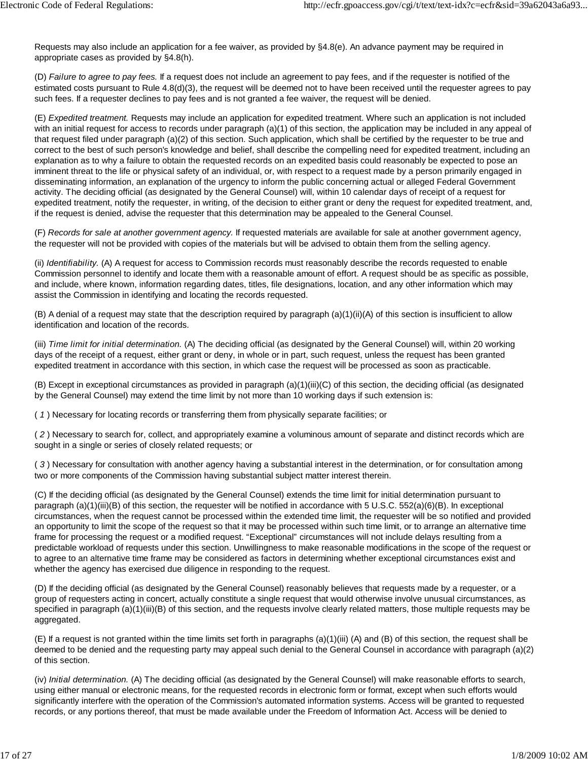Requests may also include an application for a fee waiver, as provided by §4.8(e). An advance payment may be required in appropriate cases as provided by §4.8(h).

(D) *Failure to agree to pay fees.* If a request does not include an agreement to pay fees, and if the requester is notified of the estimated costs pursuant to Rule 4.8(d)(3), the request will be deemed not to have been received until the requester agrees to pay such fees. If a requester declines to pay fees and is not granted a fee waiver, the request will be denied.

(E) *Expedited treatment.* Requests may include an application for expedited treatment. Where such an application is not included with an initial request for access to records under paragraph (a)(1) of this section, the application may be included in any appeal of that request filed under paragraph (a)(2) of this section. Such application, which shall be certified by the requester to be true and correct to the best of such person's knowledge and belief, shall describe the compelling need for expedited treatment, including an explanation as to why a failure to obtain the requested records on an expedited basis could reasonably be expected to pose an imminent threat to the life or physical safety of an individual, or, with respect to a request made by a person primarily engaged in disseminating information, an explanation of the urgency to inform the public concerning actual or alleged Federal Government activity. The deciding official (as designated by the General Counsel) will, within 10 calendar days of receipt of a request for expedited treatment, notify the requester, in writing, of the decision to either grant or deny the request for expedited treatment, and, if the request is denied, advise the requester that this determination may be appealed to the General Counsel.

(F) *Records for sale at another government agency.* If requested materials are available for sale at another government agency, the requester will not be provided with copies of the materials but will be advised to obtain them from the selling agency.

(ii) *Identifiability.* (A) A request for access to Commission records must reasonably describe the records requested to enable Commission personnel to identify and locate them with a reasonable amount of effort. A request should be as specific as possible, and include, where known, information regarding dates, titles, file designations, location, and any other information which may assist the Commission in identifying and locating the records requested.

(B) A denial of a request may state that the description required by paragraph (a)(1)(ii)(A) of this section is insufficient to allow identification and location of the records.

(iii) *Time limit for initial determination.* (A) The deciding official (as designated by the General Counsel) will, within 20 working days of the receipt of a request, either grant or deny, in whole or in part, such request, unless the request has been granted expedited treatment in accordance with this section, in which case the request will be processed as soon as practicable.

(B) Except in exceptional circumstances as provided in paragraph (a)(1)(iii)(C) of this section, the deciding official (as designated by the General Counsel) may extend the time limit by not more than 10 working days if such extension is:

( *1* ) Necessary for locating records or transferring them from physically separate facilities; or

( *2* ) Necessary to search for, collect, and appropriately examine a voluminous amount of separate and distinct records which are sought in a single or series of closely related requests; or

( *3* ) Necessary for consultation with another agency having a substantial interest in the determination, or for consultation among two or more components of the Commission having substantial subject matter interest therein.

(C) If the deciding official (as designated by the General Counsel) extends the time limit for initial determination pursuant to paragraph (a)(1)(iii)(B) of this section, the requester will be notified in accordance with 5 U.S.C. 552(a)(6)(B). In exceptional circumstances, when the request cannot be processed within the extended time limit, the requester will be so notified and provided an opportunity to limit the scope of the request so that it may be processed within such time limit, or to arrange an alternative time frame for processing the request or a modified request. "Exceptional" circumstances will not include delays resulting from a predictable workload of requests under this section. Unwillingness to make reasonable modifications in the scope of the request or to agree to an alternative time frame may be considered as factors in determining whether exceptional circumstances exist and whether the agency has exercised due diligence in responding to the request.

(D) If the deciding official (as designated by the General Counsel) reasonably believes that requests made by a requester, or a group of requesters acting in concert, actually constitute a single request that would otherwise involve unusual circumstances, as specified in paragraph (a)(1)(iii)(B) of this section, and the requests involve clearly related matters, those multiple requests may be aggregated.

(E) If a request is not granted within the time limits set forth in paragraphs (a)(1)(iii) (A) and (B) of this section, the request shall be deemed to be denied and the requesting party may appeal such denial to the General Counsel in accordance with paragraph (a)(2) of this section.

(iv) *Initial determination.* (A) The deciding official (as designated by the General Counsel) will make reasonable efforts to search, using either manual or electronic means, for the requested records in electronic form or format, except when such efforts would significantly interfere with the operation of the Commission's automated information systems. Access will be granted to requested records, or any portions thereof, that must be made available under the Freedom of Information Act. Access will be denied to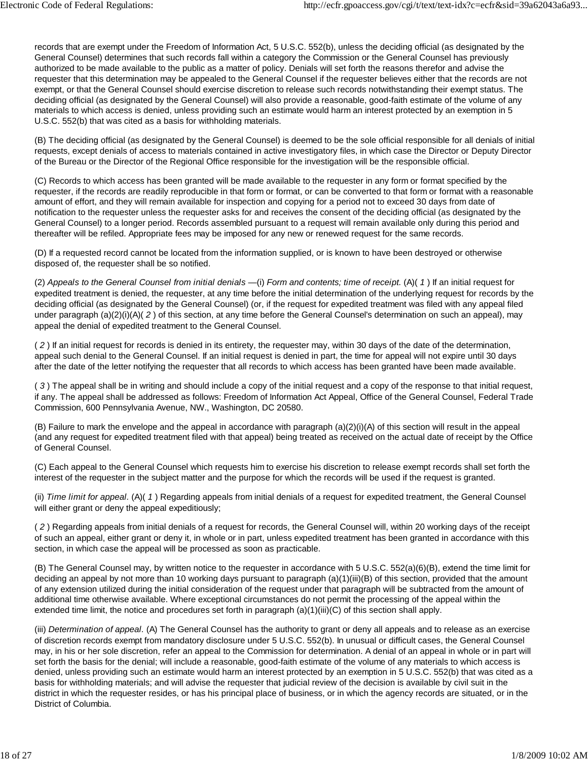records that are exempt under the Freedom of Information Act, 5 U.S.C. 552(b), unless the deciding official (as designated by the General Counsel) determines that such records fall within a category the Commission or the General Counsel has previously authorized to be made available to the public as a matter of policy. Denials will set forth the reasons therefor and advise the requester that this determination may be appealed to the General Counsel if the requester believes either that the records are not exempt, or that the General Counsel should exercise discretion to release such records notwithstanding their exempt status. The deciding official (as designated by the General Counsel) will also provide a reasonable, good-faith estimate of the volume of any materials to which access is denied, unless providing such an estimate would harm an interest protected by an exemption in 5 U.S.C. 552(b) that was cited as a basis for withholding materials.

(B) The deciding official (as designated by the General Counsel) is deemed to be the sole official responsible for all denials of initial requests, except denials of access to materials contained in active investigatory files, in which case the Director or Deputy Director of the Bureau or the Director of the Regional Office responsible for the investigation will be the responsible official.

(C) Records to which access has been granted will be made available to the requester in any form or format specified by the requester, if the records are readily reproducible in that form or format, or can be converted to that form or format with a reasonable amount of effort, and they will remain available for inspection and copying for a period not to exceed 30 days from date of notification to the requester unless the requester asks for and receives the consent of the deciding official (as designated by the General Counsel) to a longer period. Records assembled pursuant to a request will remain available only during this period and thereafter will be refiled. Appropriate fees may be imposed for any new or renewed request for the same records.

(D) If a requested record cannot be located from the information supplied, or is known to have been destroyed or otherwise disposed of, the requester shall be so notified.

(2) *Appeals to the General Counsel from initial denials* —(i) *Form and contents; time of receipt.* (A)( *1* ) If an initial request for expedited treatment is denied, the requester, at any time before the initial determination of the underlying request for records by the deciding official (as designated by the General Counsel) (or, if the request for expedited treatment was filed with any appeal filed under paragraph (a)(2)(i)(A)( *2* ) of this section, at any time before the General Counsel's determination on such an appeal), may appeal the denial of expedited treatment to the General Counsel.

( *2* ) If an initial request for records is denied in its entirety, the requester may, within 30 days of the date of the determination, appeal such denial to the General Counsel. If an initial request is denied in part, the time for appeal will not expire until 30 days after the date of the letter notifying the requester that all records to which access has been granted have been made available.

( *3* ) The appeal shall be in writing and should include a copy of the initial request and a copy of the response to that initial request, if any. The appeal shall be addressed as follows: Freedom of Information Act Appeal, Office of the General Counsel, Federal Trade Commission, 600 Pennsylvania Avenue, NW., Washington, DC 20580.

(B) Failure to mark the envelope and the appeal in accordance with paragraph (a)(2)(i)(A) of this section will result in the appeal (and any request for expedited treatment filed with that appeal) being treated as received on the actual date of receipt by the Office of General Counsel.

(C) Each appeal to the General Counsel which requests him to exercise his discretion to release exempt records shall set forth the interest of the requester in the subject matter and the purpose for which the records will be used if the request is granted.

(ii) *Time limit for appeal.* (A)( *1* ) Regarding appeals from initial denials of a request for expedited treatment, the General Counsel will either grant or deny the appeal expeditiously;

( *2* ) Regarding appeals from initial denials of a request for records, the General Counsel will, within 20 working days of the receipt of such an appeal, either grant or deny it, in whole or in part, unless expedited treatment has been granted in accordance with this section, in which case the appeal will be processed as soon as practicable.

(B) The General Counsel may, by written notice to the requester in accordance with 5 U.S.C. 552(a)(6)(B), extend the time limit for deciding an appeal by not more than 10 working days pursuant to paragraph (a)(1)(iii)(B) of this section, provided that the amount of any extension utilized during the initial consideration of the request under that paragraph will be subtracted from the amount of additional time otherwise available. Where exceptional circumstances do not permit the processing of the appeal within the extended time limit, the notice and procedures set forth in paragraph (a)(1)(iii)(C) of this section shall apply.

(iii) *Determination of appeal.* (A) The General Counsel has the authority to grant or deny all appeals and to release as an exercise of discretion records exempt from mandatory disclosure under 5 U.S.C. 552(b). In unusual or difficult cases, the General Counsel may, in his or her sole discretion, refer an appeal to the Commission for determination. A denial of an appeal in whole or in part will set forth the basis for the denial; will include a reasonable, good-faith estimate of the volume of any materials to which access is denied, unless providing such an estimate would harm an interest protected by an exemption in 5 U.S.C. 552(b) that was cited as a basis for withholding materials; and will advise the requester that judicial review of the decision is available by civil suit in the district in which the requester resides, or has his principal place of business, or in which the agency records are situated, or in the District of Columbia.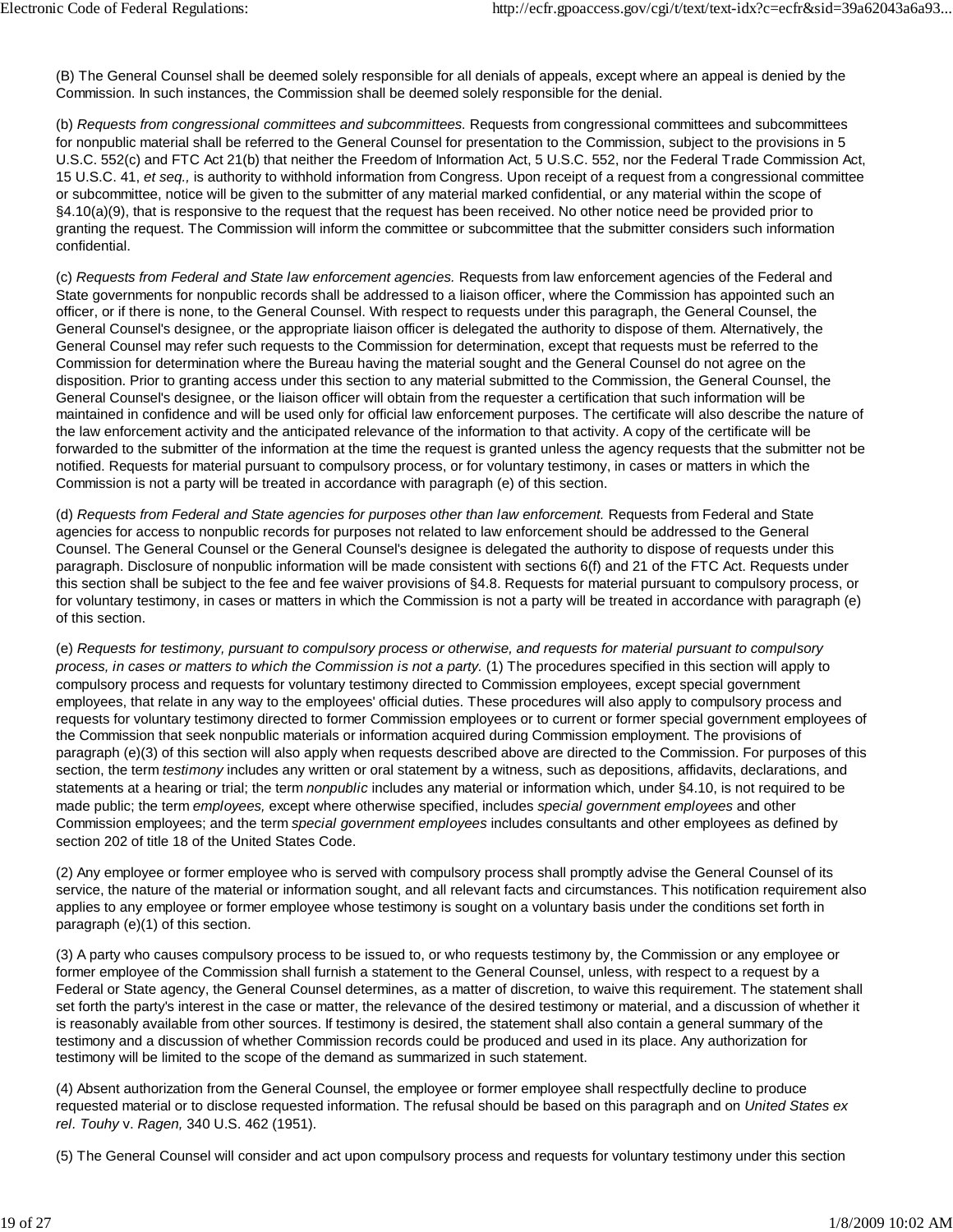(B) The General Counsel shall be deemed solely responsible for all denials of appeals, except where an appeal is denied by the Commission. In such instances, the Commission shall be deemed solely responsible for the denial.

(b) *Requests from congressional committees and subcommittees.* Requests from congressional committees and subcommittees for nonpublic material shall be referred to the General Counsel for presentation to the Commission, subject to the provisions in 5 U.S.C. 552(c) and FTC Act 21(b) that neither the Freedom of Information Act, 5 U.S.C. 552, nor the Federal Trade Commission Act, 15 U.S.C. 41, *et seq.,* is authority to withhold information from Congress. Upon receipt of a request from a congressional committee or subcommittee, notice will be given to the submitter of any material marked confidential, or any material within the scope of §4.10(a)(9), that is responsive to the request that the request has been received. No other notice need be provided prior to granting the request. The Commission will inform the committee or subcommittee that the submitter considers such information confidential.

(c) *Requests from Federal and State law enforcement agencies.* Requests from law enforcement agencies of the Federal and State governments for nonpublic records shall be addressed to a liaison officer, where the Commission has appointed such an officer, or if there is none, to the General Counsel. With respect to requests under this paragraph, the General Counsel, the General Counsel's designee, or the appropriate liaison officer is delegated the authority to dispose of them. Alternatively, the General Counsel may refer such requests to the Commission for determination, except that requests must be referred to the Commission for determination where the Bureau having the material sought and the General Counsel do not agree on the disposition. Prior to granting access under this section to any material submitted to the Commission, the General Counsel, the General Counsel's designee, or the liaison officer will obtain from the requester a certification that such information will be maintained in confidence and will be used only for official law enforcement purposes. The certificate will also describe the nature of the law enforcement activity and the anticipated relevance of the information to that activity. A copy of the certificate will be forwarded to the submitter of the information at the time the request is granted unless the agency requests that the submitter not be notified. Requests for material pursuant to compulsory process, or for voluntary testimony, in cases or matters in which the Commission is not a party will be treated in accordance with paragraph (e) of this section.

(d) *Requests from Federal and State agencies for purposes other than law enforcement.* Requests from Federal and State agencies for access to nonpublic records for purposes not related to law enforcement should be addressed to the General Counsel. The General Counsel or the General Counsel's designee is delegated the authority to dispose of requests under this paragraph. Disclosure of nonpublic information will be made consistent with sections 6(f) and 21 of the FTC Act. Requests under this section shall be subject to the fee and fee waiver provisions of §4.8. Requests for material pursuant to compulsory process, or for voluntary testimony, in cases or matters in which the Commission is not a party will be treated in accordance with paragraph (e) of this section.

(e) *Requests for testimony, pursuant to compulsory process or otherwise, and requests for material pursuant to compulsory process, in cases or matters to which the Commission is not a party.* (1) The procedures specified in this section will apply to compulsory process and requests for voluntary testimony directed to Commission employees, except special government employees, that relate in any way to the employees' official duties. These procedures will also apply to compulsory process and requests for voluntary testimony directed to former Commission employees or to current or former special government employees of the Commission that seek nonpublic materials or information acquired during Commission employment. The provisions of paragraph (e)(3) of this section will also apply when requests described above are directed to the Commission. For purposes of this section, the term *testimony* includes any written or oral statement by a witness, such as depositions, affidavits, declarations, and statements at a hearing or trial; the term *nonpublic* includes any material or information which, under §4.10, is not required to be made public; the term *employees,* except where otherwise specified, includes *special government employees* and other Commission employees; and the term *special government employees* includes consultants and other employees as defined by section 202 of title 18 of the United States Code.

(2) Any employee or former employee who is served with compulsory process shall promptly advise the General Counsel of its service, the nature of the material or information sought, and all relevant facts and circumstances. This notification requirement also applies to any employee or former employee whose testimony is sought on a voluntary basis under the conditions set forth in paragraph (e)(1) of this section.

(3) A party who causes compulsory process to be issued to, or who requests testimony by, the Commission or any employee or former employee of the Commission shall furnish a statement to the General Counsel, unless, with respect to a request by a Federal or State agency, the General Counsel determines, as a matter of discretion, to waive this requirement. The statement shall set forth the party's interest in the case or matter, the relevance of the desired testimony or material, and a discussion of whether it is reasonably available from other sources. If testimony is desired, the statement shall also contain a general summary of the testimony and a discussion of whether Commission records could be produced and used in its place. Any authorization for testimony will be limited to the scope of the demand as summarized in such statement.

(4) Absent authorization from the General Counsel, the employee or former employee shall respectfully decline to produce requested material or to disclose requested information. The refusal should be based on this paragraph and on *United States ex rel. Touhy* v. *Ragen,* 340 U.S. 462 (1951).

(5) The General Counsel will consider and act upon compulsory process and requests for voluntary testimony under this section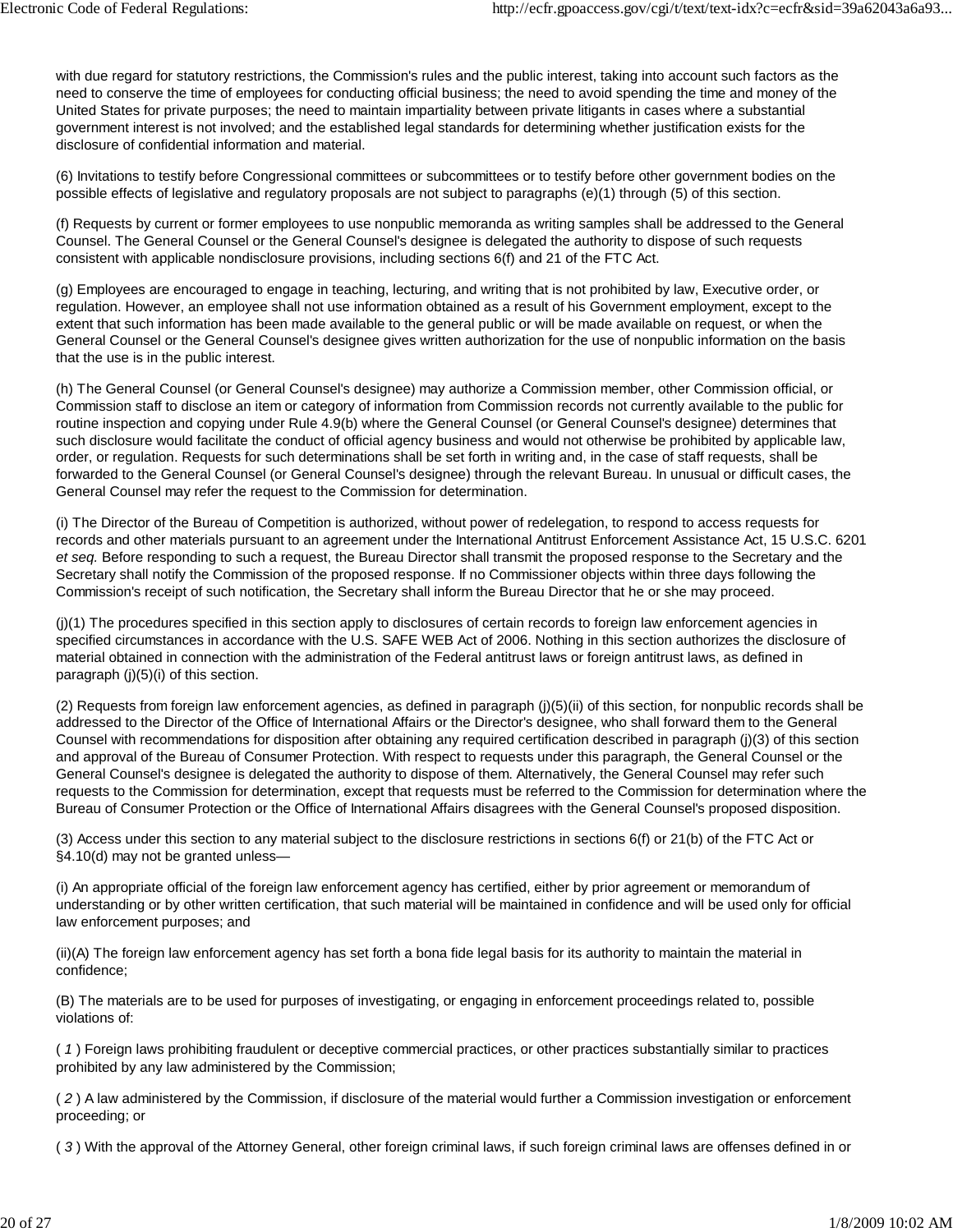with due regard for statutory restrictions, the Commission's rules and the public interest, taking into account such factors as the need to conserve the time of employees for conducting official business; the need to avoid spending the time and money of the United States for private purposes; the need to maintain impartiality between private litigants in cases where a substantial government interest is not involved; and the established legal standards for determining whether justification exists for the disclosure of confidential information and material.

(6) Invitations to testify before Congressional committees or subcommittees or to testify before other government bodies on the possible effects of legislative and regulatory proposals are not subject to paragraphs (e)(1) through (5) of this section.

(f) Requests by current or former employees to use nonpublic memoranda as writing samples shall be addressed to the General Counsel. The General Counsel or the General Counsel's designee is delegated the authority to dispose of such requests consistent with applicable nondisclosure provisions, including sections 6(f) and 21 of the FTC Act.

(g) Employees are encouraged to engage in teaching, lecturing, and writing that is not prohibited by law, Executive order, or regulation. However, an employee shall not use information obtained as a result of his Government employment, except to the extent that such information has been made available to the general public or will be made available on request, or when the General Counsel or the General Counsel's designee gives written authorization for the use of nonpublic information on the basis that the use is in the public interest.

(h) The General Counsel (or General Counsel's designee) may authorize a Commission member, other Commission official, or Commission staff to disclose an item or category of information from Commission records not currently available to the public for routine inspection and copying under Rule 4.9(b) where the General Counsel (or General Counsel's designee) determines that such disclosure would facilitate the conduct of official agency business and would not otherwise be prohibited by applicable law, order, or regulation. Requests for such determinations shall be set forth in writing and, in the case of staff requests, shall be forwarded to the General Counsel (or General Counsel's designee) through the relevant Bureau. In unusual or difficult cases, the General Counsel may refer the request to the Commission for determination.

(i) The Director of the Bureau of Competition is authorized, without power of redelegation, to respond to access requests for records and other materials pursuant to an agreement under the International Antitrust Enforcement Assistance Act, 15 U.S.C. 6201 *et seq.* Before responding to such a request, the Bureau Director shall transmit the proposed response to the Secretary and the Secretary shall notify the Commission of the proposed response. If no Commissioner objects within three days following the Commission's receipt of such notification, the Secretary shall inform the Bureau Director that he or she may proceed.

(j)(1) The procedures specified in this section apply to disclosures of certain records to foreign law enforcement agencies in specified circumstances in accordance with the U.S. SAFE WEB Act of 2006. Nothing in this section authorizes the disclosure of material obtained in connection with the administration of the Federal antitrust laws or foreign antitrust laws, as defined in paragraph (j)(5)(i) of this section.

(2) Requests from foreign law enforcement agencies, as defined in paragraph (j)(5)(ii) of this section, for nonpublic records shall be addressed to the Director of the Office of International Affairs or the Director's designee, who shall forward them to the General Counsel with recommendations for disposition after obtaining any required certification described in paragraph (j)(3) of this section and approval of the Bureau of Consumer Protection. With respect to requests under this paragraph, the General Counsel or the General Counsel's designee is delegated the authority to dispose of them. Alternatively, the General Counsel may refer such requests to the Commission for determination, except that requests must be referred to the Commission for determination where the Bureau of Consumer Protection or the Office of International Affairs disagrees with the General Counsel's proposed disposition.

(3) Access under this section to any material subject to the disclosure restrictions in sections 6(f) or 21(b) of the FTC Act or §4.10(d) may not be granted unless—

(i) An appropriate official of the foreign law enforcement agency has certified, either by prior agreement or memorandum of understanding or by other written certification, that such material will be maintained in confidence and will be used only for official law enforcement purposes; and

(ii)(A) The foreign law enforcement agency has set forth a bona fide legal basis for its authority to maintain the material in confidence;

(B) The materials are to be used for purposes of investigating, or engaging in enforcement proceedings related to, possible violations of:

( *1* ) Foreign laws prohibiting fraudulent or deceptive commercial practices, or other practices substantially similar to practices prohibited by any law administered by the Commission;

( *2* ) A law administered by the Commission, if disclosure of the material would further a Commission investigation or enforcement proceeding; or

( *3* ) With the approval of the Attorney General, other foreign criminal laws, if such foreign criminal laws are offenses defined in or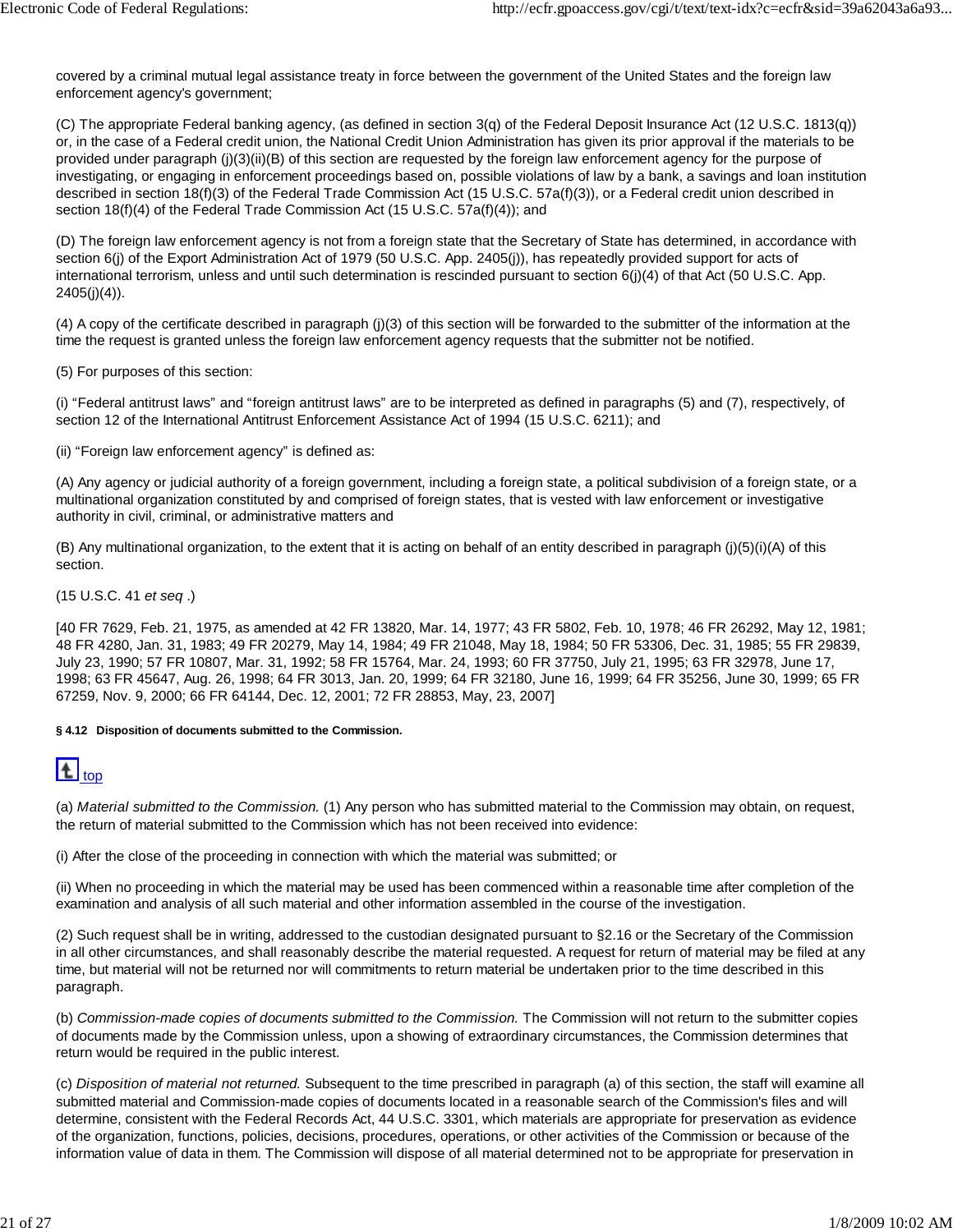covered by a criminal mutual legal assistance treaty in force between the government of the United States and the foreign law enforcement agency's government;

(C) The appropriate Federal banking agency, (as defined in section 3(q) of the Federal Deposit Insurance Act (12 U.S.C. 1813(q)) or, in the case of a Federal credit union, the National Credit Union Administration has given its prior approval if the materials to be provided under paragraph (j)(3)(ii)(B) of this section are requested by the foreign law enforcement agency for the purpose of investigating, or engaging in enforcement proceedings based on, possible violations of law by a bank, a savings and loan institution described in section 18(f)(3) of the Federal Trade Commission Act (15 U.S.C. 57a(f)(3)), or a Federal credit union described in section 18(f)(4) of the Federal Trade Commission Act (15 U.S.C. 57a(f)(4)); and

(D) The foreign law enforcement agency is not from a foreign state that the Secretary of State has determined, in accordance with section 6(j) of the Export Administration Act of 1979 (50 U.S.C. App. 2405(j)), has repeatedly provided support for acts of international terrorism, unless and until such determination is rescinded pursuant to section 6(j)(4) of that Act (50 U.S.C. App. 2405(j)(4)).

(4) A copy of the certificate described in paragraph (j)(3) of this section will be forwarded to the submitter of the information at the time the request is granted unless the foreign law enforcement agency requests that the submitter not be notified.

(5) For purposes of this section:

(i) “Federal antitrust laws” and “foreign antitrust laws” are to be interpreted as defined in paragraphs (5) and (7), respectively, of section 12 of the International Antitrust Enforcement Assistance Act of 1994 (15 U.S.C. 6211); and

(ii) “Foreign law enforcement agency” is defined as:

(A) Any agency or judicial authority of a foreign government, including a foreign state, a political subdivision of a foreign state, or a multinational organization constituted by and comprised of foreign states, that is vested with law enforcement or investigative authority in civil, criminal, or administrative matters and

(B) Any multinational organization, to the extent that it is acting on behalf of an entity described in paragraph (j)(5)(i)(A) of this section.

(15 U.S.C. 41 *et seq* .)

[40 FR 7629, Feb. 21, 1975, as amended at 42 FR 13820, Mar. 14, 1977; 43 FR 5802, Feb. 10, 1978; 46 FR 26292, May 12, 1981; 48 FR 4280, Jan. 31, 1983; 49 FR 20279, May 14, 1984; 49 FR 21048, May 18, 1984; 50 FR 53306, Dec. 31, 1985; 55 FR 29839, July 23, 1990; 57 FR 10807, Mar. 31, 1992; 58 FR 15764, Mar. 24, 1993; 60 FR 37750, July 21, 1995; 63 FR 32978, June 17, 1998; 63 FR 45647, Aug. 26, 1998; 64 FR 3013, Jan. 20, 1999; 64 FR 32180, June 16, 1999; 64 FR 35256, June 30, 1999; 65 FR 67259, Nov. 9, 2000; 66 FR 64144, Dec. 12, 2001; 72 FR 28853, May, 23, 2007]

**§ 4.12 Disposition of documents submitted to the Commission.**

top

(a) *Material submitted to the Commission.* (1) Any person who has submitted material to the Commission may obtain, on request, the return of material submitted to the Commission which has not been received into evidence:

(i) After the close of the proceeding in connection with which the material was submitted; or

(ii) When no proceeding in which the material may be used has been commenced within a reasonable time after completion of the examination and analysis of all such material and other information assembled in the course of the investigation.

(2) Such request shall be in writing, addressed to the custodian designated pursuant to §2.16 or the Secretary of the Commission in all other circumstances, and shall reasonably describe the material requested. A request for return of material may be filed at any time, but material will not be returned nor will commitments to return material be undertaken prior to the time described in this paragraph.

(b) *Commission-made copies of documents submitted to the Commission.* The Commission will not return to the submitter copies of documents made by the Commission unless, upon a showing of extraordinary circumstances, the Commission determines that return would be required in the public interest.

(c) *Disposition of material not returned.* Subsequent to the time prescribed in paragraph (a) of this section, the staff will examine all submitted material and Commission-made copies of documents located in a reasonable search of the Commission's files and will determine, consistent with the Federal Records Act, 44 U.S.C. 3301, which materials are appropriate for preservation as evidence of the organization, functions, policies, decisions, procedures, operations, or other activities of the Commission or because of the information value of data in them. The Commission will dispose of all material determined not to be appropriate for preservation in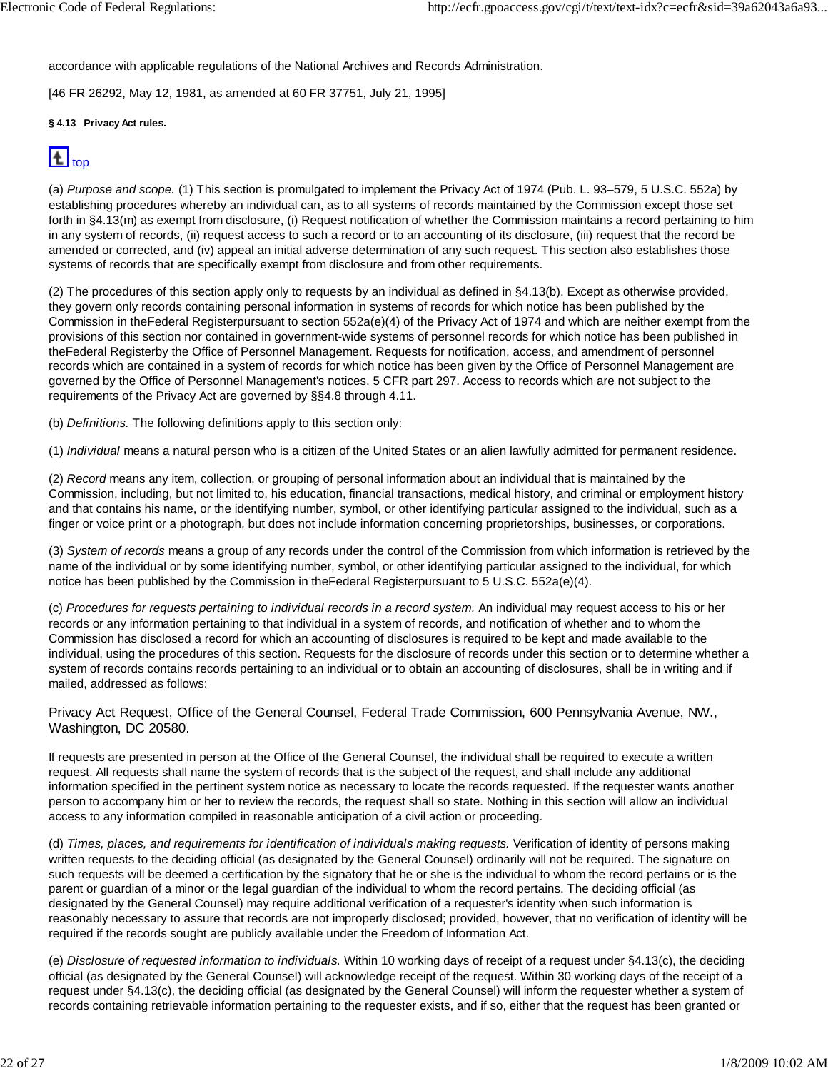accordance with applicable regulations of the National Archives and Records Administration.

[46 FR 26292, May 12, 1981, as amended at 60 FR 37751, July 21, 1995]

**§ 4.13 Privacy Act rules.**

top

(a) *Purpose and scope.* (1) This section is promulgated to implement the Privacy Act of 1974 (Pub. L. 93–579, 5 U.S.C. 552a) by establishing procedures whereby an individual can, as to all systems of records maintained by the Commission except those set forth in §4.13(m) as exempt from disclosure, (i) Request notification of whether the Commission maintains a record pertaining to him in any system of records, (ii) request access to such a record or to an accounting of its disclosure, (iii) request that the record be amended or corrected, and (iv) appeal an initial adverse determination of any such request. This section also establishes those systems of records that are specifically exempt from disclosure and from other requirements.

(2) The procedures of this section apply only to requests by an individual as defined in §4.13(b). Except as otherwise provided, they govern only records containing personal information in systems of records for which notice has been published by the Commission in theFederal Registerpursuant to section 552a(e)(4) of the Privacy Act of 1974 and which are neither exempt from the provisions of this section nor contained in government-wide systems of personnel records for which notice has been published in theFederal Registerby the Office of Personnel Management. Requests for notification, access, and amendment of personnel records which are contained in a system of records for which notice has been given by the Office of Personnel Management are governed by the Office of Personnel Management's notices, 5 CFR part 297. Access to records which are not subject to the requirements of the Privacy Act are governed by §§4.8 through 4.11.

(b) *Definitions.* The following definitions apply to this section only:

(1) *Individual* means a natural person who is a citizen of the United States or an alien lawfully admitted for permanent residence.

(2) *Record* means any item, collection, or grouping of personal information about an individual that is maintained by the Commission, including, but not limited to, his education, financial transactions, medical history, and criminal or employment history and that contains his name, or the identifying number, symbol, or other identifying particular assigned to the individual, such as a finger or voice print or a photograph, but does not include information concerning proprietorships, businesses, or corporations.

(3) *System of records* means a group of any records under the control of the Commission from which information is retrieved by the name of the individual or by some identifying number, symbol, or other identifying particular assigned to the individual, for which notice has been published by the Commission in theFederal Registerpursuant to 5 U.S.C. 552a(e)(4).

(c) *Procedures for requests pertaining to individual records in a record system.* An individual may request access to his or her records or any information pertaining to that individual in a system of records, and notification of whether and to whom the Commission has disclosed a record for which an accounting of disclosures is required to be kept and made available to the individual, using the procedures of this section. Requests for the disclosure of records under this section or to determine whether a system of records contains records pertaining to an individual or to obtain an accounting of disclosures, shall be in writing and if mailed, addressed as follows:

Privacy Act Request, Office of the General Counsel, Federal Trade Commission, 600 Pennsylvania Avenue, NW., Washington, DC 20580.

If requests are presented in person at the Office of the General Counsel, the individual shall be required to execute a written request. All requests shall name the system of records that is the subject of the request, and shall include any additional information specified in the pertinent system notice as necessary to locate the records requested. If the requester wants another person to accompany him or her to review the records, the request shall so state. Nothing in this section will allow an individual access to any information compiled in reasonable anticipation of a civil action or proceeding.

(d) *Times, places, and requirements for identification of individuals making requests.* Verification of identity of persons making written requests to the deciding official (as designated by the General Counsel) ordinarily will not be required. The signature on such requests will be deemed a certification by the signatory that he or she is the individual to whom the record pertains or is the parent or guardian of a minor or the legal guardian of the individual to whom the record pertains. The deciding official (as designated by the General Counsel) may require additional verification of a requester's identity when such information is reasonably necessary to assure that records are not improperly disclosed; provided, however, that no verification of identity will be required if the records sought are publicly available under the Freedom of Information Act.

(e) *Disclosure of requested information to individuals.* Within 10 working days of receipt of a request under §4.13(c), the deciding official (as designated by the General Counsel) will acknowledge receipt of the request. Within 30 working days of the receipt of a request under §4.13(c), the deciding official (as designated by the General Counsel) will inform the requester whether a system of records containing retrievable information pertaining to the requester exists, and if so, either that the request has been granted or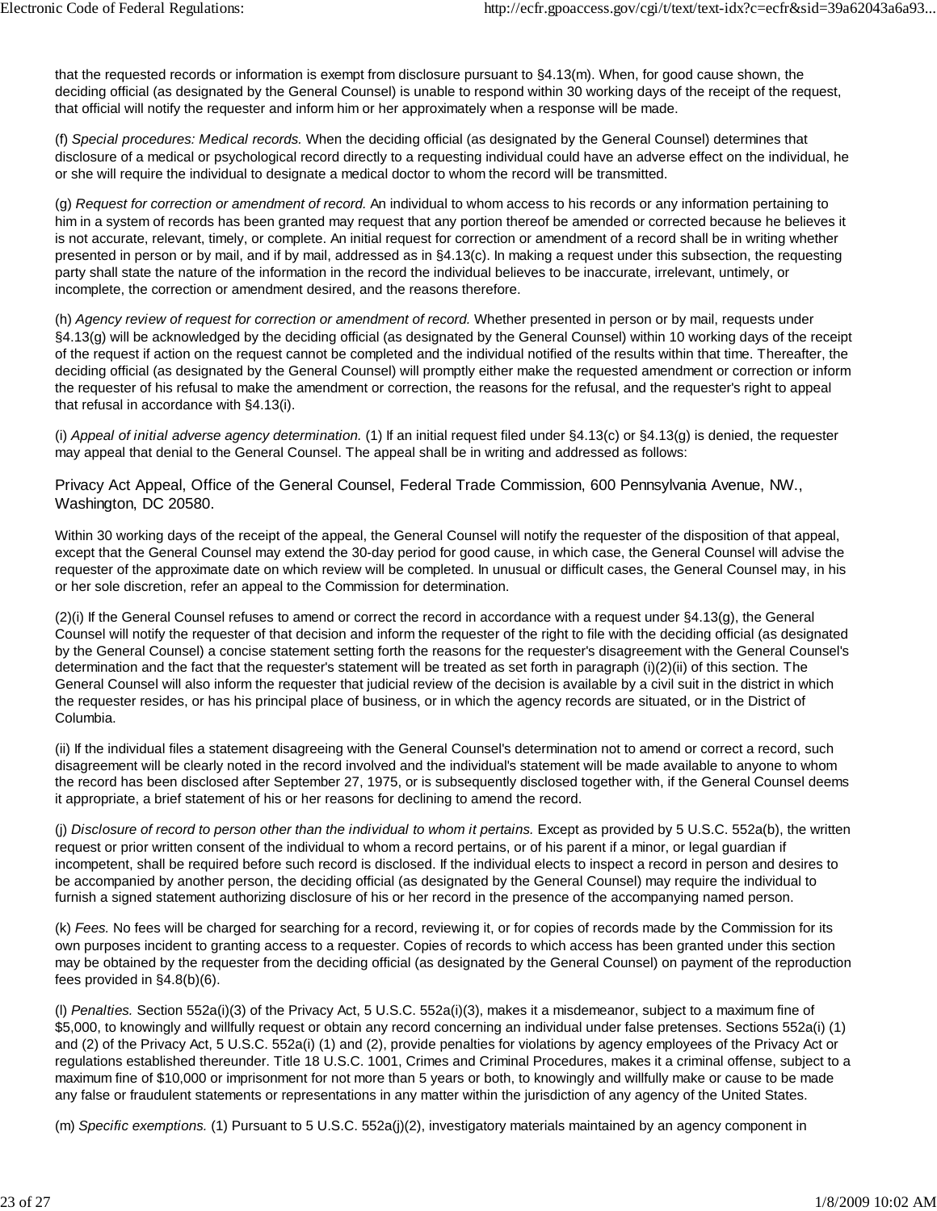that the requested records or information is exempt from disclosure pursuant to §4.13(m). When, for good cause shown, the deciding official (as designated by the General Counsel) is unable to respond within 30 working days of the receipt of the request, that official will notify the requester and inform him or her approximately when a response will be made.

(f) *Special procedures: Medical records.* When the deciding official (as designated by the General Counsel) determines that disclosure of a medical or psychological record directly to a requesting individual could have an adverse effect on the individual, he or she will require the individual to designate a medical doctor to whom the record will be transmitted.

(g) *Request for correction or amendment of record.* An individual to whom access to his records or any information pertaining to him in a system of records has been granted may request that any portion thereof be amended or corrected because he believes it is not accurate, relevant, timely, or complete. An initial request for correction or amendment of a record shall be in writing whether presented in person or by mail, and if by mail, addressed as in §4.13(c). In making a request under this subsection, the requesting party shall state the nature of the information in the record the individual believes to be inaccurate, irrelevant, untimely, or incomplete, the correction or amendment desired, and the reasons therefore.

(h) *Agency review of request for correction or amendment of record.* Whether presented in person or by mail, requests under §4.13(g) will be acknowledged by the deciding official (as designated by the General Counsel) within 10 working days of the receipt of the request if action on the request cannot be completed and the individual notified of the results within that time. Thereafter, the deciding official (as designated by the General Counsel) will promptly either make the requested amendment or correction or inform the requester of his refusal to make the amendment or correction, the reasons for the refusal, and the requester's right to appeal that refusal in accordance with §4.13(i).

(i) *Appeal of initial adverse agency determination.* (1) If an initial request filed under §4.13(c) or §4.13(g) is denied, the requester may appeal that denial to the General Counsel. The appeal shall be in writing and addressed as follows:

Privacy Act Appeal, Office of the General Counsel, Federal Trade Commission, 600 Pennsylvania Avenue, NW., Washington, DC 20580.

Within 30 working days of the receipt of the appeal, the General Counsel will notify the requester of the disposition of that appeal, except that the General Counsel may extend the 30-day period for good cause, in which case, the General Counsel will advise the requester of the approximate date on which review will be completed. In unusual or difficult cases, the General Counsel may, in his or her sole discretion, refer an appeal to the Commission for determination.

(2)(i) If the General Counsel refuses to amend or correct the record in accordance with a request under §4.13(g), the General Counsel will notify the requester of that decision and inform the requester of the right to file with the deciding official (as designated by the General Counsel) a concise statement setting forth the reasons for the requester's disagreement with the General Counsel's determination and the fact that the requester's statement will be treated as set forth in paragraph (i)(2)(ii) of this section. The General Counsel will also inform the requester that judicial review of the decision is available by a civil suit in the district in which the requester resides, or has his principal place of business, or in which the agency records are situated, or in the District of Columbia.

(ii) If the individual files a statement disagreeing with the General Counsel's determination not to amend or correct a record, such disagreement will be clearly noted in the record involved and the individual's statement will be made available to anyone to whom the record has been disclosed after September 27, 1975, or is subsequently disclosed together with, if the General Counsel deems it appropriate, a brief statement of his or her reasons for declining to amend the record.

(j) *Disclosure of record to person other than the individual to whom it pertains.* Except as provided by 5 U.S.C. 552a(b), the written request or prior written consent of the individual to whom a record pertains, or of his parent if a minor, or legal guardian if incompetent, shall be required before such record is disclosed. If the individual elects to inspect a record in person and desires to be accompanied by another person, the deciding official (as designated by the General Counsel) may require the individual to furnish a signed statement authorizing disclosure of his or her record in the presence of the accompanying named person.

(k) *Fees.* No fees will be charged for searching for a record, reviewing it, or for copies of records made by the Commission for its own purposes incident to granting access to a requester. Copies of records to which access has been granted under this section may be obtained by the requester from the deciding official (as designated by the General Counsel) on payment of the reproduction fees provided in §4.8(b)(6).

(l) *Penalties.* Section 552a(i)(3) of the Privacy Act, 5 U.S.C. 552a(i)(3), makes it a misdemeanor, subject to a maximum fine of $5,000, to knowingly and willfully request or obtain any record concerning an individual under false pretenses. Sections 552a(i) (1) and (2) of the Privacy Act, 5 U.S.C. 552a(i) (1) and (2), provide penalties for violations by agency employees of the Privacy Act or regulations established thereunder. Title 18 U.S.C. 1001, Crimes and Criminal Procedures, makes it a criminal offense, subject to a maximum fine of $10,000 or imprisonment for not more than 5 years or both, to knowingly and willfully make or cause to be made any false or fraudulent statements or representations in any matter within the jurisdiction of any agency of the United States.

(m) *Specific exemptions.* (1) Pursuant to 5 U.S.C. 552a(j)(2), investigatory materials maintained by an agency component in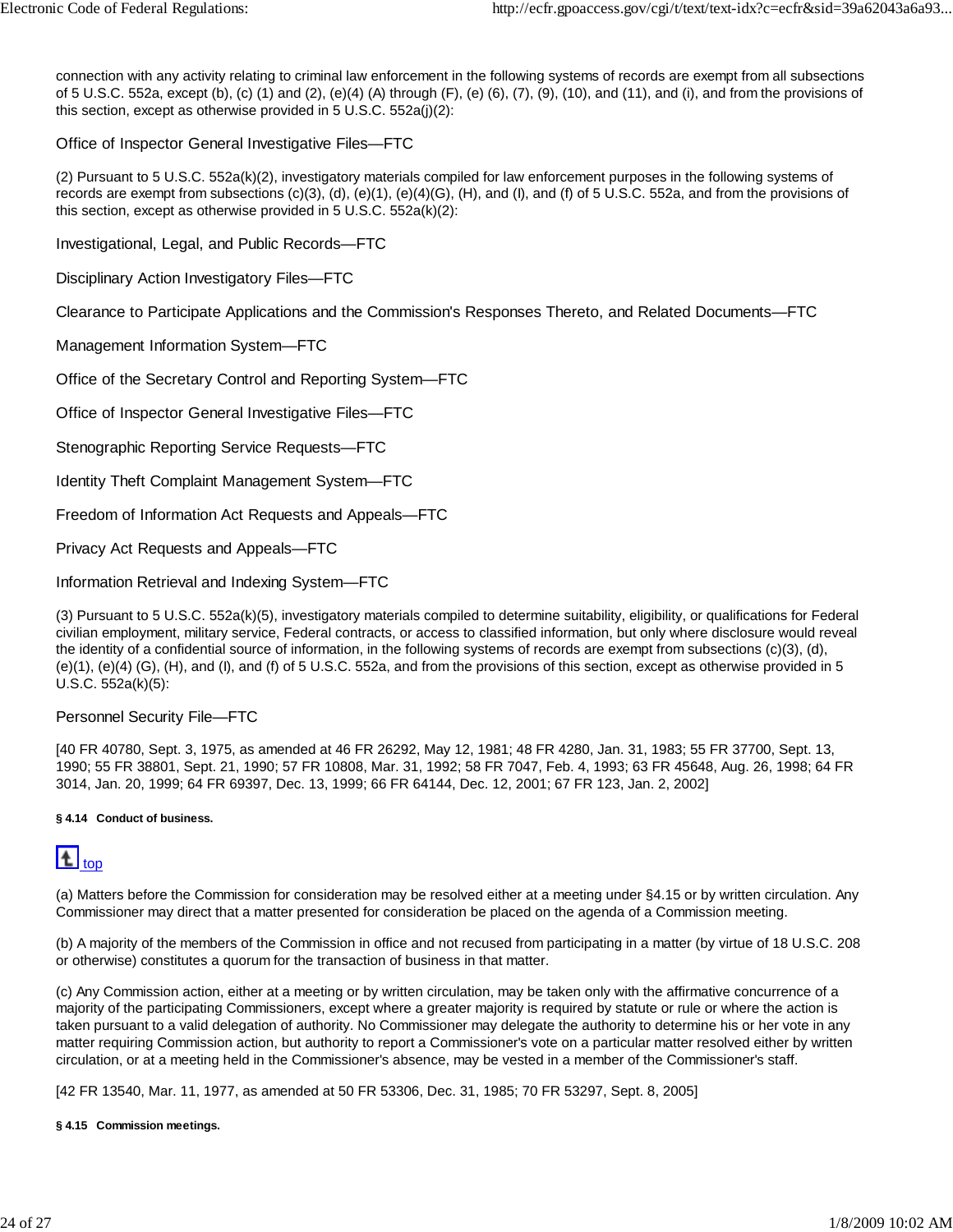connection with any activity relating to criminal law enforcement in the following systems of records are exempt from all subsections of 5 U.S.C. 552a, except (b), (c) (1) and (2), (e)(4) (A) through (F), (e) (6), (7), (9), (10), and (11), and (i), and from the provisions of this section, except as otherwise provided in 5 U.S.C. 552a(j)(2):

Office of Inspector General Investigative Files—FTC

(2) Pursuant to 5 U.S.C. 552a(k)(2), investigatory materials compiled for law enforcement purposes in the following systems of records are exempt from subsections (c)(3), (d), (e)(1), (e)(4)(G), (H), and (I), and (f) of 5 U.S.C. 552a, and from the provisions of this section, except as otherwise provided in 5 U.S.C. 552a(k)(2):

Investigational, Legal, and Public Records—FTC

Disciplinary Action Investigatory Files—FTC

Clearance to Participate Applications and the Commission's Responses Thereto, and Related Documents—FTC

Management Information System—FTC

Office of the Secretary Control and Reporting System—FTC

Office of Inspector General Investigative Files—FTC

Stenographic Reporting Service Requests—FTC

Identity Theft Complaint Management System—FTC

Freedom of Information Act Requests and Appeals—FTC

Privacy Act Requests and Appeals—FTC

Information Retrieval and Indexing System—FTC

(3) Pursuant to 5 U.S.C. 552a(k)(5), investigatory materials compiled to determine suitability, eligibility, or qualifications for Federal civilian employment, military service, Federal contracts, or access to classified information, but only where disclosure would reveal the identity of a confidential source of information, in the following systems of records are exempt from subsections (c)(3), (d), (e)(1), (e)(4) (G), (H), and (I), and (f) of 5 U.S.C. 552a, and from the provisions of this section, except as otherwise provided in 5 U.S.C. 552a(k)(5):

Personnel Security File—FTC

[40 FR 40780, Sept. 3, 1975, as amended at 46 FR 26292, May 12, 1981; 48 FR 4280, Jan. 31, 1983; 55 FR 37700, Sept. 13, 1990; 55 FR 38801, Sept. 21, 1990; 57 FR 10808, Mar. 31, 1992; 58 FR 7047, Feb. 4, 1993; 63 FR 45648, Aug. 26, 1998; 64 FR 3014, Jan. 20, 1999; 64 FR 69397, Dec. 13, 1999; 66 FR 64144, Dec. 12, 2001; 67 FR 123, Jan. 2, 2002]

#### § 4.14 Conduct of business.

top

(a) Matters before the Commission for consideration may be resolved either at a meeting under §4.15 or by written circulation. Any Commissioner may direct that a matter presented for consideration be placed on the agenda of a Commission meeting.

(b) A majority of the members of the Commission in office and not recused from participating in a matter (by virtue of 18 U.S.C. 208 or otherwise) constitutes a quorum for the transaction of business in that matter.

(c) Any Commission action, either at a meeting or by written circulation, may be taken only with the affirmative concurrence of a majority of the participating Commissioners, except where a greater majority is required by statute or rule or where the action is taken pursuant to a valid delegation of authority. No Commissioner may delegate the authority to determine his or her vote in any matter requiring Commission action, but authority to report a Commissioner's vote on a particular matter resolved either by written circulation, or at a meeting held in the Commissioner's absence, may be vested in a member of the Commissioner's staff.

[42 FR 13540, Mar. 11, 1977, as amended at 50 FR 53306, Dec. 31, 1985; 70 FR 53297, Sept. 8, 2005]

#### § 4.15 Commission meetings.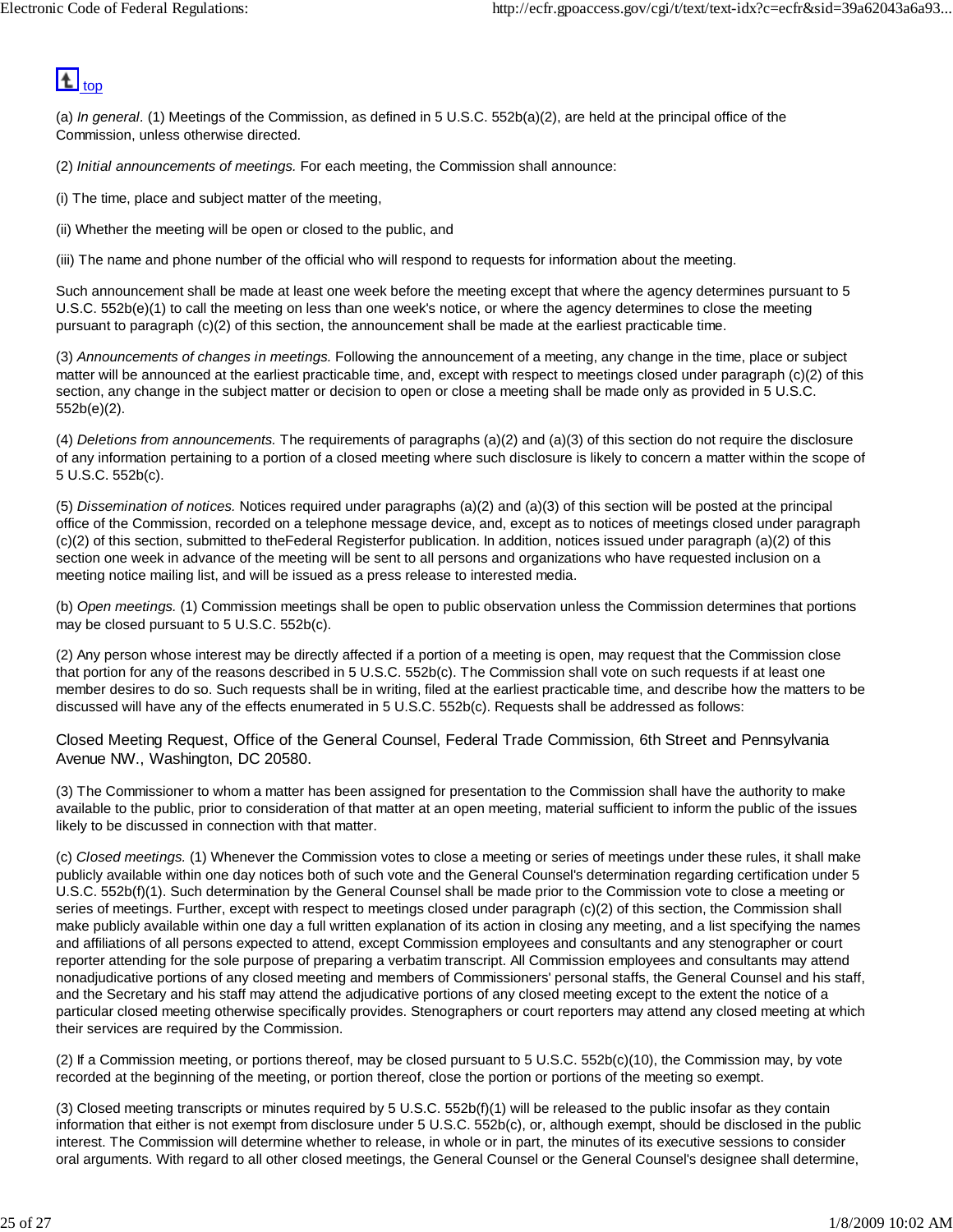top

(a) *In general.* (1) Meetings of the Commission, as defined in 5 U.S.C. 552b(a)(2), are held at the principal office of the Commission, unless otherwise directed.

(2) *Initial announcements of meetings.* For each meeting, the Commission shall announce:

(i) The time, place and subject matter of the meeting,

(ii) Whether the meeting will be open or closed to the public, and

(iii) The name and phone number of the official who will respond to requests for information about the meeting.

Such announcement shall be made at least one week before the meeting except that where the agency determines pursuant to 5 U.S.C. 552b(e)(1) to call the meeting on less than one week's notice, or where the agency determines to close the meeting pursuant to paragraph (c)(2) of this section, the announcement shall be made at the earliest practicable time.

(3) *Announcements of changes in meetings.* Following the announcement of a meeting, any change in the time, place or subject matter will be announced at the earliest practicable time, and, except with respect to meetings closed under paragraph (c)(2) of this section, any change in the subject matter or decision to open or close a meeting shall be made only as provided in 5 U.S.C. 552b(e)(2).

(4) *Deletions from announcements.* The requirements of paragraphs (a)(2) and (a)(3) of this section do not require the disclosure of any information pertaining to a portion of a closed meeting where such disclosure is likely to concern a matter within the scope of 5 U.S.C. 552b(c).

(5) *Dissemination of notices.* Notices required under paragraphs (a)(2) and (a)(3) of this section will be posted at the principal office of the Commission, recorded on a telephone message device, and, except as to notices of meetings closed under paragraph (c)(2) of this section, submitted to theFederal Registerfor publication. In addition, notices issued under paragraph (a)(2) of this section one week in advance of the meeting will be sent to all persons and organizations who have requested inclusion on a meeting notice mailing list, and will be issued as a press release to interested media.

(b) *Open meetings.* (1) Commission meetings shall be open to public observation unless the Commission determines that portions may be closed pursuant to 5 U.S.C. 552b(c).

(2) Any person whose interest may be directly affected if a portion of a meeting is open, may request that the Commission close that portion for any of the reasons described in 5 U.S.C. 552b(c). The Commission shall vote on such requests if at least one member desires to do so. Such requests shall be in writing, filed at the earliest practicable time, and describe how the matters to be discussed will have any of the effects enumerated in 5 U.S.C. 552b(c). Requests shall be addressed as follows:

Closed Meeting Request, Office of the General Counsel, Federal Trade Commission, 6th Street and Pennsylvania Avenue NW., Washington, DC 20580.

(3) The Commissioner to whom a matter has been assigned for presentation to the Commission shall have the authority to make available to the public, prior to consideration of that matter at an open meeting, material sufficient to inform the public of the issues likely to be discussed in connection with that matter.

(c) *Closed meetings.* (1) Whenever the Commission votes to close a meeting or series of meetings under these rules, it shall make publicly available within one day notices both of such vote and the General Counsel's determination regarding certification under 5 U.S.C. 552b(f)(1). Such determination by the General Counsel shall be made prior to the Commission vote to close a meeting or series of meetings. Further, except with respect to meetings closed under paragraph (c)(2) of this section, the Commission shall make publicly available within one day a full written explanation of its action in closing any meeting, and a list specifying the names and affiliations of all persons expected to attend, except Commission employees and consultants and any stenographer or court reporter attending for the sole purpose of preparing a verbatim transcript. All Commission employees and consultants may attend nonadjudicative portions of any closed meeting and members of Commissioners' personal staffs, the General Counsel and his staff, and the Secretary and his staff may attend the adjudicative portions of any closed meeting except to the extent the notice of a particular closed meeting otherwise specifically provides. Stenographers or court reporters may attend any closed meeting at which their services are required by the Commission.

(2) If a Commission meeting, or portions thereof, may be closed pursuant to 5 U.S.C. 552b(c)(10), the Commission may, by vote recorded at the beginning of the meeting, or portion thereof, close the portion or portions of the meeting so exempt.

(3) Closed meeting transcripts or minutes required by 5 U.S.C. 552b(f)(1) will be released to the public insofar as they contain information that either is not exempt from disclosure under 5 U.S.C. 552b(c), or, although exempt, should be disclosed in the public interest. The Commission will determine whether to release, in whole or in part, the minutes of its executive sessions to consider oral arguments. With regard to all other closed meetings, the General Counsel or the General Counsel's designee shall determine,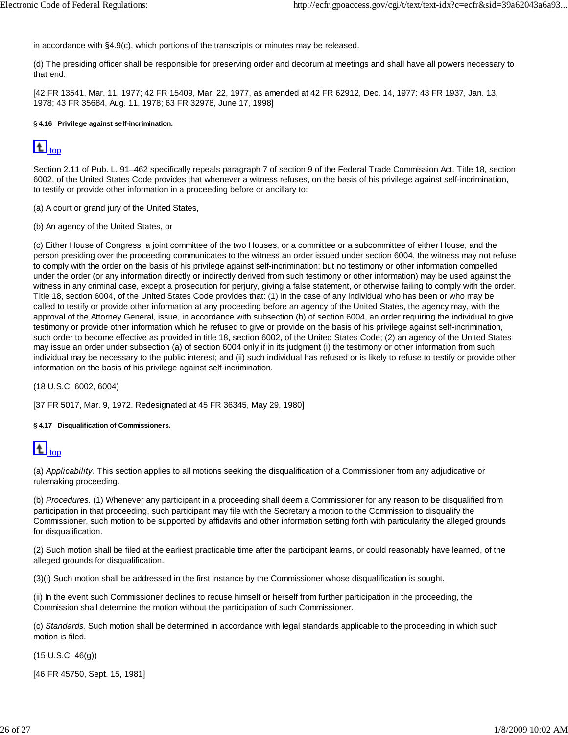in accordance with §4.9(c), which portions of the transcripts or minutes may be released.

(d) The presiding officer shall be responsible for preserving order and decorum at meetings and shall have all powers necessary to that end.

[42 FR 13541, Mar. 11, 1977; 42 FR 15409, Mar. 22, 1977, as amended at 42 FR 62912, Dec. 14, 1977: 43 FR 1937, Jan. 13, 1978; 43 FR 35684, Aug. 11, 1978; 63 FR 32978, June 17, 1998]

###### § 4.16 Privilege against self-incrimination.

top

Section 2.11 of Pub. L. 91–462 specifically repeals paragraph 7 of section 9 of the Federal Trade Commission Act. Title 18, section 6002, of the United States Code provides that whenever a witness refuses, on the basis of his privilege against self-incrimination, to testify or provide other information in a proceeding before or ancillary to:

(a) A court or grand jury of the United States,

(b) An agency of the United States, or

(c) Either House of Congress, a joint committee of the two Houses, or a committee or a subcommittee of either House, and the person presiding over the proceeding communicates to the witness an order issued under section 6004, the witness may not refuse to comply with the order on the basis of his privilege against self-incrimination; but no testimony or other information compelled under the order (or any information directly or indirectly derived from such testimony or other information) may be used against the witness in any criminal case, except a prosecution for perjury, giving a false statement, or otherwise failing to comply with the order. Title 18, section 6004, of the United States Code provides that: (1) In the case of any individual who has been or who may be called to testify or provide other information at any proceeding before an agency of the United States, the agency may, with the approval of the Attorney General, issue, in accordance with subsection (b) of section 6004, an order requiring the individual to give testimony or provide other information which he refused to give or provide on the basis of his privilege against self-incrimination, such order to become effective as provided in title 18, section 6002, of the United States Code; (2) an agency of the United States may issue an order under subsection (a) of section 6004 only if in its judgment (i) the testimony or other information from such individual may be necessary to the public interest; and (ii) such individual has refused or is likely to refuse to testify or provide other information on the basis of his privilege against self-incrimination.

(18 U.S.C. 6002, 6004)

[37 FR 5017, Mar. 9, 1972. Redesignated at 45 FR 36345, May 29, 1980]

###### § 4.17 Disqualification of Commissioners.

top

(a) *Applicability.* This section applies to all motions seeking the disqualification of a Commissioner from any adjudicative or rulemaking proceeding.

(b) *Procedures.* (1) Whenever any participant in a proceeding shall deem a Commissioner for any reason to be disqualified from participation in that proceeding, such participant may file with the Secretary a motion to the Commission to disqualify the Commissioner, such motion to be supported by affidavits and other information setting forth with particularity the alleged grounds for disqualification.

(2) Such motion shall be filed at the earliest practicable time after the participant learns, or could reasonably have learned, of the alleged grounds for disqualification.

(3)(i) Such motion shall be addressed in the first instance by the Commissioner whose disqualification is sought.

(ii) In the event such Commissioner declines to recuse himself or herself from further participation in the proceeding, the Commission shall determine the motion without the participation of such Commissioner.

(c) *Standards.* Such motion shall be determined in accordance with legal standards applicable to the proceeding in which such motion is filed.

(15 U.S.C. 46(g))

[46 FR 45750, Sept. 15, 1981]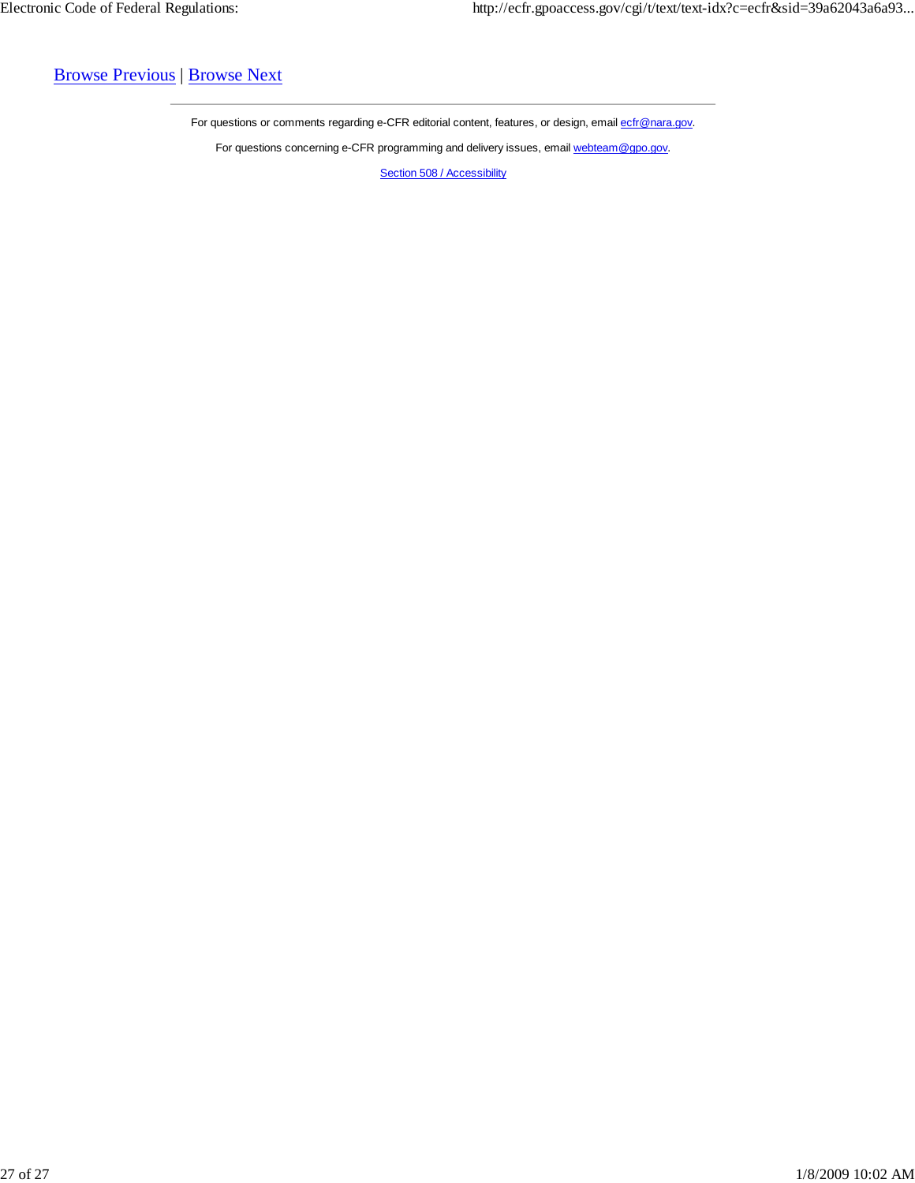Browse Previous | Browse Next

---

For questions or comments regarding e-CFR editorial content, features, or design, email ecfr@nara.gov.

For questions concerning e-CFR programming and delivery issues, email webteam@gpo.gov.

Section 508 / Accessibility